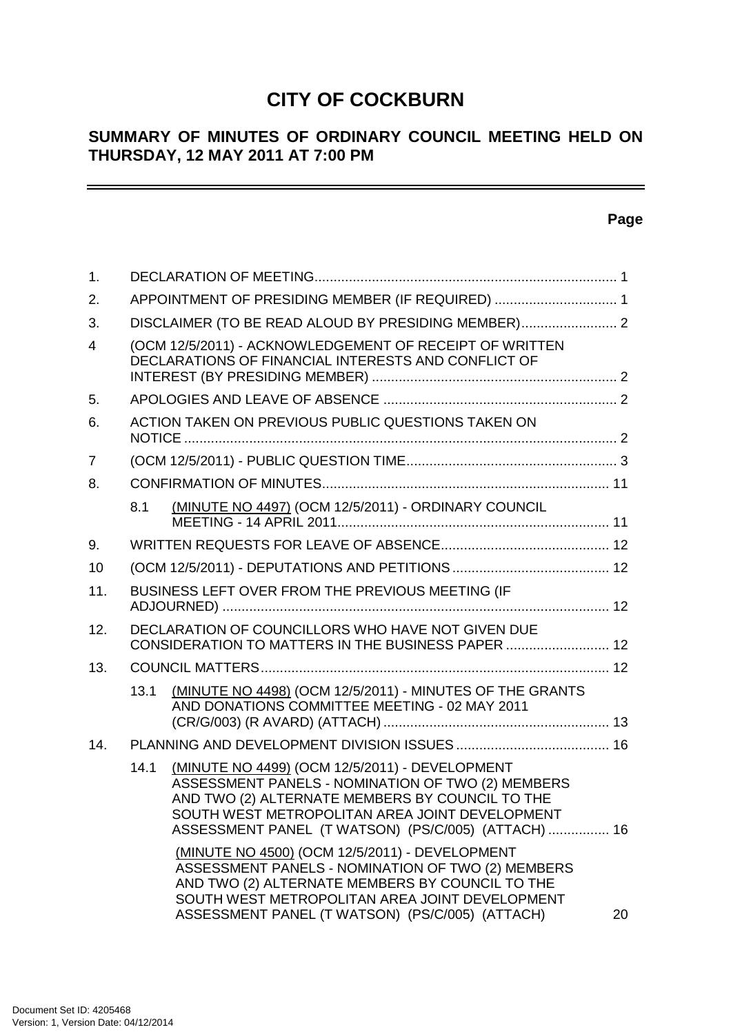# CITY OF COCKBURN

## SUMMARY OF MINUTES OF ORDINARY COUNCIL MEETING HELD ON THURSDAY, 12 MAY 2011 AT 7:00 PM

**Page**

| | | Page |
|---|---|---|
| 1. | DECLARATION OF MEETING | 1 |
| 2. | APPOINTMENT OF PRESIDING MEMBER (IF REQUIRED) | 1 |
| 3. | DISCLAIMER (TO BE READ ALOUD BY PRESIDING MEMBER) | 2 |
| 4 | (OCM 12/5/2011) - ACKNOWLEDGEMENT OF RECEIPT OF WRITTEN DECLARATIONS OF FINANCIAL INTERESTS AND CONFLICT OF INTEREST (BY PRESIDING MEMBER) | 2 |
| 5. | APOLOGIES AND LEAVE OF ABSENCE | 2 |
| 6. | ACTION TAKEN ON PREVIOUS PUBLIC QUESTIONS TAKEN ON NOTICE | 2 |
| 7 | (OCM 12/5/2011) - PUBLIC QUESTION TIME | 3 |
| 8. | CONFIRMATION OF MINUTES | 11 |
| 8.1 | (MINUTE NO 4497) (OCM 12/5/2011) - ORDINARY COUNCIL MEETING - 14 APRIL 2011 | 11 |
| 9. | WRITTEN REQUESTS FOR LEAVE OF ABSENCE | 12 |
| 10 | (OCM 12/5/2011) - DEPUTATIONS AND PETITIONS | 12 |
| 11. | BUSINESS LEFT OVER FROM THE PREVIOUS MEETING (IF ADJOURNED) | 12 |
| 12. | DECLARATION OF COUNCILLORS WHO HAVE NOT GIVEN DUE CONSIDERATION TO MATTERS IN THE BUSINESS PAPER | 12 |
| 13. | COUNCIL MATTERS | 12 |
| 13.1 | (MINUTE NO 4498) (OCM 12/5/2011) - MINUTES OF THE GRANTS AND DONATIONS COMMITTEE MEETING - 02 MAY 2011 (CR/G/003) (R AVARD) (ATTACH) | 13 |
| 14. | PLANNING AND DEVELOPMENT DIVISION ISSUES | 16 |
| 14.1 | (MINUTE NO 4499) (OCM 12/5/2011) - DEVELOPMENT ASSESSMENT PANELS - NOMINATION OF TWO (2) MEMBERS AND TWO (2) ALTERNATE MEMBERS BY COUNCIL TO THE SOUTH WEST METROPOLITAN AREA JOINT DEVELOPMENT ASSESSMENT PANEL (T WATSON) (PS/C/005) (ATTACH) | 16 |
| | (MINUTE NO 4500) (OCM 12/5/2011) - DEVELOPMENT ASSESSMENT PANELS - NOMINATION OF TWO (2) MEMBERS AND TWO (2) ALTERNATE MEMBERS BY COUNCIL TO THE SOUTH WEST METROPOLITAN AREA JOINT DEVELOPMENT ASSESSMENT PANEL (T WATSON) (PS/C/005) (ATTACH) | 20 |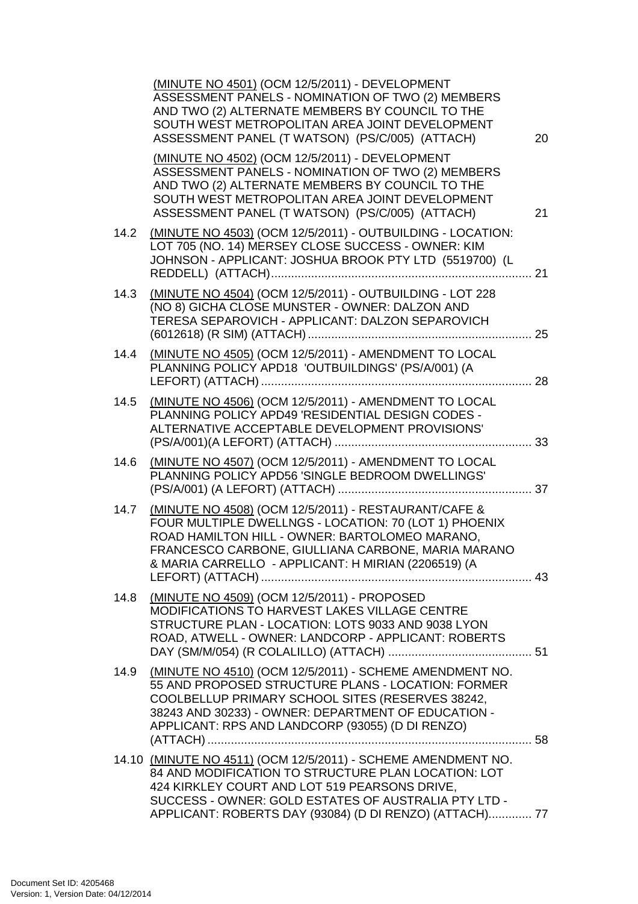(MINUTE NO 4501) (OCM 12/5/2011) - DEVELOPMENT ASSESSMENT PANELS - NOMINATION OF TWO (2) MEMBERS AND TWO (2) ALTERNATE MEMBERS BY COUNCIL TO THE SOUTH WEST METROPOLITAN AREA JOINT DEVELOPMENT ASSESSMENT PANEL (T WATSON) (PS/C/005) (ATTACH) 20

(MINUTE NO 4502) (OCM 12/5/2011) - DEVELOPMENT ASSESSMENT PANELS - NOMINATION OF TWO (2) MEMBERS AND TWO (2) ALTERNATE MEMBERS BY COUNCIL TO THE SOUTH WEST METROPOLITAN AREA JOINT DEVELOPMENT ASSESSMENT PANEL (T WATSON) (PS/C/005) (ATTACH) 21

14.2 (MINUTE NO 4503) (OCM 12/5/2011) - OUTBUILDING - LOCATION: LOT 705 (NO. 14) MERSEY CLOSE SUCCESS - OWNER: KIM JOHNSON - APPLICANT: JOSHUA BROOK PTY LTD (5519700) (L REDDELL) (ATTACH)............................................................................ 21

14.3 (MINUTE NO 4504) (OCM 12/5/2011) - OUTBUILDING - LOT 228 (NO 8) GICHA CLOSE MUNSTER - OWNER: DALZON AND TERESA SEPAROVICH - APPLICANT: DALZON SEPAROVICH (6012618) (R SIM) (ATTACH).................................................................. 25

14.4 (MINUTE NO 4505) (OCM 12/5/2011) - AMENDMENT TO LOCAL PLANNING POLICY APD18 'OUTBUILDINGS' (PS/A/001) (A LEFORT) (ATTACH)................................................................................ 28

14.5 (MINUTE NO 4506) (OCM 12/5/2011) - AMENDMENT TO LOCAL PLANNING POLICY APD49 'RESIDENTIAL DESIGN CODES - ALTERNATIVE ACCEPTABLE DEVELOPMENT PROVISIONS' (PS/A/001)(A LEFORT) (ATTACH) .......................................................... 33

14.6 (MINUTE NO 4507) (OCM 12/5/2011) - AMENDMENT TO LOCAL PLANNING POLICY APD56 'SINGLE BEDROOM DWELLINGS' (PS/A/001) (A LEFORT) (ATTACH) ......................................................... 37

14.7 (MINUTE NO 4508) (OCM 12/5/2011) - RESTAURANT/CAFE & FOUR MULTIPLE DWELLNGS - LOCATION: 70 (LOT 1) PHOENIX ROAD HAMILTON HILL - OWNER: BARTOLOMEO MARANO, FRANCESCO CARBONE, GIULLIANA CARBONE, MARIA MARANO & MARIA CARRELLO - APPLICANT: H MIRIAN (2206519) (A LEFORT) (ATTACH)................................................................................ 43

14.8 (MINUTE NO 4509) (OCM 12/5/2011) - PROPOSED MODIFICATIONS TO HARVEST LAKES VILLAGE CENTRE STRUCTURE PLAN - LOCATION: LOTS 9033 AND 9038 LYON ROAD, ATWELL - OWNER: LANDCORP - APPLICANT: ROBERTS DAY (SM/M/054) (R COLALILLO) (ATTACH) .......................................... 51

14.9 (MINUTE NO 4510) (OCM 12/5/2011) - SCHEME AMENDMENT NO. 55 AND PROPOSED STRUCTURE PLANS - LOCATION: FORMER COOLBELLUP PRIMARY SCHOOL SITES (RESERVES 38242, 38243 AND 30233) - OWNER: DEPARTMENT OF EDUCATION - APPLICANT: RPS AND LANDCORP (93055) (D DI RENZO) (ATTACH)................................................................................................ 58

14.10 (MINUTE NO 4511) (OCM 12/5/2011) - SCHEME AMENDMENT NO. 84 AND MODIFICATION TO STRUCTURE PLAN LOCATION: LOT 424 KIRKLEY COURT AND LOT 519 PEARSONS DRIVE, SUCCESS - OWNER: GOLD ESTATES OF AUSTRALIA PTY LTD - APPLICANT: ROBERTS DAY (93084) (D DI RENZO) (ATTACH)............. 77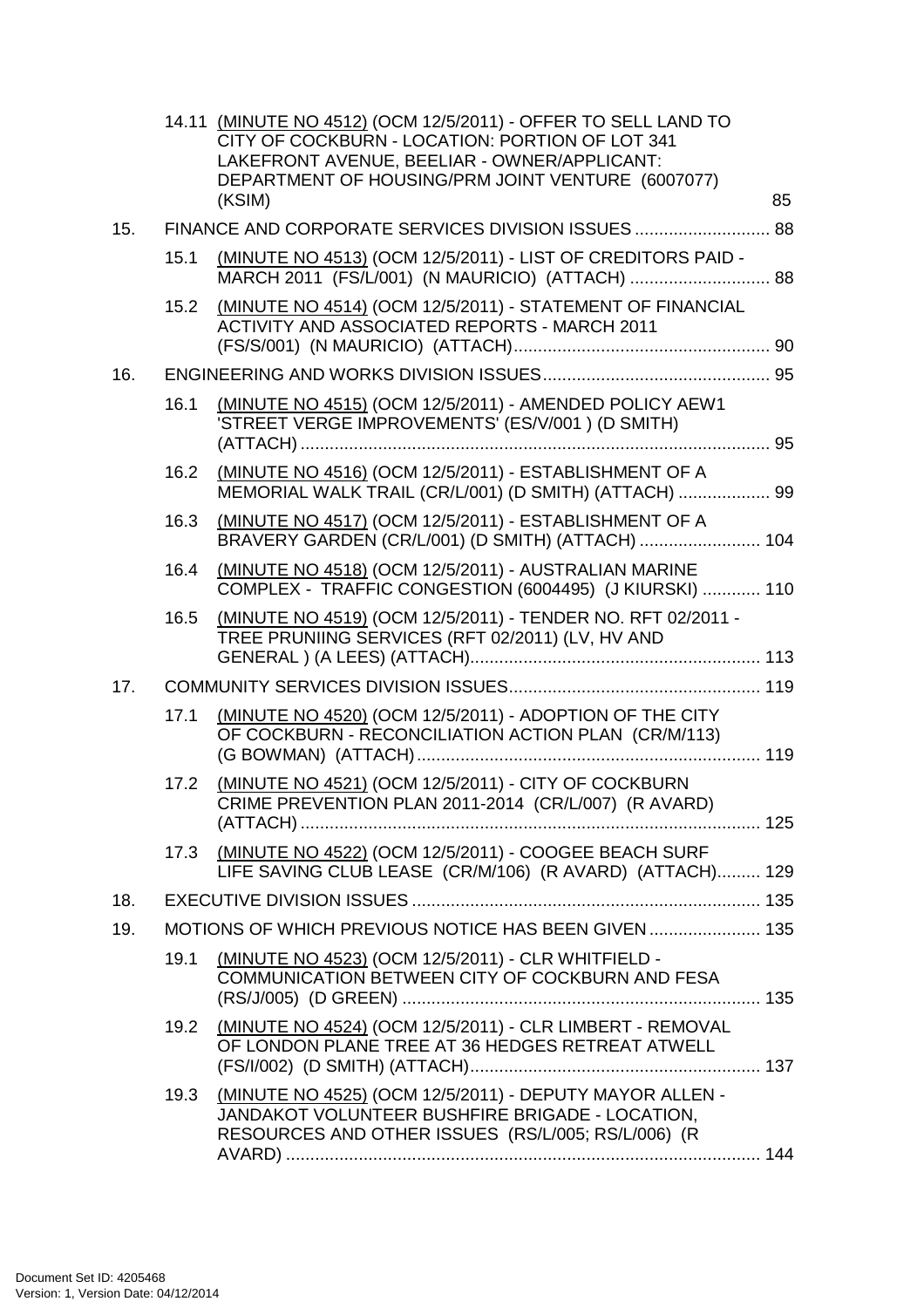14.11 (MINUTE NO 4512) (OCM 12/5/2011) - OFFER TO SELL LAND TO CITY OF COCKBURN - LOCATION: PORTION OF LOT 341 LAKEFRONT AVENUE, BEELIAR - OWNER/APPLICANT: DEPARTMENT OF HOUSING/PRM JOINT VENTURE (6007077) (KSIM) 85

15. FINANCE AND CORPORATE SERVICES DIVISION ISSUES ............................ 88

15.1 (MINUTE NO 4513) (OCM 12/5/2011) - LIST OF CREDITORS PAID - MARCH 2011 (FS/L/001) (N MAURICIO) (ATTACH) ............................. 88

15.2 (MINUTE NO 4514) (OCM 12/5/2011) - STATEMENT OF FINANCIAL ACTIVITY AND ASSOCIATED REPORTS - MARCH 2011 (FS/S/001) (N MAURICIO) (ATTACH)..................................................... 90

16. ENGINEERING AND WORKS DIVISION ISSUES............................................... 95

16.1 (MINUTE NO 4515) (OCM 12/5/2011) - AMENDED POLICY AEW1 'STREET VERGE IMPROVEMENTS' (ES/V/001 ) (D SMITH) (ATTACH) ................................................................................................ 95

16.2 (MINUTE NO 4516) (OCM 12/5/2011) - ESTABLISHMENT OF A MEMORIAL WALK TRAIL (CR/L/001) (D SMITH) (ATTACH) ................... 99

16.3 (MINUTE NO 4517) (OCM 12/5/2011) - ESTABLISHMENT OF A BRAVERY GARDEN (CR/L/001) (D SMITH) (ATTACH) ......................... 104

16.4 (MINUTE NO 4518) (OCM 12/5/2011) - AUSTRALIAN MARINE COMPLEX - TRAFFIC CONGESTION (6004495) (J KIURSKI) ............ 110

16.5 (MINUTE NO 4519) (OCM 12/5/2011) - TENDER NO. RFT 02/2011 - TREE PRUNIING SERVICES (RFT 02/2011) (LV, HV AND GENERAL ) (A LEES) (ATTACH)............................................................ 113

17. COMMUNITY SERVICES DIVISION ISSUES.................................................... 119

17.1 (MINUTE NO 4520) (OCM 12/5/2011) - ADOPTION OF THE CITY OF COCKBURN - RECONCILIATION ACTION PLAN (CR/M/113) (G BOWMAN) (ATTACH)....................................................................... 119

17.2 (MINUTE NO 4521) (OCM 12/5/2011) - CITY OF COCKBURN CRIME PREVENTION PLAN 2011-2014 (CR/L/007) (R AVARD) (ATTACH) ............................................................................................... 125

17.3 (MINUTE NO 4522) (OCM 12/5/2011) - COOGEE BEACH SURF LIFE SAVING CLUB LEASE (CR/M/106) (R AVARD) (ATTACH)......... 129

18. EXECUTIVE DIVISION ISSUES ........................................................................ 135

19. MOTIONS OF WHICH PREVIOUS NOTICE HAS BEEN GIVEN ....................... 135

19.1 (MINUTE NO 4523) (OCM 12/5/2011) - CLR WHITFIELD - COMMUNICATION BETWEEN CITY OF COCKBURN AND FESA (RS/J/005) (D GREEN) .......................................................................... 135

19.2 (MINUTE NO 4524) (OCM 12/5/2011) - CLR LIMBERT - REMOVAL OF LONDON PLANE TREE AT 36 HEDGES RETREAT ATWELL (FS/I/002) (D SMITH) (ATTACH)............................................................ 137

19.3 (MINUTE NO 4525) (OCM 12/5/2011) - DEPUTY MAYOR ALLEN - JANDAKOT VOLUNTEER BUSHFIRE BRIGADE - LOCATION, RESOURCES AND OTHER ISSUES (RS/L/005; RS/L/006) (R AVARD) .................................................................................................. 144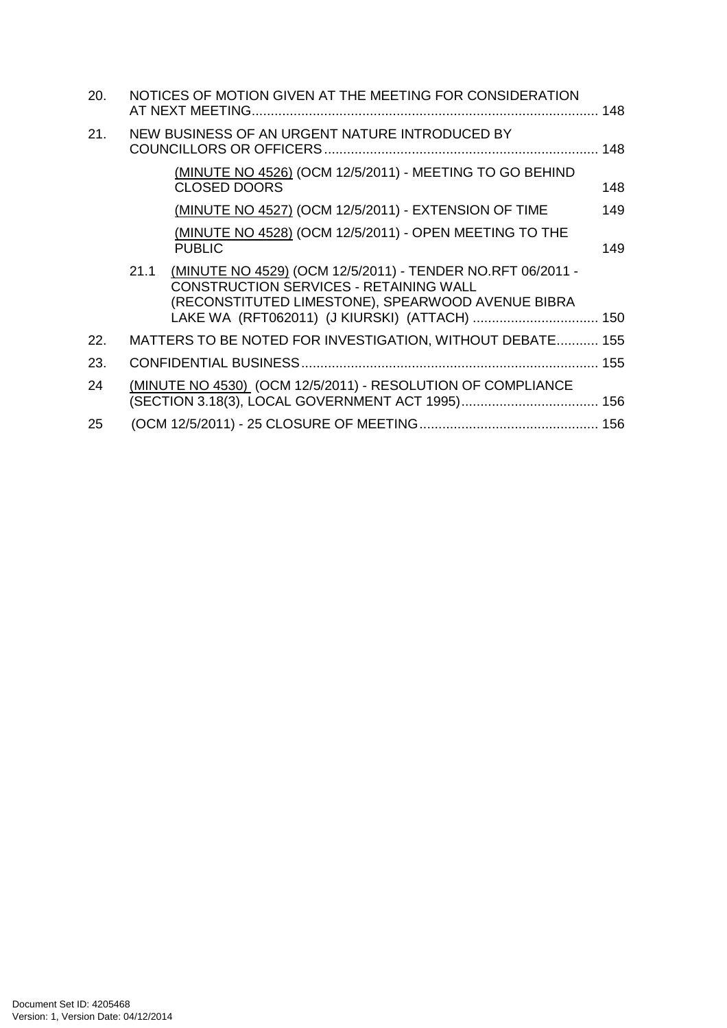20. NOTICES OF MOTION GIVEN AT THE MEETING FOR CONSIDERATION AT NEXT MEETING .......... 148

21. NEW BUSINESS OF AN URGENT NATURE INTRODUCED BY COUNCILLORS OR OFFICERS .......... 148

    (MINUTE NO 4526) (OCM 12/5/2011) - MEETING TO GO BEHIND CLOSED DOORS .......... 148

    (MINUTE NO 4527) (OCM 12/5/2011) - EXTENSION OF TIME .......... 149

    (MINUTE NO 4528) (OCM 12/5/2011) - OPEN MEETING TO THE PUBLIC .......... 149

    21.1 (MINUTE NO 4529) (OCM 12/5/2011) - TENDER NO.RFT 06/2011 - CONSTRUCTION SERVICES - RETAINING WALL (RECONSTITUTED LIMESTONE), SPEARWOOD AVENUE BIBRA LAKE WA (RFT062011) (J KIURSKI) (ATTACH) .......... 150

22. MATTERS TO BE NOTED FOR INVESTIGATION, WITHOUT DEBATE .......... 155

23. CONFIDENTIAL BUSINESS .......... 155

24 (MINUTE NO 4530) (OCM 12/5/2011) - RESOLUTION OF COMPLIANCE (SECTION 3.18(3), LOCAL GOVERNMENT ACT 1995) .......... 156

25 (OCM 12/5/2011) - 25 CLOSURE OF MEETING .......... 156

Document Set ID: 4205468
Version: 1, Version Date: 04/12/2014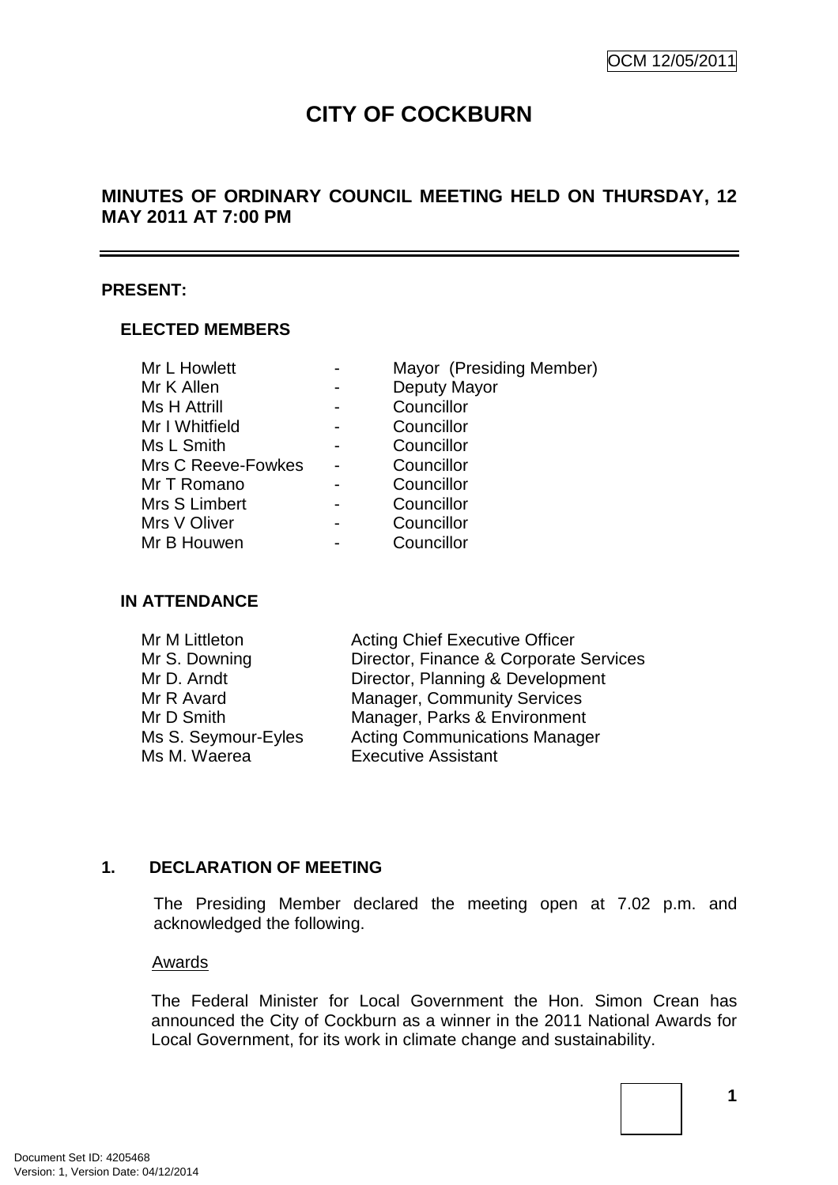OCM 12/05/2011

# CITY OF COCKBURN

## MINUTES OF ORDINARY COUNCIL MEETING HELD ON THURSDAY, 12 MAY 2011 AT 7:00 PM

**PRESENT:**

**ELECTED MEMBERS**

| | | |
|---|---|---|
| Mr L Howlett | - | Mayor (Presiding Member) |
| Mr K Allen | - | Deputy Mayor |
| Ms H Attrill | - | Councillor |
| Mr I Whitfield | - | Councillor |
| Ms L Smith | - | Councillor |
| Mrs C Reeve-Fowkes | - | Councillor |
| Mr T Romano | - | Councillor |
| Mrs S Limbert | - | Councillor |
| Mrs V Oliver | - | Councillor |
| Mr B Houwen | - | Councillor |

**IN ATTENDANCE**

| | |
|---|---|
| Mr M Littleton | Acting Chief Executive Officer |
| Mr S. Downing | Director, Finance & Corporate Services |
| Mr D. Arndt | Director, Planning & Development |
| Mr R Avard | Manager, Community Services |
| Mr D Smith | Manager, Parks & Environment |
| Ms S. Seymour-Eyles | Acting Communications Manager |
| Ms M. Waerea | Executive Assistant |

**1. DECLARATION OF MEETING**

The Presiding Member declared the meeting open at 7.02 p.m. and acknowledged the following.

Awards

The Federal Minister for Local Government the Hon. Simon Crean has announced the City of Cockburn as a winner in the 2011 National Awards for Local Government, for its work in climate change and sustainability.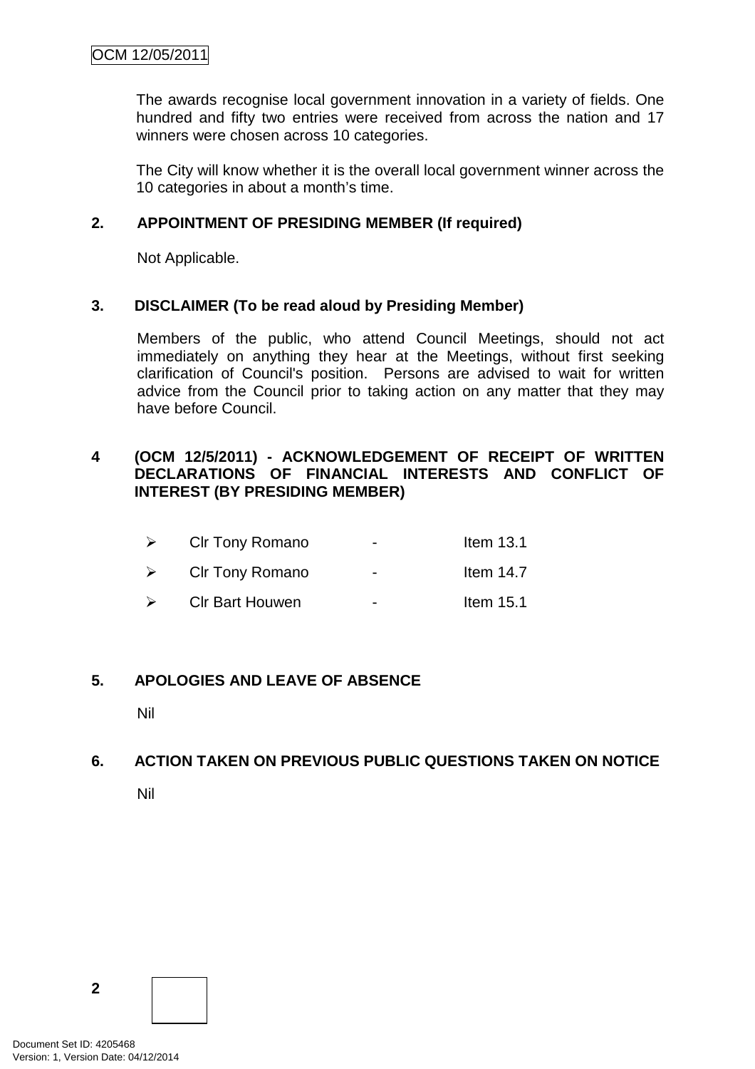The awards recognise local government innovation in a variety of fields. One hundred and fifty two entries were received from across the nation and 17 winners were chosen across 10 categories.

The City will know whether it is the overall local government winner across the 10 categories in about a month's time.

## 2. APPOINTMENT OF PRESIDING MEMBER (If required)

Not Applicable.

## 3. DISCLAIMER (To be read aloud by Presiding Member)

Members of the public, who attend Council Meetings, should not act immediately on anything they hear at the Meetings, without first seeking clarification of Council's position. Persons are advised to wait for written advice from the Council prior to taking action on any matter that they may have before Council.

## 4 (OCM 12/5/2011) - ACKNOWLEDGEMENT OF RECEIPT OF WRITTEN DECLARATIONS OF FINANCIAL INTERESTS AND CONFLICT OF INTEREST (BY PRESIDING MEMBER)

- Clr Tony Romano - Item 13.1
- Clr Tony Romano - Item 14.7
- Clr Bart Houwen - Item 15.1

## 5. APOLOGIES AND LEAVE OF ABSENCE

Nil

## 6. ACTION TAKEN ON PREVIOUS PUBLIC QUESTIONS TAKEN ON NOTICE

Nil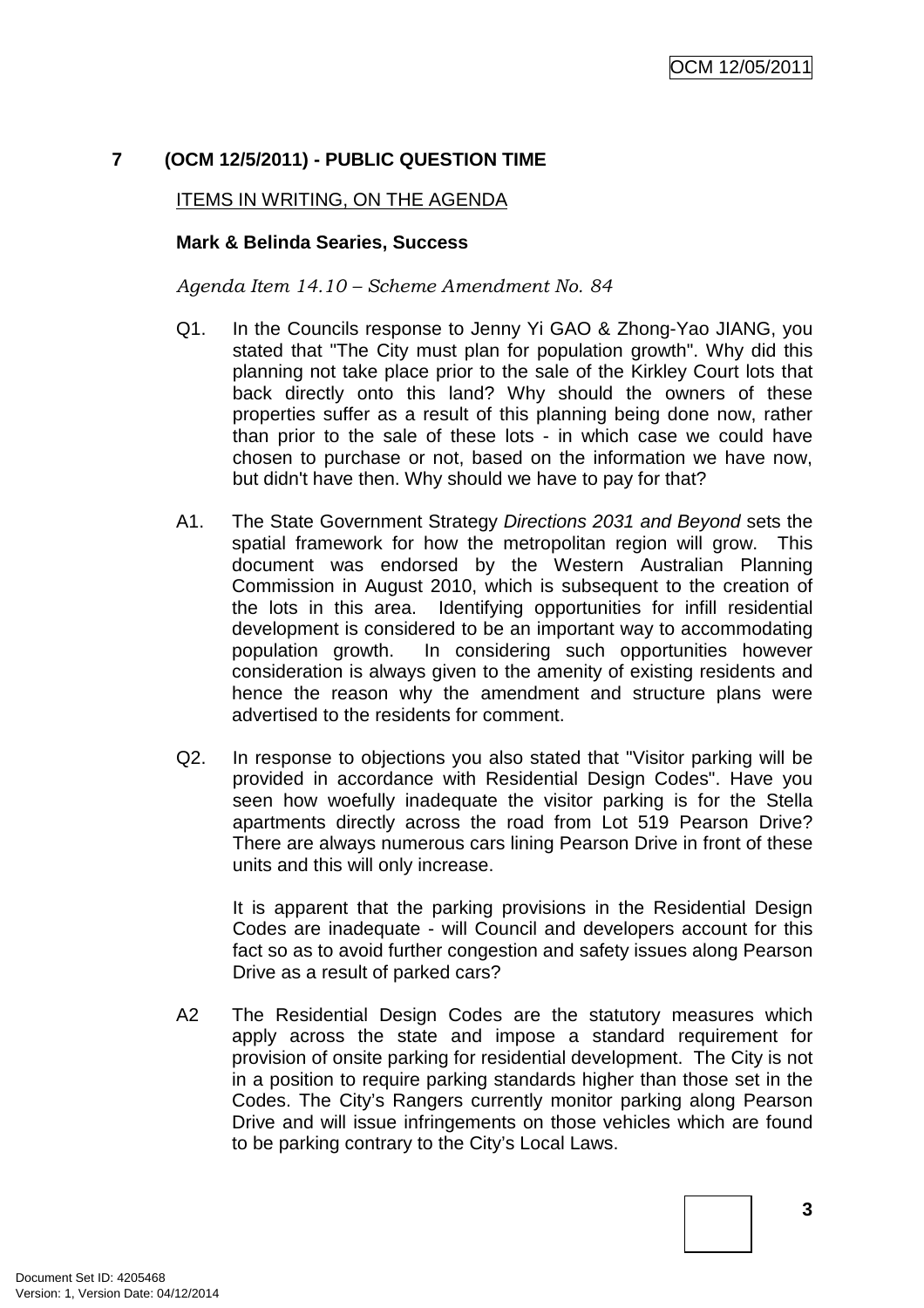# 7 (OCM 12/5/2011) - PUBLIC QUESTION TIME

ITEMS IN WRITING, ON THE AGENDA

**Mark & Belinda Searies, Success**

*Agenda Item 14.10 – Scheme Amendment No. 84*

Q1. In the Councils response to Jenny Yi GAO & Zhong-Yao JIANG, you stated that "The City must plan for population growth". Why did this planning not take place prior to the sale of the Kirkley Court lots that back directly onto this land? Why should the owners of these properties suffer as a result of this planning being done now, rather than prior to the sale of these lots - in which case we could have chosen to purchase or not, based on the information we have now, but didn't have then. Why should we have to pay for that?

A1. The State Government Strategy *Directions 2031 and Beyond* sets the spatial framework for how the metropolitan region will grow. This document was endorsed by the Western Australian Planning Commission in August 2010, which is subsequent to the creation of the lots in this area. Identifying opportunities for infill residential development is considered to be an important way to accommodating population growth. In considering such opportunities however consideration is always given to the amenity of existing residents and hence the reason why the amendment and structure plans were advertised to the residents for comment.

Q2. In response to objections you also stated that "Visitor parking will be provided in accordance with Residential Design Codes". Have you seen how woefully inadequate the visitor parking is for the Stella apartments directly across the road from Lot 519 Pearson Drive? There are always numerous cars lining Pearson Drive in front of these units and this will only increase.

It is apparent that the parking provisions in the Residential Design Codes are inadequate - will Council and developers account for this fact so as to avoid further congestion and safety issues along Pearson Drive as a result of parked cars?

A2 The Residential Design Codes are the statutory measures which apply across the state and impose a standard requirement for provision of onsite parking for residential development. The City is not in a position to require parking standards higher than those set in the Codes. The City's Rangers currently monitor parking along Pearson Drive and will issue infringements on those vehicles which are found to be parking contrary to the City's Local Laws.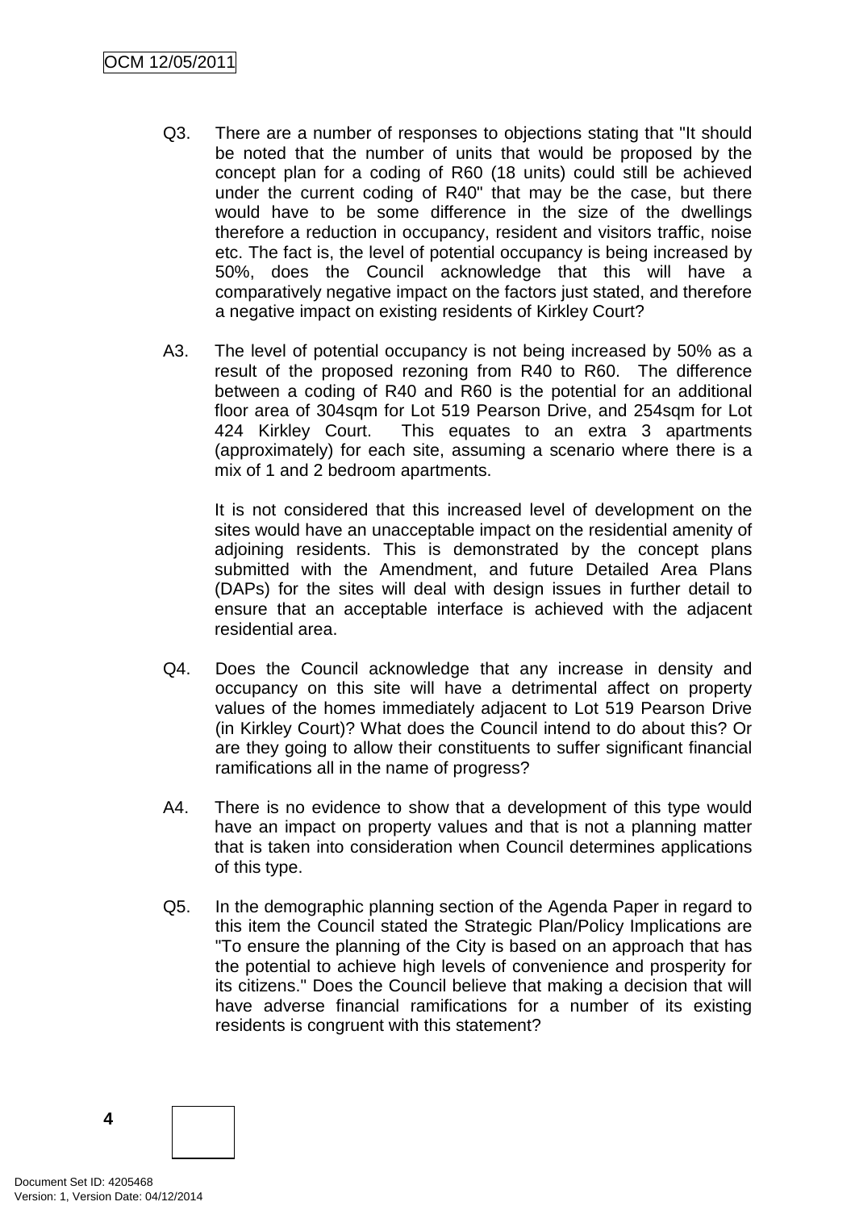Q3. There are a number of responses to objections stating that "It should be noted that the number of units that would be proposed by the concept plan for a coding of R60 (18 units) could still be achieved under the current coding of R40" that may be the case, but there would have to be some difference in the size of the dwellings therefore a reduction in occupancy, resident and visitors traffic, noise etc. The fact is, the level of potential occupancy is being increased by 50%, does the Council acknowledge that this will have a comparatively negative impact on the factors just stated, and therefore a negative impact on existing residents of Kirkley Court?

A3. The level of potential occupancy is not being increased by 50% as a result of the proposed rezoning from R40 to R60. The difference between a coding of R40 and R60 is the potential for an additional floor area of 304sqm for Lot 519 Pearson Drive, and 254sqm for Lot 424 Kirkley Court. This equates to an extra 3 apartments (approximately) for each site, assuming a scenario where there is a mix of 1 and 2 bedroom apartments.

It is not considered that this increased level of development on the sites would have an unacceptable impact on the residential amenity of adjoining residents. This is demonstrated by the concept plans submitted with the Amendment, and future Detailed Area Plans (DAPs) for the sites will deal with design issues in further detail to ensure that an acceptable interface is achieved with the adjacent residential area.

Q4. Does the Council acknowledge that any increase in density and occupancy on this site will have a detrimental affect on property values of the homes immediately adjacent to Lot 519 Pearson Drive (in Kirkley Court)? What does the Council intend to do about this? Or are they going to allow their constituents to suffer significant financial ramifications all in the name of progress?

A4. There is no evidence to show that a development of this type would have an impact on property values and that is not a planning matter that is taken into consideration when Council determines applications of this type.

Q5. In the demographic planning section of the Agenda Paper in regard to this item the Council stated the Strategic Plan/Policy Implications are "To ensure the planning of the City is based on an approach that has the potential to achieve high levels of convenience and prosperity for its citizens." Does the Council believe that making a decision that will have adverse financial ramifications for a number of its existing residents is congruent with this statement?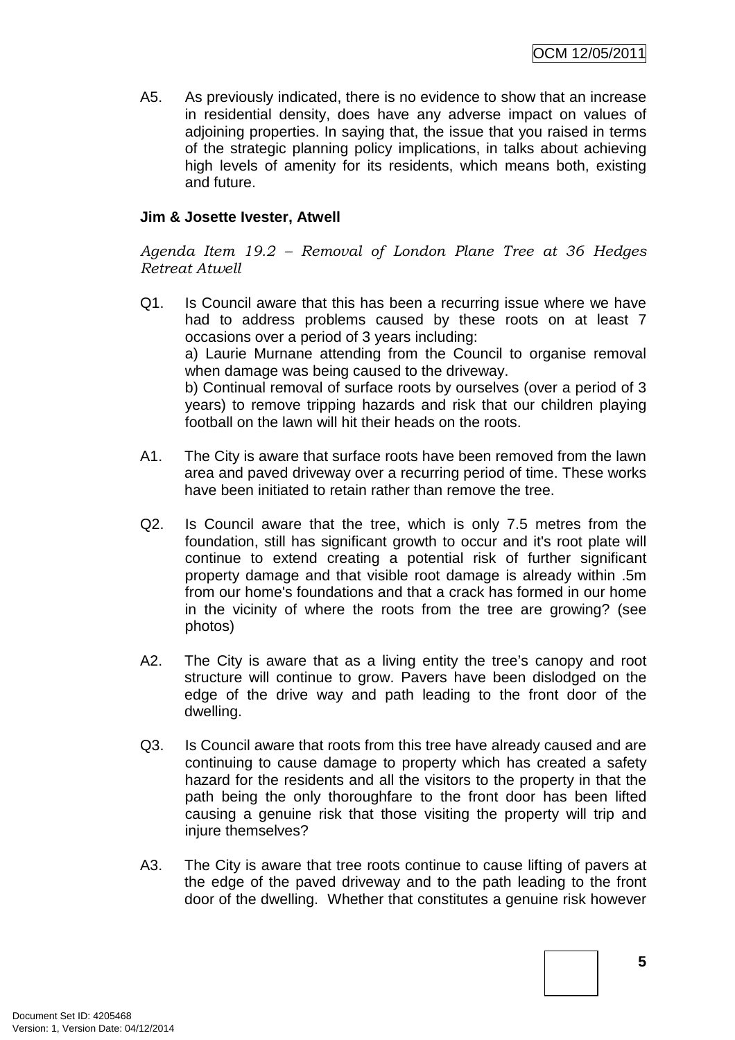A5. As previously indicated, there is no evidence to show that an increase in residential density, does have any adverse impact on values of adjoining properties. In saying that, the issue that you raised in terms of the strategic planning policy implications, in talks about achieving high levels of amenity for its residents, which means both, existing and future.

**Jim & Josette Ivester, Atwell**

*Agenda Item 19.2 – Removal of London Plane Tree at 36 Hedges Retreat Atwell*

Q1. Is Council aware that this has been a recurring issue where we have had to address problems caused by these roots on at least 7 occasions over a period of 3 years including:
a) Laurie Murnane attending from the Council to organise removal when damage was being caused to the driveway.
b) Continual removal of surface roots by ourselves (over a period of 3 years) to remove tripping hazards and risk that our children playing football on the lawn will hit their heads on the roots.

A1. The City is aware that surface roots have been removed from the lawn area and paved driveway over a recurring period of time. These works have been initiated to retain rather than remove the tree.

Q2. Is Council aware that the tree, which is only 7.5 metres from the foundation, still has significant growth to occur and it's root plate will continue to extend creating a potential risk of further significant property damage and that visible root damage is already within .5m from our home's foundations and that a crack has formed in our home in the vicinity of where the roots from the tree are growing? (see photos)

A2. The City is aware that as a living entity the tree's canopy and root structure will continue to grow. Pavers have been dislodged on the edge of the drive way and path leading to the front door of the dwelling.

Q3. Is Council aware that roots from this tree have already caused and are continuing to cause damage to property which has created a safety hazard for the residents and all the visitors to the property in that the path being the only thoroughfare to the front door has been lifted causing a genuine risk that those visiting the property will trip and injure themselves?

A3. The City is aware that tree roots continue to cause lifting of pavers at the edge of the paved driveway and to the path leading to the front door of the dwelling. Whether that constitutes a genuine risk however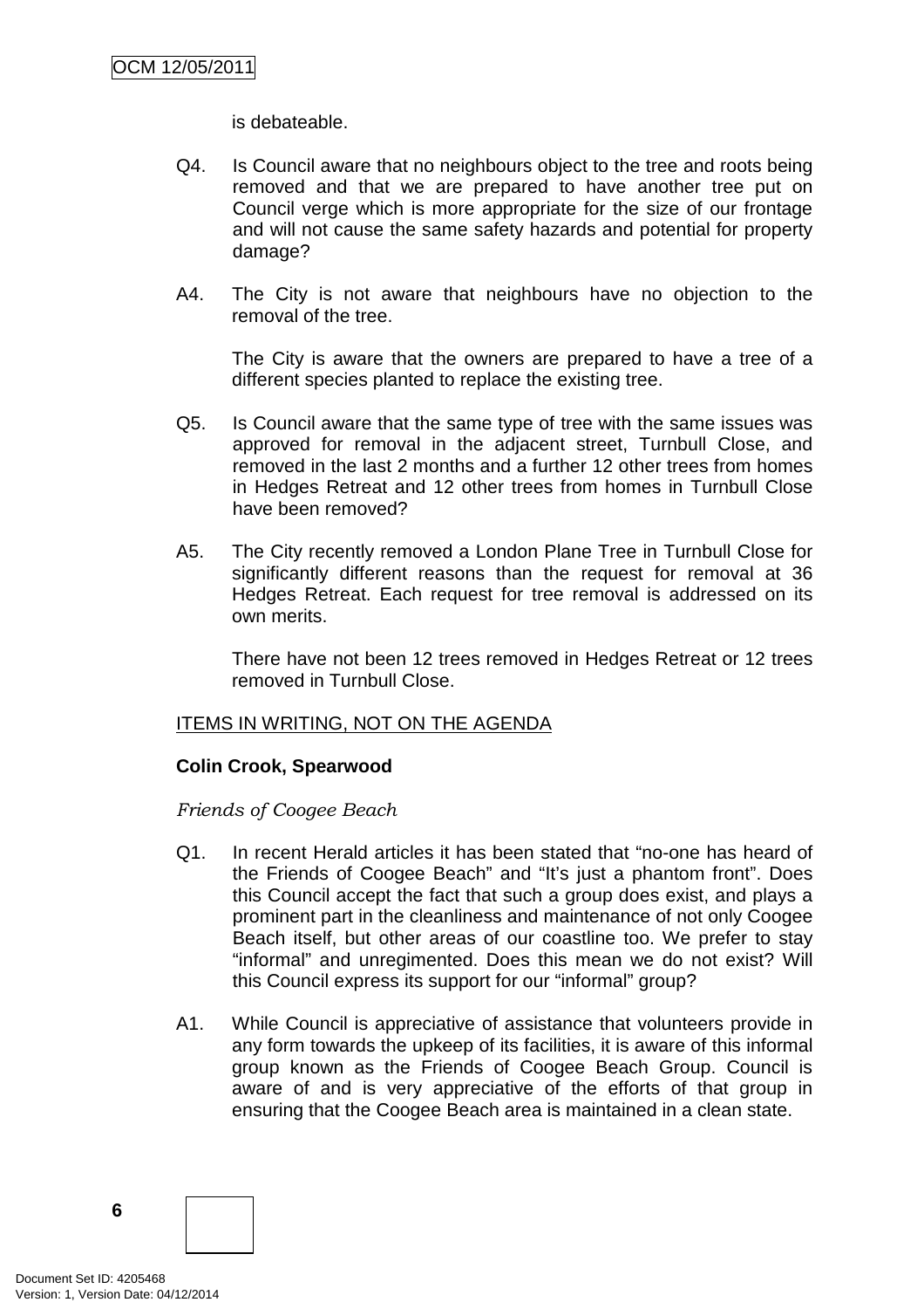is debateable.

Q4. Is Council aware that no neighbours object to the tree and roots being removed and that we are prepared to have another tree put on Council verge which is more appropriate for the size of our frontage and will not cause the same safety hazards and potential for property damage?

A4. The City is not aware that neighbours have no objection to the removal of the tree.

The City is aware that the owners are prepared to have a tree of a different species planted to replace the existing tree.

Q5. Is Council aware that the same type of tree with the same issues was approved for removal in the adjacent street, Turnbull Close, and removed in the last 2 months and a further 12 other trees from homes in Hedges Retreat and 12 other trees from homes in Turnbull Close have been removed?

A5. The City recently removed a London Plane Tree in Turnbull Close for significantly different reasons than the request for removal at 36 Hedges Retreat. Each request for tree removal is addressed on its own merits.

There have not been 12 trees removed in Hedges Retreat or 12 trees removed in Turnbull Close.

ITEMS IN WRITING, NOT ON THE AGENDA

**Colin Crook, Spearwood**

*Friends of Coogee Beach*

Q1. In recent Herald articles it has been stated that "no-one has heard of the Friends of Coogee Beach" and "It's just a phantom front". Does this Council accept the fact that such a group does exist, and plays a prominent part in the cleanliness and maintenance of not only Coogee Beach itself, but other areas of our coastline too. We prefer to stay "informal" and unregimented. Does this mean we do not exist? Will this Council express its support for our "informal" group?

A1. While Council is appreciative of assistance that volunteers provide in any form towards the upkeep of its facilities, it is aware of this informal group known as the Friends of Coogee Beach Group. Council is aware of and is very appreciative of the efforts of that group in ensuring that the Coogee Beach area is maintained in a clean state.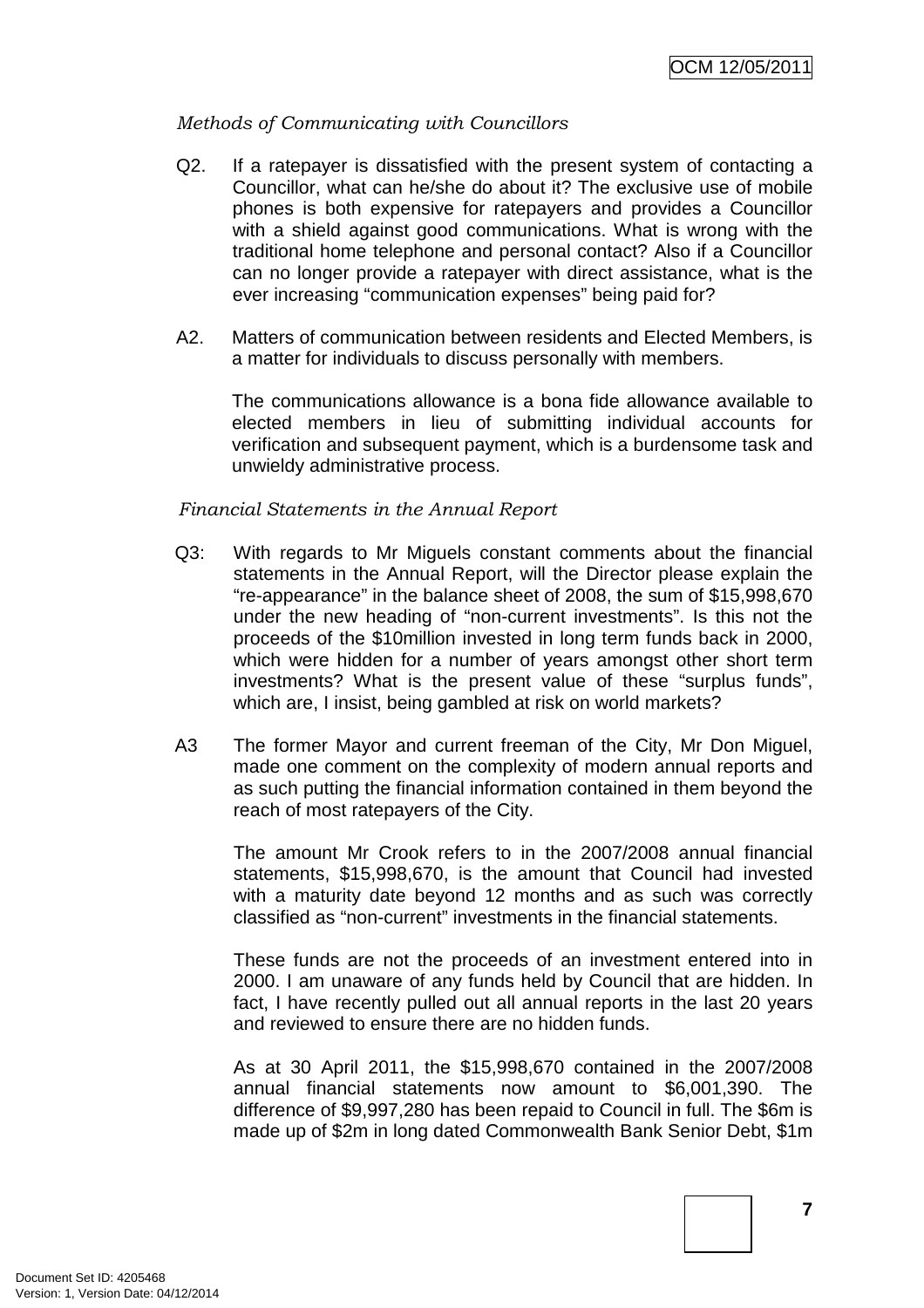*Methods of Communicating with Councillors*

Q2. If a ratepayer is dissatisfied with the present system of contacting a Councillor, what can he/she do about it? The exclusive use of mobile phones is both expensive for ratepayers and provides a Councillor with a shield against good communications. What is wrong with the traditional home telephone and personal contact? Also if a Councillor can no longer provide a ratepayer with direct assistance, what is the ever increasing "communication expenses" being paid for?

A2. Matters of communication between residents and Elected Members, is a matter for individuals to discuss personally with members.

The communications allowance is a bona fide allowance available to elected members in lieu of submitting individual accounts for verification and subsequent payment, which is a burdensome task and unwieldy administrative process.

*Financial Statements in the Annual Report*

Q3: With regards to Mr Miguels constant comments about the financial statements in the Annual Report, will the Director please explain the "re-appearance" in the balance sheet of 2008, the sum of $15,998,670 under the new heading of "non-current investments". Is this not the proceeds of the $10million invested in long term funds back in 2000, which were hidden for a number of years amongst other short term investments? What is the present value of these "surplus funds", which are, I insist, being gambled at risk on world markets?

A3 The former Mayor and current freeman of the City, Mr Don Miguel, made one comment on the complexity of modern annual reports and as such putting the financial information contained in them beyond the reach of most ratepayers of the City.

The amount Mr Crook refers to in the 2007/2008 annual financial statements, $15,998,670, is the amount that Council had invested with a maturity date beyond 12 months and as such was correctly classified as "non-current" investments in the financial statements.

These funds are not the proceeds of an investment entered into in 2000. I am unaware of any funds held by Council that are hidden. In fact, I have recently pulled out all annual reports in the last 20 years and reviewed to ensure there are no hidden funds.

As at 30 April 2011, the $15,998,670 contained in the 2007/2008 annual financial statements now amount to $6,001,390. The difference of $9,997,280 has been repaid to Council in full. The $6m is made up of $2m in long dated Commonwealth Bank Senior Debt, $1m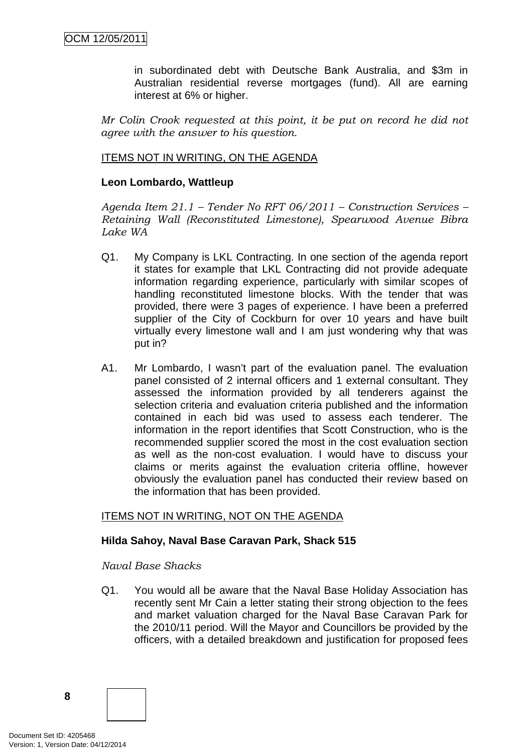in subordinated debt with Deutsche Bank Australia, and $3m in Australian residential reverse mortgages (fund). All are earning interest at 6% or higher.

*Mr Colin Crook requested at this point, it be put on record he did not agree with the answer to his question.*

ITEMS NOT IN WRITING, ON THE AGENDA

**Leon Lombardo, Wattleup**

*Agenda Item 21.1 – Tender No RFT 06/2011 – Construction Services – Retaining Wall (Reconstituted Limestone), Spearwood Avenue Bibra Lake WA*

Q1. My Company is LKL Contracting. In one section of the agenda report it states for example that LKL Contracting did not provide adequate information regarding experience, particularly with similar scopes of handling reconstituted limestone blocks. With the tender that was provided, there were 3 pages of experience. I have been a preferred supplier of the City of Cockburn for over 10 years and have built virtually every limestone wall and I am just wondering why that was put in?

A1. Mr Lombardo, I wasn't part of the evaluation panel. The evaluation panel consisted of 2 internal officers and 1 external consultant. They assessed the information provided by all tenderers against the selection criteria and evaluation criteria published and the information contained in each bid was used to assess each tenderer. The information in the report identifies that Scott Construction, who is the recommended supplier scored the most in the cost evaluation section as well as the non-cost evaluation. I would have to discuss your claims or merits against the evaluation criteria offline, however obviously the evaluation panel has conducted their review based on the information that has been provided.

ITEMS NOT IN WRITING, NOT ON THE AGENDA

**Hilda Sahoy, Naval Base Caravan Park, Shack 515**

*Naval Base Shacks*

Q1. You would all be aware that the Naval Base Holiday Association has recently sent Mr Cain a letter stating their strong objection to the fees and market valuation charged for the Naval Base Caravan Park for the 2010/11 period. Will the Mayor and Councillors be provided by the officers, with a detailed breakdown and justification for proposed fees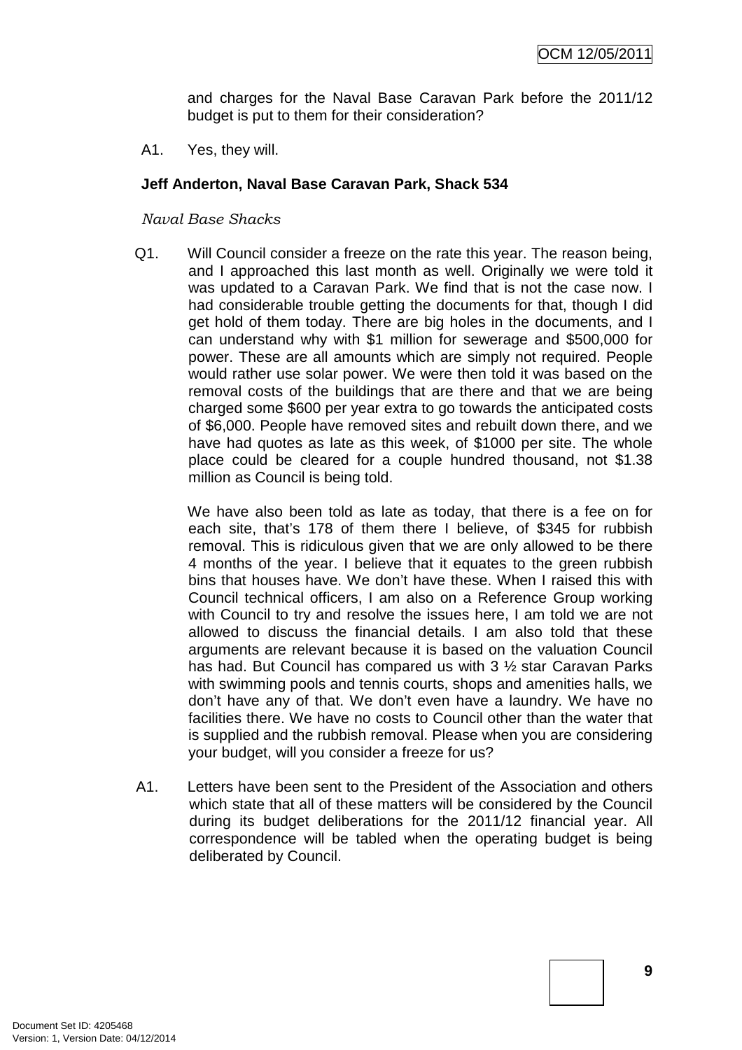and charges for the Naval Base Caravan Park before the 2011/12 budget is put to them for their consideration?

A1. Yes, they will.

**Jeff Anderton, Naval Base Caravan Park, Shack 534**

*Naval Base Shacks*

Q1. Will Council consider a freeze on the rate this year. The reason being, and I approached this last month as well. Originally we were told it was updated to a Caravan Park. We find that is not the case now. I had considerable trouble getting the documents for that, though I did get hold of them today. There are big holes in the documents, and I can understand why with $1 million for sewerage and $500,000 for power. These are all amounts which are simply not required. People would rather use solar power. We were then told it was based on the removal costs of the buildings that are there and that we are being charged some $600 per year extra to go towards the anticipated costs of $6,000. People have removed sites and rebuilt down there, and we have had quotes as late as this week, of $1000 per site. The whole place could be cleared for a couple hundred thousand, not $1.38 million as Council is being told.

We have also been told as late as today, that there is a fee on for each site, that's 178 of them there I believe, of $345 for rubbish removal. This is ridiculous given that we are only allowed to be there 4 months of the year. I believe that it equates to the green rubbish bins that houses have. We don't have these. When I raised this with Council technical officers, I am also on a Reference Group working with Council to try and resolve the issues here, I am told we are not allowed to discuss the financial details. I am also told that these arguments are relevant because it is based on the valuation Council has had. But Council has compared us with 3 ½ star Caravan Parks with swimming pools and tennis courts, shops and amenities halls, we don't have any of that. We don't even have a laundry. We have no facilities there. We have no costs to Council other than the water that is supplied and the rubbish removal. Please when you are considering your budget, will you consider a freeze for us?

A1. Letters have been sent to the President of the Association and others which state that all of these matters will be considered by the Council during its budget deliberations for the 2011/12 financial year. All correspondence will be tabled when the operating budget is being deliberated by Council.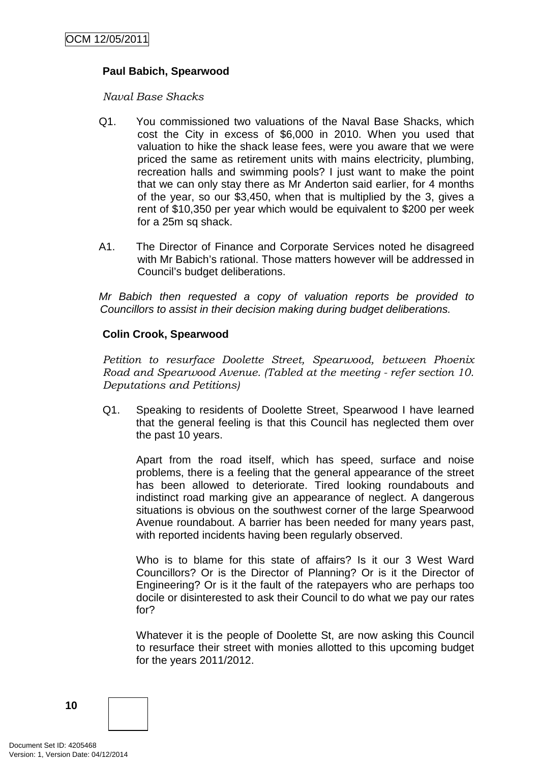**Paul Babich, Spearwood**

*Naval Base Shacks*

Q1. You commissioned two valuations of the Naval Base Shacks, which cost the City in excess of $6,000 in 2010. When you used that valuation to hike the shack lease fees, were you aware that we were priced the same as retirement units with mains electricity, plumbing, recreation halls and swimming pools? I just want to make the point that we can only stay there as Mr Anderton said earlier, for 4 months of the year, so our $3,450, when that is multiplied by the 3, gives a rent of $10,350 per year which would be equivalent to $200 per week for a 25m sq shack.

A1. The Director of Finance and Corporate Services noted he disagreed with Mr Babich's rational. Those matters however will be addressed in Council's budget deliberations.

*Mr Babich then requested a copy of valuation reports be provided to Councillors to assist in their decision making during budget deliberations.*

**Colin Crook, Spearwood**

*Petition to resurface Doolette Street, Spearwood, between Phoenix Road and Spearwood Avenue. (Tabled at the meeting - refer section 10. Deputations and Petitions)*

Q1. Speaking to residents of Doolette Street, Spearwood I have learned that the general feeling is that this Council has neglected them over the past 10 years.

Apart from the road itself, which has speed, surface and noise problems, there is a feeling that the general appearance of the street has been allowed to deteriorate. Tired looking roundabouts and indistinct road marking give an appearance of neglect. A dangerous situations is obvious on the southwest corner of the large Spearwood Avenue roundabout. A barrier has been needed for many years past, with reported incidents having been regularly observed.

Who is to blame for this state of affairs? Is it our 3 West Ward Councillors? Or is the Director of Planning? Or is it the Director of Engineering? Or is it the fault of the ratepayers who are perhaps too docile or disinterested to ask their Council to do what we pay our rates for?

Whatever it is the people of Doolette St, are now asking this Council to resurface their street with monies allotted to this upcoming budget for the years 2011/2012.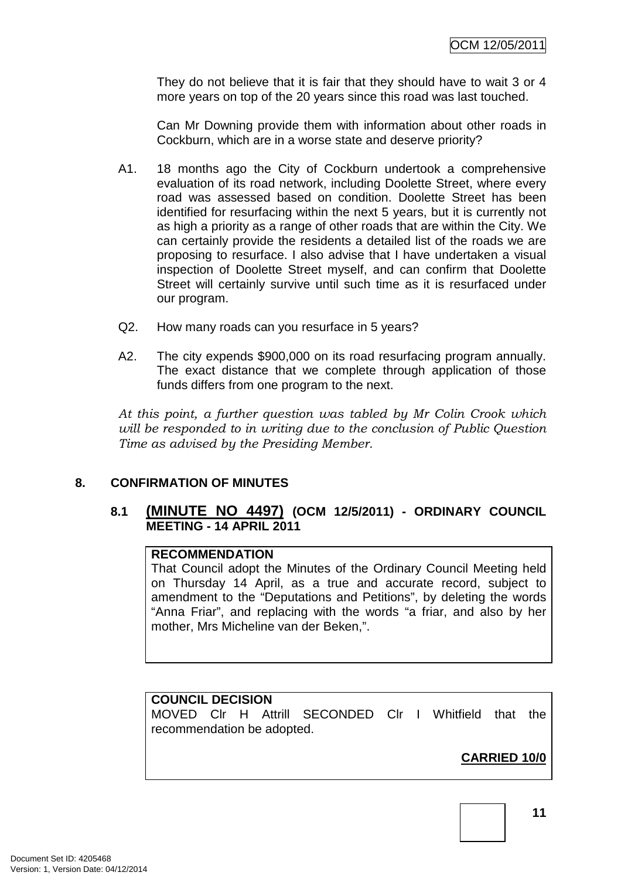They do not believe that it is fair that they should have to wait 3 or 4 more years on top of the 20 years since this road was last touched.

Can Mr Downing provide them with information about other roads in Cockburn, which are in a worse state and deserve priority?

A1. 18 months ago the City of Cockburn undertook a comprehensive evaluation of its road network, including Doolette Street, where every road was assessed based on condition. Doolette Street has been identified for resurfacing within the next 5 years, but it is currently not as high a priority as a range of other roads that are within the City. We can certainly provide the residents a detailed list of the roads we are proposing to resurface. I also advise that I have undertaken a visual inspection of Doolette Street myself, and can confirm that Doolette Street will certainly survive until such time as it is resurfaced under our program.

Q2. How many roads can you resurface in 5 years?

A2. The city expends $900,000 on its road resurfacing program annually. The exact distance that we complete through application of those funds differs from one program to the next.

*At this point, a further question was tabled by Mr Colin Crook which will be responded to in writing due to the conclusion of Public Question Time as advised by the Presiding Member.*

## 8. CONFIRMATION OF MINUTES

### 8.1 (MINUTE NO 4497) (OCM 12/5/2011) - ORDINARY COUNCIL MEETING - 14 APRIL 2011

**RECOMMENDATION**

That Council adopt the Minutes of the Ordinary Council Meeting held on Thursday 14 April, as a true and accurate record, subject to amendment to the "Deputations and Petitions", by deleting the words "Anna Friar", and replacing with the words "a friar, and also by her mother, Mrs Micheline van der Beken,".

**COUNCIL DECISION**

MOVED Clr H Attrill SECONDED Clr I Whitfield that the recommendation be adopted.

**CARRIED 10/0**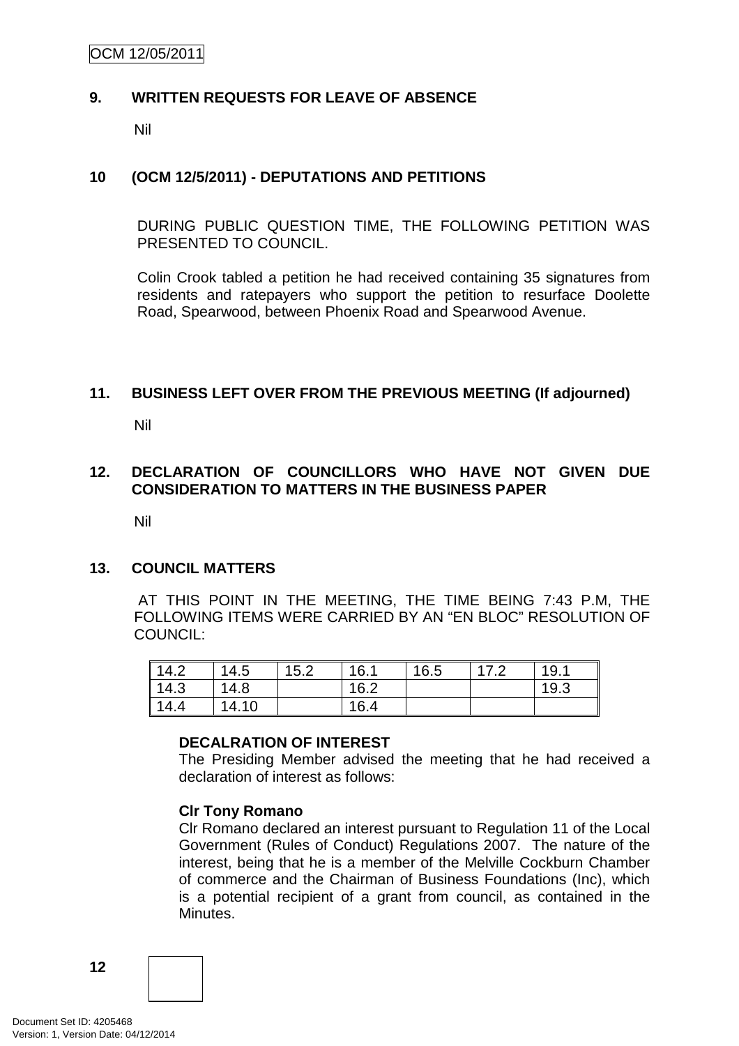## 9. WRITTEN REQUESTS FOR LEAVE OF ABSENCE

Nil

## 10 (OCM 12/5/2011) - DEPUTATIONS AND PETITIONS

DURING PUBLIC QUESTION TIME, THE FOLLOWING PETITION WAS PRESENTED TO COUNCIL.

Colin Crook tabled a petition he had received containing 35 signatures from residents and ratepayers who support the petition to resurface Doolette Road, Spearwood, between Phoenix Road and Spearwood Avenue.

## 11. BUSINESS LEFT OVER FROM THE PREVIOUS MEETING (If adjourned)

Nil

## 12. DECLARATION OF COUNCILLORS WHO HAVE NOT GIVEN DUE CONSIDERATION TO MATTERS IN THE BUSINESS PAPER

Nil

## 13. COUNCIL MATTERS

AT THIS POINT IN THE MEETING, THE TIME BEING 7:43 P.M, THE FOLLOWING ITEMS WERE CARRIED BY AN "EN BLOC" RESOLUTION OF COUNCIL:

| | | | | | | |
|---|---|---|---|---|---|---|
| 14.2 | 14.5 | 15.2 | 16.1 | 16.5 | 17.2 | 19.1 |
| 14.3 | 14.8 | | 16.2 | | | 19.3 |
| 14.4 | 14.10 | | 16.4 | | | |

**DECALRATION OF INTEREST**

The Presiding Member advised the meeting that he had received a declaration of interest as follows:

**Clr Tony Romano**

Clr Romano declared an interest pursuant to Regulation 11 of the Local Government (Rules of Conduct) Regulations 2007. The nature of the interest, being that he is a member of the Melville Cockburn Chamber of commerce and the Chairman of Business Foundations (Inc), which is a potential recipient of a grant from council, as contained in the Minutes.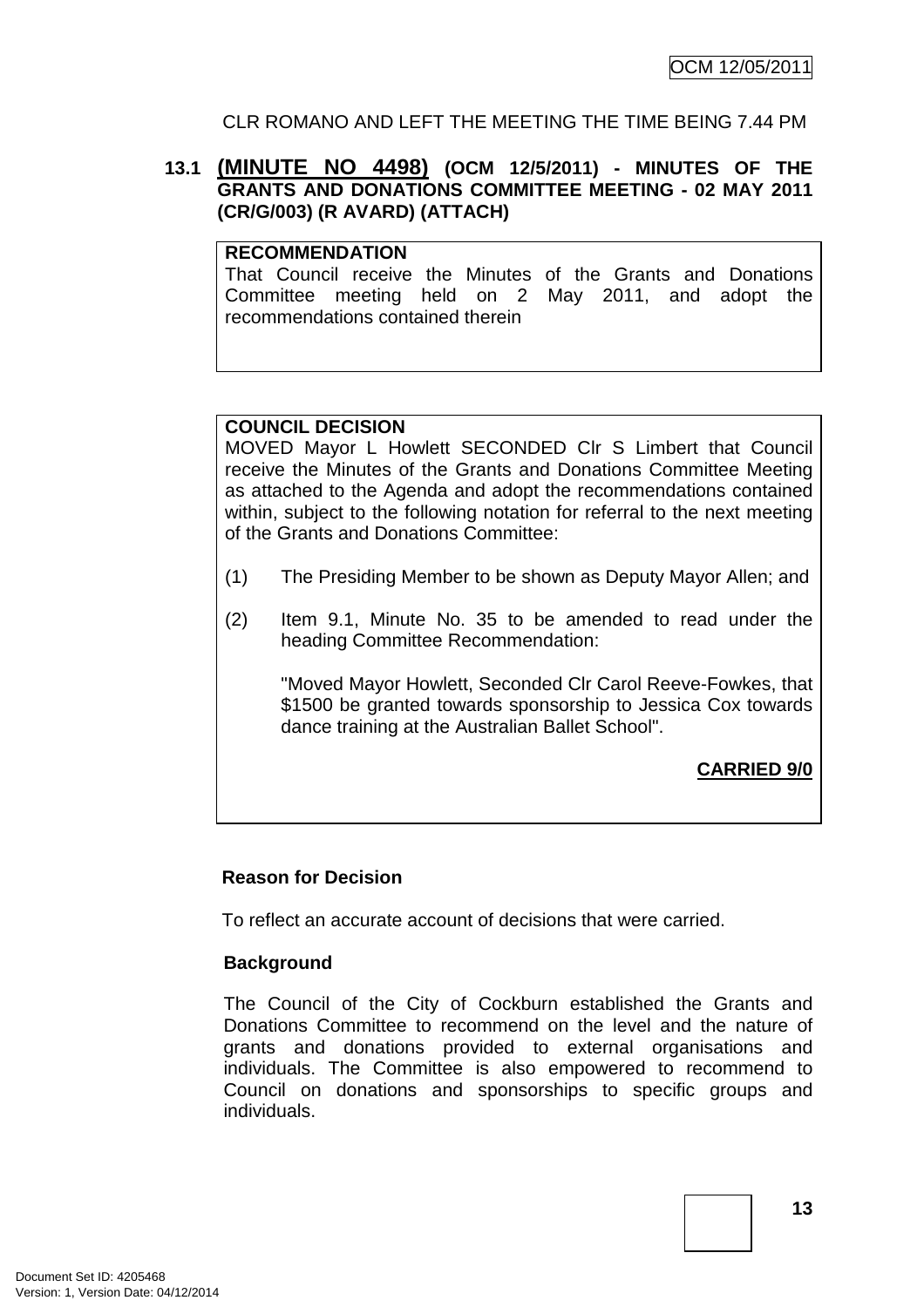CLR ROMANO AND LEFT THE MEETING THE TIME BEING 7.44 PM

### 13.1 (MINUTE NO 4498) (OCM 12/5/2011) - MINUTES OF THE GRANTS AND DONATIONS COMMITTEE MEETING - 02 MAY 2011 (CR/G/003) (R AVARD) (ATTACH)

**RECOMMENDATION**
That Council receive the Minutes of the Grants and Donations Committee meeting held on 2 May 2011, and adopt the recommendations contained therein

**COUNCIL DECISION**
MOVED Mayor L Howlett SECONDED Clr S Limbert that Council receive the Minutes of the Grants and Donations Committee Meeting as attached to the Agenda and adopt the recommendations contained within, subject to the following notation for referral to the next meeting of the Grants and Donations Committee:

(1) The Presiding Member to be shown as Deputy Mayor Allen; and

(2) Item 9.1, Minute No. 35 to be amended to read under the heading Committee Recommendation:

"Moved Mayor Howlett, Seconded Clr Carol Reeve-Fowkes, that $1500 be granted towards sponsorship to Jessica Cox towards dance training at the Australian Ballet School".

**CARRIED 9/0**

**Reason for Decision**

To reflect an accurate account of decisions that were carried.

**Background**

The Council of the City of Cockburn established the Grants and Donations Committee to recommend on the level and the nature of grants and donations provided to external organisations and individuals. The Committee is also empowered to recommend to Council on donations and sponsorships to specific groups and individuals.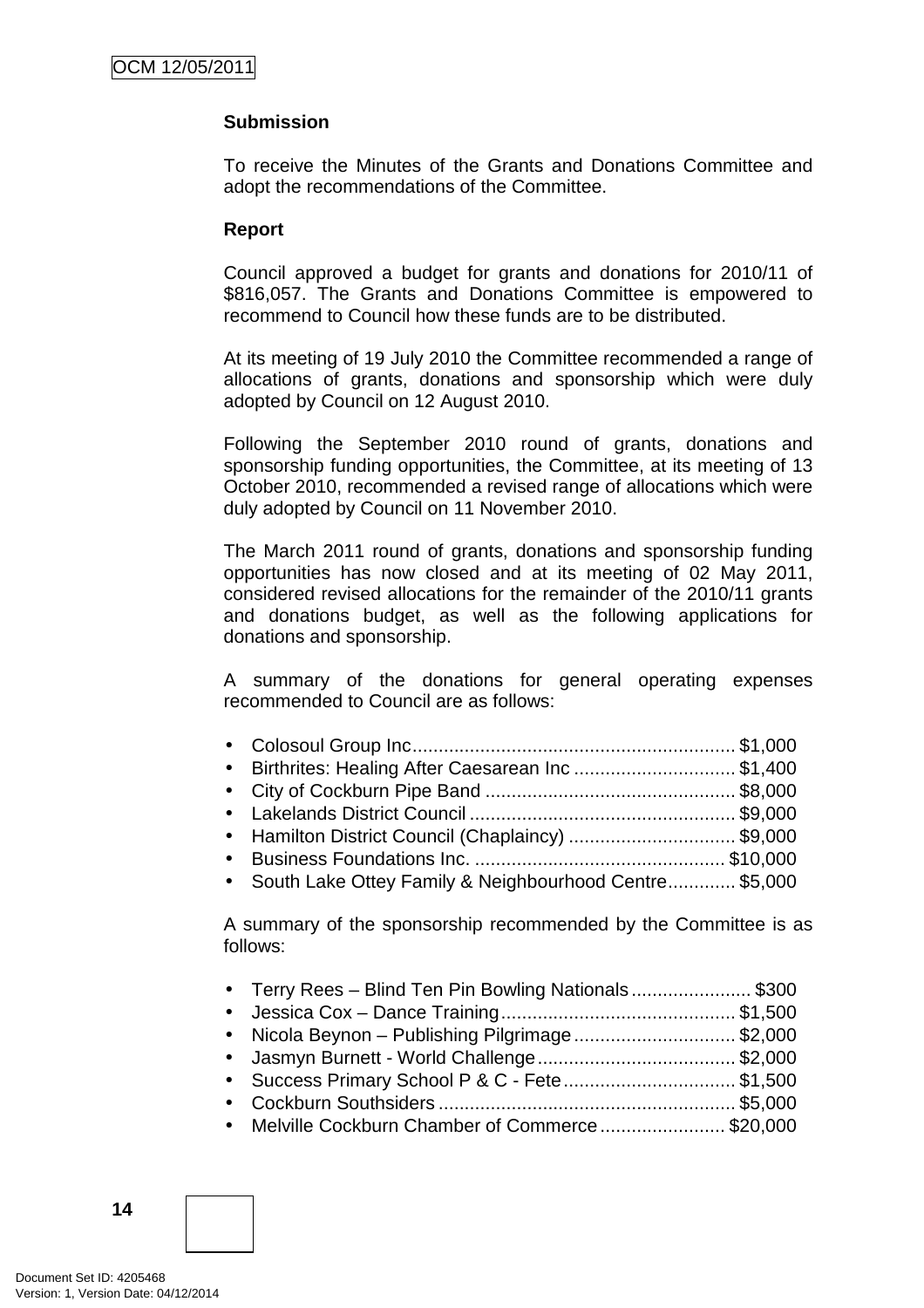**Submission**

To receive the Minutes of the Grants and Donations Committee and adopt the recommendations of the Committee.

**Report**

Council approved a budget for grants and donations for 2010/11 of $816,057. The Grants and Donations Committee is empowered to recommend to Council how these funds are to be distributed.

At its meeting of 19 July 2010 the Committee recommended a range of allocations of grants, donations and sponsorship which were duly adopted by Council on 12 August 2010.

Following the September 2010 round of grants, donations and sponsorship funding opportunities, the Committee, at its meeting of 13 October 2010, recommended a revised range of allocations which were duly adopted by Council on 11 November 2010.

The March 2011 round of grants, donations and sponsorship funding opportunities has now closed and at its meeting of 02 May 2011, considered revised allocations for the remainder of the 2010/11 grants and donations budget, as well as the following applications for donations and sponsorship.

A summary of the donations for general operating expenses recommended to Council are as follows:

- Colosoul Group Inc............................................................. $1,000
- Birthrites: Healing After Caesarean Inc ............................... $1,400
- City of Cockburn Pipe Band ................................................ $8,000
- Lakelands District Council ................................................... $9,000
- Hamilton District Council (Chaplaincy) ................................ $9,000
- Business Foundations Inc. ................................................ $10,000
- South Lake Ottey Family & Neighbourhood Centre............. $5,000

A summary of the sponsorship recommended by the Committee is as follows:

- Terry Rees – Blind Ten Pin Bowling Nationals....................... $300
- Jessica Cox – Dance Training............................................. $1,500
- Nicola Beynon – Publishing Pilgrimage............................... $2,000
- Jasmyn Burnett - World Challenge...................................... $2,000
- Success Primary School P & C - Fete................................. $1,500
- Cockburn Southsiders ......................................................... $5,000
- Melville Cockburn Chamber of Commerce ........................ $20,000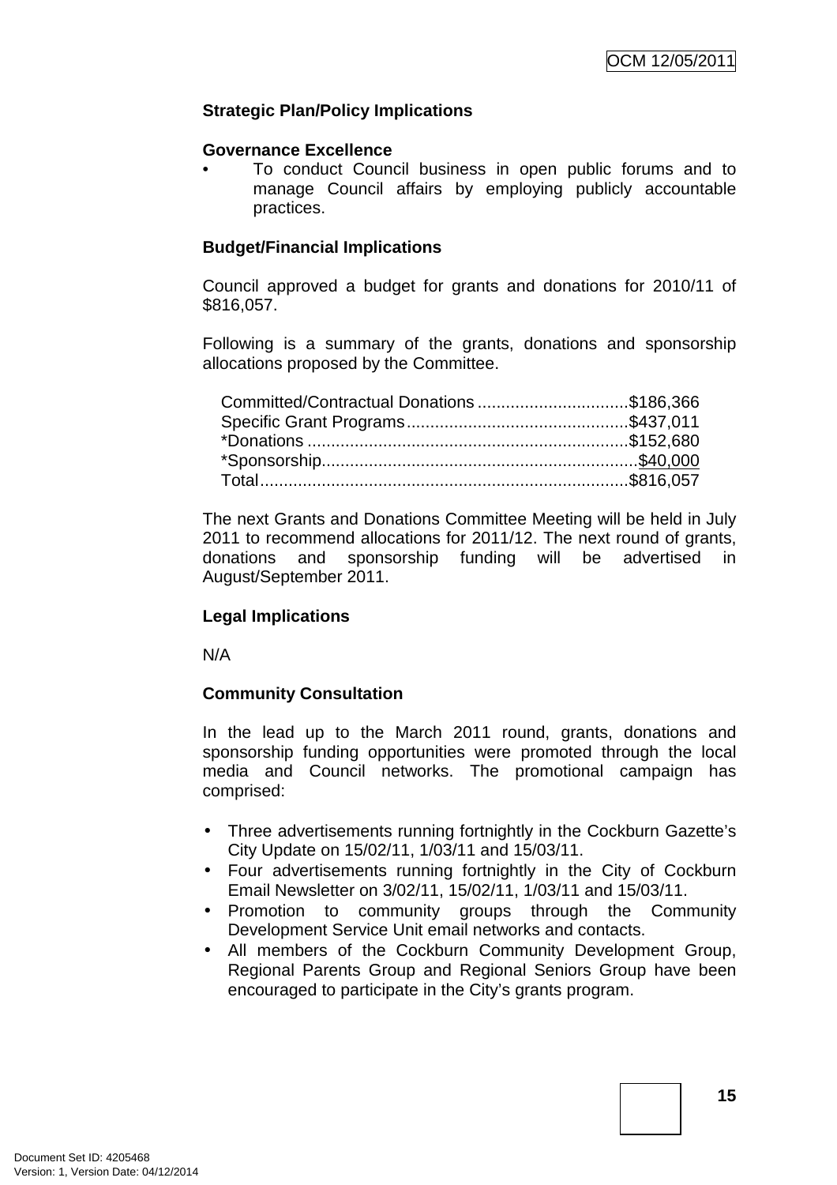**Strategic Plan/Policy Implications**

**Governance Excellence**

- To conduct Council business in open public forums and to manage Council affairs by employing publicly accountable practices.

**Budget/Financial Implications**

Council approved a budget for grants and donations for 2010/11 of $816,057.

Following is a summary of the grants, donations and sponsorship allocations proposed by the Committee.

| | |
|---|---|
| Committed/Contractual Donations | $186,366 |
| Specific Grant Programs | $437,011 |
| *Donations | $152,680 |
| *Sponsorship | $40,000 |
| Total | $816,057 |

The next Grants and Donations Committee Meeting will be held in July 2011 to recommend allocations for 2011/12. The next round of grants, donations and sponsorship funding will be advertised in August/September 2011.

**Legal Implications**

N/A

**Community Consultation**

In the lead up to the March 2011 round, grants, donations and sponsorship funding opportunities were promoted through the local media and Council networks. The promotional campaign has comprised:

- Three advertisements running fortnightly in the Cockburn Gazette's City Update on 15/02/11, 1/03/11 and 15/03/11.
- Four advertisements running fortnightly in the City of Cockburn Email Newsletter on 3/02/11, 15/02/11, 1/03/11 and 15/03/11.
- Promotion to community groups through the Community Development Service Unit email networks and contacts.
- All members of the Cockburn Community Development Group, Regional Parents Group and Regional Seniors Group have been encouraged to participate in the City's grants program.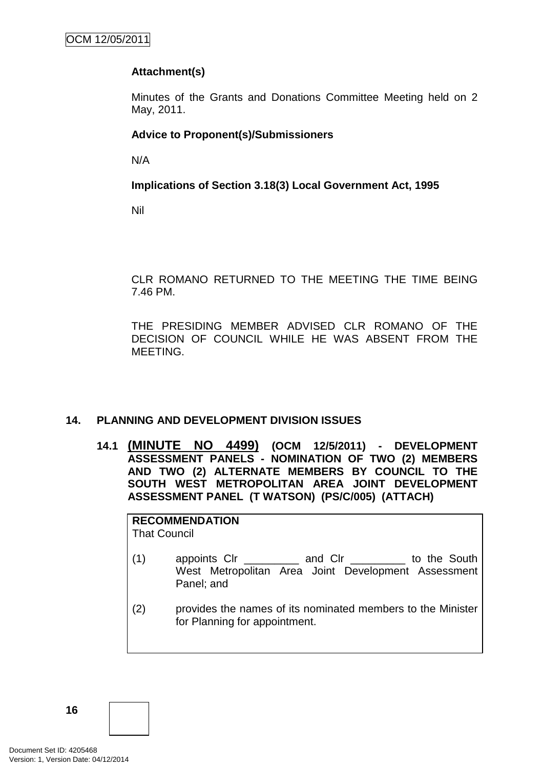**Attachment(s)**

Minutes of the Grants and Donations Committee Meeting held on 2 May, 2011.

**Advice to Proponent(s)/Submissioners**

N/A

**Implications of Section 3.18(3) Local Government Act, 1995**

Nil

CLR ROMANO RETURNED TO THE MEETING THE TIME BEING 7.46 PM.

THE PRESIDING MEMBER ADVISED CLR ROMANO OF THE DECISION OF COUNCIL WHILE HE WAS ABSENT FROM THE MEETING.

## 14. PLANNING AND DEVELOPMENT DIVISION ISSUES

### 14.1 (MINUTE NO 4499) (OCM 12/5/2011) - DEVELOPMENT ASSESSMENT PANELS - NOMINATION OF TWO (2) MEMBERS AND TWO (2) ALTERNATE MEMBERS BY COUNCIL TO THE SOUTH WEST METROPOLITAN AREA JOINT DEVELOPMENT ASSESSMENT PANEL (T WATSON) (PS/C/005) (ATTACH)

**RECOMMENDATION**
That Council

(1) appoints Clr _________ and Clr _________ to the South West Metropolitan Area Joint Development Assessment Panel; and

(2) provides the names of its nominated members to the Minister for Planning for appointment.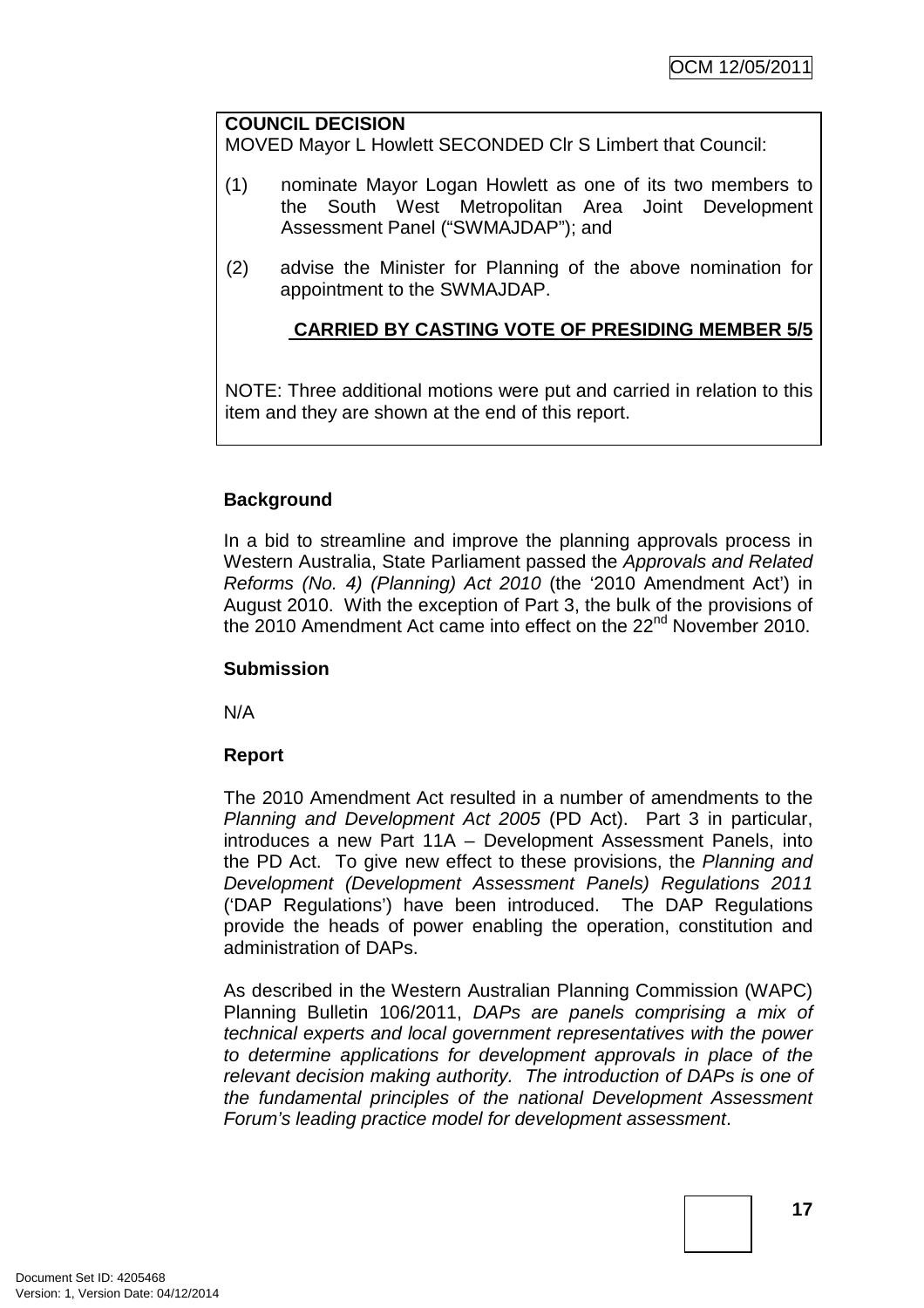**COUNCIL DECISION**
MOVED Mayor L Howlett SECONDED Clr S Limbert that Council:

(1) nominate Mayor Logan Howlett as one of its two members to the South West Metropolitan Area Joint Development Assessment Panel ("SWMAJDAP"); and

(2) advise the Minister for Planning of the above nomination for appointment to the SWMAJDAP.

**CARRIED BY CASTING VOTE OF PRESIDING MEMBER 5/5**

NOTE: Three additional motions were put and carried in relation to this item and they are shown at the end of this report.

**Background**

In a bid to streamline and improve the planning approvals process in Western Australia, State Parliament passed the *Approvals and Related Reforms (No. 4) (Planning) Act 2010* (the '2010 Amendment Act') in August 2010. With the exception of Part 3, the bulk of the provisions of the 2010 Amendment Act came into effect on the 22nd November 2010.

**Submission**

N/A

**Report**

The 2010 Amendment Act resulted in a number of amendments to the *Planning and Development Act 2005* (PD Act). Part 3 in particular, introduces a new Part 11A – Development Assessment Panels, into the PD Act. To give new effect to these provisions, the *Planning and Development (Development Assessment Panels) Regulations 2011* ('DAP Regulations') have been introduced. The DAP Regulations provide the heads of power enabling the operation, constitution and administration of DAPs.

As described in the Western Australian Planning Commission (WAPC) Planning Bulletin 106/2011, *DAPs are panels comprising a mix of technical experts and local government representatives with the power to determine applications for development approvals in place of the relevant decision making authority. The introduction of DAPs is one of the fundamental principles of the national Development Assessment Forum's leading practice model for development assessment*.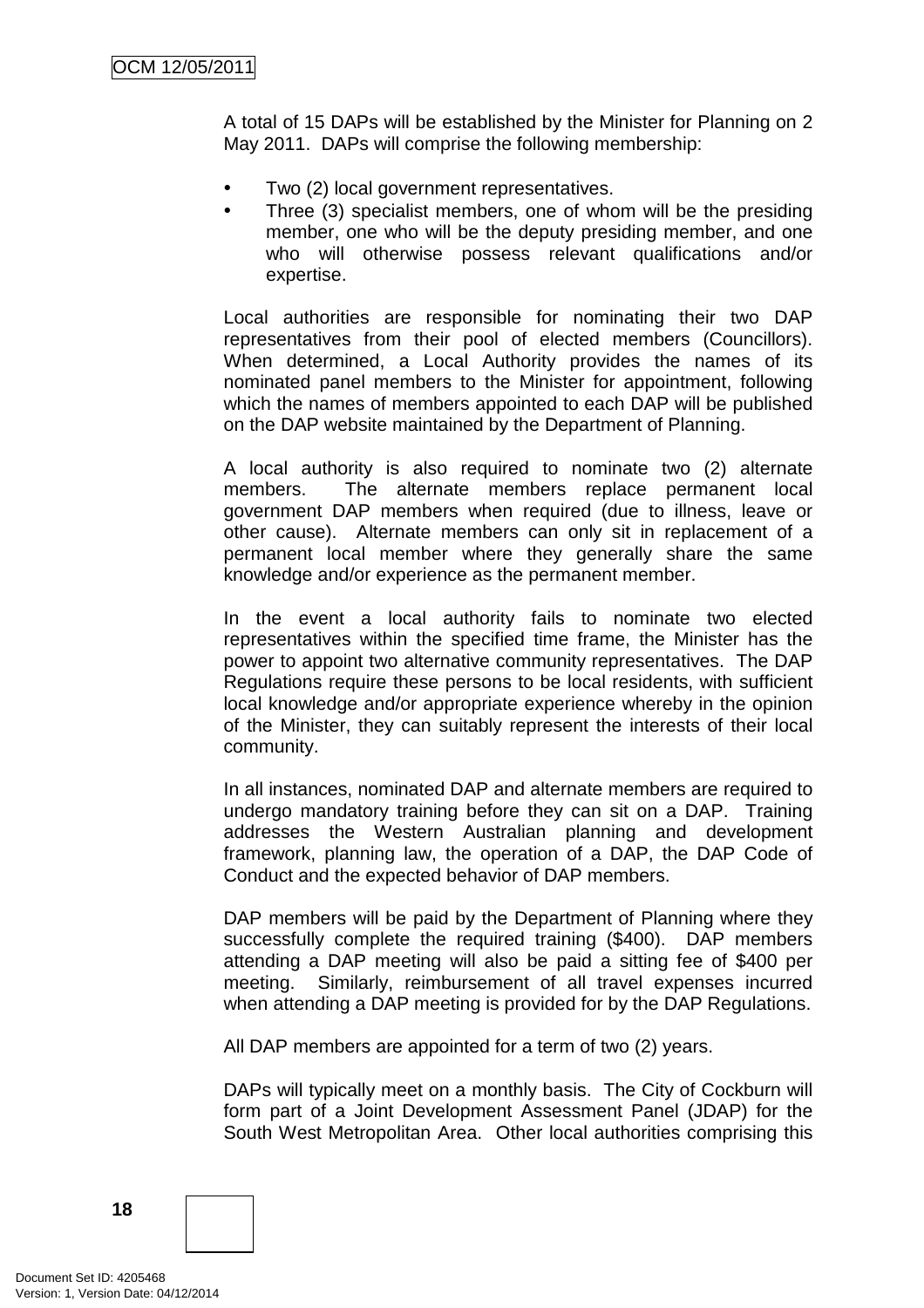A total of 15 DAPs will be established by the Minister for Planning on 2 May 2011. DAPs will comprise the following membership:

- Two (2) local government representatives.
- Three (3) specialist members, one of whom will be the presiding member, one who will be the deputy presiding member, and one who will otherwise possess relevant qualifications and/or expertise.

Local authorities are responsible for nominating their two DAP representatives from their pool of elected members (Councillors). When determined, a Local Authority provides the names of its nominated panel members to the Minister for appointment, following which the names of members appointed to each DAP will be published on the DAP website maintained by the Department of Planning.

A local authority is also required to nominate two (2) alternate members. The alternate members replace permanent local government DAP members when required (due to illness, leave or other cause). Alternate members can only sit in replacement of a permanent local member where they generally share the same knowledge and/or experience as the permanent member.

In the event a local authority fails to nominate two elected representatives within the specified time frame, the Minister has the power to appoint two alternative community representatives. The DAP Regulations require these persons to be local residents, with sufficient local knowledge and/or appropriate experience whereby in the opinion of the Minister, they can suitably represent the interests of their local community.

In all instances, nominated DAP and alternate members are required to undergo mandatory training before they can sit on a DAP. Training addresses the Western Australian planning and development framework, planning law, the operation of a DAP, the DAP Code of Conduct and the expected behavior of DAP members.

DAP members will be paid by the Department of Planning where they successfully complete the required training ($400). DAP members attending a DAP meeting will also be paid a sitting fee of $400 per meeting. Similarly, reimbursement of all travel expenses incurred when attending a DAP meeting is provided for by the DAP Regulations.

All DAP members are appointed for a term of two (2) years.

DAPs will typically meet on a monthly basis. The City of Cockburn will form part of a Joint Development Assessment Panel (JDAP) for the South West Metropolitan Area. Other local authorities comprising this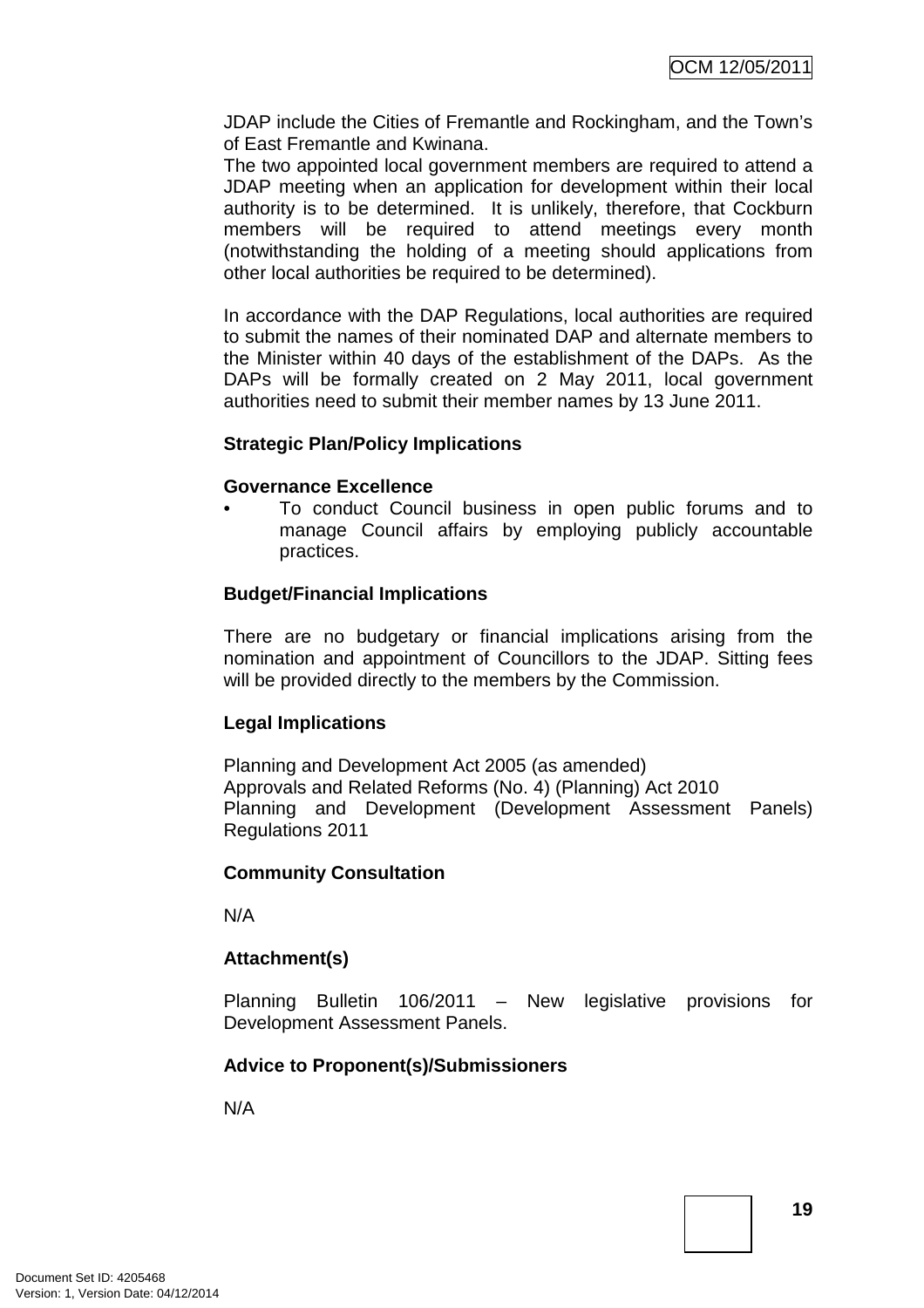JDAP include the Cities of Fremantle and Rockingham, and the Town's of East Fremantle and Kwinana.
The two appointed local government members are required to attend a JDAP meeting when an application for development within their local authority is to be determined. It is unlikely, therefore, that Cockburn members will be required to attend meetings every month (notwithstanding the holding of a meeting should applications from other local authorities be required to be determined).

In accordance with the DAP Regulations, local authorities are required to submit the names of their nominated DAP and alternate members to the Minister within 40 days of the establishment of the DAPs. As the DAPs will be formally created on 2 May 2011, local government authorities need to submit their member names by 13 June 2011.

**Strategic Plan/Policy Implications**

**Governance Excellence**

- To conduct Council business in open public forums and to manage Council affairs by employing publicly accountable practices.

**Budget/Financial Implications**

There are no budgetary or financial implications arising from the nomination and appointment of Councillors to the JDAP. Sitting fees will be provided directly to the members by the Commission.

**Legal Implications**

Planning and Development Act 2005 (as amended)
Approvals and Related Reforms (No. 4) (Planning) Act 2010
Planning and Development (Development Assessment Panels) Regulations 2011

**Community Consultation**

N/A

**Attachment(s)**

Planning Bulletin 106/2011 – New legislative provisions for Development Assessment Panels.

**Advice to Proponent(s)/Submissioners**

N/A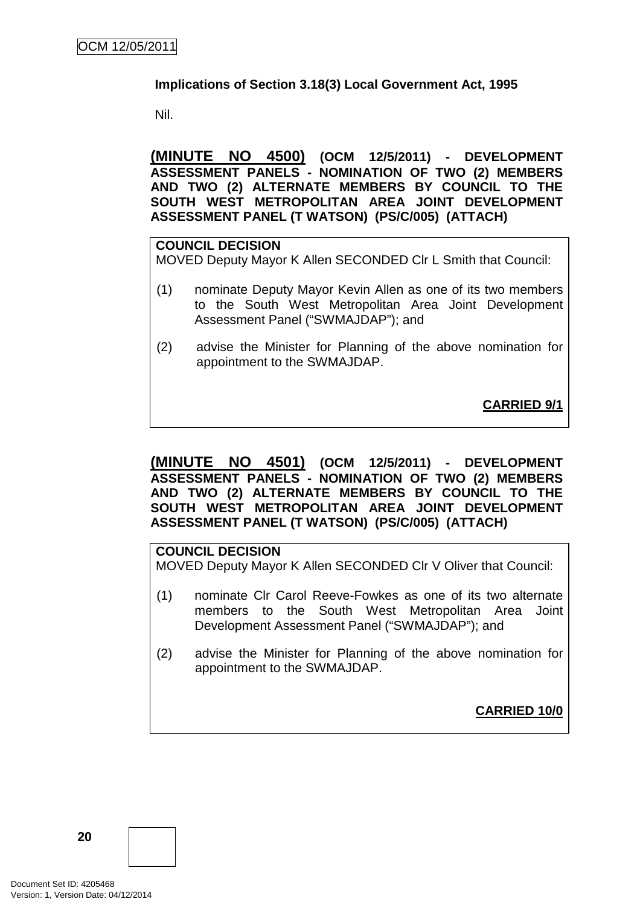**Implications of Section 3.18(3) Local Government Act, 1995**

Nil.

**(MINUTE NO 4500) (OCM 12/5/2011) - DEVELOPMENT ASSESSMENT PANELS - NOMINATION OF TWO (2) MEMBERS AND TWO (2) ALTERNATE MEMBERS BY COUNCIL TO THE SOUTH WEST METROPOLITAN AREA JOINT DEVELOPMENT ASSESSMENT PANEL (T WATSON) (PS/C/005) (ATTACH)**

**COUNCIL DECISION**
MOVED Deputy Mayor K Allen SECONDED Clr L Smith that Council:

(1) nominate Deputy Mayor Kevin Allen as one of its two members to the South West Metropolitan Area Joint Development Assessment Panel ("SWMAJDAP"); and

(2) advise the Minister for Planning of the above nomination for appointment to the SWMAJDAP.

**CARRIED 9/1**

**(MINUTE NO 4501) (OCM 12/5/2011) - DEVELOPMENT ASSESSMENT PANELS - NOMINATION OF TWO (2) MEMBERS AND TWO (2) ALTERNATE MEMBERS BY COUNCIL TO THE SOUTH WEST METROPOLITAN AREA JOINT DEVELOPMENT ASSESSMENT PANEL (T WATSON) (PS/C/005) (ATTACH)**

**COUNCIL DECISION**
MOVED Deputy Mayor K Allen SECONDED Clr V Oliver that Council:

(1) nominate Clr Carol Reeve-Fowkes as one of its two alternate members to the South West Metropolitan Area Joint Development Assessment Panel ("SWMAJDAP"); and

(2) advise the Minister for Planning of the above nomination for appointment to the SWMAJDAP.

**CARRIED 10/0**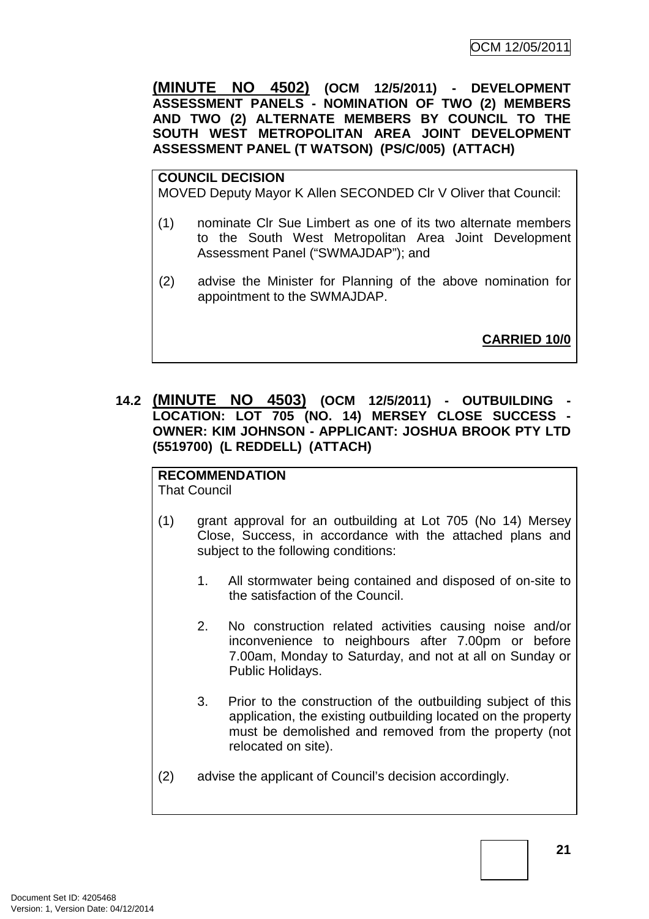**(MINUTE NO 4502) (OCM 12/5/2011) - DEVELOPMENT ASSESSMENT PANELS - NOMINATION OF TWO (2) MEMBERS AND TWO (2) ALTERNATE MEMBERS BY COUNCIL TO THE SOUTH WEST METROPOLITAN AREA JOINT DEVELOPMENT ASSESSMENT PANEL (T WATSON) (PS/C/005) (ATTACH)**

**COUNCIL DECISION**
MOVED Deputy Mayor K Allen SECONDED Clr V Oliver that Council:

(1) nominate Clr Sue Limbert as one of its two alternate members to the South West Metropolitan Area Joint Development Assessment Panel ("SWMAJDAP"); and

(2) advise the Minister for Planning of the above nomination for appointment to the SWMAJDAP.

**CARRIED 10/0**

## 14.2 (MINUTE NO 4503) (OCM 12/5/2011) - OUTBUILDING - LOCATION: LOT 705 (NO. 14) MERSEY CLOSE SUCCESS - OWNER: KIM JOHNSON - APPLICANT: JOSHUA BROOK PTY LTD (5519700) (L REDDELL) (ATTACH)

**RECOMMENDATION**
That Council

(1) grant approval for an outbuilding at Lot 705 (No 14) Mersey Close, Success, in accordance with the attached plans and subject to the following conditions:

   1. All stormwater being contained and disposed of on-site to the satisfaction of the Council.

   2. No construction related activities causing noise and/or inconvenience to neighbours after 7.00pm or before 7.00am, Monday to Saturday, and not at all on Sunday or Public Holidays.

   3. Prior to the construction of the outbuilding subject of this application, the existing outbuilding located on the property must be demolished and removed from the property (not relocated on site).

(2) advise the applicant of Council's decision accordingly.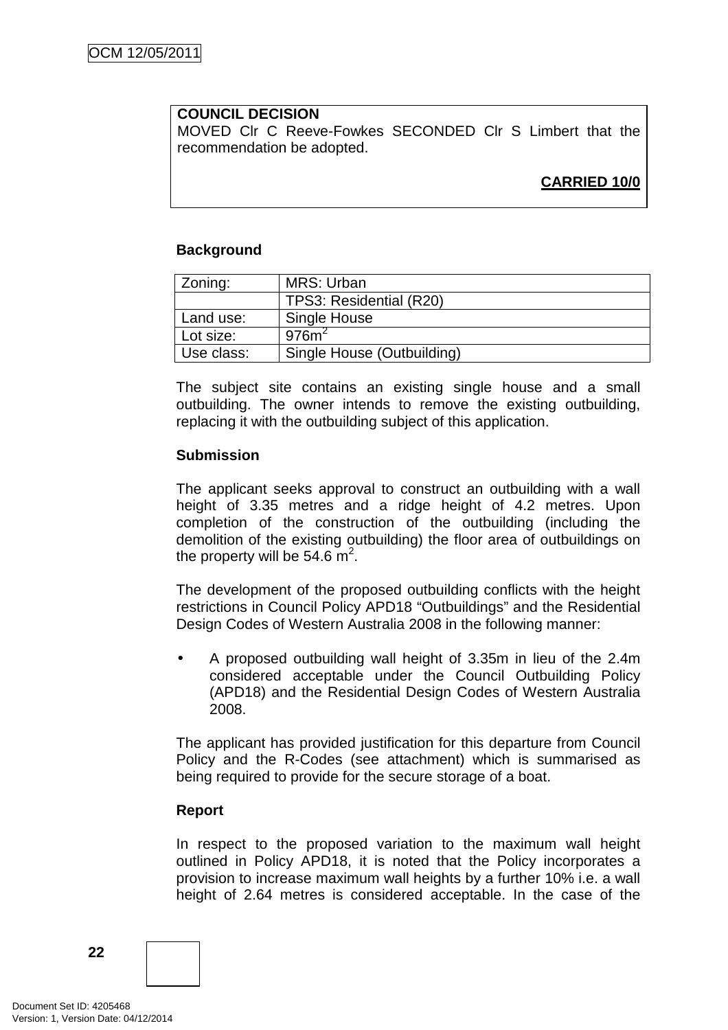**COUNCIL DECISION**
MOVED Clr C Reeve-Fowkes SECONDED Clr S Limbert that the recommendation be adopted.

**CARRIED 10/0**

**Background**

| Zoning: | MRS: Urban |
|---|---|
| | TPS3: Residential (R20) |
| Land use: | Single House |
| Lot size: | 976m$^2$ |
| Use class: | Single House (Outbuilding) |

The subject site contains an existing single house and a small outbuilding. The owner intends to remove the existing outbuilding, replacing it with the outbuilding subject of this application.

**Submission**

The applicant seeks approval to construct an outbuilding with a wall height of 3.35 metres and a ridge height of 4.2 metres. Upon completion of the construction of the outbuilding (including the demolition of the existing outbuilding) the floor area of outbuildings on the property will be 54.6 m$^2$.

The development of the proposed outbuilding conflicts with the height restrictions in Council Policy APD18 "Outbuildings" and the Residential Design Codes of Western Australia 2008 in the following manner:

- A proposed outbuilding wall height of 3.35m in lieu of the 2.4m considered acceptable under the Council Outbuilding Policy (APD18) and the Residential Design Codes of Western Australia 2008.

The applicant has provided justification for this departure from Council Policy and the R-Codes (see attachment) which is summarised as being required to provide for the secure storage of a boat.

**Report**

In respect to the proposed variation to the maximum wall height outlined in Policy APD18, it is noted that the Policy incorporates a provision to increase maximum wall heights by a further 10% i.e. a wall height of 2.64 metres is considered acceptable. In the case of the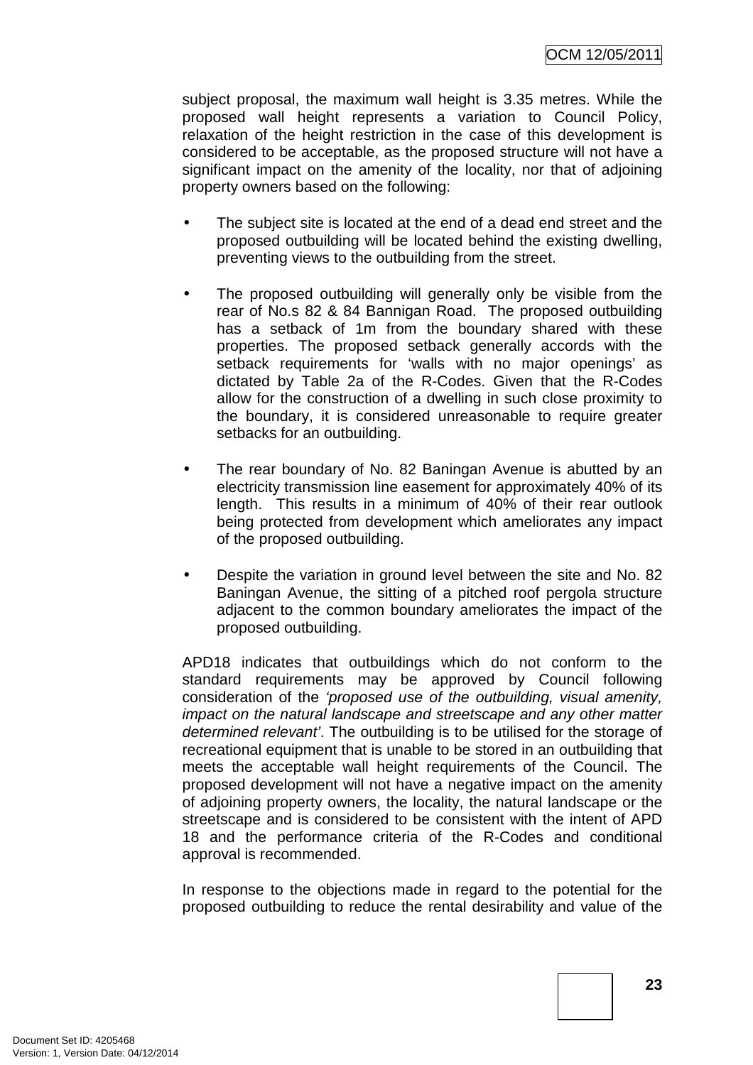subject proposal, the maximum wall height is 3.35 metres. While the proposed wall height represents a variation to Council Policy, relaxation of the height restriction in the case of this development is considered to be acceptable, as the proposed structure will not have a significant impact on the amenity of the locality, nor that of adjoining property owners based on the following:

- The subject site is located at the end of a dead end street and the proposed outbuilding will be located behind the existing dwelling, preventing views to the outbuilding from the street.

- The proposed outbuilding will generally only be visible from the rear of No.s 82 & 84 Bannigan Road. The proposed outbuilding has a setback of 1m from the boundary shared with these properties. The proposed setback generally accords with the setback requirements for 'walls with no major openings' as dictated by Table 2a of the R-Codes. Given that the R-Codes allow for the construction of a dwelling in such close proximity to the boundary, it is considered unreasonable to require greater setbacks for an outbuilding.

- The rear boundary of No. 82 Baningan Avenue is abutted by an electricity transmission line easement for approximately 40% of its length. This results in a minimum of 40% of their rear outlook being protected from development which ameliorates any impact of the proposed outbuilding.

- Despite the variation in ground level between the site and No. 82 Baningan Avenue, the sitting of a pitched roof pergola structure adjacent to the common boundary ameliorates the impact of the proposed outbuilding.

APD18 indicates that outbuildings which do not conform to the standard requirements may be approved by Council following consideration of the *'proposed use of the outbuilding, visual amenity, impact on the natural landscape and streetscape and any other matter determined relevant'*. The outbuilding is to be utilised for the storage of recreational equipment that is unable to be stored in an outbuilding that meets the acceptable wall height requirements of the Council. The proposed development will not have a negative impact on the amenity of adjoining property owners, the locality, the natural landscape or the streetscape and is considered to be consistent with the intent of APD 18 and the performance criteria of the R-Codes and conditional approval is recommended.

In response to the objections made in regard to the potential for the proposed outbuilding to reduce the rental desirability and value of the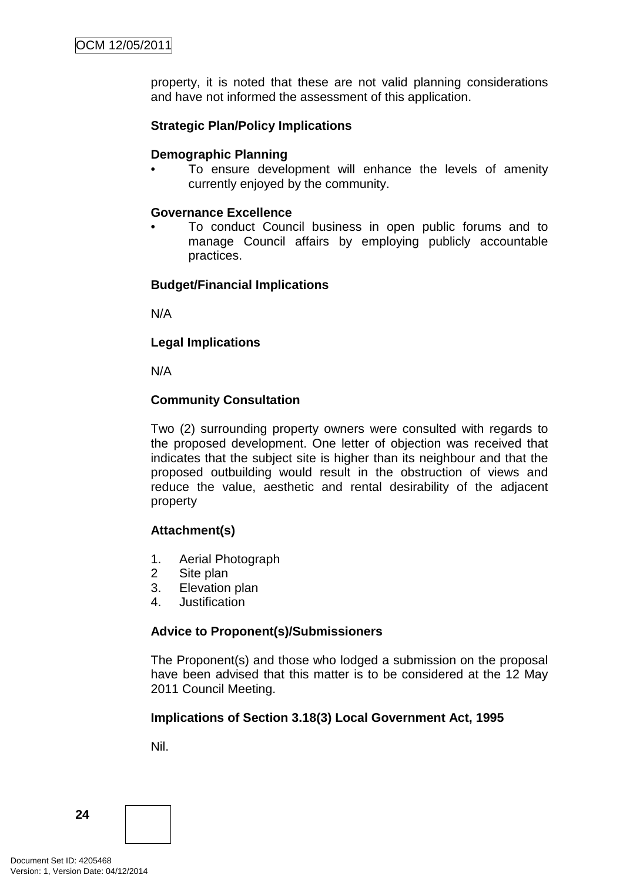property, it is noted that these are not valid planning considerations and have not informed the assessment of this application.

**Strategic Plan/Policy Implications**

**Demographic Planning**

- To ensure development will enhance the levels of amenity currently enjoyed by the community.

**Governance Excellence**

- To conduct Council business in open public forums and to manage Council affairs by employing publicly accountable practices.

**Budget/Financial Implications**

N/A

**Legal Implications**

N/A

**Community Consultation**

Two (2) surrounding property owners were consulted with regards to the proposed development. One letter of objection was received that indicates that the subject site is higher than its neighbour and that the proposed outbuilding would result in the obstruction of views and reduce the value, aesthetic and rental desirability of the adjacent property

**Attachment(s)**

1. Aerial Photograph
2 Site plan
3. Elevation plan
4. Justification

**Advice to Proponent(s)/Submissioners**

The Proponent(s) and those who lodged a submission on the proposal have been advised that this matter is to be considered at the 12 May 2011 Council Meeting.

**Implications of Section 3.18(3) Local Government Act, 1995**

Nil.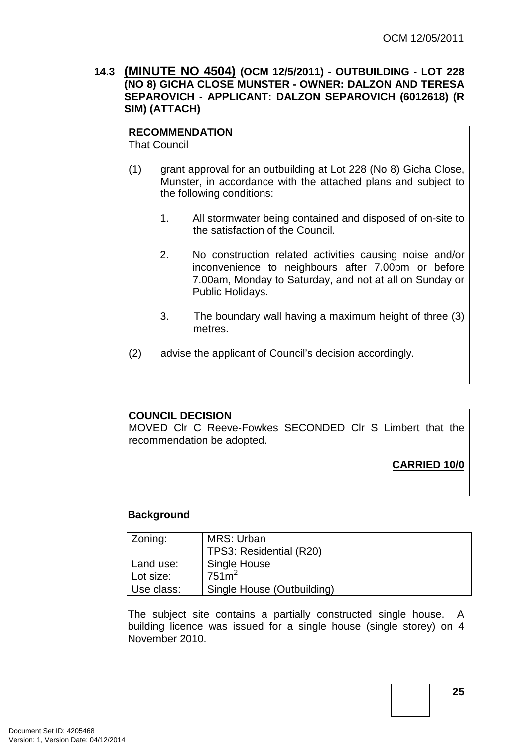## 14.3 (MINUTE NO 4504) (OCM 12/5/2011) - OUTBUILDING - LOT 228 (NO 8) GICHA CLOSE MUNSTER - OWNER: DALZON AND TERESA SEPAROVICH - APPLICANT: DALZON SEPAROVICH (6012618) (R SIM) (ATTACH)

**RECOMMENDATION**
That Council

(1) grant approval for an outbuilding at Lot 228 (No 8) Gicha Close, Munster, in accordance with the attached plans and subject to the following conditions:

1. All stormwater being contained and disposed of on-site to the satisfaction of the Council.

2. No construction related activities causing noise and/or inconvenience to neighbours after 7.00pm or before 7.00am, Monday to Saturday, and not at all on Sunday or Public Holidays.

3. The boundary wall having a maximum height of three (3) metres.

(2) advise the applicant of Council's decision accordingly.

**COUNCIL DECISION**
MOVED Clr C Reeve-Fowkes SECONDED Clr S Limbert that the recommendation be adopted.

**CARRIED 10/0**

**Background**

| Zoning: | MRS: Urban |
|---|---|
| | TPS3: Residential (R20) |
| Land use: | Single House |
| Lot size: | 751m$^2$ |
| Use class: | Single House (Outbuilding) |

The subject site contains a partially constructed single house. A building licence was issued for a single house (single storey) on 4 November 2010.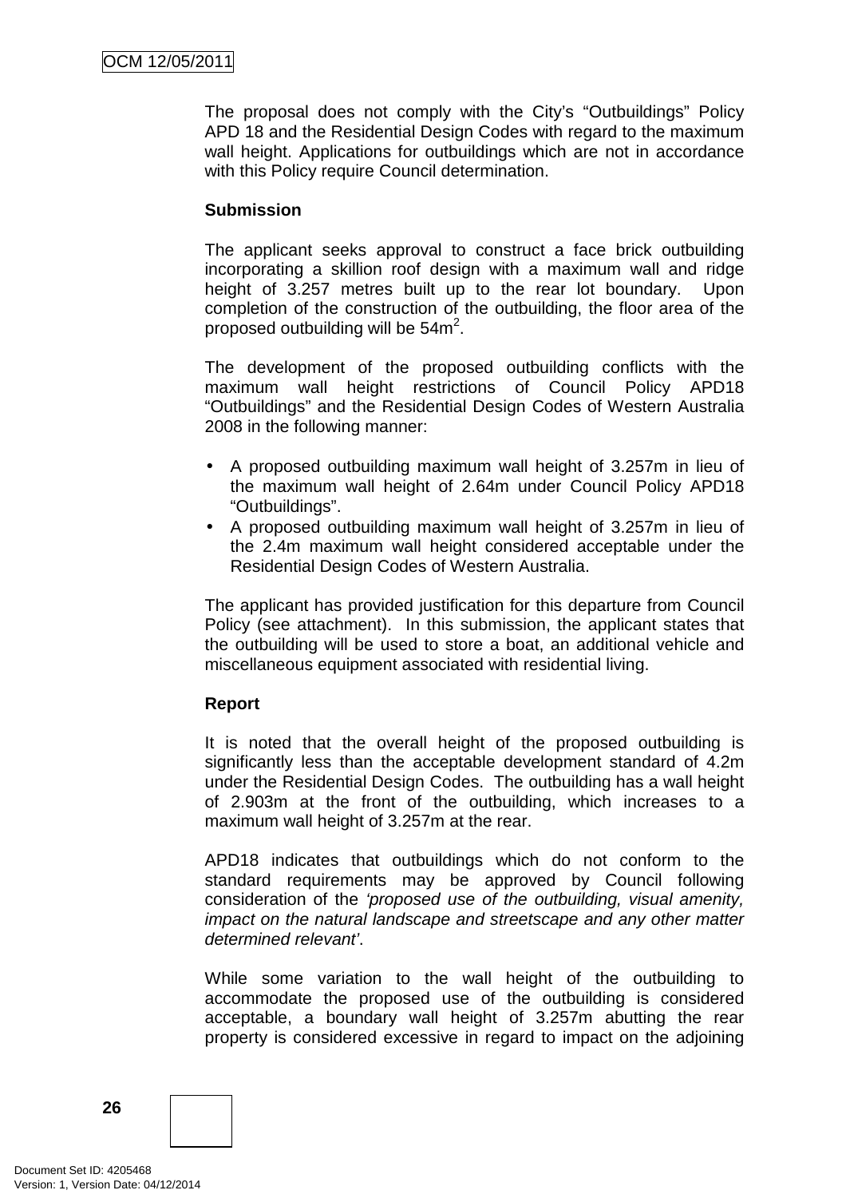The proposal does not comply with the City's "Outbuildings" Policy APD 18 and the Residential Design Codes with regard to the maximum wall height. Applications for outbuildings which are not in accordance with this Policy require Council determination.

**Submission**

The applicant seeks approval to construct a face brick outbuilding incorporating a skillion roof design with a maximum wall and ridge height of 3.257 metres built up to the rear lot boundary. Upon completion of the construction of the outbuilding, the floor area of the proposed outbuilding will be $54m^2$.

The development of the proposed outbuilding conflicts with the maximum wall height restrictions of Council Policy APD18 "Outbuildings" and the Residential Design Codes of Western Australia 2008 in the following manner:

- A proposed outbuilding maximum wall height of 3.257m in lieu of the maximum wall height of 2.64m under Council Policy APD18 "Outbuildings".
- A proposed outbuilding maximum wall height of 3.257m in lieu of the 2.4m maximum wall height considered acceptable under the Residential Design Codes of Western Australia.

The applicant has provided justification for this departure from Council Policy (see attachment). In this submission, the applicant states that the outbuilding will be used to store a boat, an additional vehicle and miscellaneous equipment associated with residential living.

**Report**

It is noted that the overall height of the proposed outbuilding is significantly less than the acceptable development standard of 4.2m under the Residential Design Codes. The outbuilding has a wall height of 2.903m at the front of the outbuilding, which increases to a maximum wall height of 3.257m at the rear.

APD18 indicates that outbuildings which do not conform to the standard requirements may be approved by Council following consideration of the *'proposed use of the outbuilding, visual amenity, impact on the natural landscape and streetscape and any other matter determined relevant'*.

While some variation to the wall height of the outbuilding to accommodate the proposed use of the outbuilding is considered acceptable, a boundary wall height of 3.257m abutting the rear property is considered excessive in regard to impact on the adjoining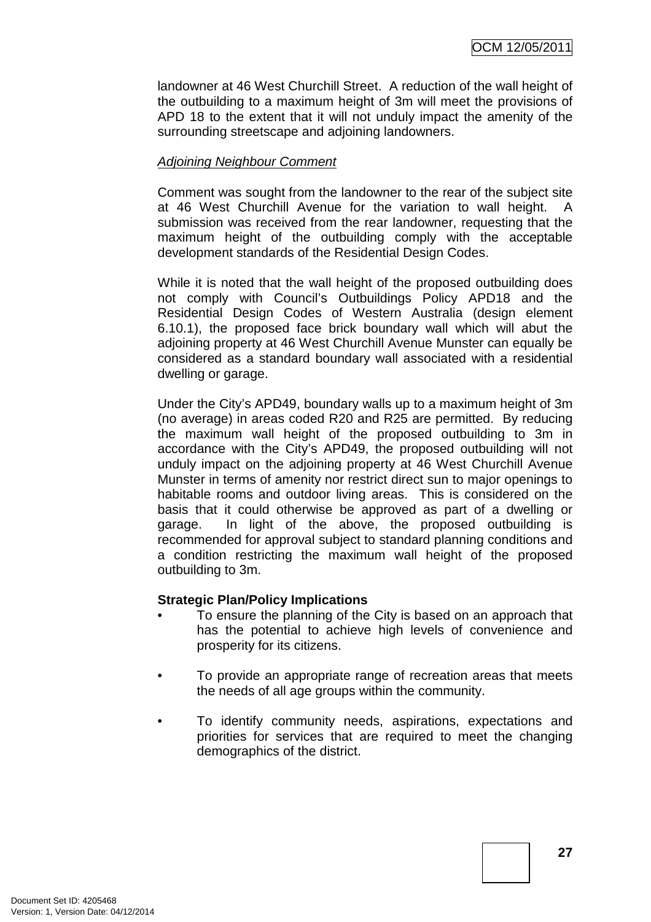landowner at 46 West Churchill Street. A reduction of the wall height of the outbuilding to a maximum height of 3m will meet the provisions of APD 18 to the extent that it will not unduly impact the amenity of the surrounding streetscape and adjoining landowners.

*Adjoining Neighbour Comment*

Comment was sought from the landowner to the rear of the subject site at 46 West Churchill Avenue for the variation to wall height. A submission was received from the rear landowner, requesting that the maximum height of the outbuilding comply with the acceptable development standards of the Residential Design Codes.

While it is noted that the wall height of the proposed outbuilding does not comply with Council's Outbuildings Policy APD18 and the Residential Design Codes of Western Australia (design element 6.10.1), the proposed face brick boundary wall which will abut the adjoining property at 46 West Churchill Avenue Munster can equally be considered as a standard boundary wall associated with a residential dwelling or garage.

Under the City's APD49, boundary walls up to a maximum height of 3m (no average) in areas coded R20 and R25 are permitted. By reducing the maximum wall height of the proposed outbuilding to 3m in accordance with the City's APD49, the proposed outbuilding will not unduly impact on the adjoining property at 46 West Churchill Avenue Munster in terms of amenity nor restrict direct sun to major openings to habitable rooms and outdoor living areas. This is considered on the basis that it could otherwise be approved as part of a dwelling or garage. In light of the above, the proposed outbuilding is recommended for approval subject to standard planning conditions and a condition restricting the maximum wall height of the proposed outbuilding to 3m.

**Strategic Plan/Policy Implications**

- To ensure the planning of the City is based on an approach that has the potential to achieve high levels of convenience and prosperity for its citizens.
- To provide an appropriate range of recreation areas that meets the needs of all age groups within the community.
- To identify community needs, aspirations, expectations and priorities for services that are required to meet the changing demographics of the district.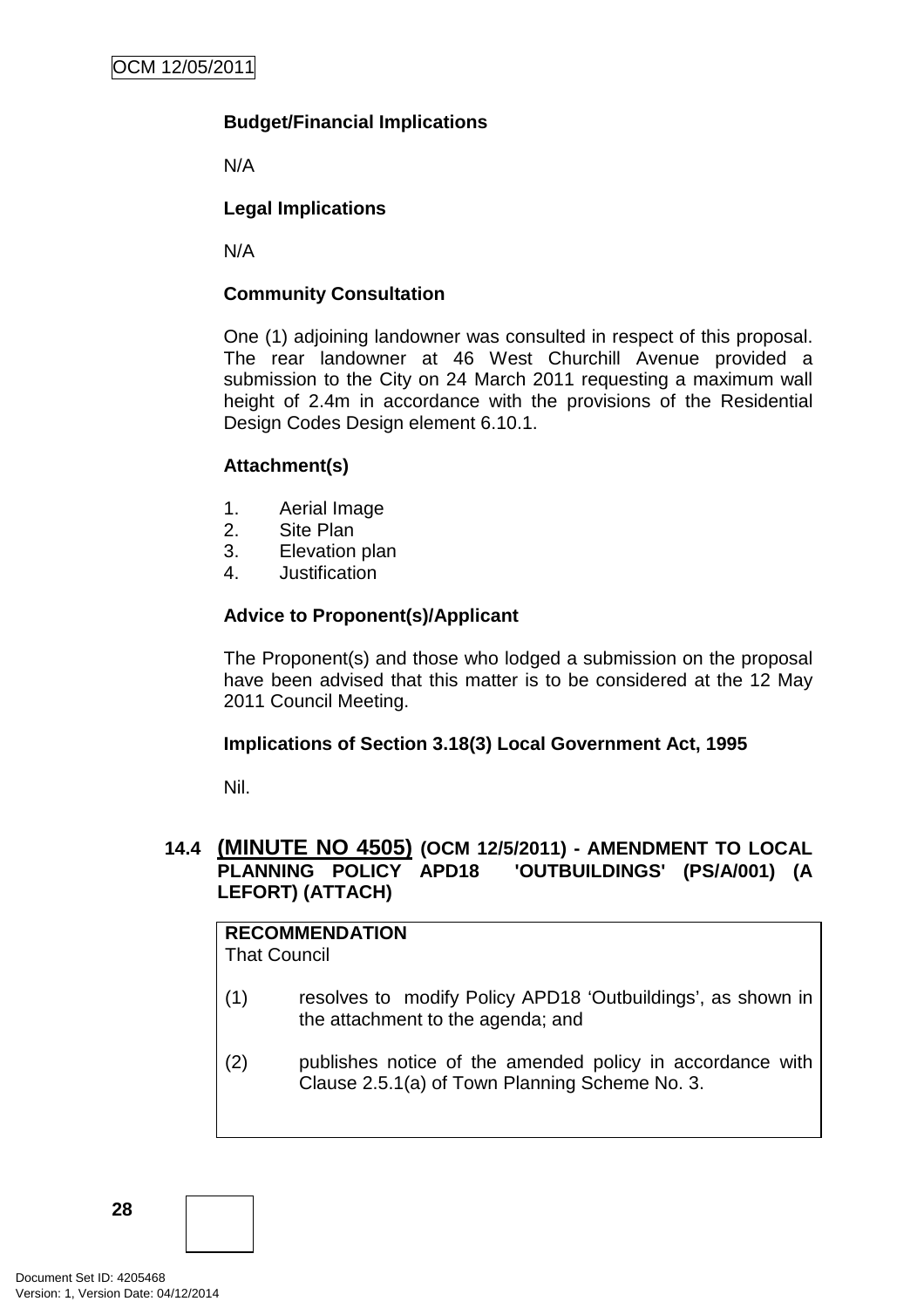**Budget/Financial Implications**

N/A

**Legal Implications**

N/A

**Community Consultation**

One (1) adjoining landowner was consulted in respect of this proposal. The rear landowner at 46 West Churchill Avenue provided a submission to the City on 24 March 2011 requesting a maximum wall height of 2.4m in accordance with the provisions of the Residential Design Codes Design element 6.10.1.

**Attachment(s)**

1. Aerial Image
2. Site Plan
3. Elevation plan
4. Justification

**Advice to Proponent(s)/Applicant**

The Proponent(s) and those who lodged a submission on the proposal have been advised that this matter is to be considered at the 12 May 2011 Council Meeting.

**Implications of Section 3.18(3) Local Government Act, 1995**

Nil.

## 14.4 (MINUTE NO 4505) (OCM 12/5/2011) - AMENDMENT TO LOCAL PLANNING POLICY APD18 'OUTBUILDINGS' (PS/A/001) (A LEFORT) (ATTACH)

**RECOMMENDATION**
That Council

(1) resolves to modify Policy APD18 'Outbuildings', as shown in the attachment to the agenda; and

(2) publishes notice of the amended policy in accordance with Clause 2.5.1(a) of Town Planning Scheme No. 3.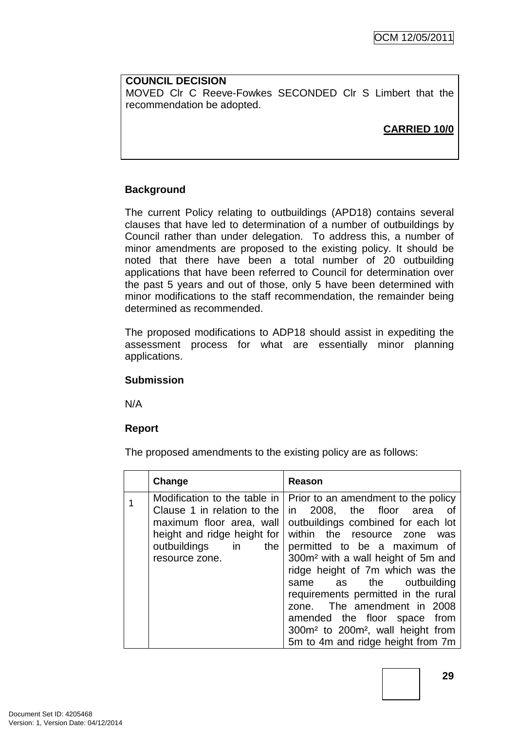**COUNCIL DECISION**
MOVED Clr C Reeve-Fowkes SECONDED Clr S Limbert that the recommendation be adopted.

**CARRIED 10/0**

**Background**

The current Policy relating to outbuildings (APD18) contains several clauses that have led to determination of a number of outbuildings by Council rather than under delegation. To address this, a number of minor amendments are proposed to the existing policy. It should be noted that there have been a total number of 20 outbuilding applications that have been referred to Council for determination over the past 5 years and out of those, only 5 have been determined with minor modifications to the staff recommendation, the remainder being determined as recommended.

The proposed modifications to ADP18 should assist in expediting the assessment process for what are essentially minor planning applications.

**Submission**

N/A

**Report**

The proposed amendments to the existing policy are as follows:

| | Change | Reason |
|---|---|---|
| 1 | Modification to the table in Clause 1 in relation to the maximum floor area, wall height and ridge height for outbuildings in the resource zone. | Prior to an amendment to the policy in 2008, the floor area of outbuildings combined for each lot within the resource zone was permitted to be a maximum of 300m² with a wall height of 5m and ridge height of 7m which was the same as the outbuilding requirements permitted in the rural zone. The amendment in 2008 amended the floor space from 300m² to 200m², wall height from 5m to 4m and ridge height from 7m |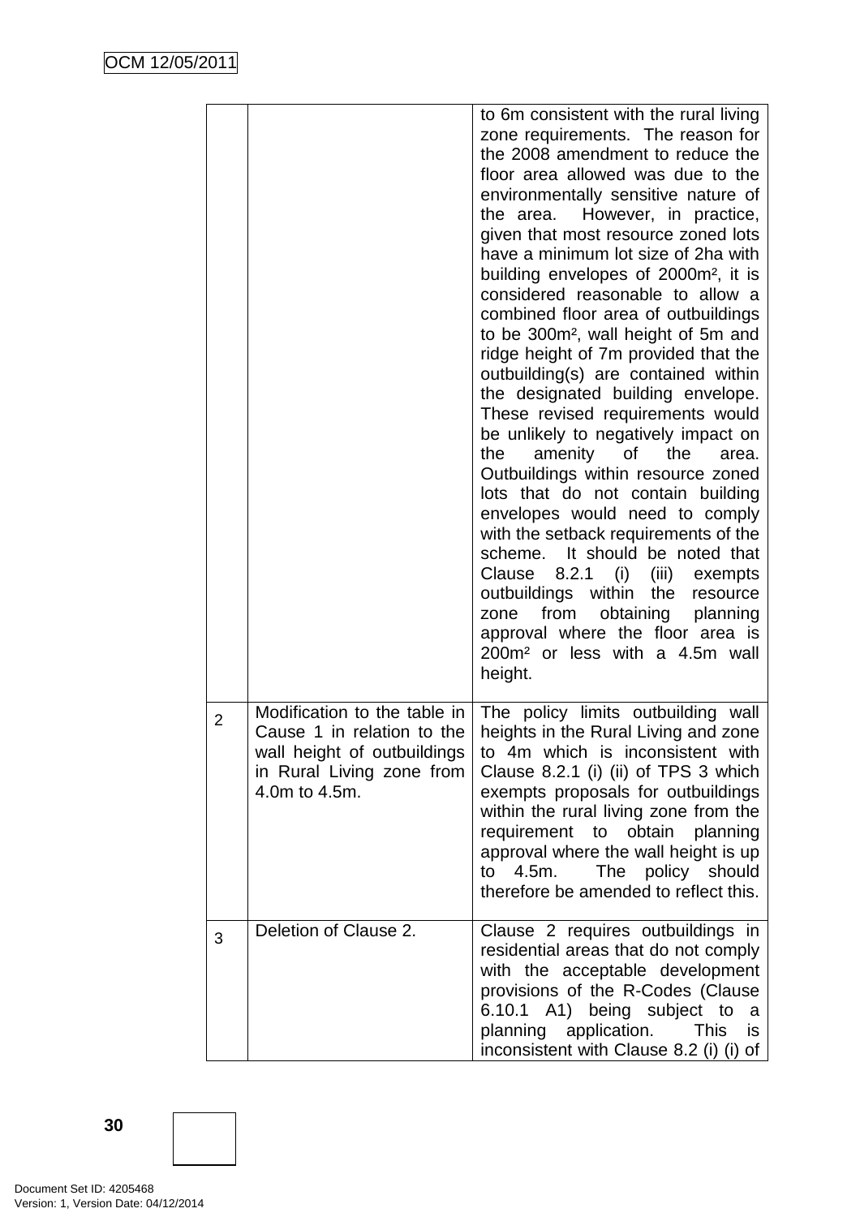| | | |
|---|---|---|
| | | to 6m consistent with the rural living zone requirements. The reason for the 2008 amendment to reduce the floor area allowed was due to the environmentally sensitive nature of the area. However, in practice, given that most resource zoned lots have a minimum lot size of 2ha with building envelopes of 2000m², it is considered reasonable to allow a combined floor area of outbuildings to be 300m², wall height of 5m and ridge height of 7m provided that the outbuilding(s) are contained within the designated building envelope. These revised requirements would be unlikely to negatively impact on the amenity of the area. Outbuildings within resource zoned lots that do not contain building envelopes would need to comply with the setback requirements of the scheme. It should be noted that Clause 8.2.1 (i) (iii) exempts outbuildings within the resource zone from obtaining planning approval where the floor area is 200m² or less with a 4.5m wall height. |
| 2 | Modification to the table in Cause 1 in relation to the wall height of outbuildings in Rural Living zone from 4.0m to 4.5m. | The policy limits outbuilding wall heights in the Rural Living and zone to 4m which is inconsistent with Clause 8.2.1 (i) (ii) of TPS 3 which exempts proposals for outbuildings within the rural living zone from the requirement to obtain planning approval where the wall height is up to 4.5m. The policy should therefore be amended to reflect this. |
| 3 | Deletion of Clause 2. | Clause 2 requires outbuildings in residential areas that do not comply with the acceptable development provisions of the R-Codes (Clause 6.10.1 A1) being subject to a planning application. This is inconsistent with Clause 8.2 (i) (i) of |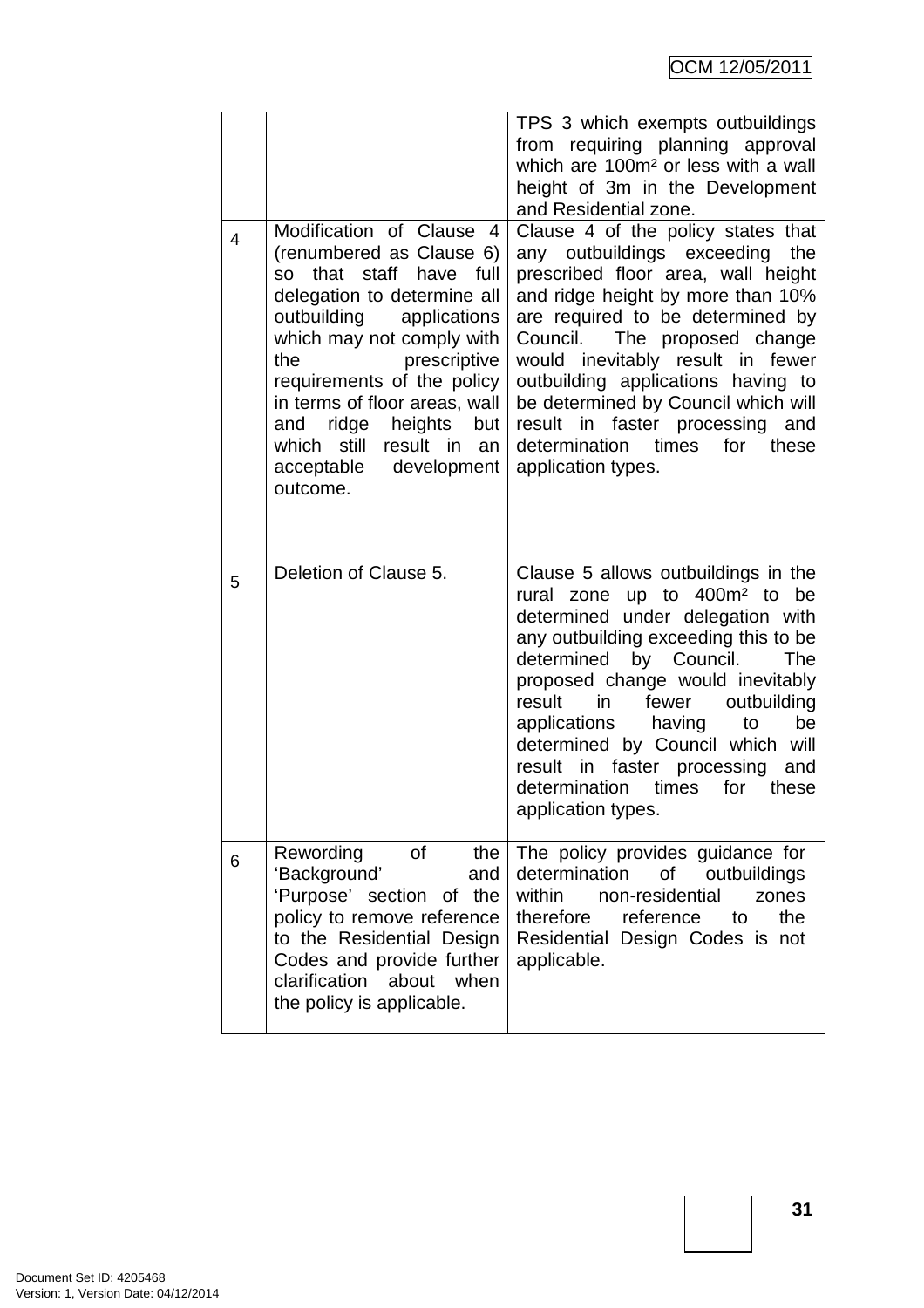| | | |
|---|---|---|
| | | TPS 3 which exempts outbuildings from requiring planning approval which are 100m² or less with a wall height of 3m in the Development and Residential zone. |
| 4 | Modification of Clause 4 (renumbered as Clause 6) so that staff have full delegation to determine all outbuilding applications which may not comply with the prescriptive requirements of the policy in terms of floor areas, wall and ridge heights but which still result in an acceptable development outcome. | Clause 4 of the policy states that any outbuildings exceeding the prescribed floor area, wall height and ridge height by more than 10% are required to be determined by Council. The proposed change would inevitably result in fewer outbuilding applications having to be determined by Council which will result in faster processing and determination times for these application types. |
| 5 | Deletion of Clause 5. | Clause 5 allows outbuildings in the rural zone up to 400m² to be determined under delegation with any outbuilding exceeding this to be determined by Council. The proposed change would inevitably result in fewer outbuilding applications having to be determined by Council which will result in faster processing and determination times for these application types. |
| 6 | Rewording of the 'Background' and 'Purpose' section of the policy to remove reference to the Residential Design Codes and provide further clarification about when the policy is applicable. | The policy provides guidance for determination of outbuildings within non-residential zones therefore reference to the Residential Design Codes is not applicable. |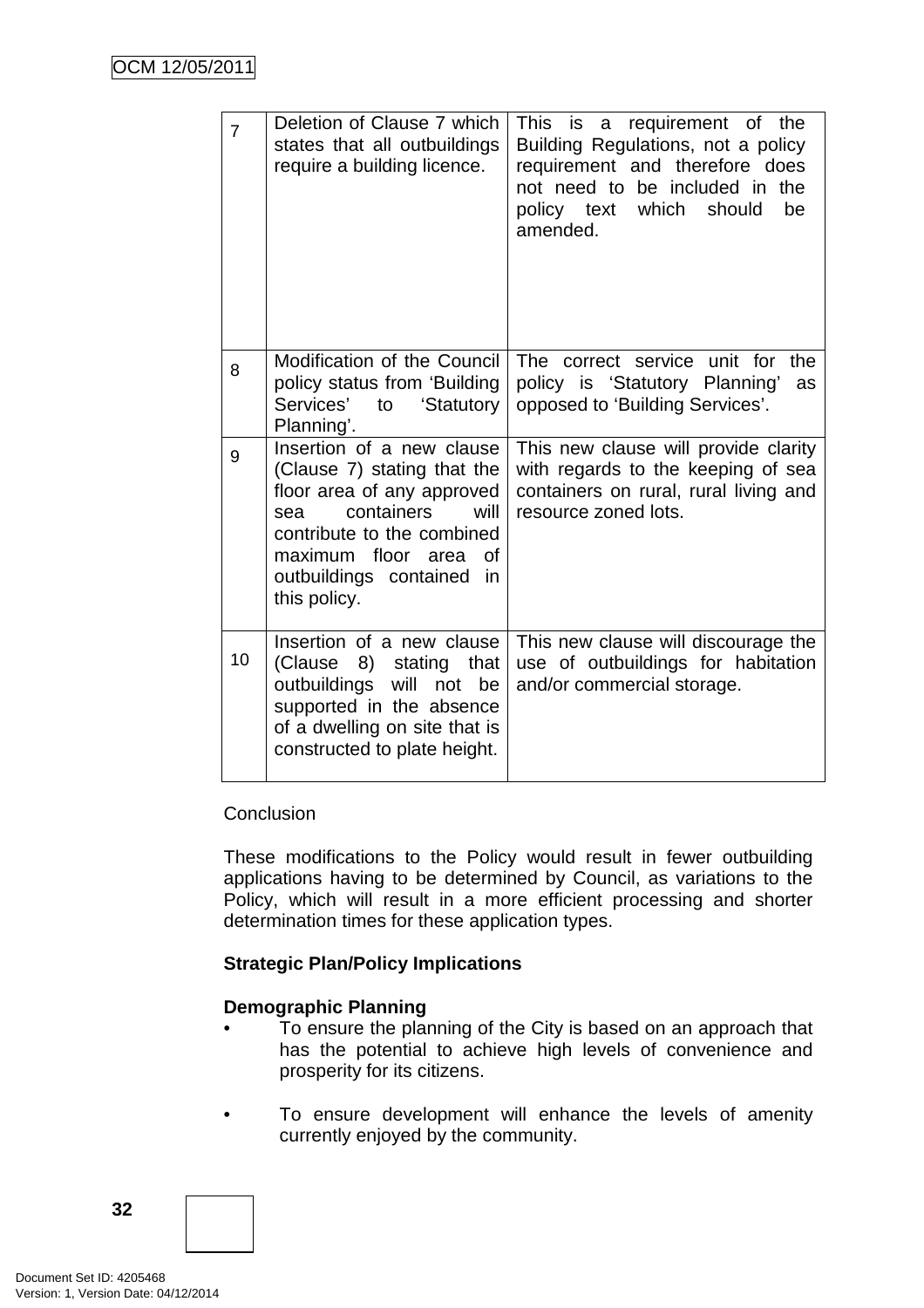| | | |
|---|---|---|
| 7 | Deletion of Clause 7 which states that all outbuildings require a building licence. | This is a requirement of the Building Regulations, not a policy requirement and therefore does not need to be included in the policy text which should be amended. |
| 8 | Modification of the Council policy status from 'Building Services' to 'Statutory Planning'. | The correct service unit for the policy is 'Statutory Planning' as opposed to 'Building Services'. |
| 9 | Insertion of a new clause (Clause 7) stating that the floor area of any approved sea containers will contribute to the combined maximum floor area of outbuildings contained in this policy. | This new clause will provide clarity with regards to the keeping of sea containers on rural, rural living and resource zoned lots. |
| 10 | Insertion of a new clause (Clause 8) stating that outbuildings will not be supported in the absence of a dwelling on site that is constructed to plate height. | This new clause will discourage the use of outbuildings for habitation and/or commercial storage. |

Conclusion

These modifications to the Policy would result in fewer outbuilding applications having to be determined by Council, as variations to the Policy, which will result in a more efficient processing and shorter determination times for these application types.

**Strategic Plan/Policy Implications**

**Demographic Planning**

- To ensure the planning of the City is based on an approach that has the potential to achieve high levels of convenience and prosperity for its citizens.

- To ensure development will enhance the levels of amenity currently enjoyed by the community.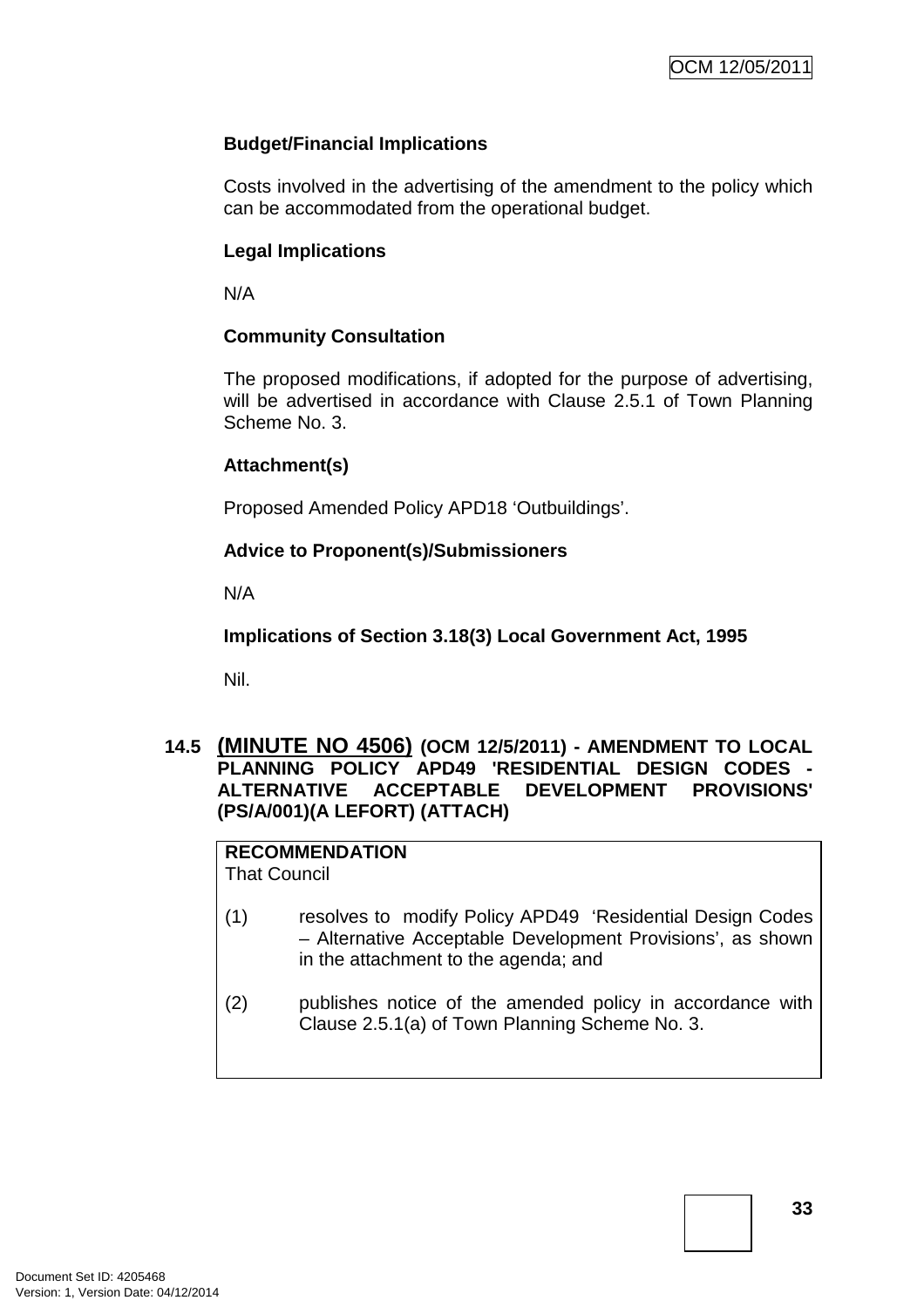**Budget/Financial Implications**

Costs involved in the advertising of the amendment to the policy which can be accommodated from the operational budget.

**Legal Implications**

N/A

**Community Consultation**

The proposed modifications, if adopted for the purpose of advertising, will be advertised in accordance with Clause 2.5.1 of Town Planning Scheme No. 3.

**Attachment(s)**

Proposed Amended Policy APD18 'Outbuildings'.

**Advice to Proponent(s)/Submissioners**

N/A

**Implications of Section 3.18(3) Local Government Act, 1995**

Nil.

### 14.5 (MINUTE NO 4506) (OCM 12/5/2011) - AMENDMENT TO LOCAL PLANNING POLICY APD49 'RESIDENTIAL DESIGN CODES - ALTERNATIVE ACCEPTABLE DEVELOPMENT PROVISIONS' (PS/A/001)(A LEFORT) (ATTACH)

**RECOMMENDATION**
That Council

(1) resolves to modify Policy APD49 'Residential Design Codes – Alternative Acceptable Development Provisions', as shown in the attachment to the agenda; and

(2) publishes notice of the amended policy in accordance with Clause 2.5.1(a) of Town Planning Scheme No. 3.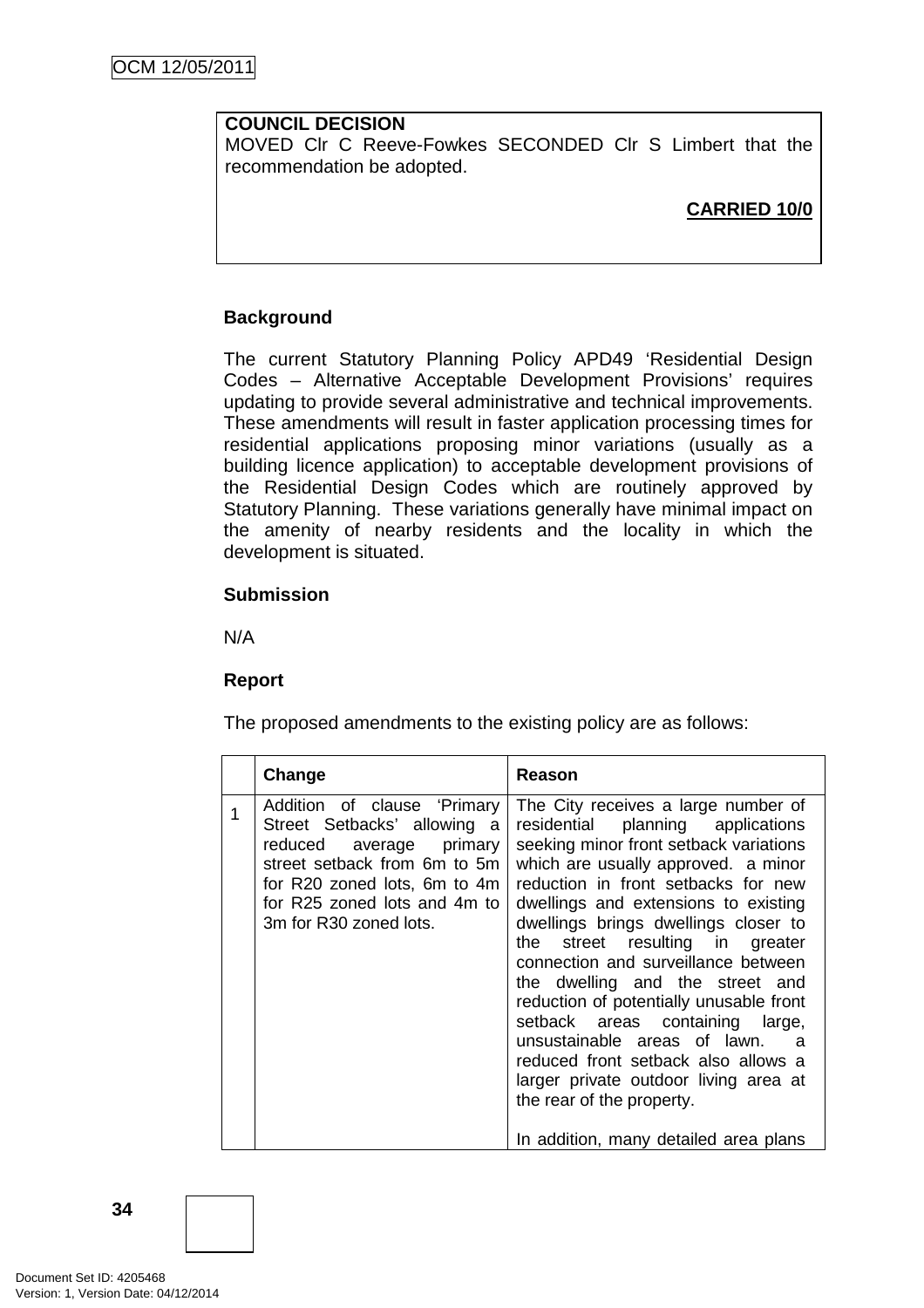**COUNCIL DECISION**
MOVED Clr C Reeve-Fowkes SECONDED Clr S Limbert that the recommendation be adopted.

**CARRIED 10/0**

**Background**

The current Statutory Planning Policy APD49 'Residential Design Codes – Alternative Acceptable Development Provisions' requires updating to provide several administrative and technical improvements. These amendments will result in faster application processing times for residential applications proposing minor variations (usually as a building licence application) to acceptable development provisions of the Residential Design Codes which are routinely approved by Statutory Planning. These variations generally have minimal impact on the amenity of nearby residents and the locality in which the development is situated.

**Submission**

N/A

**Report**

The proposed amendments to the existing policy are as follows:

| | Change | Reason |
|---|---|---|
| 1 | Addition of clause 'Primary Street Setbacks' allowing a reduced average primary street setback from 6m to 5m for R20 zoned lots, 6m to 4m for R25 zoned lots and 4m to 3m for R30 zoned lots. | The City receives a large number of residential planning applications seeking minor front setback variations which are usually approved. a minor reduction in front setbacks for new dwellings and extensions to existing dwellings brings dwellings closer to the street resulting in greater connection and surveillance between the dwelling and the street and reduction of potentially unusable front setback areas containing large, unsustainable areas of lawn. a reduced front setback also allows a larger private outdoor living area at the rear of the property.<br><br>In addition, many detailed area plans |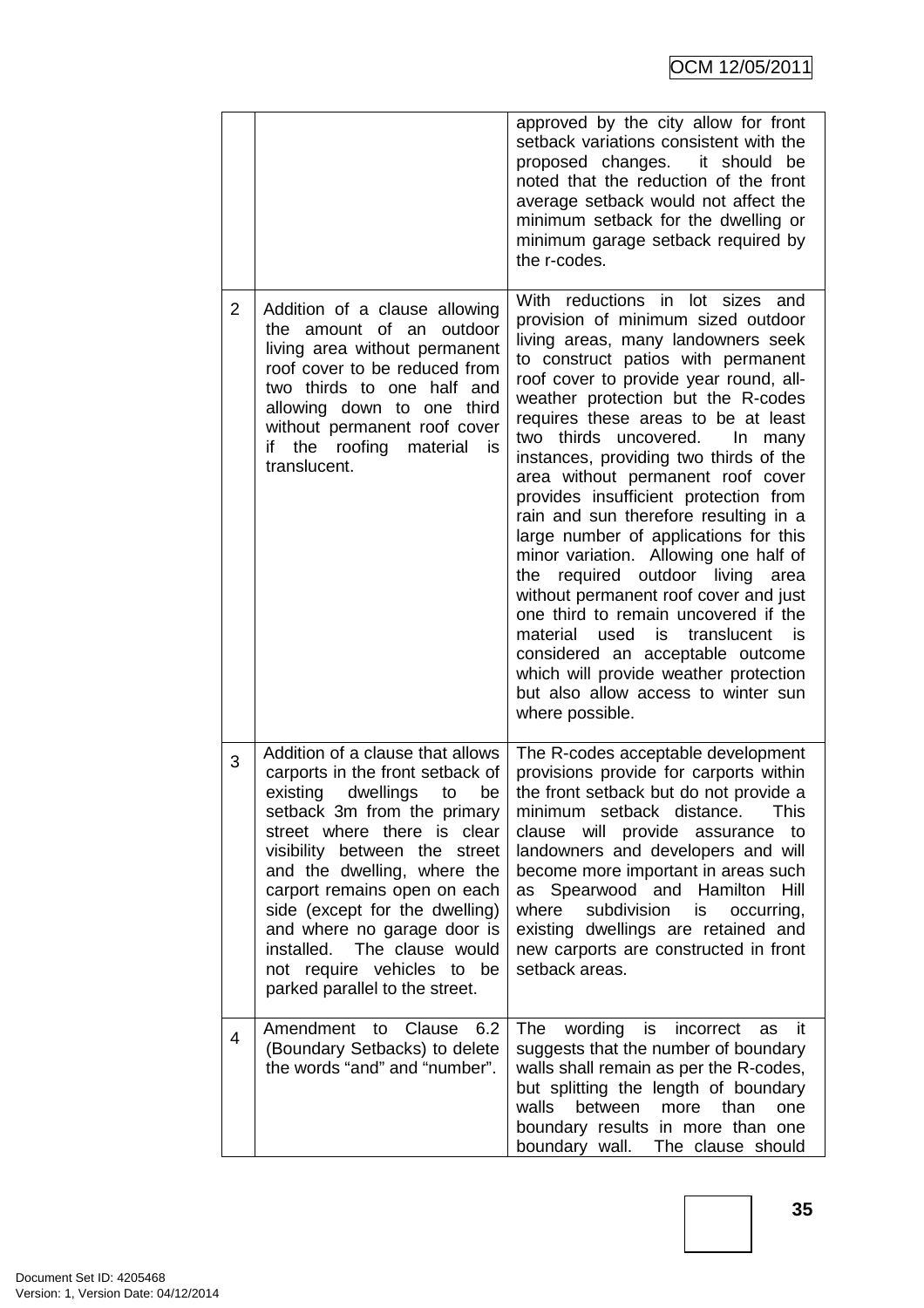| | | |
|---|---|---|
| | | approved by the city allow for front setback variations consistent with the proposed changes. it should be noted that the reduction of the front average setback would not affect the minimum setback for the dwelling or minimum garage setback required by the r-codes. |
| 2 | Addition of a clause allowing the amount of an outdoor living area without permanent roof cover to be reduced from two thirds to one half and allowing down to one third without permanent roof cover if the roofing material is translucent. | With reductions in lot sizes and provision of minimum sized outdoor living areas, many landowners seek to construct patios with permanent roof cover to provide year round, all-weather protection but the R-codes requires these areas to be at least two thirds uncovered. In many instances, providing two thirds of the area without permanent roof cover provides insufficient protection from rain and sun therefore resulting in a large number of applications for this minor variation. Allowing one half of the required outdoor living area without permanent roof cover and just one third to remain uncovered if the material used is translucent is considered an acceptable outcome which will provide weather protection but also allow access to winter sun where possible. |
| 3 | Addition of a clause that allows carports in the front setback of existing dwellings to be setback 3m from the primary street where there is clear visibility between the street and the dwelling, where the carport remains open on each side (except for the dwelling) and where no garage door is installed. The clause would not require vehicles to be parked parallel to the street. | The R-codes acceptable development provisions provide for carports within the front setback but do not provide a minimum setback distance. This clause will provide assurance to landowners and developers and will become more important in areas such as Spearwood and Hamilton Hill where subdivision is occurring, existing dwellings are retained and new carports are constructed in front setback areas. |
| 4 | Amendment to Clause 6.2 (Boundary Setbacks) to delete the words "and" and "number". | The wording is incorrect as it suggests that the number of boundary walls shall remain as per the R-codes, but splitting the length of boundary walls between more than one boundary results in more than one boundary wall. The clause should |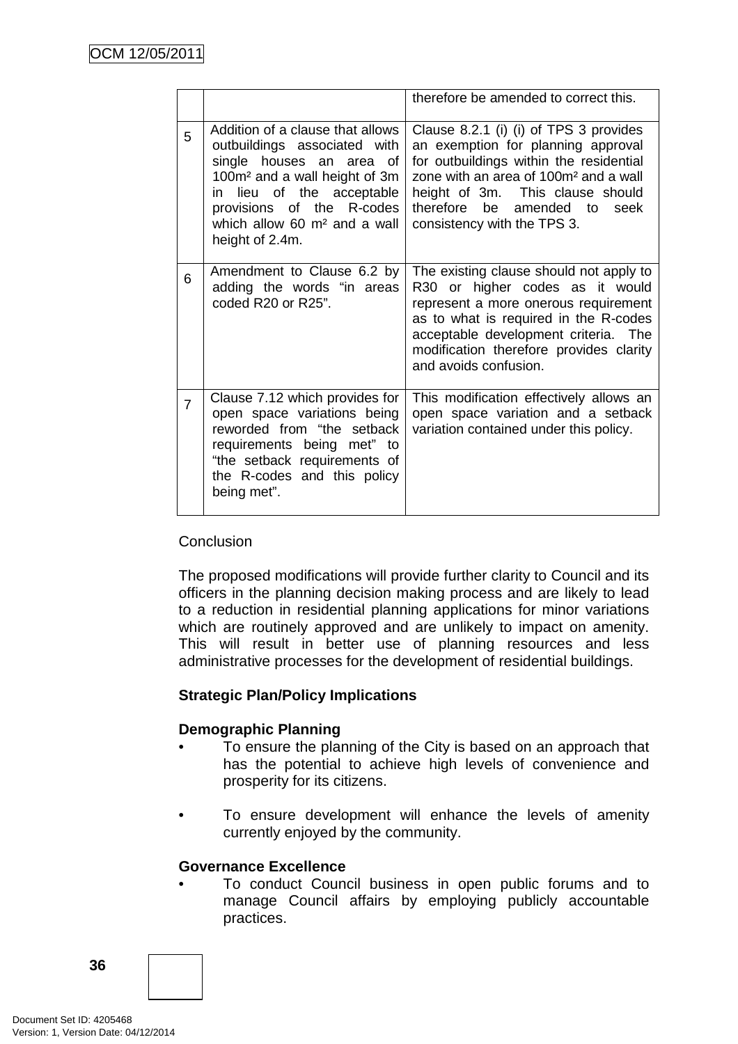| | | |
|---|---|---|
| | | therefore be amended to correct this. |
| 5 | Addition of a clause that allows outbuildings associated with single houses an area of 100m² and a wall height of 3m in lieu of the acceptable provisions of the R-codes which allow 60 m² and a wall height of 2.4m. | Clause 8.2.1 (i) (i) of TPS 3 provides an exemption for planning approval for outbuildings within the residential zone with an area of 100m² and a wall height of 3m. This clause should therefore be amended to seek consistency with the TPS 3. |
| 6 | Amendment to Clause 6.2 by adding the words "in areas coded R20 or R25". | The existing clause should not apply to R30 or higher codes as it would represent a more onerous requirement as to what is required in the R-codes acceptable development criteria. The modification therefore provides clarity and avoids confusion. |
| 7 | Clause 7.12 which provides for open space variations being reworded from "the setback requirements being met" to "the setback requirements of the R-codes and this policy being met". | This modification effectively allows an open space variation and a setback variation contained under this policy. |

Conclusion

The proposed modifications will provide further clarity to Council and its officers in the planning decision making process and are likely to lead to a reduction in residential planning applications for minor variations which are routinely approved and are unlikely to impact on amenity. This will result in better use of planning resources and less administrative processes for the development of residential buildings.

**Strategic Plan/Policy Implications**

**Demographic Planning**

- To ensure the planning of the City is based on an approach that has the potential to achieve high levels of convenience and prosperity for its citizens.

- To ensure development will enhance the levels of amenity currently enjoyed by the community.

**Governance Excellence**

- To conduct Council business in open public forums and to manage Council affairs by employing publicly accountable practices.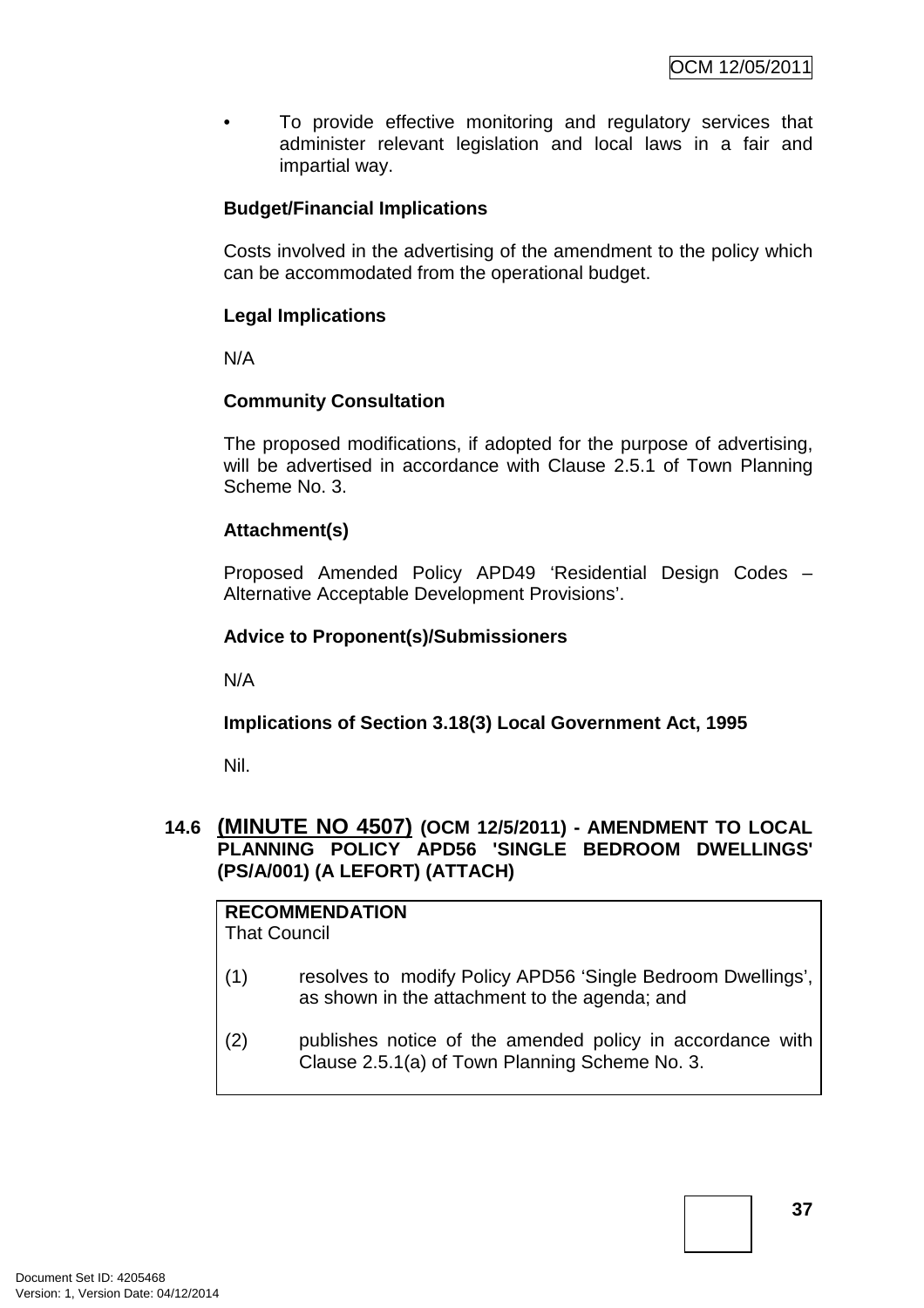- To provide effective monitoring and regulatory services that administer relevant legislation and local laws in a fair and impartial way.

**Budget/Financial Implications**

Costs involved in the advertising of the amendment to the policy which can be accommodated from the operational budget.

**Legal Implications**

N/A

**Community Consultation**

The proposed modifications, if adopted for the purpose of advertising, will be advertised in accordance with Clause 2.5.1 of Town Planning Scheme No. 3.

**Attachment(s)**

Proposed Amended Policy APD49 'Residential Design Codes – Alternative Acceptable Development Provisions'.

**Advice to Proponent(s)/Submissioners**

N/A

**Implications of Section 3.18(3) Local Government Act, 1995**

Nil.

## 14.6 (MINUTE NO 4507) (OCM 12/5/2011) - AMENDMENT TO LOCAL PLANNING POLICY APD56 'SINGLE BEDROOM DWELLINGS' (PS/A/001) (A LEFORT) (ATTACH)

**RECOMMENDATION**
That Council

(1) resolves to modify Policy APD56 'Single Bedroom Dwellings', as shown in the attachment to the agenda; and

(2) publishes notice of the amended policy in accordance with Clause 2.5.1(a) of Town Planning Scheme No. 3.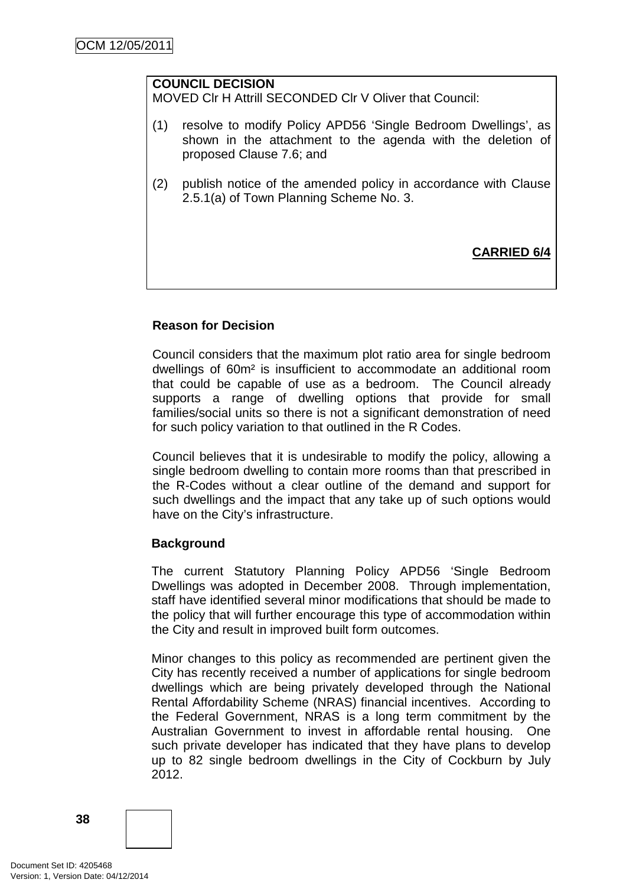**COUNCIL DECISION**
MOVED Clr H Attrill SECONDED Clr V Oliver that Council:

(1) resolve to modify Policy APD56 'Single Bedroom Dwellings', as shown in the attachment to the agenda with the deletion of proposed Clause 7.6; and

(2) publish notice of the amended policy in accordance with Clause 2.5.1(a) of Town Planning Scheme No. 3.

**CARRIED 6/4**

### Reason for Decision

Council considers that the maximum plot ratio area for single bedroom dwellings of 60m² is insufficient to accommodate an additional room that could be capable of use as a bedroom. The Council already supports a range of dwelling options that provide for small families/social units so there is not a significant demonstration of need for such policy variation to that outlined in the R Codes.

Council believes that it is undesirable to modify the policy, allowing a single bedroom dwelling to contain more rooms than that prescribed in the R-Codes without a clear outline of the demand and support for such dwellings and the impact that any take up of such options would have on the City's infrastructure.

### Background

The current Statutory Planning Policy APD56 'Single Bedroom Dwellings was adopted in December 2008. Through implementation, staff have identified several minor modifications that should be made to the policy that will further encourage this type of accommodation within the City and result in improved built form outcomes.

Minor changes to this policy as recommended are pertinent given the City has recently received a number of applications for single bedroom dwellings which are being privately developed through the National Rental Affordability Scheme (NRAS) financial incentives. According to the Federal Government, NRAS is a long term commitment by the Australian Government to invest in affordable rental housing. One such private developer has indicated that they have plans to develop up to 82 single bedroom dwellings in the City of Cockburn by July 2012.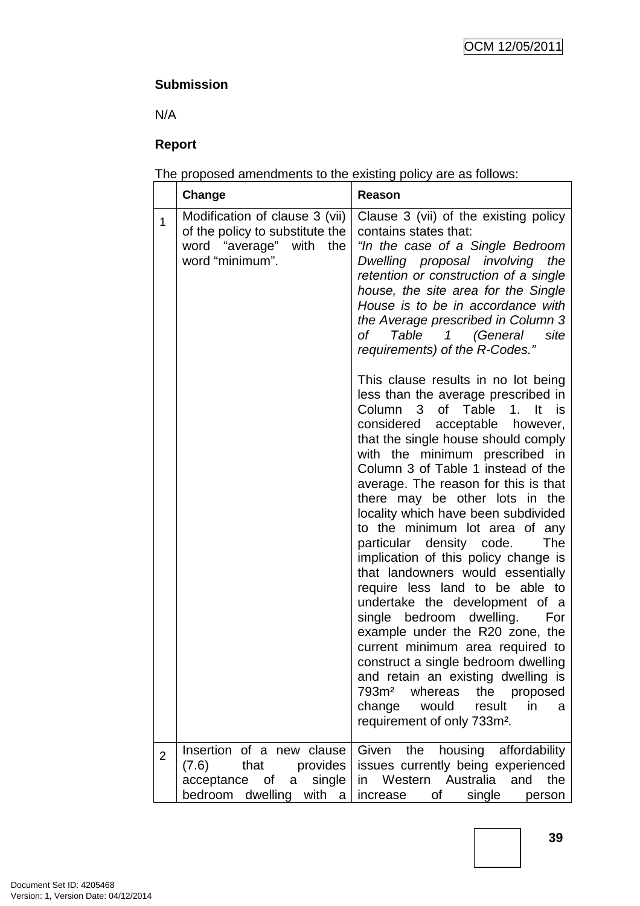**Submission**

N/A

**Report**

The proposed amendments to the existing policy are as follows:

| | Change | Reason |
|---|---|---|
| 1 | Modification of clause 3 (vii) of the policy to substitute the word "average" with the word "minimum". | Clause 3 (vii) of the existing policy contains states that: *"In the case of a Single Bedroom Dwelling proposal involving the retention or construction of a single house, the site area for the Single House is to be in accordance with the Average prescribed in Column 3 of Table 1 (General site requirements) of the R-Codes."* <br><br> This clause results in no lot being less than the average prescribed in Column 3 of Table 1. It is considered acceptable however, that the single house should comply with the minimum prescribed in Column 3 of Table 1 instead of the average. The reason for this is that there may be other lots in the locality which have been subdivided to the minimum lot area of any particular density code. The implication of this policy change is that landowners would essentially require less land to be able to undertake the development of a single bedroom dwelling. For example under the R20 zone, the current minimum area required to construct a single bedroom dwelling and retain an existing dwelling is 793m² whereas the proposed change would result in a requirement of only 733m². |
| 2 | Insertion of a new clause (7.6) that provides acceptance of a single bedroom dwelling with a | Given the housing affordability issues currently being experienced in Western Australia and the increase of single person |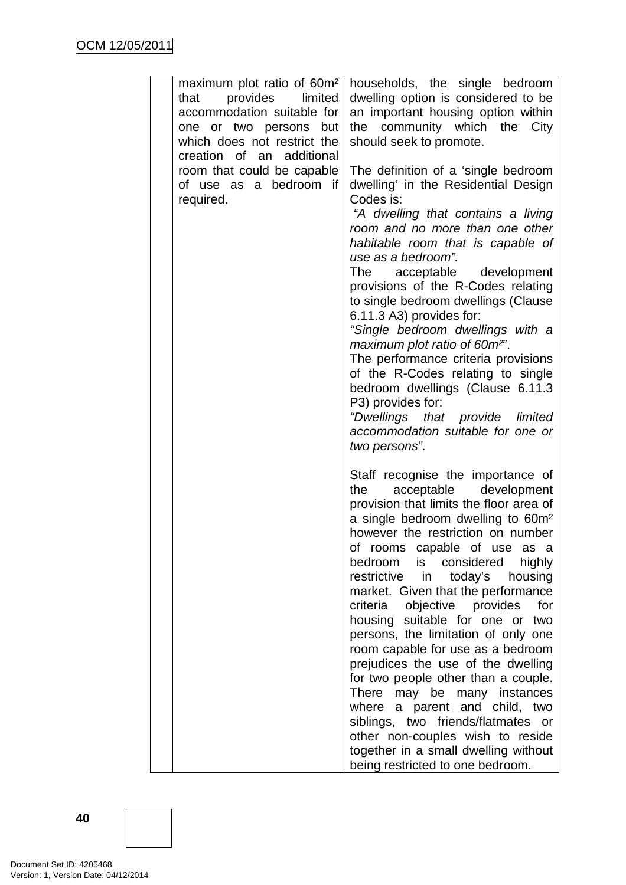| | | |
|---|---|---|
| | maximum plot ratio of 60m² that provides limited accommodation suitable for one or two persons but which does not restrict the creation of an additional room that could be capable of use as a bedroom if required. | households, the single bedroom dwelling option is considered to be an important housing option within the community which the City should seek to promote.<br><br>The definition of a 'single bedroom dwelling' in the Residential Design Codes is:<br>*"A dwelling that contains a living room and no more than one other habitable room that is capable of use as a bedroom".*<br>The acceptable development provisions of the R-Codes relating to single bedroom dwellings (Clause 6.11.3 A3) provides for:<br>*"Single bedroom dwellings with a maximum plot ratio of 60m²"*.<br>The performance criteria provisions of the R-Codes relating to single bedroom dwellings (Clause 6.11.3 P3) provides for:<br>*"Dwellings that provide limited accommodation suitable for one or two persons"*.<br><br>Staff recognise the importance of the acceptable development provision that limits the floor area of a single bedroom dwelling to 60m² however the restriction on number of rooms capable of use as a bedroom is considered highly restrictive in today's housing market. Given that the performance criteria objective provides for housing suitable for one or two persons, the limitation of only one room capable for use as a bedroom prejudices the use of the dwelling for two people other than a couple. There may be many instances where a parent and child, two siblings, two friends/flatmates or other non-couples wish to reside together in a small dwelling without being restricted to one bedroom. |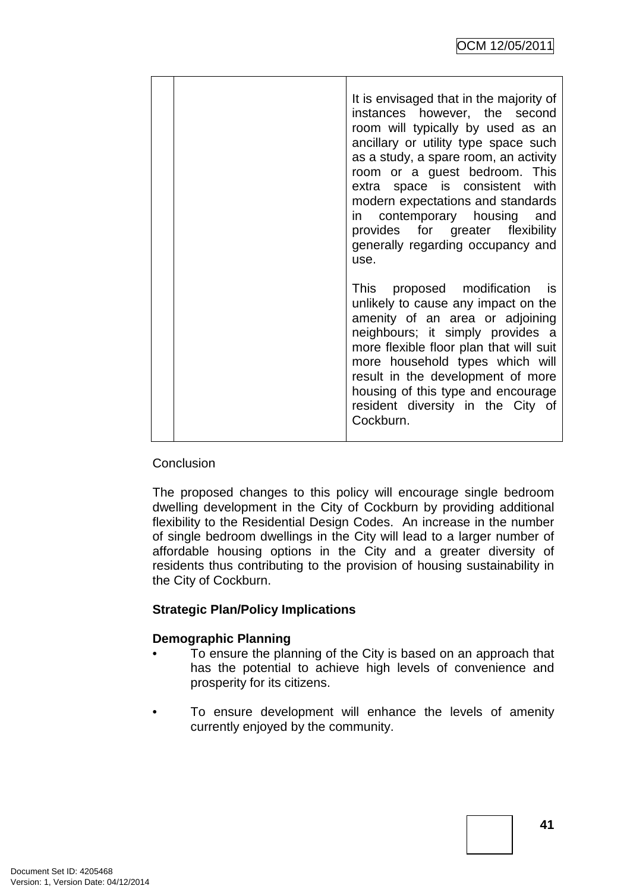| | | |
|---|---|---|
| | | It is envisaged that in the majority of instances however, the second room will typically by used as an ancillary or utility type space such as a study, a spare room, an activity room or a guest bedroom. This extra space is consistent with modern expectations and standards in contemporary housing and provides for greater flexibility generally regarding occupancy and use.<br><br>This proposed modification is unlikely to cause any impact on the amenity of an area or adjoining neighbours; it simply provides a more flexible floor plan that will suit more household types which will result in the development of more housing of this type and encourage resident diversity in the City of Cockburn. |

Conclusion

The proposed changes to this policy will encourage single bedroom dwelling development in the City of Cockburn by providing additional flexibility to the Residential Design Codes. An increase in the number of single bedroom dwellings in the City will lead to a larger number of affordable housing options in the City and a greater diversity of residents thus contributing to the provision of housing sustainability in the City of Cockburn.

**Strategic Plan/Policy Implications**

**Demographic Planning**

- To ensure the planning of the City is based on an approach that has the potential to achieve high levels of convenience and prosperity for its citizens.

- To ensure development will enhance the levels of amenity currently enjoyed by the community.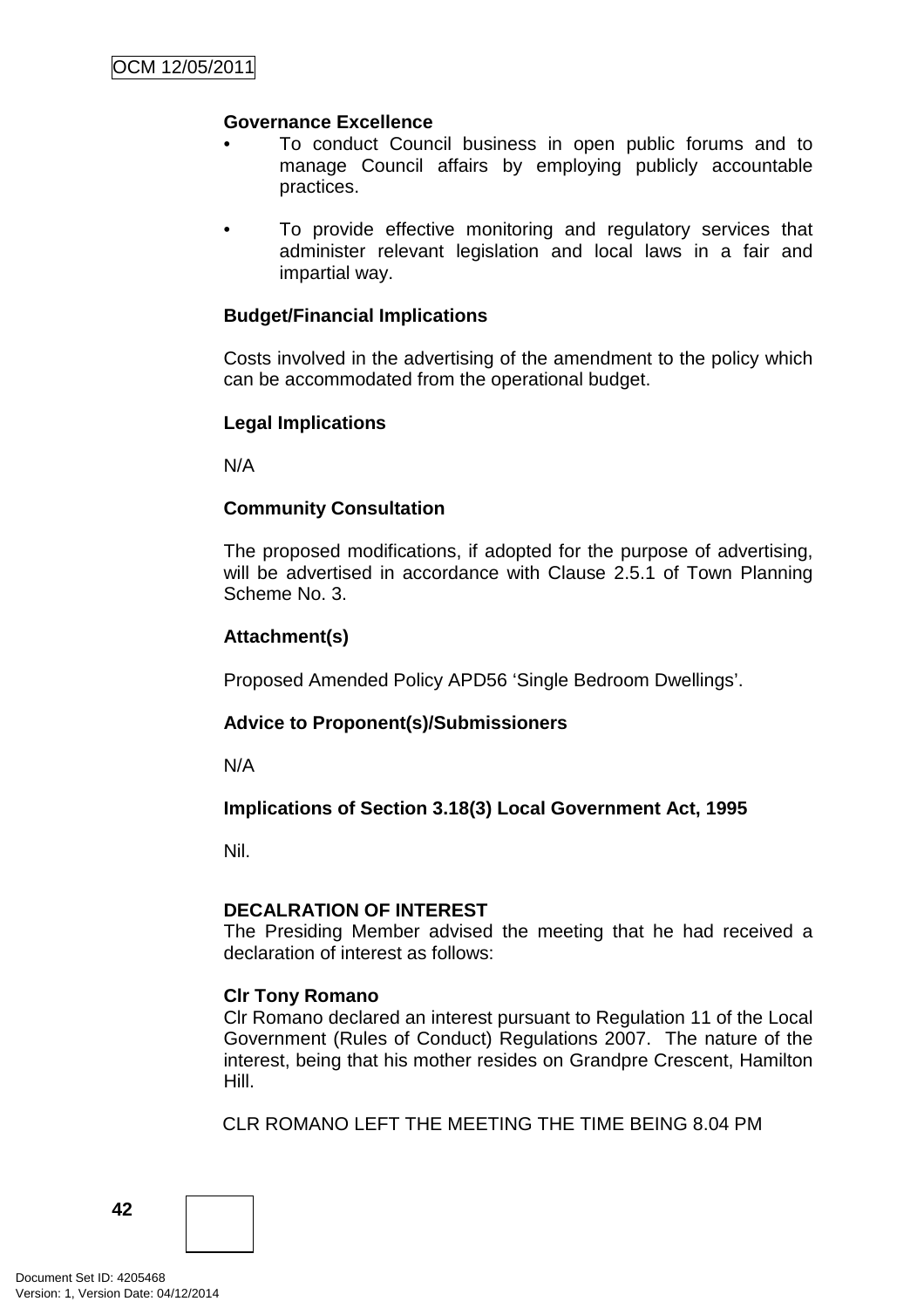**Governance Excellence**

- To conduct Council business in open public forums and to manage Council affairs by employing publicly accountable practices.
- To provide effective monitoring and regulatory services that administer relevant legislation and local laws in a fair and impartial way.

**Budget/Financial Implications**

Costs involved in the advertising of the amendment to the policy which can be accommodated from the operational budget.

**Legal Implications**

N/A

**Community Consultation**

The proposed modifications, if adopted for the purpose of advertising, will be advertised in accordance with Clause 2.5.1 of Town Planning Scheme No. 3.

**Attachment(s)**

Proposed Amended Policy APD56 'Single Bedroom Dwellings'.

**Advice to Proponent(s)/Submissioners**

N/A

**Implications of Section 3.18(3) Local Government Act, 1995**

Nil.

**DECALRATION OF INTEREST**

The Presiding Member advised the meeting that he had received a declaration of interest as follows:

**Clr Tony Romano**

Clr Romano declared an interest pursuant to Regulation 11 of the Local Government (Rules of Conduct) Regulations 2007. The nature of the interest, being that his mother resides on Grandpre Crescent, Hamilton Hill.

CLR ROMANO LEFT THE MEETING THE TIME BEING 8.04 PM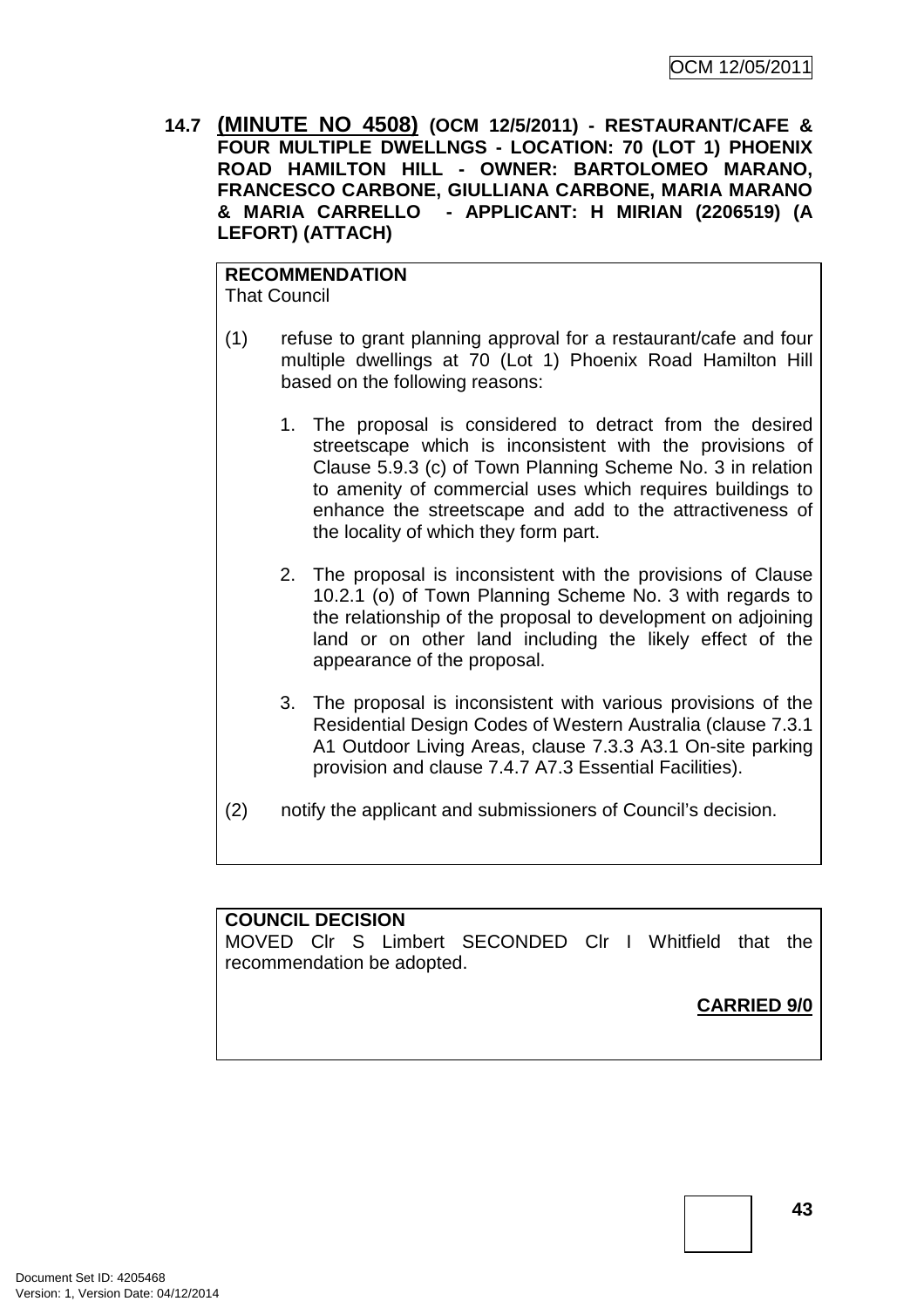### 14.7 (MINUTE NO 4508) (OCM 12/5/2011) - RESTAURANT/CAFE & FOUR MULTIPLE DWELLNGS - LOCATION: 70 (LOT 1) PHOENIX ROAD HAMILTON HILL - OWNER: BARTOLOMEO MARANO, FRANCESCO CARBONE, GIULLIANA CARBONE, MARIA MARANO & MARIA CARRELLO - APPLICANT: H MIRIAN (2206519) (A LEFORT) (ATTACH)

**RECOMMENDATION**
That Council

(1) refuse to grant planning approval for a restaurant/cafe and four multiple dwellings at 70 (Lot 1) Phoenix Road Hamilton Hill based on the following reasons:

1. The proposal is considered to detract from the desired streetscape which is inconsistent with the provisions of Clause 5.9.3 (c) of Town Planning Scheme No. 3 in relation to amenity of commercial uses which requires buildings to enhance the streetscape and add to the attractiveness of the locality of which they form part.

2. The proposal is inconsistent with the provisions of Clause 10.2.1 (o) of Town Planning Scheme No. 3 with regards to the relationship of the proposal to development on adjoining land or on other land including the likely effect of the appearance of the proposal.

3. The proposal is inconsistent with various provisions of the Residential Design Codes of Western Australia (clause 7.3.1 A1 Outdoor Living Areas, clause 7.3.3 A3.1 On-site parking provision and clause 7.4.7 A7.3 Essential Facilities).

(2) notify the applicant and submissioners of Council's decision.

**COUNCIL DECISION**
MOVED Clr S Limbert SECONDED Clr I Whitfield that the recommendation be adopted.

**CARRIED 9/0**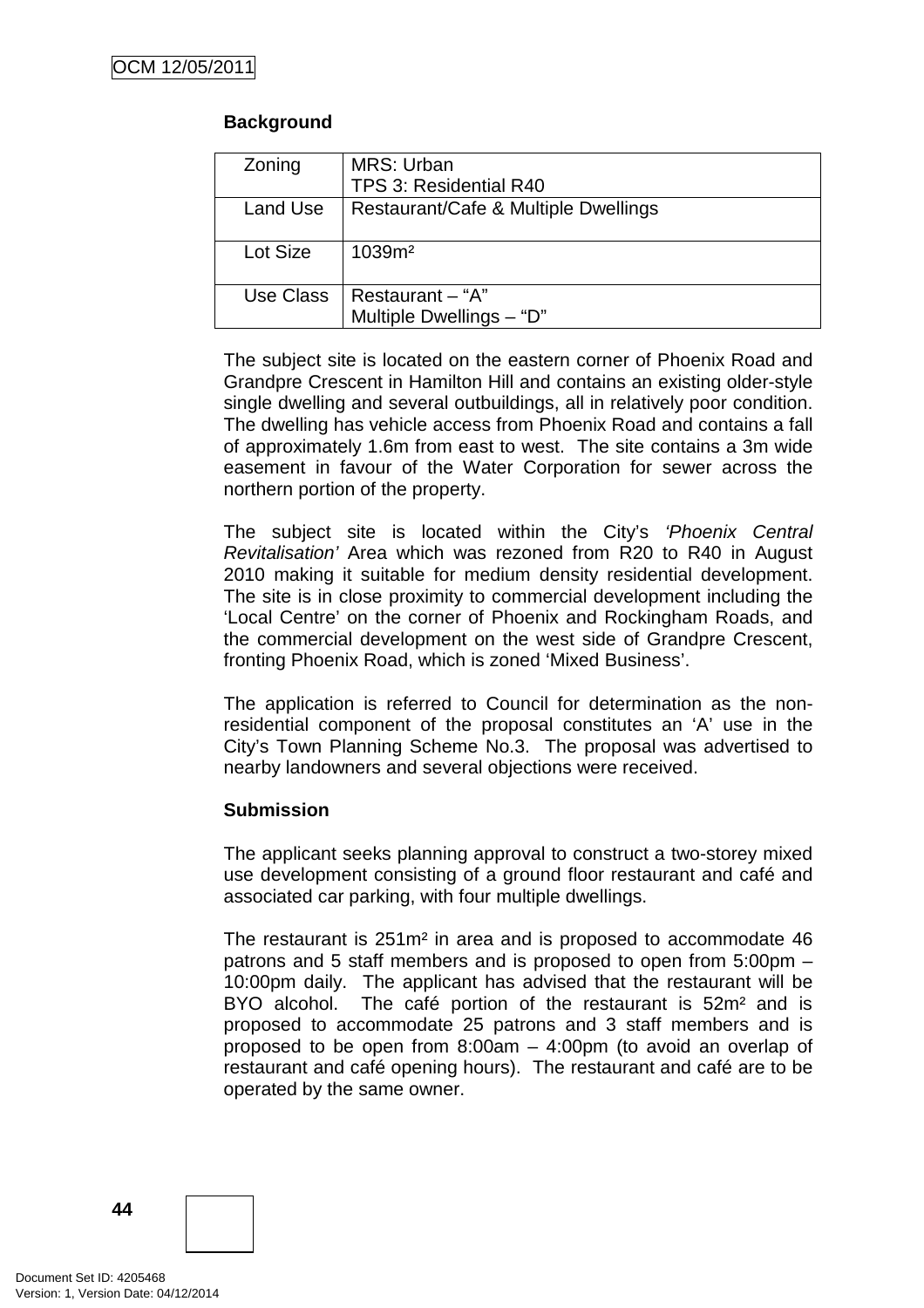**Background**

| Zoning | MRS: Urban<br>TPS 3: Residential R40 |
|---|---|
| Land Use | Restaurant/Cafe & Multiple Dwellings |
| Lot Size | 1039m² |
| Use Class | Restaurant – “A”<br>Multiple Dwellings – “D” |

The subject site is located on the eastern corner of Phoenix Road and Grandpre Crescent in Hamilton Hill and contains an existing older-style single dwelling and several outbuildings, all in relatively poor condition. The dwelling has vehicle access from Phoenix Road and contains a fall of approximately 1.6m from east to west. The site contains a 3m wide easement in favour of the Water Corporation for sewer across the northern portion of the property.

The subject site is located within the City's *'Phoenix Central Revitalisation'* Area which was rezoned from R20 to R40 in August 2010 making it suitable for medium density residential development. The site is in close proximity to commercial development including the 'Local Centre' on the corner of Phoenix and Rockingham Roads, and the commercial development on the west side of Grandpre Crescent, fronting Phoenix Road, which is zoned 'Mixed Business'.

The application is referred to Council for determination as the non-residential component of the proposal constitutes an 'A' use in the City's Town Planning Scheme No.3. The proposal was advertised to nearby landowners and several objections were received.

**Submission**

The applicant seeks planning approval to construct a two-storey mixed use development consisting of a ground floor restaurant and café and associated car parking, with four multiple dwellings.

The restaurant is 251m² in area and is proposed to accommodate 46 patrons and 5 staff members and is proposed to open from 5:00pm – 10:00pm daily. The applicant has advised that the restaurant will be BYO alcohol. The café portion of the restaurant is 52m² and is proposed to accommodate 25 patrons and 3 staff members and is proposed to be open from 8:00am – 4:00pm (to avoid an overlap of restaurant and café opening hours). The restaurant and café are to be operated by the same owner.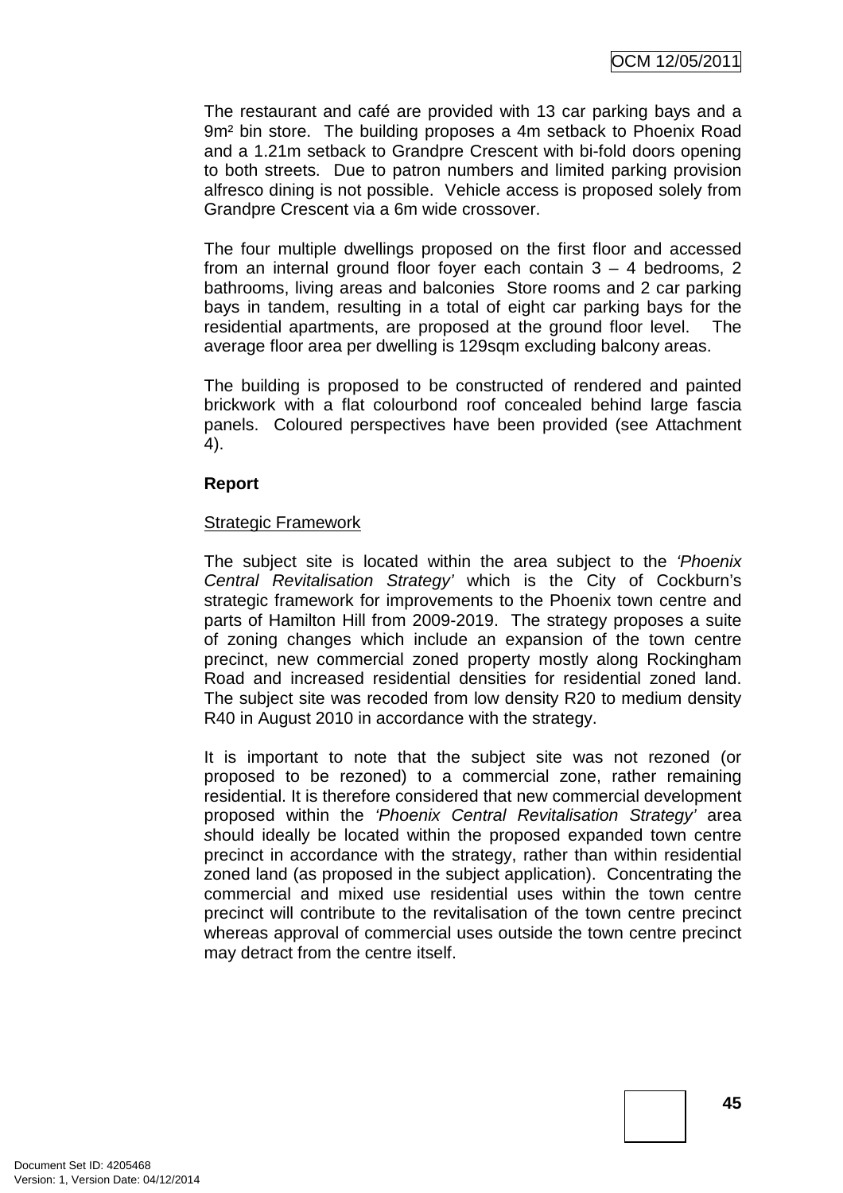The restaurant and café are provided with 13 car parking bays and a $9m^2$ bin store. The building proposes a 4m setback to Phoenix Road and a 1.21m setback to Grandpre Crescent with bi-fold doors opening to both streets. Due to patron numbers and limited parking provision alfresco dining is not possible. Vehicle access is proposed solely from Grandpre Crescent via a 6m wide crossover.

The four multiple dwellings proposed on the first floor and accessed from an internal ground floor foyer each contain 3 – 4 bedrooms, 2 bathrooms, living areas and balconies Store rooms and 2 car parking bays in tandem, resulting in a total of eight car parking bays for the residential apartments, are proposed at the ground floor level. The average floor area per dwelling is 129sqm excluding balcony areas.

The building is proposed to be constructed of rendered and painted brickwork with a flat colourbond roof concealed behind large fascia panels. Coloured perspectives have been provided (see Attachment 4).

**Report**

Strategic Framework

The subject site is located within the area subject to the *'Phoenix Central Revitalisation Strategy'* which is the City of Cockburn's strategic framework for improvements to the Phoenix town centre and parts of Hamilton Hill from 2009-2019. The strategy proposes a suite of zoning changes which include an expansion of the town centre precinct, new commercial zoned property mostly along Rockingham Road and increased residential densities for residential zoned land. The subject site was recoded from low density R20 to medium density R40 in August 2010 in accordance with the strategy.

It is important to note that the subject site was not rezoned (or proposed to be rezoned) to a commercial zone, rather remaining residential. It is therefore considered that new commercial development proposed within the *'Phoenix Central Revitalisation Strategy'* area should ideally be located within the proposed expanded town centre precinct in accordance with the strategy, rather than within residential zoned land (as proposed in the subject application). Concentrating the commercial and mixed use residential uses within the town centre precinct will contribute to the revitalisation of the town centre precinct whereas approval of commercial uses outside the town centre precinct may detract from the centre itself.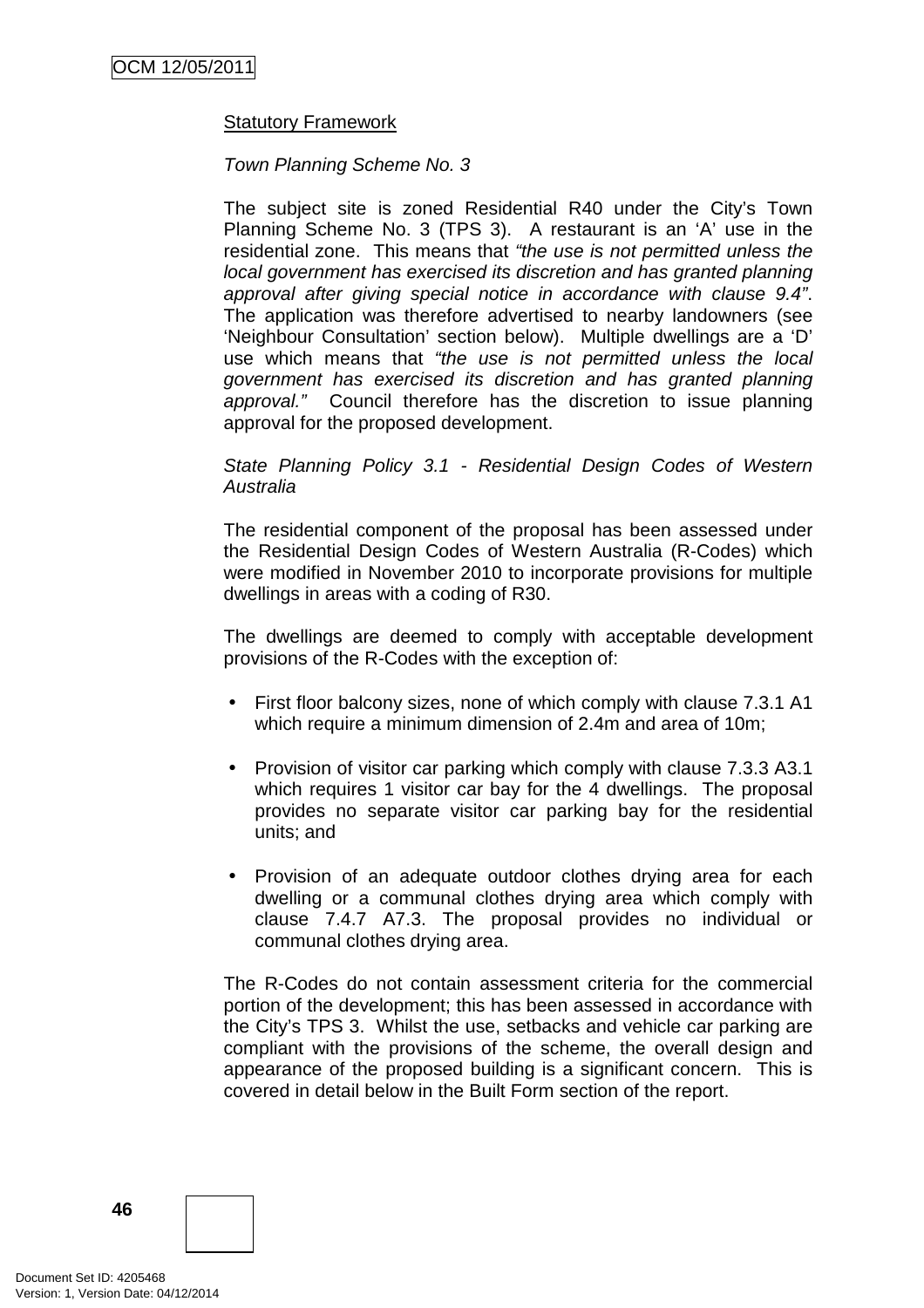Statutory Framework

*Town Planning Scheme No. 3*

The subject site is zoned Residential R40 under the City's Town Planning Scheme No. 3 (TPS 3). A restaurant is an 'A' use in the residential zone. This means that *"the use is not permitted unless the local government has exercised its discretion and has granted planning approval after giving special notice in accordance with clause 9.4"*. The application was therefore advertised to nearby landowners (see 'Neighbour Consultation' section below). Multiple dwellings are a 'D' use which means that *"the use is not permitted unless the local government has exercised its discretion and has granted planning approval."* Council therefore has the discretion to issue planning approval for the proposed development.

*State Planning Policy 3.1 - Residential Design Codes of Western Australia*

The residential component of the proposal has been assessed under the Residential Design Codes of Western Australia (R-Codes) which were modified in November 2010 to incorporate provisions for multiple dwellings in areas with a coding of R30.

The dwellings are deemed to comply with acceptable development provisions of the R-Codes with the exception of:

- First floor balcony sizes, none of which comply with clause 7.3.1 A1 which require a minimum dimension of 2.4m and area of 10m;
- Provision of visitor car parking which comply with clause 7.3.3 A3.1 which requires 1 visitor car bay for the 4 dwellings. The proposal provides no separate visitor car parking bay for the residential units; and
- Provision of an adequate outdoor clothes drying area for each dwelling or a communal clothes drying area which comply with clause 7.4.7 A7.3. The proposal provides no individual or communal clothes drying area.

The R-Codes do not contain assessment criteria for the commercial portion of the development; this has been assessed in accordance with the City's TPS 3. Whilst the use, setbacks and vehicle car parking are compliant with the provisions of the scheme, the overall design and appearance of the proposed building is a significant concern. This is covered in detail below in the Built Form section of the report.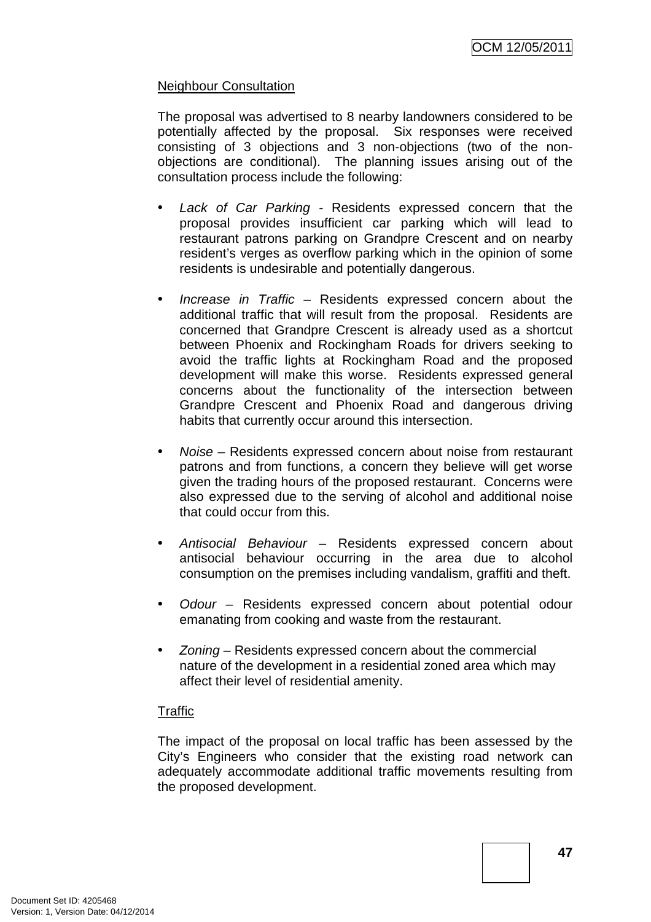Neighbour Consultation

The proposal was advertised to 8 nearby landowners considered to be potentially affected by the proposal. Six responses were received consisting of 3 objections and 3 non-objections (two of the non-objections are conditional). The planning issues arising out of the consultation process include the following:

- *Lack of Car Parking* - Residents expressed concern that the proposal provides insufficient car parking which will lead to restaurant patrons parking on Grandpre Crescent and on nearby resident's verges as overflow parking which in the opinion of some residents is undesirable and potentially dangerous.

- *Increase in Traffic* – Residents expressed concern about the additional traffic that will result from the proposal. Residents are concerned that Grandpre Crescent is already used as a shortcut between Phoenix and Rockingham Roads for drivers seeking to avoid the traffic lights at Rockingham Road and the proposed development will make this worse. Residents expressed general concerns about the functionality of the intersection between Grandpre Crescent and Phoenix Road and dangerous driving habits that currently occur around this intersection.

- *Noise* – Residents expressed concern about noise from restaurant patrons and from functions, a concern they believe will get worse given the trading hours of the proposed restaurant. Concerns were also expressed due to the serving of alcohol and additional noise that could occur from this.

- *Antisocial Behaviour* – Residents expressed concern about antisocial behaviour occurring in the area due to alcohol consumption on the premises including vandalism, graffiti and theft.

- *Odour* – Residents expressed concern about potential odour emanating from cooking and waste from the restaurant.

- *Zoning* – Residents expressed concern about the commercial nature of the development in a residential zoned area which may affect their level of residential amenity.

Traffic

The impact of the proposal on local traffic has been assessed by the City's Engineers who consider that the existing road network can adequately accommodate additional traffic movements resulting from the proposed development.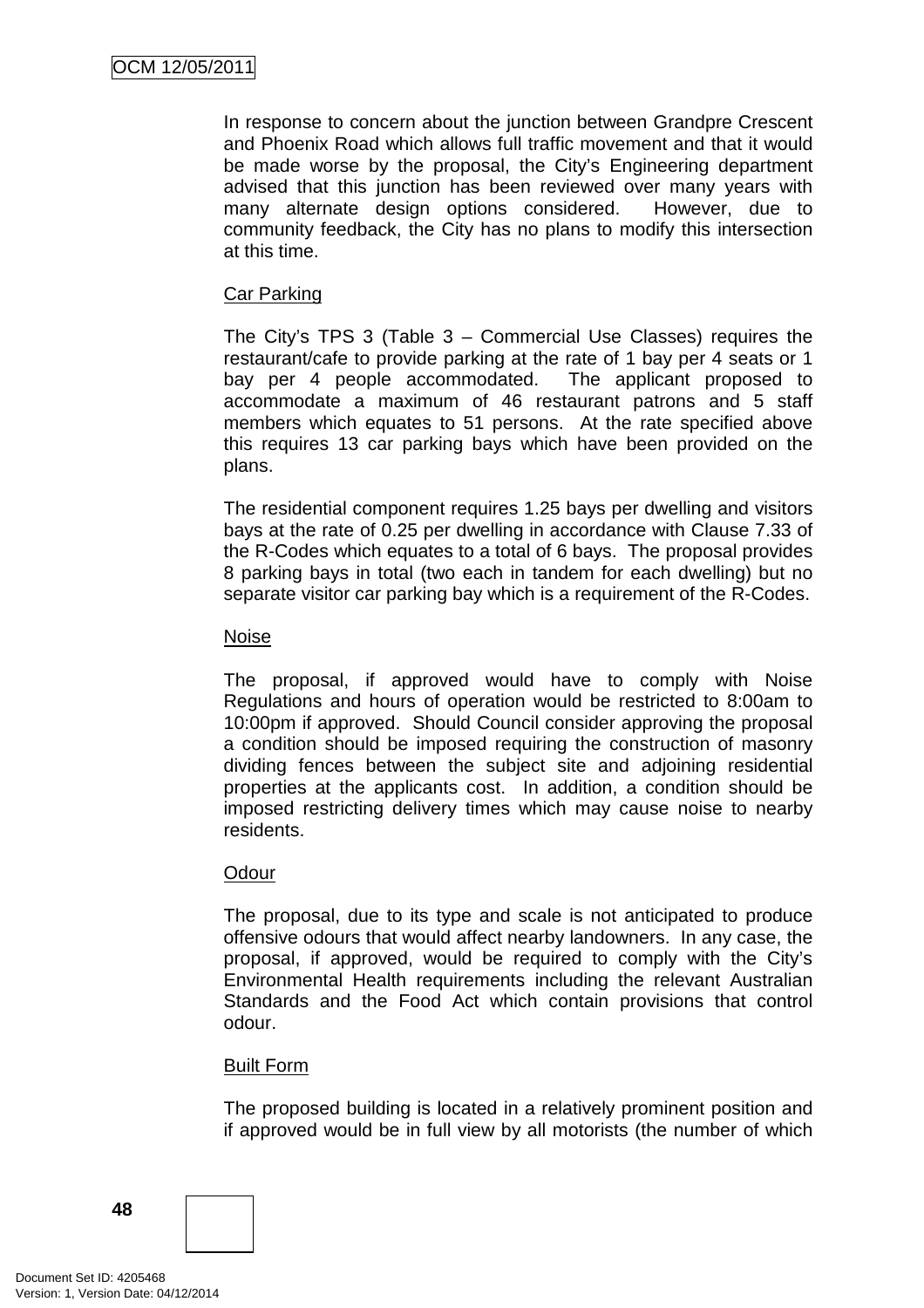In response to concern about the junction between Grandpre Crescent and Phoenix Road which allows full traffic movement and that it would be made worse by the proposal, the City's Engineering department advised that this junction has been reviewed over many years with many alternate design options considered. However, due to community feedback, the City has no plans to modify this intersection at this time.

Car Parking

The City's TPS 3 (Table 3 – Commercial Use Classes) requires the restaurant/cafe to provide parking at the rate of 1 bay per 4 seats or 1 bay per 4 people accommodated. The applicant proposed to accommodate a maximum of 46 restaurant patrons and 5 staff members which equates to 51 persons. At the rate specified above this requires 13 car parking bays which have been provided on the plans.

The residential component requires 1.25 bays per dwelling and visitors bays at the rate of 0.25 per dwelling in accordance with Clause 7.33 of the R-Codes which equates to a total of 6 bays. The proposal provides 8 parking bays in total (two each in tandem for each dwelling) but no separate visitor car parking bay which is a requirement of the R-Codes.

Noise

The proposal, if approved would have to comply with Noise Regulations and hours of operation would be restricted to 8:00am to 10:00pm if approved. Should Council consider approving the proposal a condition should be imposed requiring the construction of masonry dividing fences between the subject site and adjoining residential properties at the applicants cost. In addition, a condition should be imposed restricting delivery times which may cause noise to nearby residents.

Odour

The proposal, due to its type and scale is not anticipated to produce offensive odours that would affect nearby landowners. In any case, the proposal, if approved, would be required to comply with the City's Environmental Health requirements including the relevant Australian Standards and the Food Act which contain provisions that control odour.

Built Form

The proposed building is located in a relatively prominent position and if approved would be in full view by all motorists (the number of which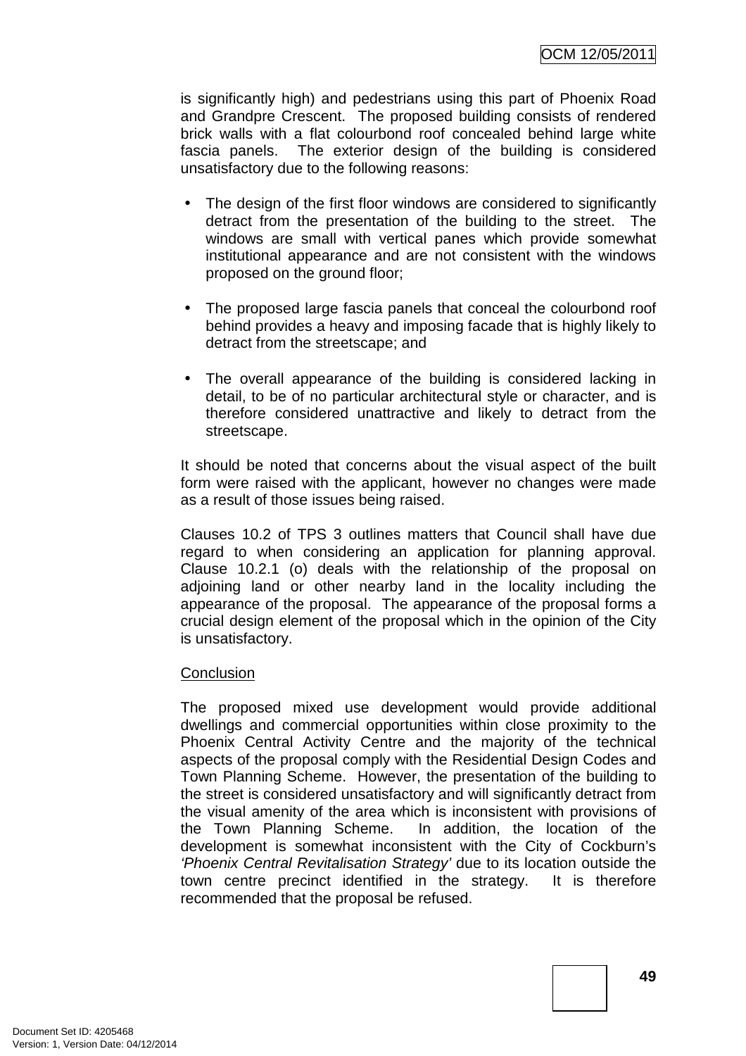is significantly high) and pedestrians using this part of Phoenix Road and Grandpre Crescent. The proposed building consists of rendered brick walls with a flat colourbond roof concealed behind large white fascia panels. The exterior design of the building is considered unsatisfactory due to the following reasons:

- The design of the first floor windows are considered to significantly detract from the presentation of the building to the street. The windows are small with vertical panes which provide somewhat institutional appearance and are not consistent with the windows proposed on the ground floor;
- The proposed large fascia panels that conceal the colourbond roof behind provides a heavy and imposing facade that is highly likely to detract from the streetscape; and
- The overall appearance of the building is considered lacking in detail, to be of no particular architectural style or character, and is therefore considered unattractive and likely to detract from the streetscape.

It should be noted that concerns about the visual aspect of the built form were raised with the applicant, however no changes were made as a result of those issues being raised.

Clauses 10.2 of TPS 3 outlines matters that Council shall have due regard to when considering an application for planning approval. Clause 10.2.1 (o) deals with the relationship of the proposal on adjoining land or other nearby land in the locality including the appearance of the proposal. The appearance of the proposal forms a crucial design element of the proposal which in the opinion of the City is unsatisfactory.

Conclusion

The proposed mixed use development would provide additional dwellings and commercial opportunities within close proximity to the Phoenix Central Activity Centre and the majority of the technical aspects of the proposal comply with the Residential Design Codes and Town Planning Scheme. However, the presentation of the building to the street is considered unsatisfactory and will significantly detract from the visual amenity of the area which is inconsistent with provisions of the Town Planning Scheme. In addition, the location of the development is somewhat inconsistent with the City of Cockburn's *'Phoenix Central Revitalisation Strategy'* due to its location outside the town centre precinct identified in the strategy. It is therefore recommended that the proposal be refused.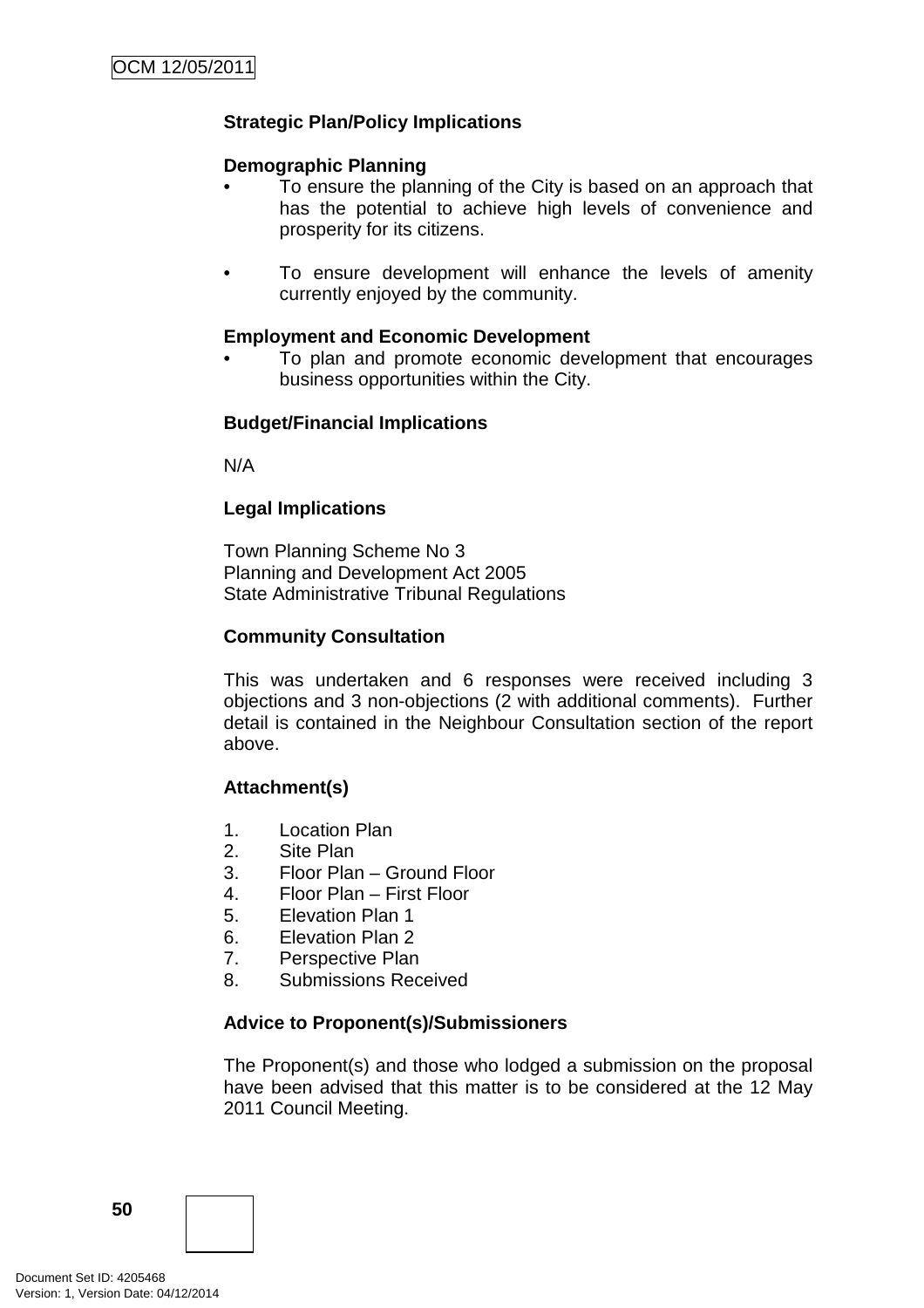**Strategic Plan/Policy Implications**

**Demographic Planning**

- To ensure the planning of the City is based on an approach that has the potential to achieve high levels of convenience and prosperity for its citizens.

- To ensure development will enhance the levels of amenity currently enjoyed by the community.

**Employment and Economic Development**

- To plan and promote economic development that encourages business opportunities within the City.

**Budget/Financial Implications**

N/A

**Legal Implications**

Town Planning Scheme No 3
Planning and Development Act 2005
State Administrative Tribunal Regulations

**Community Consultation**

This was undertaken and 6 responses were received including 3 objections and 3 non-objections (2 with additional comments). Further detail is contained in the Neighbour Consultation section of the report above.

**Attachment(s)**

1. Location Plan
2. Site Plan
3. Floor Plan – Ground Floor
4. Floor Plan – First Floor
5. Elevation Plan 1
6. Elevation Plan 2
7. Perspective Plan
8. Submissions Received

**Advice to Proponent(s)/Submissioners**

The Proponent(s) and those who lodged a submission on the proposal have been advised that this matter is to be considered at the 12 May 2011 Council Meeting.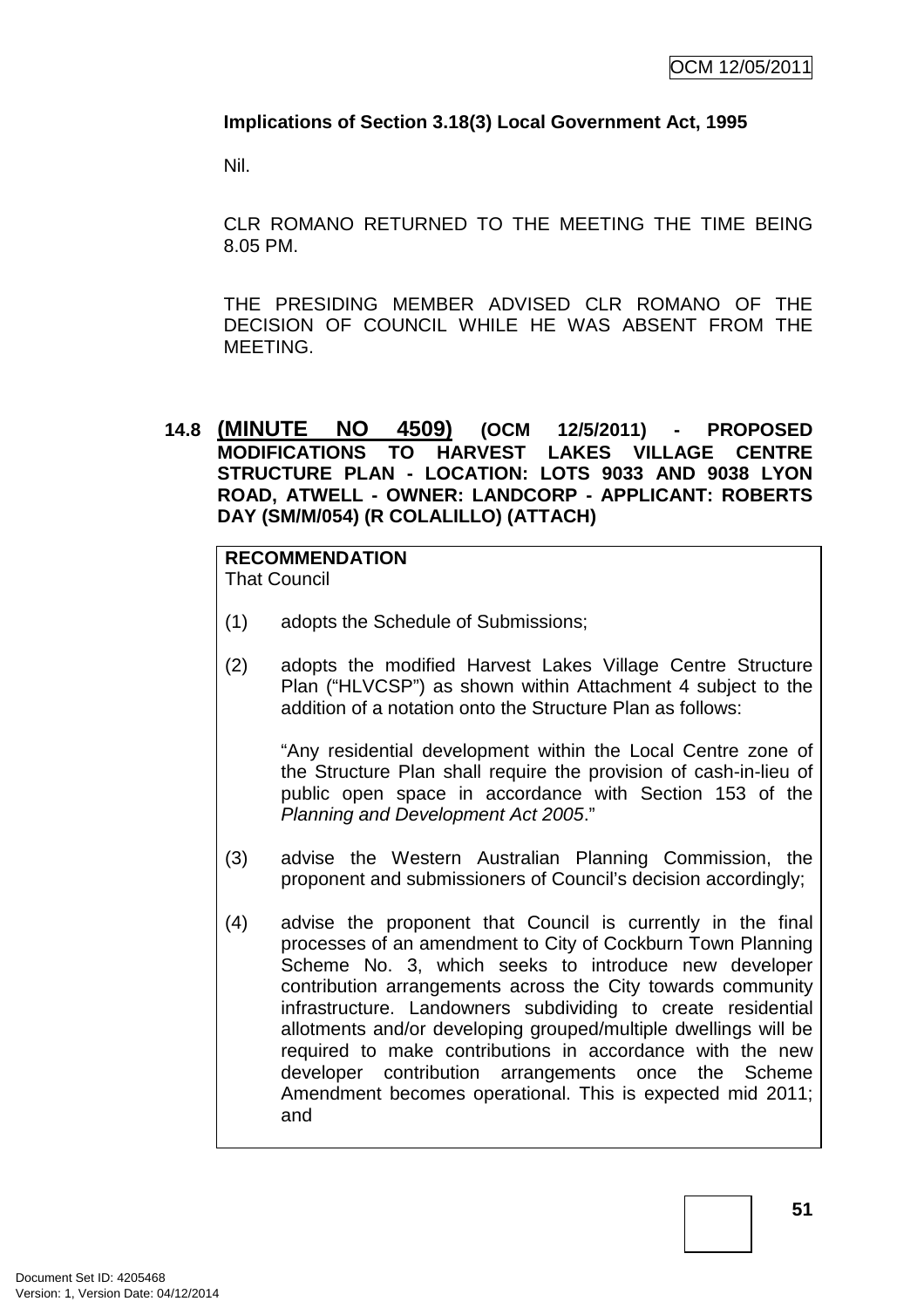**Implications of Section 3.18(3) Local Government Act, 1995**

Nil.

CLR ROMANO RETURNED TO THE MEETING THE TIME BEING 8.05 PM.

THE PRESIDING MEMBER ADVISED CLR ROMANO OF THE DECISION OF COUNCIL WHILE HE WAS ABSENT FROM THE MEETING.

**14.8 (MINUTE NO 4509) (OCM 12/5/2011) - PROPOSED MODIFICATIONS TO HARVEST LAKES VILLAGE CENTRE STRUCTURE PLAN - LOCATION: LOTS 9033 AND 9038 LYON ROAD, ATWELL - OWNER: LANDCORP - APPLICANT: ROBERTS DAY (SM/M/054) (R COLALILLO) (ATTACH)**

**RECOMMENDATION**
That Council

(1) adopts the Schedule of Submissions;

(2) adopts the modified Harvest Lakes Village Centre Structure Plan ("HLVCSP") as shown within Attachment 4 subject to the addition of a notation onto the Structure Plan as follows:

"Any residential development within the Local Centre zone of the Structure Plan shall require the provision of cash-in-lieu of public open space in accordance with Section 153 of the *Planning and Development Act 2005*."

(3) advise the Western Australian Planning Commission, the proponent and submissioners of Council's decision accordingly;

(4) advise the proponent that Council is currently in the final processes of an amendment to City of Cockburn Town Planning Scheme No. 3, which seeks to introduce new developer contribution arrangements across the City towards community infrastructure. Landowners subdividing to create residential allotments and/or developing grouped/multiple dwellings will be required to make contributions in accordance with the new developer contribution arrangements once the Scheme Amendment becomes operational. This is expected mid 2011; and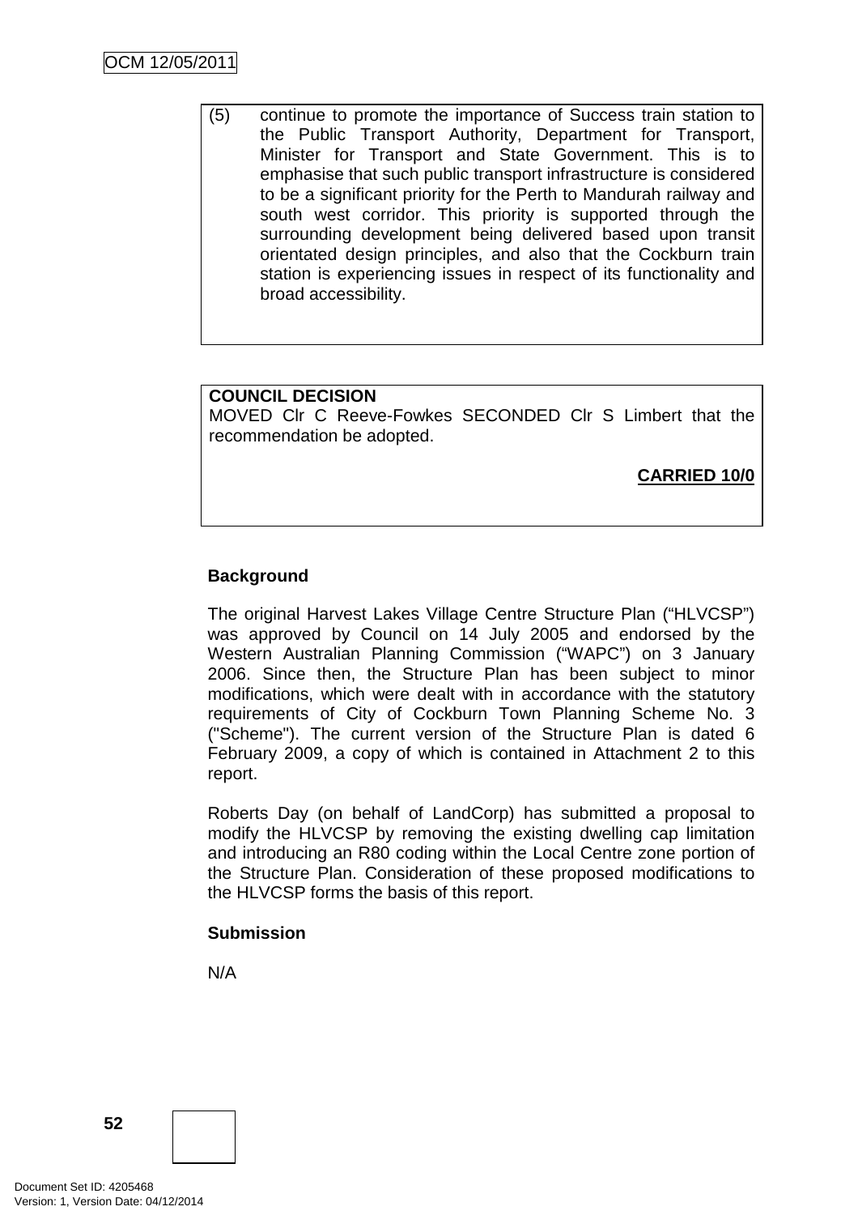(5) continue to promote the importance of Success train station to the Public Transport Authority, Department for Transport, Minister for Transport and State Government. This is to emphasise that such public transport infrastructure is considered to be a significant priority for the Perth to Mandurah railway and south west corridor. This priority is supported through the surrounding development being delivered based upon transit orientated design principles, and also that the Cockburn train station is experiencing issues in respect of its functionality and broad accessibility.

**COUNCIL DECISION**
MOVED Clr C Reeve-Fowkes SECONDED Clr S Limbert that the recommendation be adopted.

**CARRIED 10/0**

**Background**

The original Harvest Lakes Village Centre Structure Plan ("HLVCSP") was approved by Council on 14 July 2005 and endorsed by the Western Australian Planning Commission ("WAPC") on 3 January 2006. Since then, the Structure Plan has been subject to minor modifications, which were dealt with in accordance with the statutory requirements of City of Cockburn Town Planning Scheme No. 3 ("Scheme"). The current version of the Structure Plan is dated 6 February 2009, a copy of which is contained in Attachment 2 to this report.

Roberts Day (on behalf of LandCorp) has submitted a proposal to modify the HLVCSP by removing the existing dwelling cap limitation and introducing an R80 coding within the Local Centre zone portion of the Structure Plan. Consideration of these proposed modifications to the HLVCSP forms the basis of this report.

**Submission**

N/A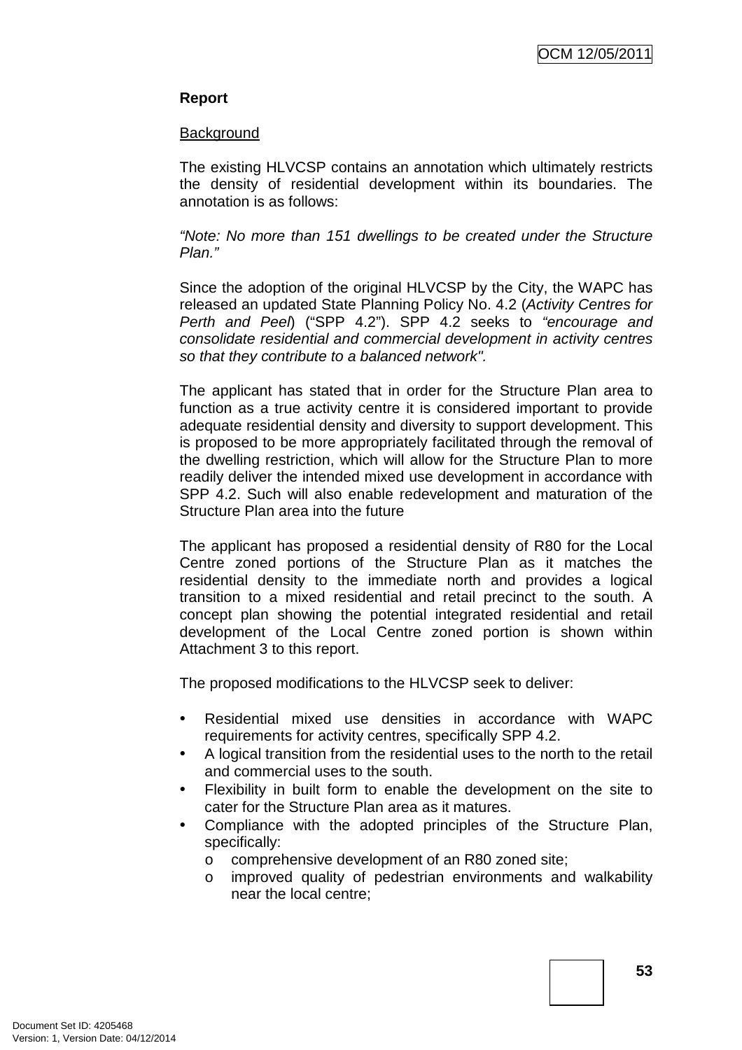**Report**

Background

The existing HLVCSP contains an annotation which ultimately restricts the density of residential development within its boundaries. The annotation is as follows:

*"Note: No more than 151 dwellings to be created under the Structure Plan."*

Since the adoption of the original HLVCSP by the City, the WAPC has released an updated State Planning Policy No. 4.2 (*Activity Centres for Perth and Peel*) ("SPP 4.2"). SPP 4.2 seeks to *"encourage and consolidate residential and commercial development in activity centres so that they contribute to a balanced network".*

The applicant has stated that in order for the Structure Plan area to function as a true activity centre it is considered important to provide adequate residential density and diversity to support development. This is proposed to be more appropriately facilitated through the removal of the dwelling restriction, which will allow for the Structure Plan to more readily deliver the intended mixed use development in accordance with SPP 4.2. Such will also enable redevelopment and maturation of the Structure Plan area into the future

The applicant has proposed a residential density of R80 for the Local Centre zoned portions of the Structure Plan as it matches the residential density to the immediate north and provides a logical transition to a mixed residential and retail precinct to the south. A concept plan showing the potential integrated residential and retail development of the Local Centre zoned portion is shown within Attachment 3 to this report.

The proposed modifications to the HLVCSP seek to deliver:

- Residential mixed use densities in accordance with WAPC requirements for activity centres, specifically SPP 4.2.
- A logical transition from the residential uses to the north to the retail and commercial uses to the south.
- Flexibility in built form to enable the development on the site to cater for the Structure Plan area as it matures.
- Compliance with the adopted principles of the Structure Plan, specifically:
  - comprehensive development of an R80 zoned site;
  - improved quality of pedestrian environments and walkability near the local centre;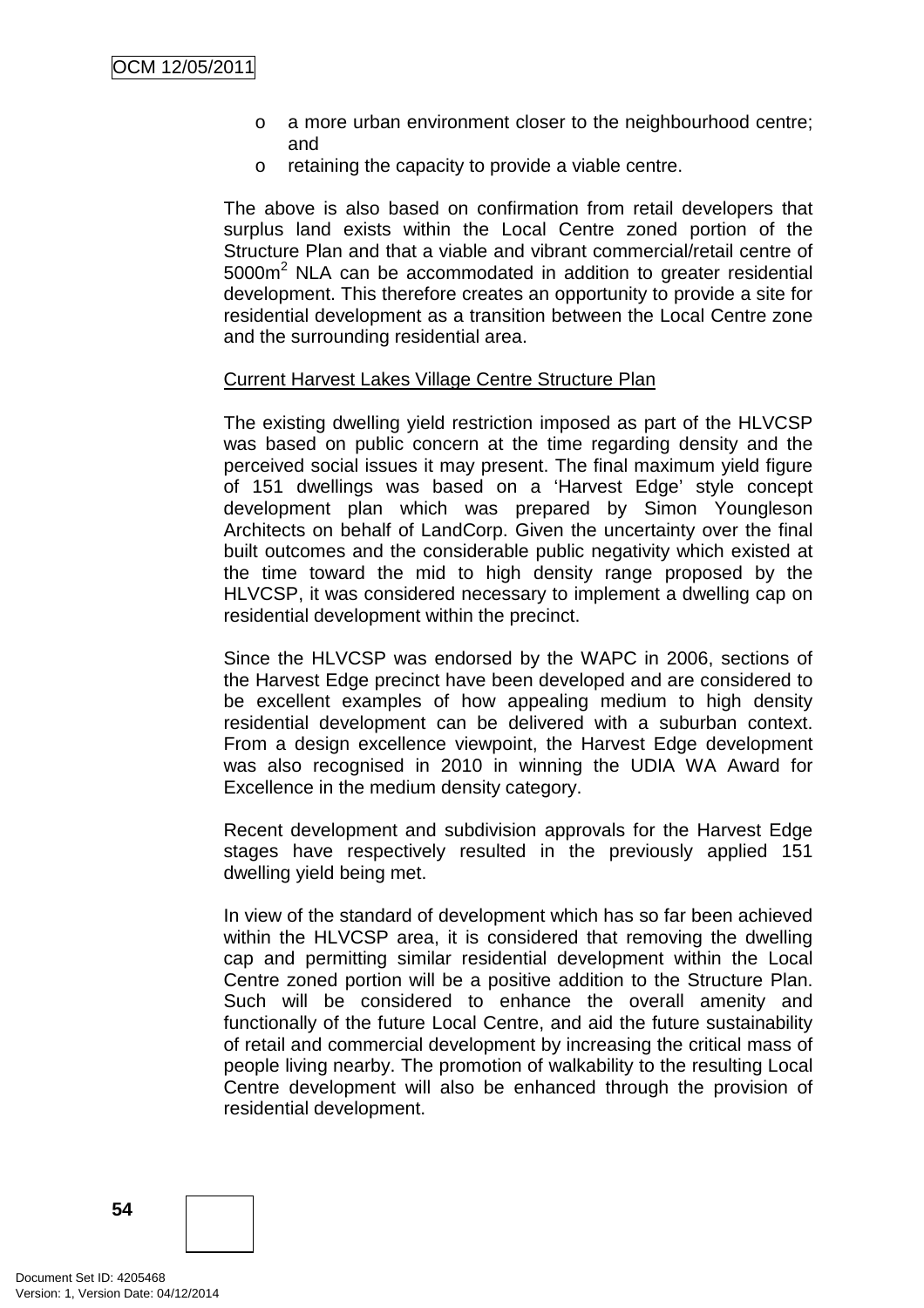- a more urban environment closer to the neighbourhood centre; and
- retaining the capacity to provide a viable centre.

The above is also based on confirmation from retail developers that surplus land exists within the Local Centre zoned portion of the Structure Plan and that a viable and vibrant commercial/retail centre of 5000m$^2$ NLA can be accommodated in addition to greater residential development. This therefore creates an opportunity to provide a site for residential development as a transition between the Local Centre zone and the surrounding residential area.

Current Harvest Lakes Village Centre Structure Plan

The existing dwelling yield restriction imposed as part of the HLVCSP was based on public concern at the time regarding density and the perceived social issues it may present. The final maximum yield figure of 151 dwellings was based on a 'Harvest Edge' style concept development plan which was prepared by Simon Youngleson Architects on behalf of LandCorp. Given the uncertainty over the final built outcomes and the considerable public negativity which existed at the time toward the mid to high density range proposed by the HLVCSP, it was considered necessary to implement a dwelling cap on residential development within the precinct.

Since the HLVCSP was endorsed by the WAPC in 2006, sections of the Harvest Edge precinct have been developed and are considered to be excellent examples of how appealing medium to high density residential development can be delivered with a suburban context. From a design excellence viewpoint, the Harvest Edge development was also recognised in 2010 in winning the UDIA WA Award for Excellence in the medium density category.

Recent development and subdivision approvals for the Harvest Edge stages have respectively resulted in the previously applied 151 dwelling yield being met.

In view of the standard of development which has so far been achieved within the HLVCSP area, it is considered that removing the dwelling cap and permitting similar residential development within the Local Centre zoned portion will be a positive addition to the Structure Plan. Such will be considered to enhance the overall amenity and functionally of the future Local Centre, and aid the future sustainability of retail and commercial development by increasing the critical mass of people living nearby. The promotion of walkability to the resulting Local Centre development will also be enhanced through the provision of residential development.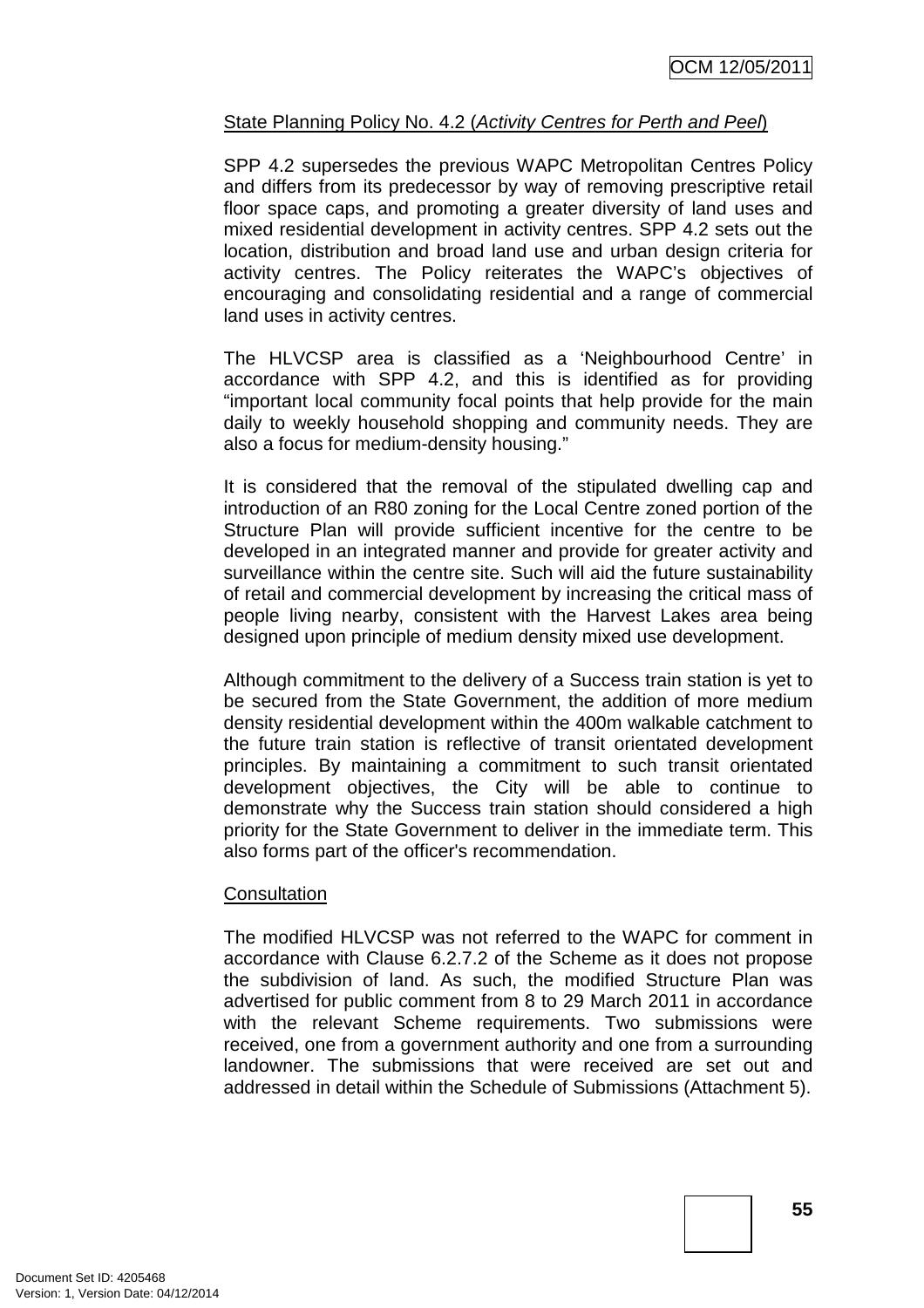State Planning Policy No. 4.2 (*Activity Centres for Perth and Peel*)

SPP 4.2 supersedes the previous WAPC Metropolitan Centres Policy and differs from its predecessor by way of removing prescriptive retail floor space caps, and promoting a greater diversity of land uses and mixed residential development in activity centres. SPP 4.2 sets out the location, distribution and broad land use and urban design criteria for activity centres. The Policy reiterates the WAPC's objectives of encouraging and consolidating residential and a range of commercial land uses in activity centres.

The HLVCSP area is classified as a 'Neighbourhood Centre' in accordance with SPP 4.2, and this is identified as for providing "important local community focal points that help provide for the main daily to weekly household shopping and community needs. They are also a focus for medium-density housing."

It is considered that the removal of the stipulated dwelling cap and introduction of an R80 zoning for the Local Centre zoned portion of the Structure Plan will provide sufficient incentive for the centre to be developed in an integrated manner and provide for greater activity and surveillance within the centre site. Such will aid the future sustainability of retail and commercial development by increasing the critical mass of people living nearby, consistent with the Harvest Lakes area being designed upon principle of medium density mixed use development.

Although commitment to the delivery of a Success train station is yet to be secured from the State Government, the addition of more medium density residential development within the 400m walkable catchment to the future train station is reflective of transit orientated development principles. By maintaining a commitment to such transit orientated development objectives, the City will be able to continue to demonstrate why the Success train station should considered a high priority for the State Government to deliver in the immediate term. This also forms part of the officer's recommendation.

Consultation

The modified HLVCSP was not referred to the WAPC for comment in accordance with Clause 6.2.7.2 of the Scheme as it does not propose the subdivision of land. As such, the modified Structure Plan was advertised for public comment from 8 to 29 March 2011 in accordance with the relevant Scheme requirements. Two submissions were received, one from a government authority and one from a surrounding landowner. The submissions that were received are set out and addressed in detail within the Schedule of Submissions (Attachment 5).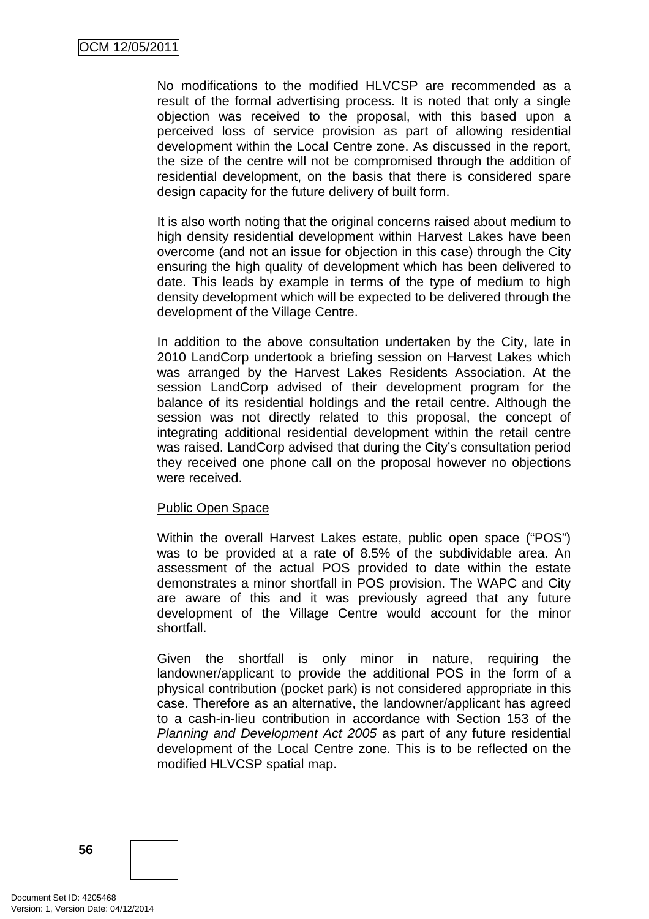No modifications to the modified HLVCSP are recommended as a result of the formal advertising process. It is noted that only a single objection was received to the proposal, with this based upon a perceived loss of service provision as part of allowing residential development within the Local Centre zone. As discussed in the report, the size of the centre will not be compromised through the addition of residential development, on the basis that there is considered spare design capacity for the future delivery of built form.

It is also worth noting that the original concerns raised about medium to high density residential development within Harvest Lakes have been overcome (and not an issue for objection in this case) through the City ensuring the high quality of development which has been delivered to date. This leads by example in terms of the type of medium to high density development which will be expected to be delivered through the development of the Village Centre.

In addition to the above consultation undertaken by the City, late in 2010 LandCorp undertook a briefing session on Harvest Lakes which was arranged by the Harvest Lakes Residents Association. At the session LandCorp advised of their development program for the balance of its residential holdings and the retail centre. Although the session was not directly related to this proposal, the concept of integrating additional residential development within the retail centre was raised. LandCorp advised that during the City's consultation period they received one phone call on the proposal however no objections were received.

Public Open Space

Within the overall Harvest Lakes estate, public open space ("POS") was to be provided at a rate of 8.5% of the subdividable area. An assessment of the actual POS provided to date within the estate demonstrates a minor shortfall in POS provision. The WAPC and City are aware of this and it was previously agreed that any future development of the Village Centre would account for the minor shortfall.

Given the shortfall is only minor in nature, requiring the landowner/applicant to provide the additional POS in the form of a physical contribution (pocket park) is not considered appropriate in this case. Therefore as an alternative, the landowner/applicant has agreed to a cash-in-lieu contribution in accordance with Section 153 of the *Planning and Development Act 2005* as part of any future residential development of the Local Centre zone. This is to be reflected on the modified HLVCSP spatial map.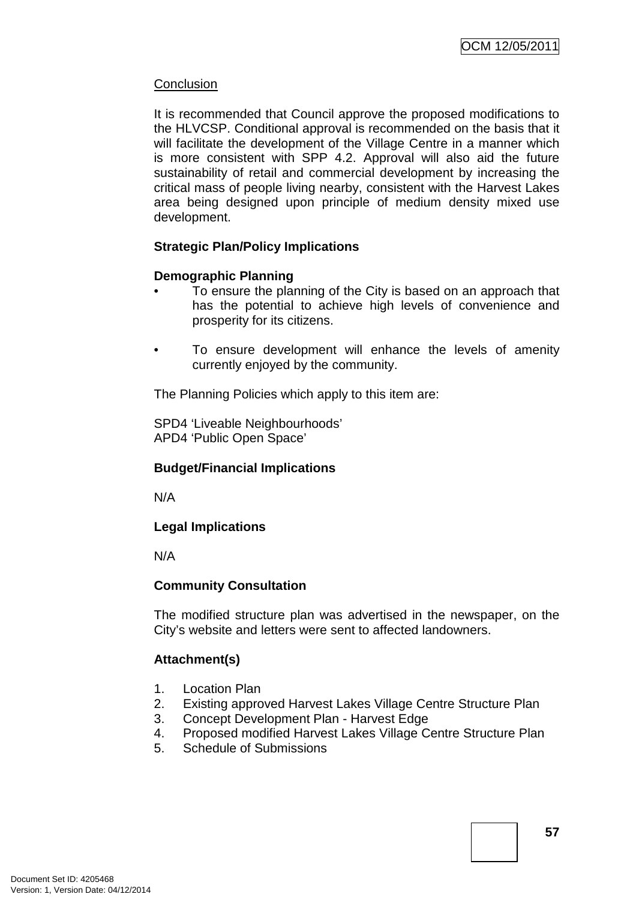Conclusion

It is recommended that Council approve the proposed modifications to the HLVCSP. Conditional approval is recommended on the basis that it will facilitate the development of the Village Centre in a manner which is more consistent with SPP 4.2. Approval will also aid the future sustainability of retail and commercial development by increasing the critical mass of people living nearby, consistent with the Harvest Lakes area being designed upon principle of medium density mixed use development.

**Strategic Plan/Policy Implications**

**Demographic Planning**

- To ensure the planning of the City is based on an approach that has the potential to achieve high levels of convenience and prosperity for its citizens.

- To ensure development will enhance the levels of amenity currently enjoyed by the community.

The Planning Policies which apply to this item are:

SPD4 'Liveable Neighbourhoods'
APD4 'Public Open Space'

**Budget/Financial Implications**

N/A

**Legal Implications**

N/A

**Community Consultation**

The modified structure plan was advertised in the newspaper, on the City's website and letters were sent to affected landowners.

**Attachment(s)**

1. Location Plan
2. Existing approved Harvest Lakes Village Centre Structure Plan
3. Concept Development Plan - Harvest Edge
4. Proposed modified Harvest Lakes Village Centre Structure Plan
5. Schedule of Submissions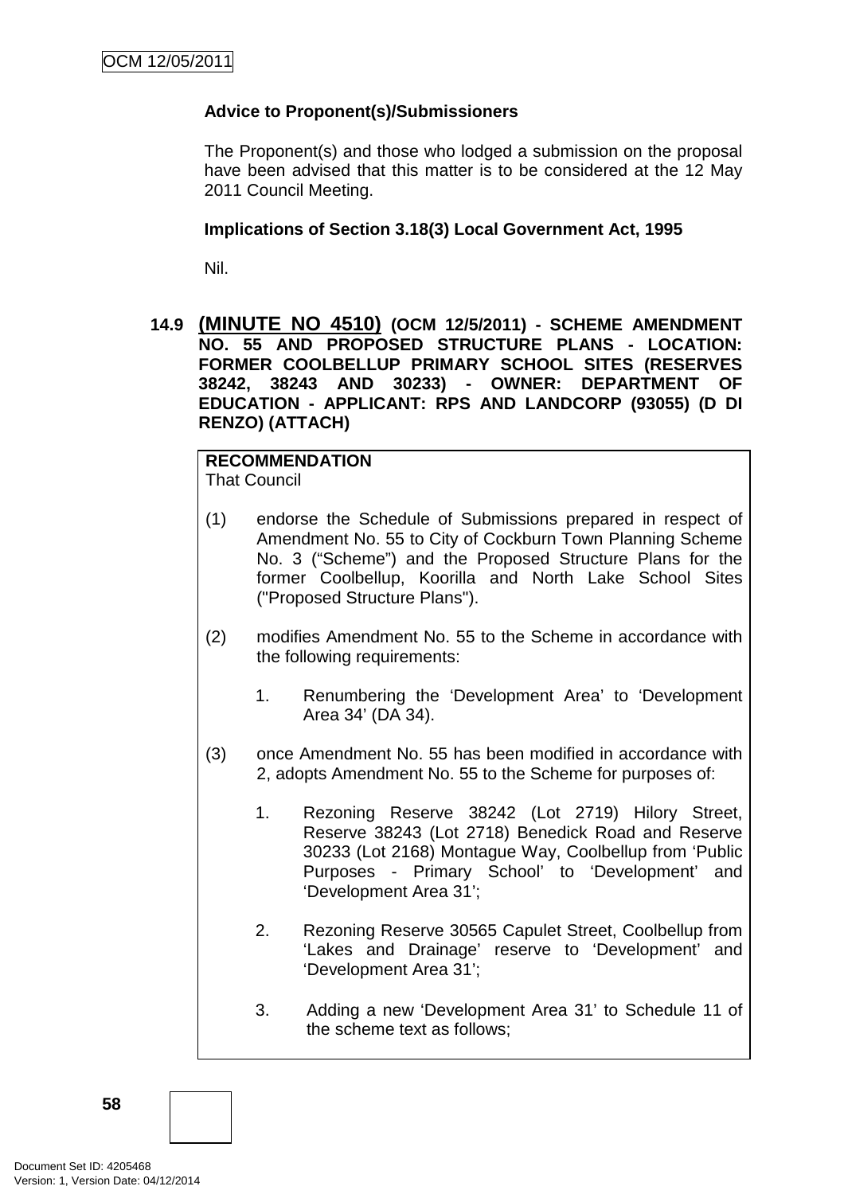**Advice to Proponent(s)/Submissioners**

The Proponent(s) and those who lodged a submission on the proposal have been advised that this matter is to be considered at the 12 May 2011 Council Meeting.

**Implications of Section 3.18(3) Local Government Act, 1995**

Nil.

### 14.9 (MINUTE NO 4510) (OCM 12/5/2011) - SCHEME AMENDMENT NO. 55 AND PROPOSED STRUCTURE PLANS - LOCATION: FORMER COOLBELLUP PRIMARY SCHOOL SITES (RESERVES 38242, 38243 AND 30233) - OWNER: DEPARTMENT OF EDUCATION - APPLICANT: RPS AND LANDCORP (93055) (D DI RENZO) (ATTACH)

**RECOMMENDATION**
That Council

(1) endorse the Schedule of Submissions prepared in respect of Amendment No. 55 to City of Cockburn Town Planning Scheme No. 3 ("Scheme") and the Proposed Structure Plans for the former Coolbellup, Koorilla and North Lake School Sites ("Proposed Structure Plans").

(2) modifies Amendment No. 55 to the Scheme in accordance with the following requirements:

   1. Renumbering the 'Development Area' to 'Development Area 34' (DA 34).

(3) once Amendment No. 55 has been modified in accordance with 2, adopts Amendment No. 55 to the Scheme for purposes of:

   1. Rezoning Reserve 38242 (Lot 2719) Hilory Street, Reserve 38243 (Lot 2718) Benedick Road and Reserve 30233 (Lot 2168) Montague Way, Coolbellup from 'Public Purposes - Primary School' to 'Development' and 'Development Area 31';

   2. Rezoning Reserve 30565 Capulet Street, Coolbellup from 'Lakes and Drainage' reserve to 'Development' and 'Development Area 31';

   3. Adding a new 'Development Area 31' to Schedule 11 of the scheme text as follows;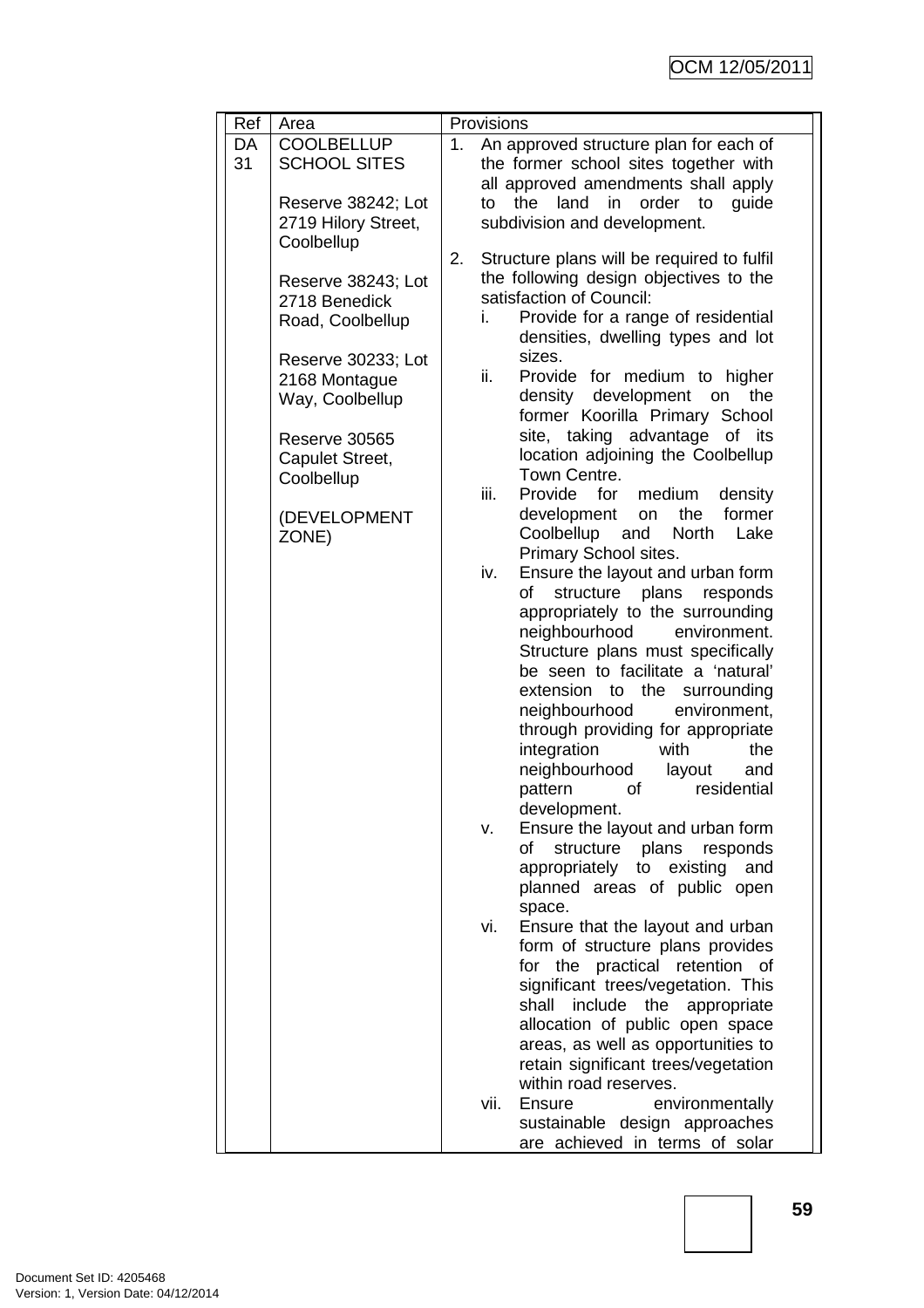| Ref | Area | Provisions |
|---|---|---|
| DA 31 | COOLBELLUP SCHOOL SITES<br><br>Reserve 38242; Lot 2719 Hilory Street, Coolbellup<br><br>Reserve 38243; Lot 2718 Benedick Road, Coolbellup<br><br>Reserve 30233; Lot 2168 Montague Way, Coolbellup<br><br>Reserve 30565 Capulet Street, Coolbellup<br><br>(DEVELOPMENT ZONE) | 1. An approved structure plan for each of the former school sites together with all approved amendments shall apply to the land in order to guide subdivision and development.<br><br>2. Structure plans will be required to fulfil the following design objectives to the satisfaction of Council:<br>i. Provide for a range of residential densities, dwelling types and lot sizes.<br>ii. Provide for medium to higher density development on the former Koorilla Primary School site, taking advantage of its location adjoining the Coolbellup Town Centre.<br>iii. Provide for medium density development on the former Coolbellup and North Lake Primary School sites.<br>iv. Ensure the layout and urban form of structure plans responds appropriately to the surrounding neighbourhood environment. Structure plans must specifically be seen to facilitate a 'natural' extension to the surrounding neighbourhood environment, through providing for appropriate integration with the neighbourhood layout and pattern of residential development.<br>v. Ensure the layout and urban form of structure plans responds appropriately to existing and planned areas of public open space.<br>vi. Ensure that the layout and urban form of structure plans provides for the practical retention of significant trees/vegetation. This shall include the appropriate allocation of public open space areas, as well as opportunities to retain significant trees/vegetation within road reserves.<br>vii. Ensure environmentally sustainable design approaches are achieved in terms of solar |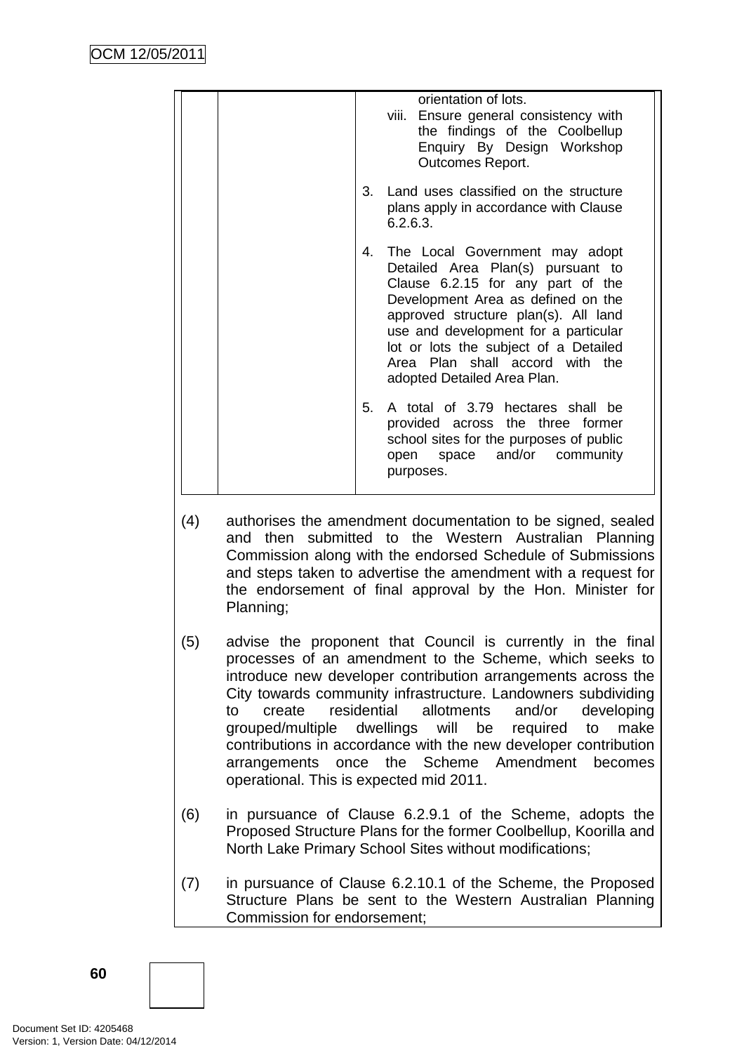| | | orientation of lots.<br>viii. Ensure general consistency with the findings of the Coolbellup Enquiry By Design Workshop Outcomes Report.<br><br>3. Land uses classified on the structure plans apply in accordance with Clause 6.2.6.3.<br><br>4. The Local Government may adopt Detailed Area Plan(s) pursuant to Clause 6.2.15 for any part of the Development Area as defined on the approved structure plan(s). All land use and development for a particular lot or lots the subject of a Detailed Area Plan shall accord with the adopted Detailed Area Plan.<br><br>5. A total of 3.79 hectares shall be provided across the three former school sites for the purposes of public open space and/or community purposes. |
|---|---|---|

(4) authorises the amendment documentation to be signed, sealed and then submitted to the Western Australian Planning Commission along with the endorsed Schedule of Submissions and steps taken to advertise the amendment with a request for the endorsement of final approval by the Hon. Minister for Planning;

(5) advise the proponent that Council is currently in the final processes of an amendment to the Scheme, which seeks to introduce new developer contribution arrangements across the City towards community infrastructure. Landowners subdividing to create residential allotments and/or developing grouped/multiple dwellings will be required to make contributions in accordance with the new developer contribution arrangements once the Scheme Amendment becomes operational. This is expected mid 2011.

(6) in pursuance of Clause 6.2.9.1 of the Scheme, adopts the Proposed Structure Plans for the former Coolbellup, Koorilla and North Lake Primary School Sites without modifications;

(7) in pursuance of Clause 6.2.10.1 of the Scheme, the Proposed Structure Plans be sent to the Western Australian Planning Commission for endorsement;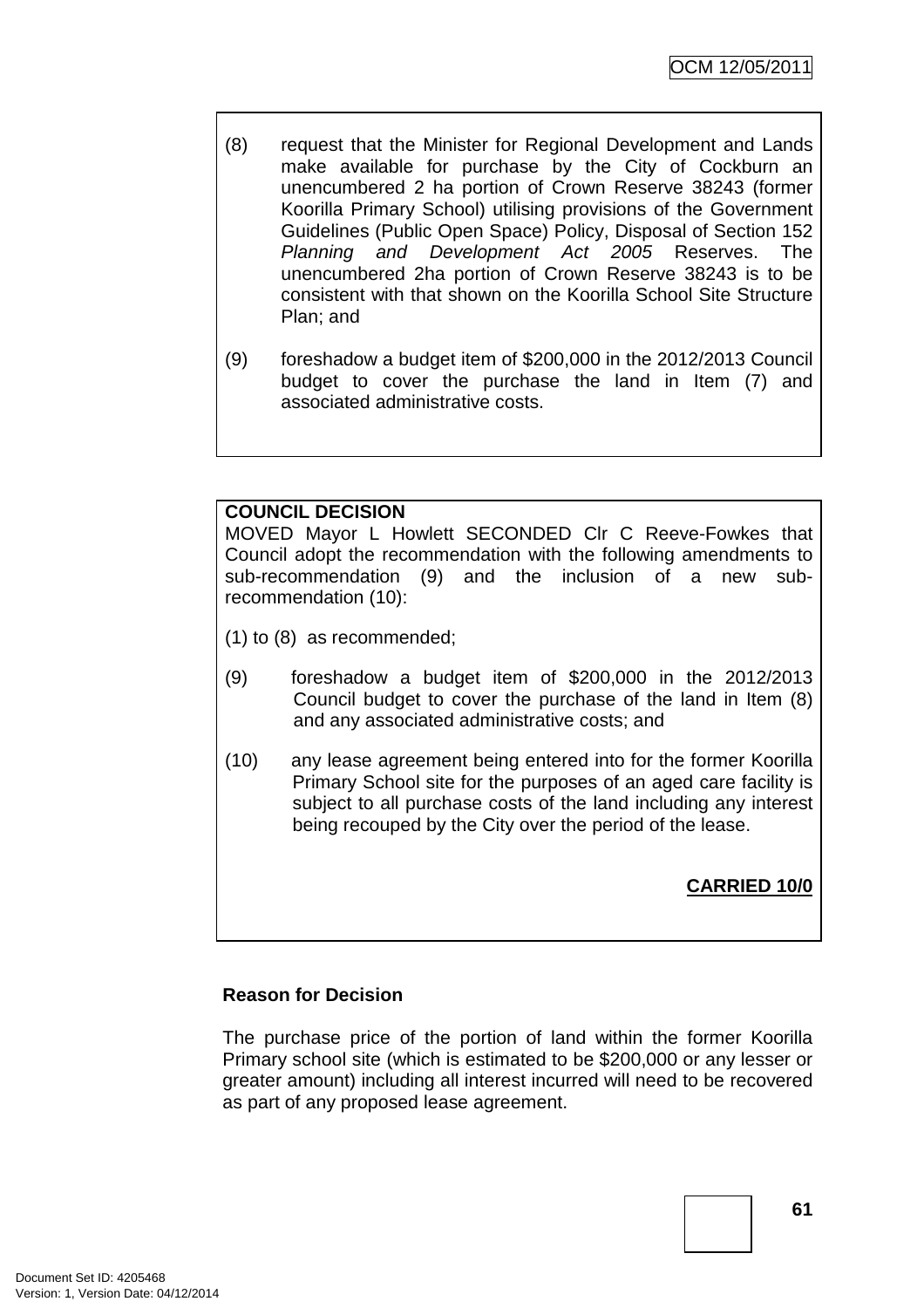(8) request that the Minister for Regional Development and Lands make available for purchase by the City of Cockburn an unencumbered 2 ha portion of Crown Reserve 38243 (former Koorilla Primary School) utilising provisions of the Government Guidelines (Public Open Space) Policy, Disposal of Section 152 *Planning and Development Act 2005* Reserves. The unencumbered 2ha portion of Crown Reserve 38243 is to be consistent with that shown on the Koorilla School Site Structure Plan; and

(9) foreshadow a budget item of $200,000 in the 2012/2013 Council budget to cover the purchase the land in Item (7) and associated administrative costs.

**COUNCIL DECISION**

MOVED Mayor L Howlett SECONDED Clr C Reeve-Fowkes that Council adopt the recommendation with the following amendments to sub-recommendation (9) and the inclusion of a new sub-recommendation (10):

(1) to (8) as recommended;

(9) foreshadow a budget item of $200,000 in the 2012/2013 Council budget to cover the purchase of the land in Item (8) and any associated administrative costs; and

(10) any lease agreement being entered into for the former Koorilla Primary School site for the purposes of an aged care facility is subject to all purchase costs of the land including any interest being recouped by the City over the period of the lease.

**CARRIED 10/0**

**Reason for Decision**

The purchase price of the portion of land within the former Koorilla Primary school site (which is estimated to be $200,000 or any lesser or greater amount) including all interest incurred will need to be recovered as part of any proposed lease agreement.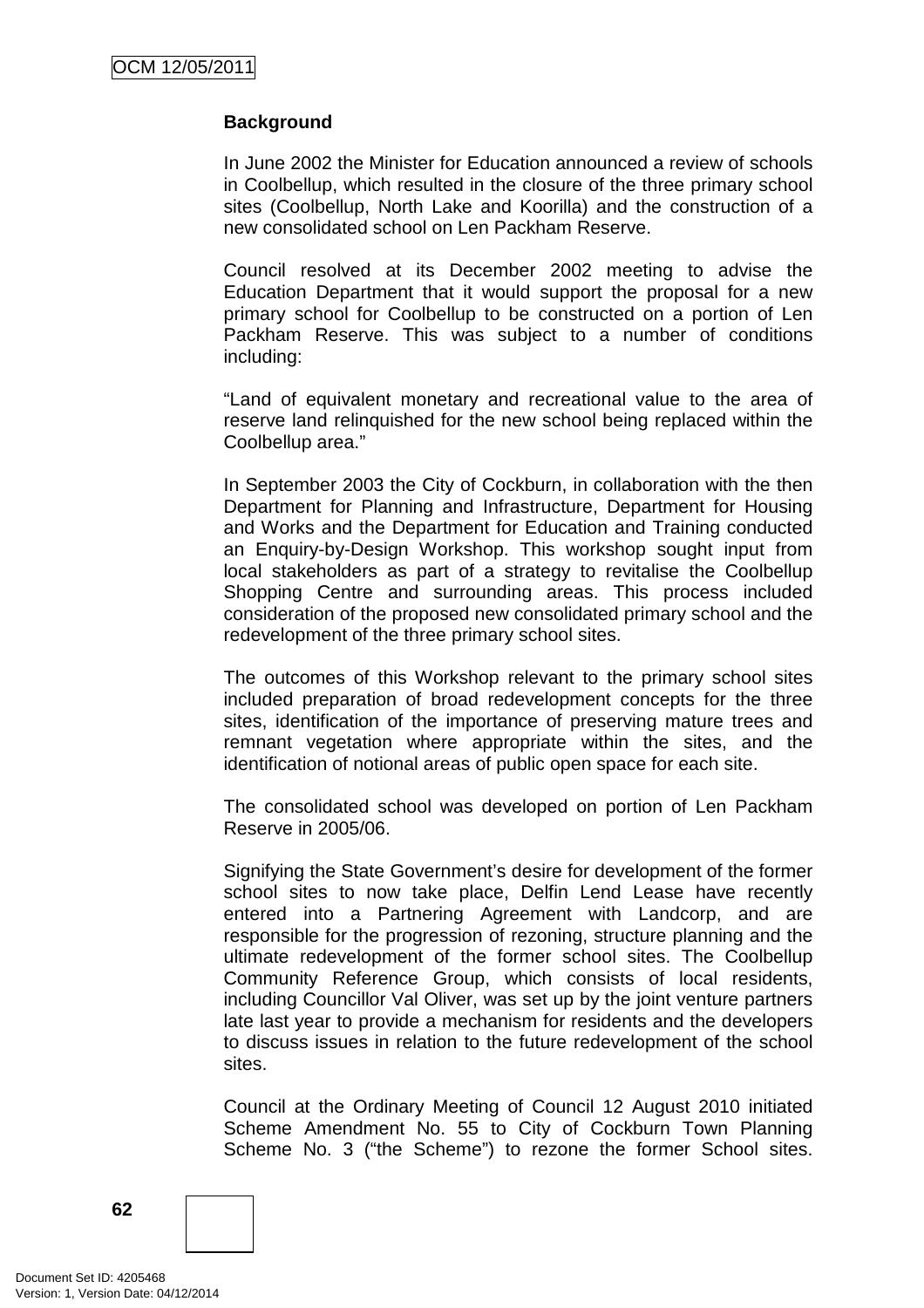**Background**

In June 2002 the Minister for Education announced a review of schools in Coolbellup, which resulted in the closure of the three primary school sites (Coolbellup, North Lake and Koorilla) and the construction of a new consolidated school on Len Packham Reserve.

Council resolved at its December 2002 meeting to advise the Education Department that it would support the proposal for a new primary school for Coolbellup to be constructed on a portion of Len Packham Reserve. This was subject to a number of conditions including:

"Land of equivalent monetary and recreational value to the area of reserve land relinquished for the new school being replaced within the Coolbellup area."

In September 2003 the City of Cockburn, in collaboration with the then Department for Planning and Infrastructure, Department for Housing and Works and the Department for Education and Training conducted an Enquiry-by-Design Workshop. This workshop sought input from local stakeholders as part of a strategy to revitalise the Coolbellup Shopping Centre and surrounding areas. This process included consideration of the proposed new consolidated primary school and the redevelopment of the three primary school sites.

The outcomes of this Workshop relevant to the primary school sites included preparation of broad redevelopment concepts for the three sites, identification of the importance of preserving mature trees and remnant vegetation where appropriate within the sites, and the identification of notional areas of public open space for each site.

The consolidated school was developed on portion of Len Packham Reserve in 2005/06.

Signifying the State Government's desire for development of the former school sites to now take place, Delfin Lend Lease have recently entered into a Partnering Agreement with Landcorp, and are responsible for the progression of rezoning, structure planning and the ultimate redevelopment of the former school sites. The Coolbellup Community Reference Group, which consists of local residents, including Councillor Val Oliver, was set up by the joint venture partners late last year to provide a mechanism for residents and the developers to discuss issues in relation to the future redevelopment of the school sites.

Council at the Ordinary Meeting of Council 12 August 2010 initiated Scheme Amendment No. 55 to City of Cockburn Town Planning Scheme No. 3 ("the Scheme") to rezone the former School sites.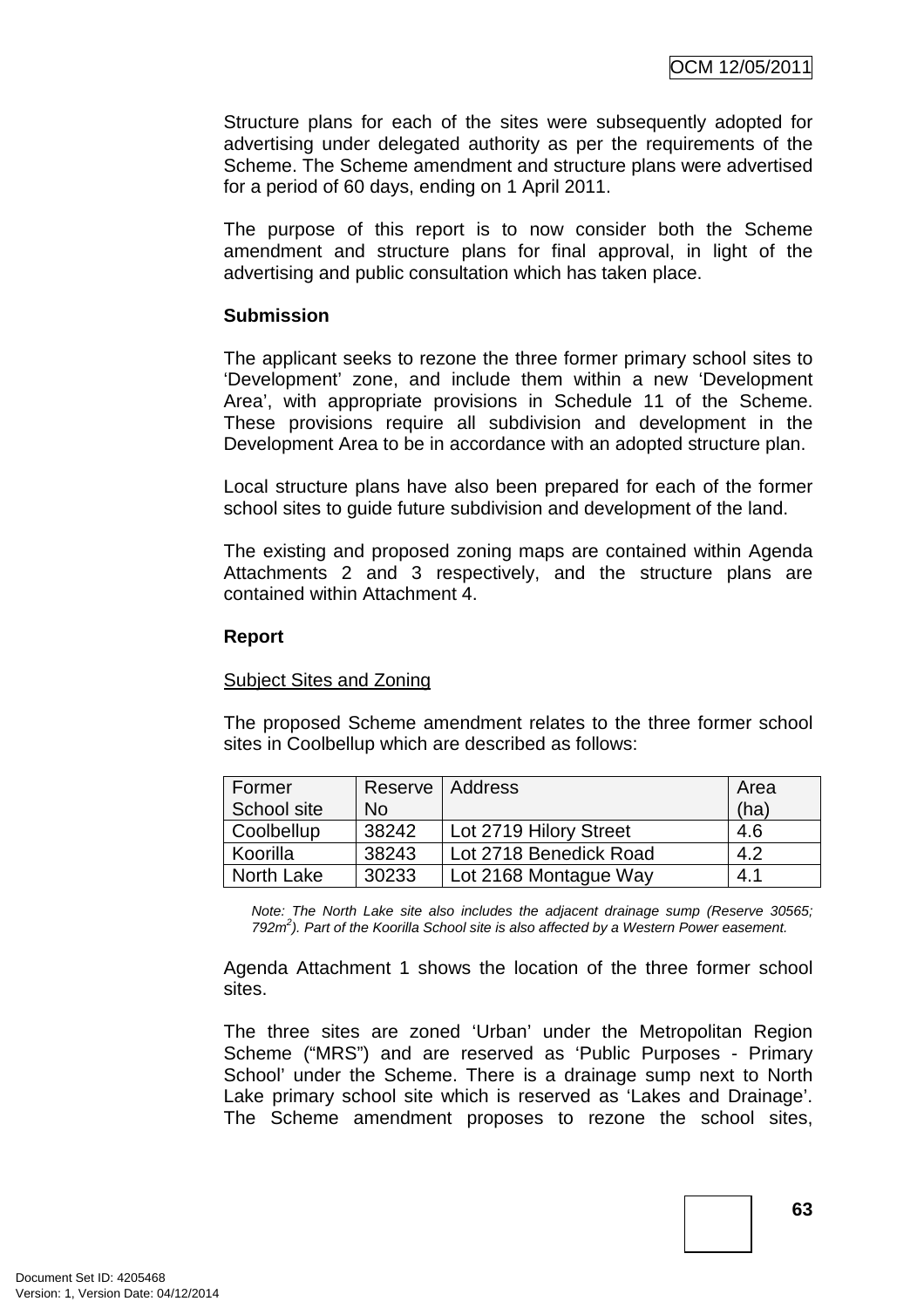Structure plans for each of the sites were subsequently adopted for advertising under delegated authority as per the requirements of the Scheme. The Scheme amendment and structure plans were advertised for a period of 60 days, ending on 1 April 2011.

The purpose of this report is to now consider both the Scheme amendment and structure plans for final approval, in light of the advertising and public consultation which has taken place.

**Submission**

The applicant seeks to rezone the three former primary school sites to 'Development' zone, and include them within a new 'Development Area', with appropriate provisions in Schedule 11 of the Scheme. These provisions require all subdivision and development in the Development Area to be in accordance with an adopted structure plan.

Local structure plans have also been prepared for each of the former school sites to guide future subdivision and development of the land.

The existing and proposed zoning maps are contained within Agenda Attachments 2 and 3 respectively, and the structure plans are contained within Attachment 4.

**Report**

Subject Sites and Zoning

The proposed Scheme amendment relates to the three former school sites in Coolbellup which are described as follows:

| Former School site | Reserve No | Address | Area (ha) |
|---|---|---|---|
| Coolbellup | 38242 | Lot 2719 Hilory Street | 4.6 |
| Koorilla | 38243 | Lot 2718 Benedick Road | 4.2 |
| North Lake | 30233 | Lot 2168 Montague Way | 4.1 |

*Note: The North Lake site also includes the adjacent drainage sump (Reserve 30565; 792m$^2$). Part of the Koorilla School site is also affected by a Western Power easement.*

Agenda Attachment 1 shows the location of the three former school sites.

The three sites are zoned 'Urban' under the Metropolitan Region Scheme ("MRS") and are reserved as 'Public Purposes - Primary School' under the Scheme. There is a drainage sump next to North Lake primary school site which is reserved as 'Lakes and Drainage'. The Scheme amendment proposes to rezone the school sites,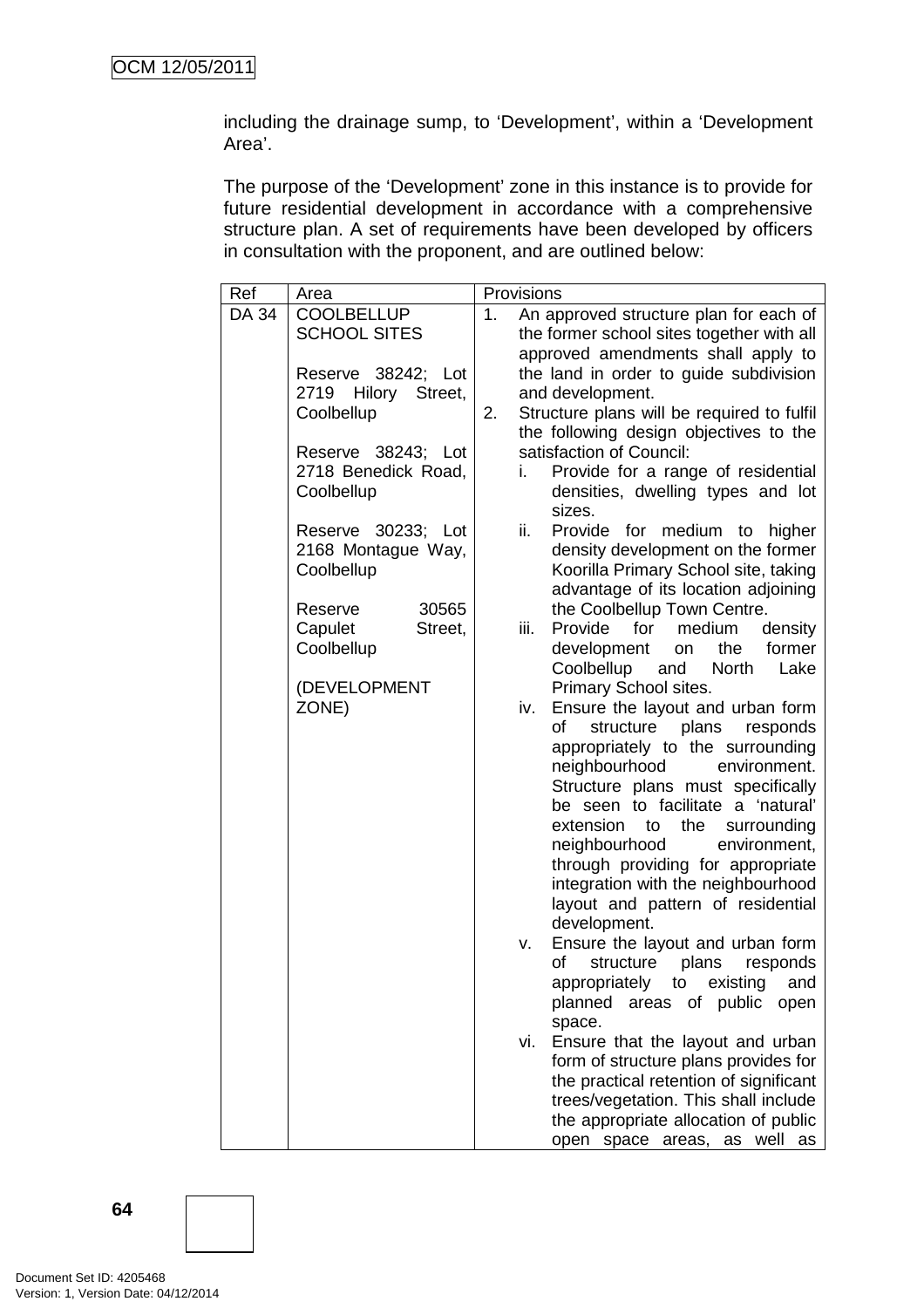including the drainage sump, to 'Development', within a 'Development Area'.

The purpose of the 'Development' zone in this instance is to provide for future residential development in accordance with a comprehensive structure plan. A set of requirements have been developed by officers in consultation with the proponent, and are outlined below:

| Ref | Area | Provisions |
|---|---|---|
| DA 34 | COOLBELLUP SCHOOL SITES<br><br>Reserve 38242; Lot 2719 Hilory Street, Coolbellup<br><br>Reserve 38243; Lot 2718 Benedick Road, Coolbellup<br><br>Reserve 30233; Lot 2168 Montague Way, Coolbellup<br><br>Reserve 30565 Capulet Street, Coolbellup<br><br>(DEVELOPMENT ZONE) | 1. An approved structure plan for each of the former school sites together with all approved amendments shall apply to the land in order to guide subdivision and development.<br>2. Structure plans will be required to fulfil the following design objectives to the satisfaction of Council:<br>i. Provide for a range of residential densities, dwelling types and lot sizes.<br>ii. Provide for medium to higher density development on the former Koorilla Primary School site, taking advantage of its location adjoining the Coolbellup Town Centre.<br>iii. Provide for medium density development on the former Coolbellup and North Lake Primary School sites.<br>iv. Ensure the layout and urban form of structure plans responds appropriately to the surrounding neighbourhood environment. Structure plans must specifically be seen to facilitate a 'natural' extension to the surrounding neighbourhood environment, through providing for appropriate integration with the neighbourhood layout and pattern of residential development.<br>v. Ensure the layout and urban form of structure plans responds appropriately to existing and planned areas of public open space.<br>vi. Ensure that the layout and urban form of structure plans provides for the practical retention of significant trees/vegetation. This shall include the appropriate allocation of public open space areas, as well as |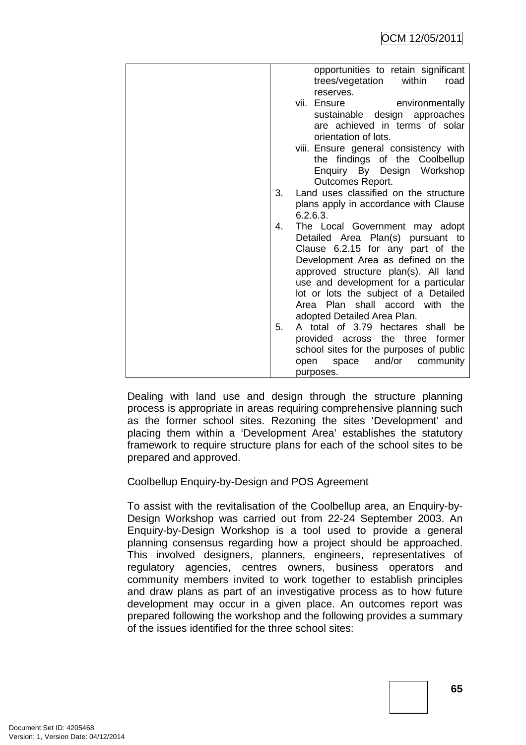| | | opportunities to retain significant trees/vegetation within road reserves.<br>vii. Ensure environmentally sustainable design approaches are achieved in terms of solar orientation of lots.<br>viii. Ensure general consistency with the findings of the Coolbellup Enquiry By Design Workshop Outcomes Report.<br>3. Land uses classified on the structure plans apply in accordance with Clause 6.2.6.3.<br>4. The Local Government may adopt Detailed Area Plan(s) pursuant to Clause 6.2.15 for any part of the Development Area as defined on the approved structure plan(s). All land use and development for a particular lot or lots the subject of a Detailed Area Plan shall accord with the adopted Detailed Area Plan.<br>5. A total of 3.79 hectares shall be provided across the three former school sites for the purposes of public open space and/or community purposes. |
|---|---|---|

Dealing with land use and design through the structure planning process is appropriate in areas requiring comprehensive planning such as the former school sites. Rezoning the sites 'Development' and placing them within a 'Development Area' establishes the statutory framework to require structure plans for each of the school sites to be prepared and approved.

Coolbellup Enquiry-by-Design and POS Agreement

To assist with the revitalisation of the Coolbellup area, an Enquiry-by-Design Workshop was carried out from 22-24 September 2003. An Enquiry-by-Design Workshop is a tool used to provide a general planning consensus regarding how a project should be approached. This involved designers, planners, engineers, representatives of regulatory agencies, centres owners, business operators and community members invited to work together to establish principles and draw plans as part of an investigative process as to how future development may occur in a given place. An outcomes report was prepared following the workshop and the following provides a summary of the issues identified for the three school sites: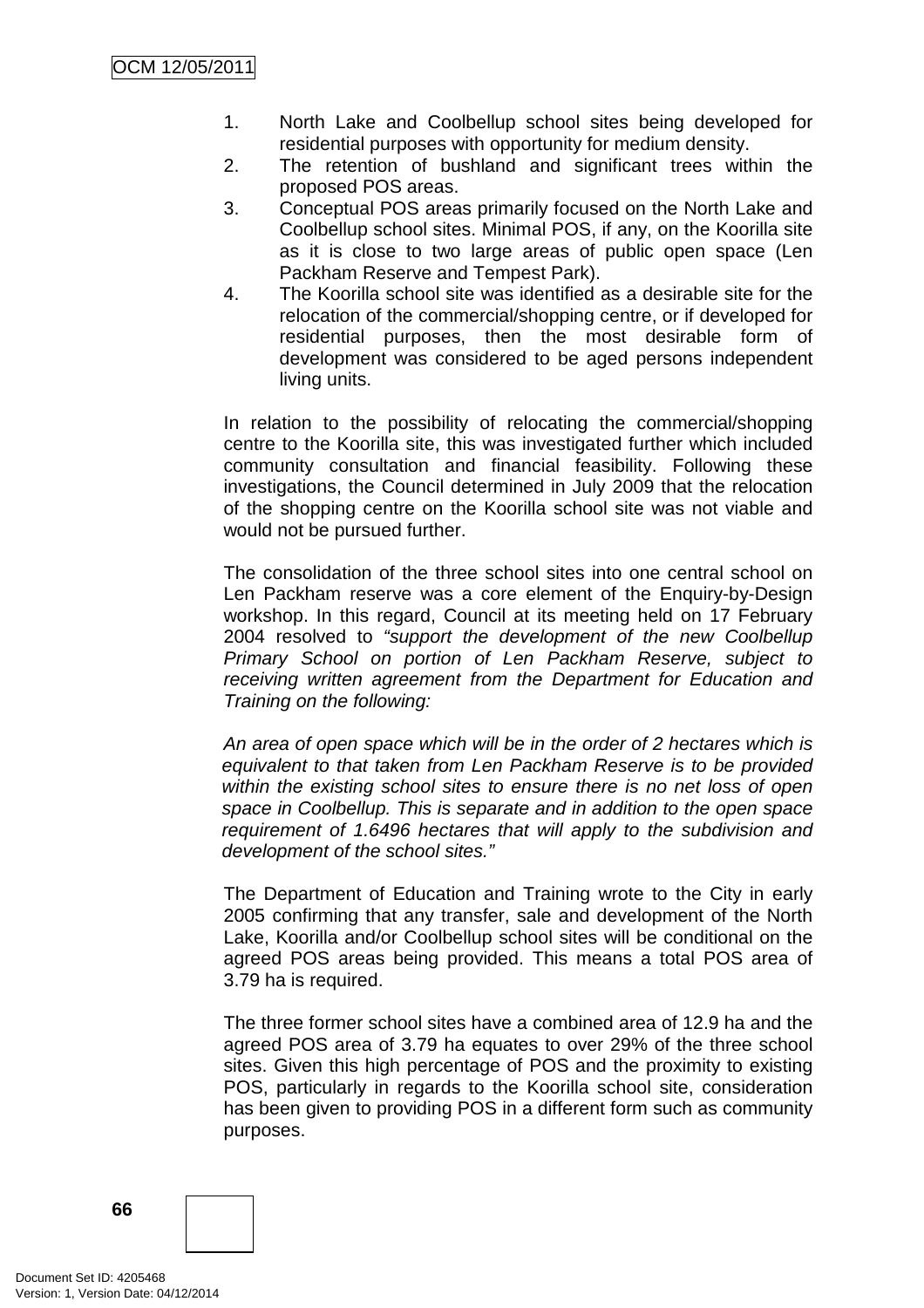1. North Lake and Coolbellup school sites being developed for residential purposes with opportunity for medium density.
2. The retention of bushland and significant trees within the proposed POS areas.
3. Conceptual POS areas primarily focused on the North Lake and Coolbellup school sites. Minimal POS, if any, on the Koorilla site as it is close to two large areas of public open space (Len Packham Reserve and Tempest Park).
4. The Koorilla school site was identified as a desirable site for the relocation of the commercial/shopping centre, or if developed for residential purposes, then the most desirable form of development was considered to be aged persons independent living units.

In relation to the possibility of relocating the commercial/shopping centre to the Koorilla site, this was investigated further which included community consultation and financial feasibility. Following these investigations, the Council determined in July 2009 that the relocation of the shopping centre on the Koorilla school site was not viable and would not be pursued further.

The consolidation of the three school sites into one central school on Len Packham reserve was a core element of the Enquiry-by-Design workshop. In this regard, Council at its meeting held on 17 February 2004 resolved to *"support the development of the new Coolbellup Primary School on portion of Len Packham Reserve, subject to receiving written agreement from the Department for Education and Training on the following:*

*An area of open space which will be in the order of 2 hectares which is equivalent to that taken from Len Packham Reserve is to be provided within the existing school sites to ensure there is no net loss of open space in Coolbellup. This is separate and in addition to the open space requirement of 1.6496 hectares that will apply to the subdivision and development of the school sites."*

The Department of Education and Training wrote to the City in early 2005 confirming that any transfer, sale and development of the North Lake, Koorilla and/or Coolbellup school sites will be conditional on the agreed POS areas being provided. This means a total POS area of 3.79 ha is required.

The three former school sites have a combined area of 12.9 ha and the agreed POS area of 3.79 ha equates to over 29% of the three school sites. Given this high percentage of POS and the proximity to existing POS, particularly in regards to the Koorilla school site, consideration has been given to providing POS in a different form such as community purposes.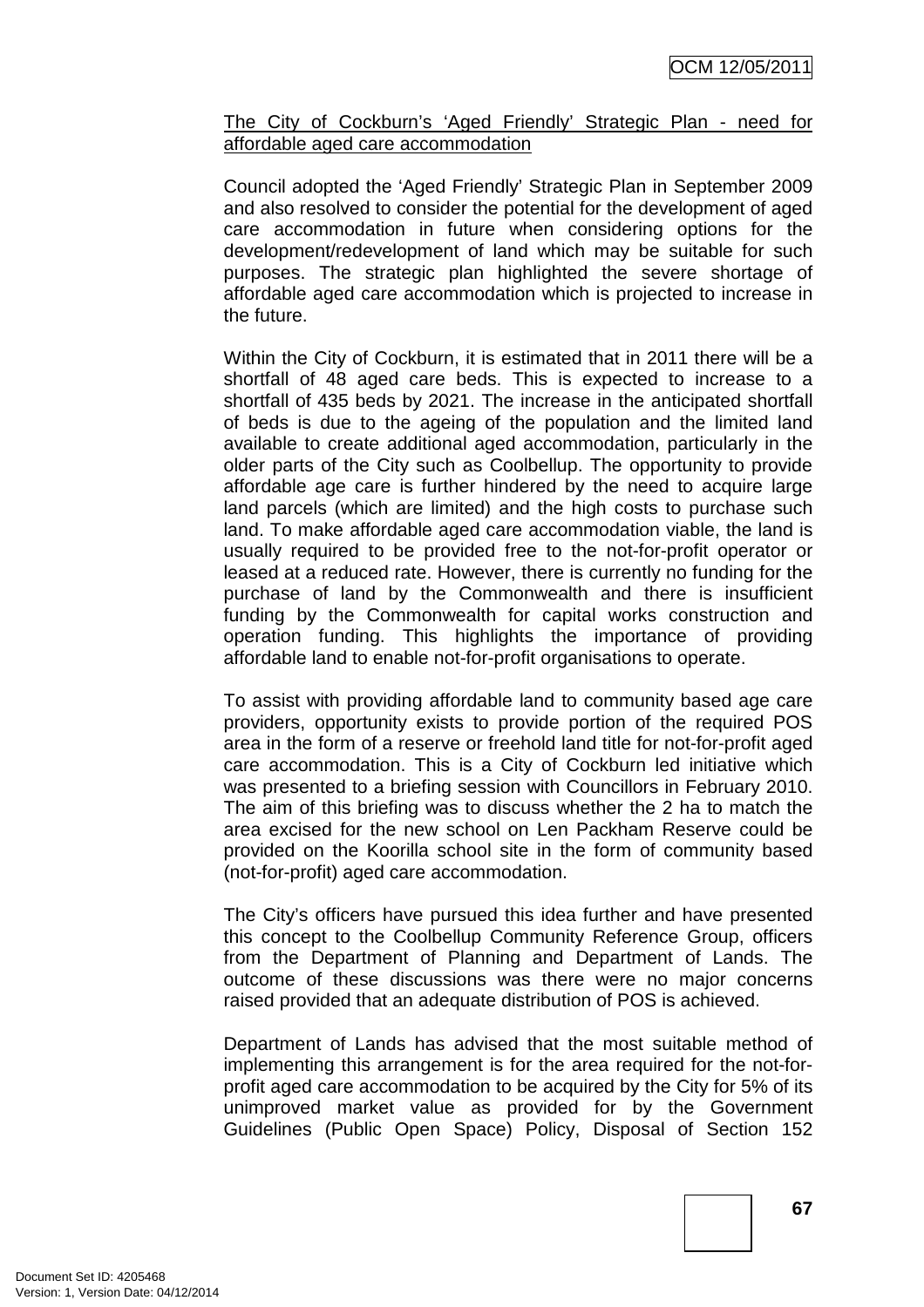The City of Cockburn's 'Aged Friendly' Strategic Plan - need for affordable aged care accommodation

Council adopted the 'Aged Friendly' Strategic Plan in September 2009 and also resolved to consider the potential for the development of aged care accommodation in future when considering options for the development/redevelopment of land which may be suitable for such purposes. The strategic plan highlighted the severe shortage of affordable aged care accommodation which is projected to increase in the future.

Within the City of Cockburn, it is estimated that in 2011 there will be a shortfall of 48 aged care beds. This is expected to increase to a shortfall of 435 beds by 2021. The increase in the anticipated shortfall of beds is due to the ageing of the population and the limited land available to create additional aged accommodation, particularly in the older parts of the City such as Coolbellup. The opportunity to provide affordable age care is further hindered by the need to acquire large land parcels (which are limited) and the high costs to purchase such land. To make affordable aged care accommodation viable, the land is usually required to be provided free to the not-for-profit operator or leased at a reduced rate. However, there is currently no funding for the purchase of land by the Commonwealth and there is insufficient funding by the Commonwealth for capital works construction and operation funding. This highlights the importance of providing affordable land to enable not-for-profit organisations to operate.

To assist with providing affordable land to community based age care providers, opportunity exists to provide portion of the required POS area in the form of a reserve or freehold land title for not-for-profit aged care accommodation. This is a City of Cockburn led initiative which was presented to a briefing session with Councillors in February 2010. The aim of this briefing was to discuss whether the 2 ha to match the area excised for the new school on Len Packham Reserve could be provided on the Koorilla school site in the form of community based (not-for-profit) aged care accommodation.

The City's officers have pursued this idea further and have presented this concept to the Coolbellup Community Reference Group, officers from the Department of Planning and Department of Lands. The outcome of these discussions was there were no major concerns raised provided that an adequate distribution of POS is achieved.

Department of Lands has advised that the most suitable method of implementing this arrangement is for the area required for the not-for-profit aged care accommodation to be acquired by the City for 5% of its unimproved market value as provided for by the Government Guidelines (Public Open Space) Policy, Disposal of Section 152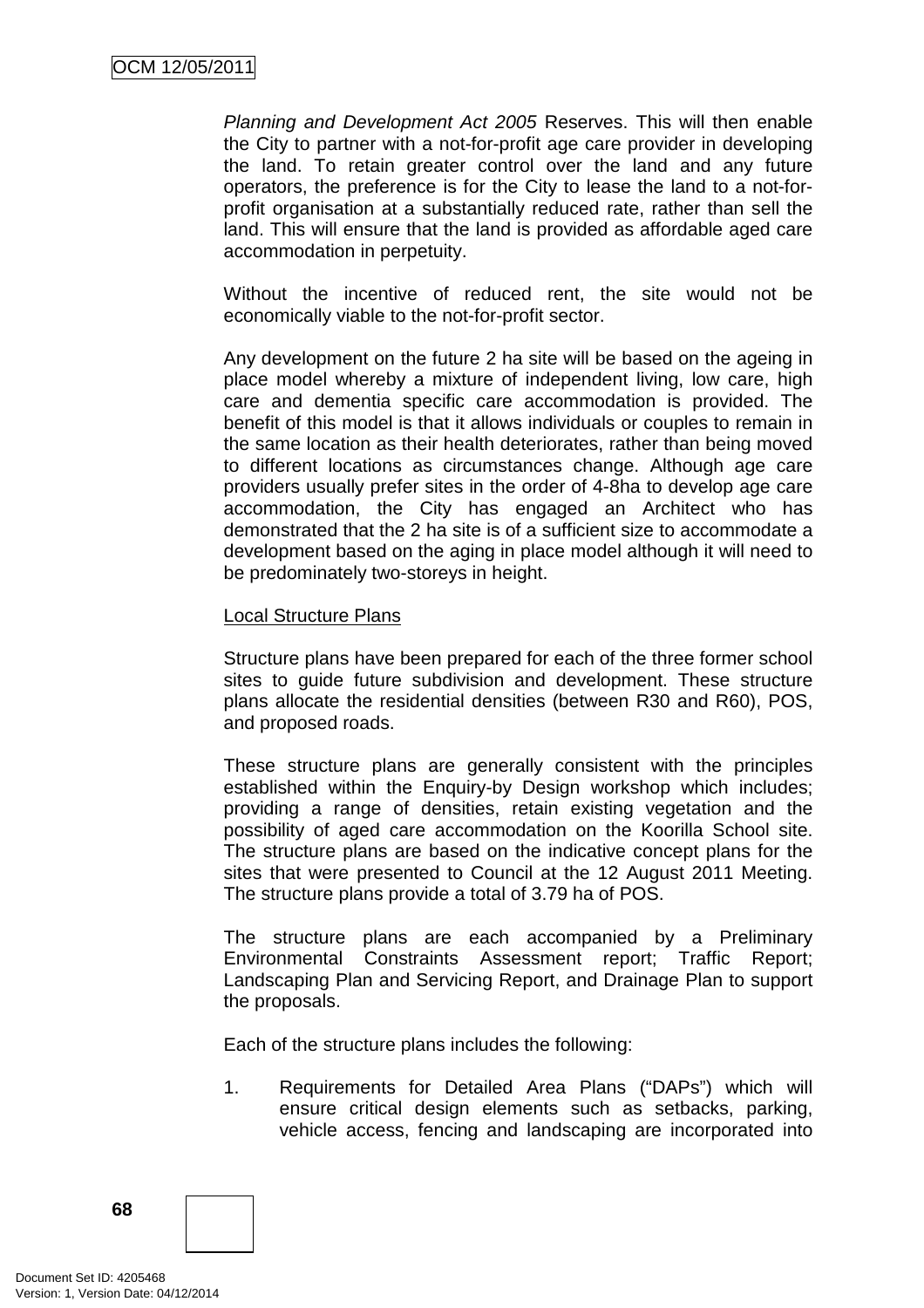*Planning and Development Act 2005* Reserves. This will then enable the City to partner with a not-for-profit age care provider in developing the land. To retain greater control over the land and any future operators, the preference is for the City to lease the land to a not-for-profit organisation at a substantially reduced rate, rather than sell the land. This will ensure that the land is provided as affordable aged care accommodation in perpetuity.

Without the incentive of reduced rent, the site would not be economically viable to the not-for-profit sector.

Any development on the future 2 ha site will be based on the ageing in place model whereby a mixture of independent living, low care, high care and dementia specific care accommodation is provided. The benefit of this model is that it allows individuals or couples to remain in the same location as their health deteriorates, rather than being moved to different locations as circumstances change. Although age care providers usually prefer sites in the order of 4-8ha to develop age care accommodation, the City has engaged an Architect who has demonstrated that the 2 ha site is of a sufficient size to accommodate a development based on the aging in place model although it will need to be predominately two-storeys in height.

Local Structure Plans

Structure plans have been prepared for each of the three former school sites to guide future subdivision and development. These structure plans allocate the residential densities (between R30 and R60), POS, and proposed roads.

These structure plans are generally consistent with the principles established within the Enquiry-by Design workshop which includes; providing a range of densities, retain existing vegetation and the possibility of aged care accommodation on the Koorilla School site. The structure plans are based on the indicative concept plans for the sites that were presented to Council at the 12 August 2011 Meeting. The structure plans provide a total of 3.79 ha of POS.

The structure plans are each accompanied by a Preliminary Environmental Constraints Assessment report; Traffic Report; Landscaping Plan and Servicing Report, and Drainage Plan to support the proposals.

Each of the structure plans includes the following:

1. Requirements for Detailed Area Plans ("DAPs") which will ensure critical design elements such as setbacks, parking, vehicle access, fencing and landscaping are incorporated into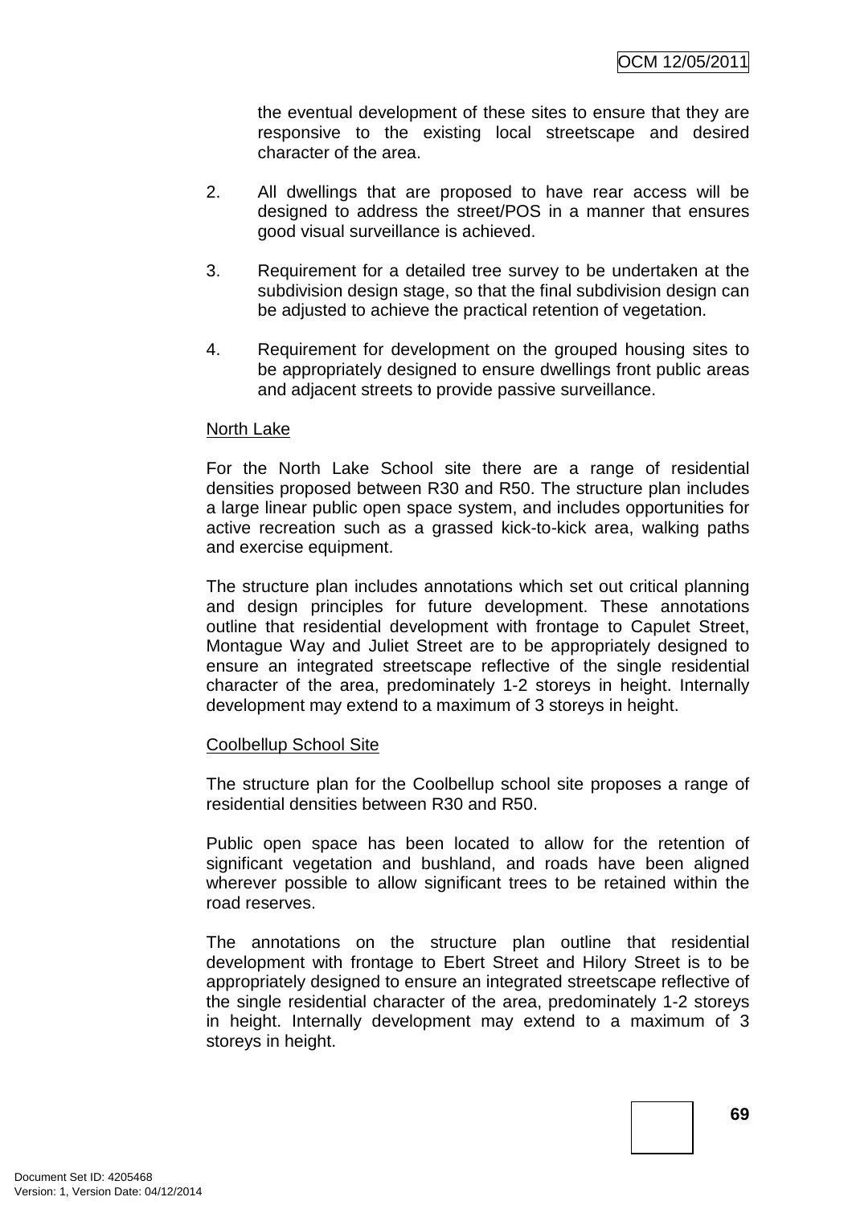the eventual development of these sites to ensure that they are responsive to the existing local streetscape and desired character of the area.

2. All dwellings that are proposed to have rear access will be designed to address the street/POS in a manner that ensures good visual surveillance is achieved.

3. Requirement for a detailed tree survey to be undertaken at the subdivision design stage, so that the final subdivision design can be adjusted to achieve the practical retention of vegetation.

4. Requirement for development on the grouped housing sites to be appropriately designed to ensure dwellings front public areas and adjacent streets to provide passive surveillance.

North Lake

For the North Lake School site there are a range of residential densities proposed between R30 and R50. The structure plan includes a large linear public open space system, and includes opportunities for active recreation such as a grassed kick-to-kick area, walking paths and exercise equipment.

The structure plan includes annotations which set out critical planning and design principles for future development. These annotations outline that residential development with frontage to Capulet Street, Montague Way and Juliet Street are to be appropriately designed to ensure an integrated streetscape reflective of the single residential character of the area, predominately 1-2 storeys in height. Internally development may extend to a maximum of 3 storeys in height.

Coolbellup School Site

The structure plan for the Coolbellup school site proposes a range of residential densities between R30 and R50.

Public open space has been located to allow for the retention of significant vegetation and bushland, and roads have been aligned wherever possible to allow significant trees to be retained within the road reserves.

The annotations on the structure plan outline that residential development with frontage to Ebert Street and Hilory Street is to be appropriately designed to ensure an integrated streetscape reflective of the single residential character of the area, predominately 1-2 storeys in height. Internally development may extend to a maximum of 3 storeys in height.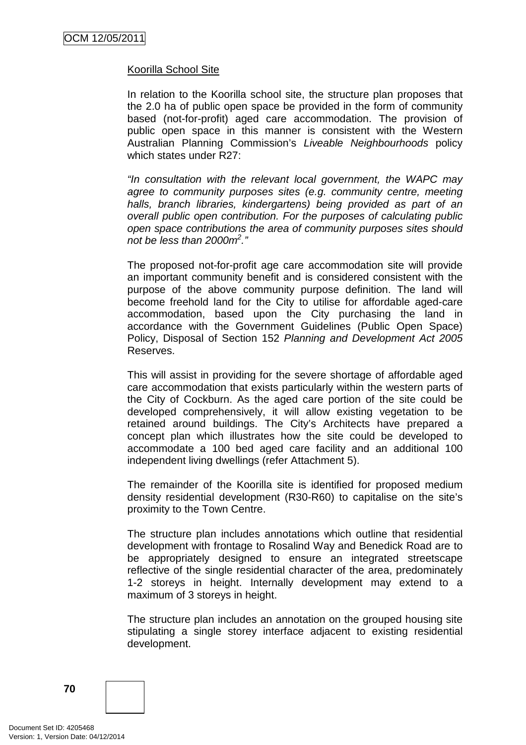Koorilla School Site

In relation to the Koorilla school site, the structure plan proposes that the 2.0 ha of public open space be provided in the form of community based (not-for-profit) aged care accommodation. The provision of public open space in this manner is consistent with the Western Australian Planning Commission's *Liveable Neighbourhoods* policy which states under R27:

*"In consultation with the relevant local government, the WAPC may agree to community purposes sites (e.g. community centre, meeting halls, branch libraries, kindergartens) being provided as part of an overall public open contribution. For the purposes of calculating public open space contributions the area of community purposes sites should not be less than 2000m$^2$."*

The proposed not-for-profit age care accommodation site will provide an important community benefit and is considered consistent with the purpose of the above community purpose definition. The land will become freehold land for the City to utilise for affordable aged-care accommodation, based upon the City purchasing the land in accordance with the Government Guidelines (Public Open Space) Policy, Disposal of Section 152 *Planning and Development Act 2005* Reserves.

This will assist in providing for the severe shortage of affordable aged care accommodation that exists particularly within the western parts of the City of Cockburn. As the aged care portion of the site could be developed comprehensively, it will allow existing vegetation to be retained around buildings. The City's Architects have prepared a concept plan which illustrates how the site could be developed to accommodate a 100 bed aged care facility and an additional 100 independent living dwellings (refer Attachment 5).

The remainder of the Koorilla site is identified for proposed medium density residential development (R30-R60) to capitalise on the site's proximity to the Town Centre.

The structure plan includes annotations which outline that residential development with frontage to Rosalind Way and Benedick Road are to be appropriately designed to ensure an integrated streetscape reflective of the single residential character of the area, predominately 1-2 storeys in height. Internally development may extend to a maximum of 3 storeys in height.

The structure plan includes an annotation on the grouped housing site stipulating a single storey interface adjacent to existing residential development.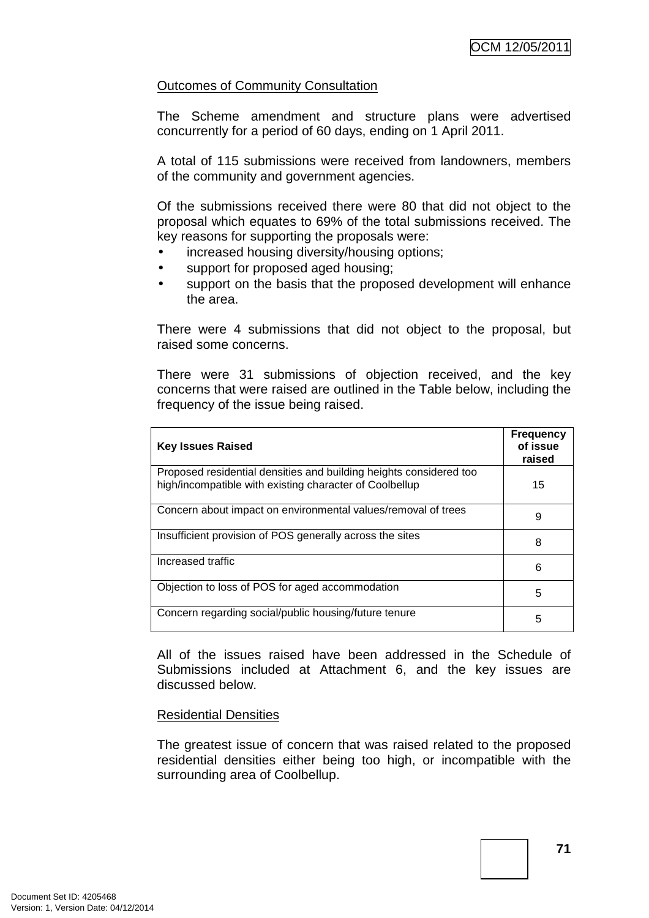Outcomes of Community Consultation

The Scheme amendment and structure plans were advertised concurrently for a period of 60 days, ending on 1 April 2011.

A total of 115 submissions were received from landowners, members of the community and government agencies.

Of the submissions received there were 80 that did not object to the proposal which equates to 69% of the total submissions received. The key reasons for supporting the proposals were:

- increased housing diversity/housing options;
- support for proposed aged housing;
- support on the basis that the proposed development will enhance the area.

There were 4 submissions that did not object to the proposal, but raised some concerns.

There were 31 submissions of objection received, and the key concerns that were raised are outlined in the Table below, including the frequency of the issue being raised.

| **Key Issues Raised** | **Frequency of issue raised** |
|---|---|
| Proposed residential densities and building heights considered too high/incompatible with existing character of Coolbellup | 15 |
| Concern about impact on environmental values/removal of trees | 9 |
| Insufficient provision of POS generally across the sites | 8 |
| Increased traffic | 6 |
| Objection to loss of POS for aged accommodation | 5 |
| Concern regarding social/public housing/future tenure | 5 |

All of the issues raised have been addressed in the Schedule of Submissions included at Attachment 6, and the key issues are discussed below.

Residential Densities

The greatest issue of concern that was raised related to the proposed residential densities either being too high, or incompatible with the surrounding area of Coolbellup.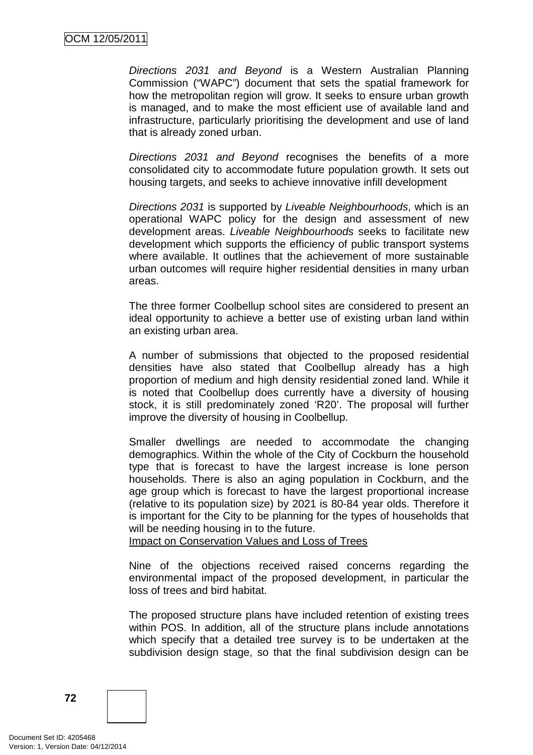*Directions 2031 and Beyond* is a Western Australian Planning Commission ("WAPC") document that sets the spatial framework for how the metropolitan region will grow. It seeks to ensure urban growth is managed, and to make the most efficient use of available land and infrastructure, particularly prioritising the development and use of land that is already zoned urban.

*Directions 2031 and Beyond* recognises the benefits of a more consolidated city to accommodate future population growth. It sets out housing targets, and seeks to achieve innovative infill development

*Directions 2031* is supported by *Liveable Neighbourhoods*, which is an operational WAPC policy for the design and assessment of new development areas. *Liveable Neighbourhoods* seeks to facilitate new development which supports the efficiency of public transport systems where available. It outlines that the achievement of more sustainable urban outcomes will require higher residential densities in many urban areas.

The three former Coolbellup school sites are considered to present an ideal opportunity to achieve a better use of existing urban land within an existing urban area.

A number of submissions that objected to the proposed residential densities have also stated that Coolbellup already has a high proportion of medium and high density residential zoned land. While it is noted that Coolbellup does currently have a diversity of housing stock, it is still predominately zoned 'R20'. The proposal will further improve the diversity of housing in Coolbellup.

Smaller dwellings are needed to accommodate the changing demographics. Within the whole of the City of Cockburn the household type that is forecast to have the largest increase is lone person households. There is also an aging population in Cockburn, and the age group which is forecast to have the largest proportional increase (relative to its population size) by 2021 is 80-84 year olds. Therefore it is important for the City to be planning for the types of households that will be needing housing in to the future.

<u>Impact on Conservation Values and Loss of Trees</u>

Nine of the objections received raised concerns regarding the environmental impact of the proposed development, in particular the loss of trees and bird habitat.

The proposed structure plans have included retention of existing trees within POS. In addition, all of the structure plans include annotations which specify that a detailed tree survey is to be undertaken at the subdivision design stage, so that the final subdivision design can be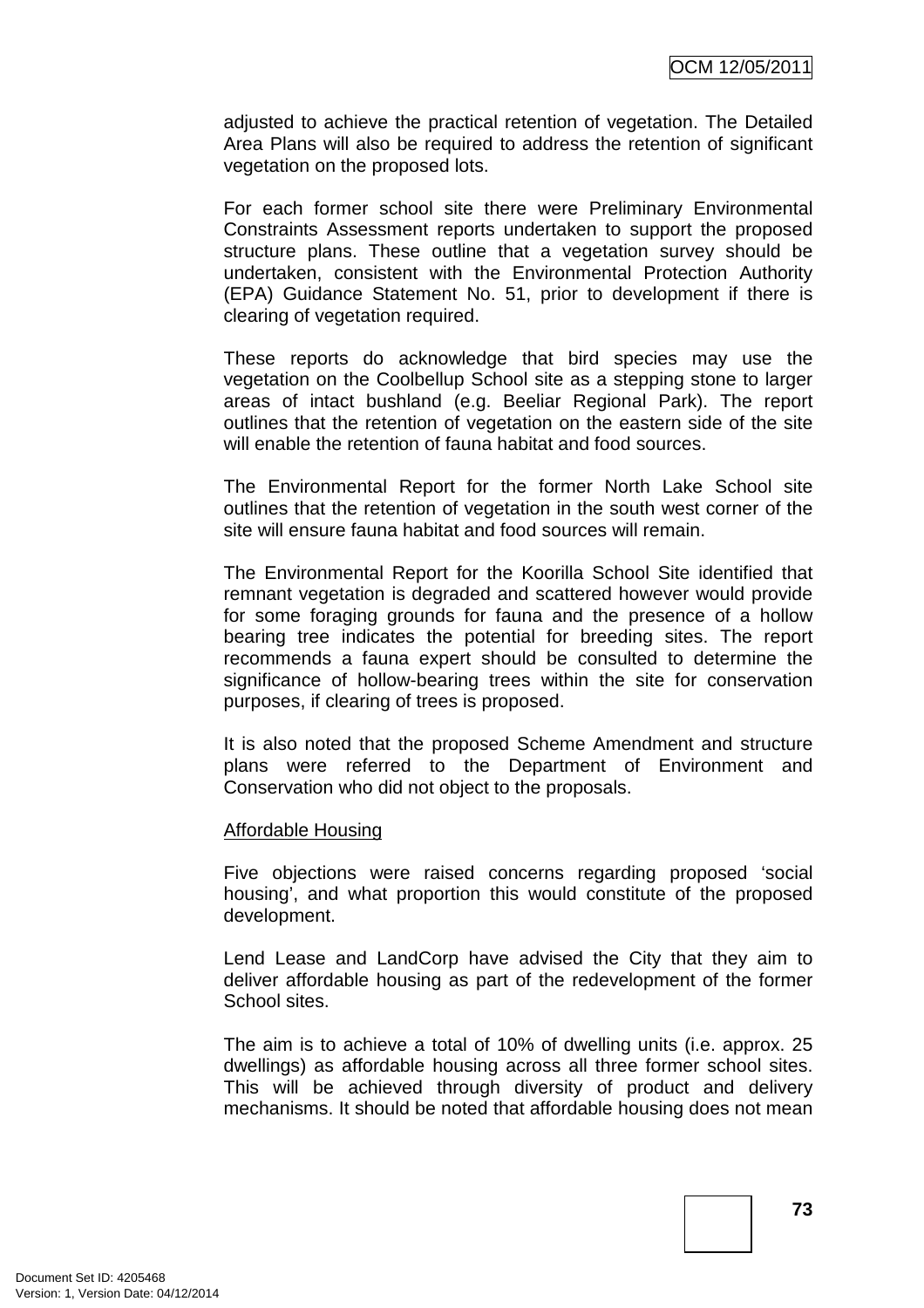adjusted to achieve the practical retention of vegetation. The Detailed Area Plans will also be required to address the retention of significant vegetation on the proposed lots.

For each former school site there were Preliminary Environmental Constraints Assessment reports undertaken to support the proposed structure plans. These outline that a vegetation survey should be undertaken, consistent with the Environmental Protection Authority (EPA) Guidance Statement No. 51, prior to development if there is clearing of vegetation required.

These reports do acknowledge that bird species may use the vegetation on the Coolbellup School site as a stepping stone to larger areas of intact bushland (e.g. Beeliar Regional Park). The report outlines that the retention of vegetation on the eastern side of the site will enable the retention of fauna habitat and food sources.

The Environmental Report for the former North Lake School site outlines that the retention of vegetation in the south west corner of the site will ensure fauna habitat and food sources will remain.

The Environmental Report for the Koorilla School Site identified that remnant vegetation is degraded and scattered however would provide for some foraging grounds for fauna and the presence of a hollow bearing tree indicates the potential for breeding sites. The report recommends a fauna expert should be consulted to determine the significance of hollow-bearing trees within the site for conservation purposes, if clearing of trees is proposed.

It is also noted that the proposed Scheme Amendment and structure plans were referred to the Department of Environment and Conservation who did not object to the proposals.

Affordable Housing

Five objections were raised concerns regarding proposed 'social housing', and what proportion this would constitute of the proposed development.

Lend Lease and LandCorp have advised the City that they aim to deliver affordable housing as part of the redevelopment of the former School sites.

The aim is to achieve a total of 10% of dwelling units (i.e. approx. 25 dwellings) as affordable housing across all three former school sites. This will be achieved through diversity of product and delivery mechanisms. It should be noted that affordable housing does not mean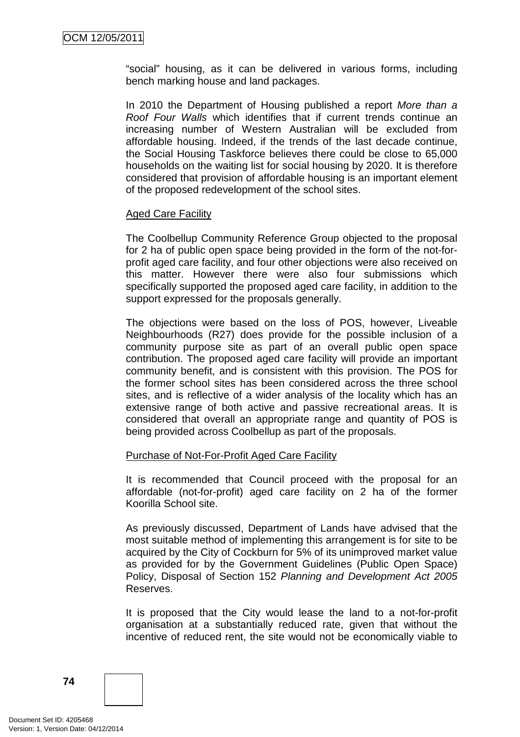"social" housing, as it can be delivered in various forms, including bench marking house and land packages.

In 2010 the Department of Housing published a report *More than a Roof Four Walls* which identifies that if current trends continue an increasing number of Western Australian will be excluded from affordable housing. Indeed, if the trends of the last decade continue, the Social Housing Taskforce believes there could be close to 65,000 households on the waiting list for social housing by 2020. It is therefore considered that provision of affordable housing is an important element of the proposed redevelopment of the school sites.

Aged Care Facility

The Coolbellup Community Reference Group objected to the proposal for 2 ha of public open space being provided in the form of the not-for-profit aged care facility, and four other objections were also received on this matter. However there were also four submissions which specifically supported the proposed aged care facility, in addition to the support expressed for the proposals generally.

The objections were based on the loss of POS, however, Liveable Neighbourhoods (R27) does provide for the possible inclusion of a community purpose site as part of an overall public open space contribution. The proposed aged care facility will provide an important community benefit, and is consistent with this provision. The POS for the former school sites has been considered across the three school sites, and is reflective of a wider analysis of the locality which has an extensive range of both active and passive recreational areas. It is considered that overall an appropriate range and quantity of POS is being provided across Coolbellup as part of the proposals.

Purchase of Not-For-Profit Aged Care Facility

It is recommended that Council proceed with the proposal for an affordable (not-for-profit) aged care facility on 2 ha of the former Koorilla School site.

As previously discussed, Department of Lands have advised that the most suitable method of implementing this arrangement is for site to be acquired by the City of Cockburn for 5% of its unimproved market value as provided for by the Government Guidelines (Public Open Space) Policy, Disposal of Section 152 *Planning and Development Act 2005* Reserves.

It is proposed that the City would lease the land to a not-for-profit organisation at a substantially reduced rate, given that without the incentive of reduced rent, the site would not be economically viable to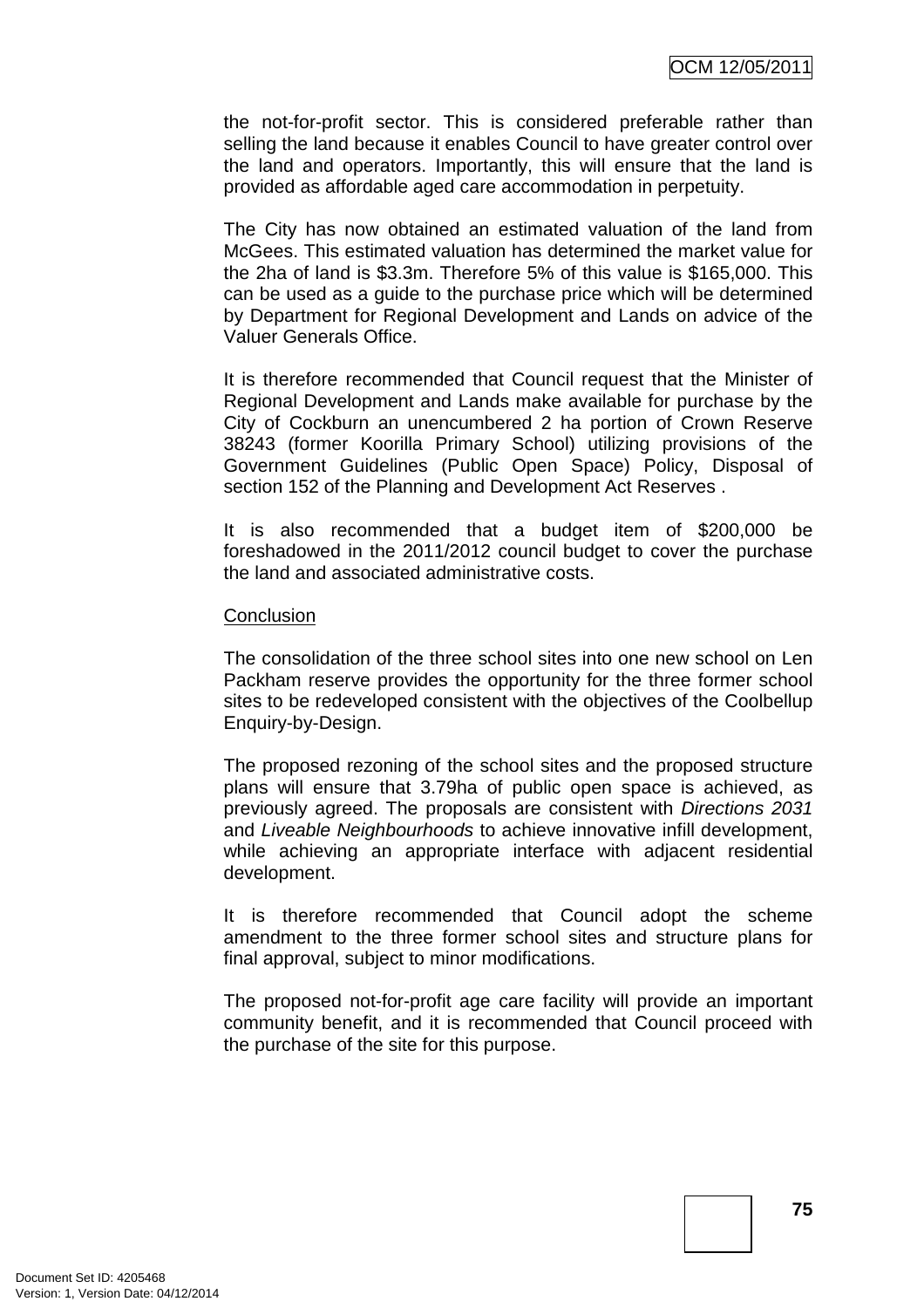the not-for-profit sector. This is considered preferable rather than selling the land because it enables Council to have greater control over the land and operators. Importantly, this will ensure that the land is provided as affordable aged care accommodation in perpetuity.

The City has now obtained an estimated valuation of the land from McGees. This estimated valuation has determined the market value for the 2ha of land is $3.3m. Therefore 5% of this value is $165,000. This can be used as a guide to the purchase price which will be determined by Department for Regional Development and Lands on advice of the Valuer Generals Office.

It is therefore recommended that Council request that the Minister of Regional Development and Lands make available for purchase by the City of Cockburn an unencumbered 2 ha portion of Crown Reserve 38243 (former Koorilla Primary School) utilizing provisions of the Government Guidelines (Public Open Space) Policy, Disposal of section 152 of the Planning and Development Act Reserves .

It is also recommended that a budget item of $200,000 be foreshadowed in the 2011/2012 council budget to cover the purchase the land and associated administrative costs.

Conclusion

The consolidation of the three school sites into one new school on Len Packham reserve provides the opportunity for the three former school sites to be redeveloped consistent with the objectives of the Coolbellup Enquiry-by-Design.

The proposed rezoning of the school sites and the proposed structure plans will ensure that 3.79ha of public open space is achieved, as previously agreed. The proposals are consistent with *Directions 2031* and *Liveable Neighbourhoods* to achieve innovative infill development, while achieving an appropriate interface with adjacent residential development.

It is therefore recommended that Council adopt the scheme amendment to the three former school sites and structure plans for final approval, subject to minor modifications.

The proposed not-for-profit age care facility will provide an important community benefit, and it is recommended that Council proceed with the purchase of the site for this purpose.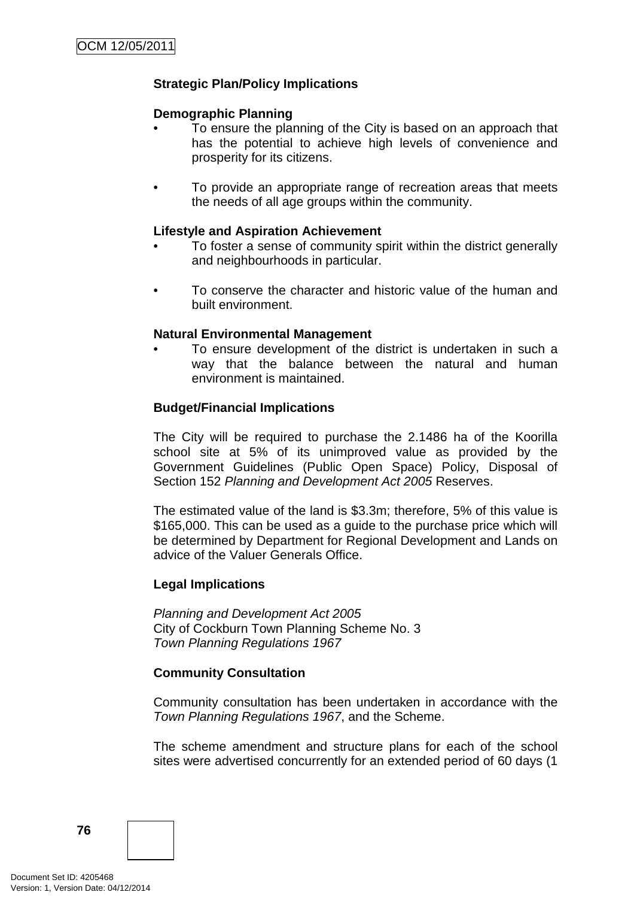**Strategic Plan/Policy Implications**

**Demographic Planning**

- To ensure the planning of the City is based on an approach that has the potential to achieve high levels of convenience and prosperity for its citizens.

- To provide an appropriate range of recreation areas that meets the needs of all age groups within the community.

**Lifestyle and Aspiration Achievement**

- To foster a sense of community spirit within the district generally and neighbourhoods in particular.

- To conserve the character and historic value of the human and built environment.

**Natural Environmental Management**

- To ensure development of the district is undertaken in such a way that the balance between the natural and human environment is maintained.

**Budget/Financial Implications**

The City will be required to purchase the 2.1486 ha of the Koorilla school site at 5% of its unimproved value as provided by the Government Guidelines (Public Open Space) Policy, Disposal of Section 152 *Planning and Development Act 2005* Reserves.

The estimated value of the land is $3.3m; therefore, 5% of this value is $165,000. This can be used as a guide to the purchase price which will be determined by Department for Regional Development and Lands on advice of the Valuer Generals Office.

**Legal Implications**

*Planning and Development Act 2005*
City of Cockburn Town Planning Scheme No. 3
*Town Planning Regulations 1967*

**Community Consultation**

Community consultation has been undertaken in accordance with the *Town Planning Regulations 1967*, and the Scheme.

The scheme amendment and structure plans for each of the school sites were advertised concurrently for an extended period of 60 days (1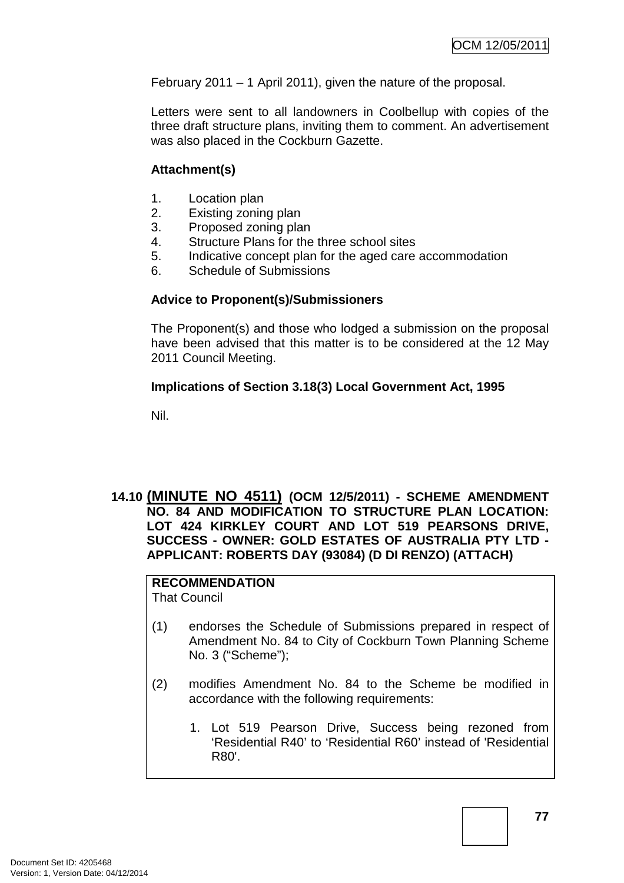February 2011 – 1 April 2011), given the nature of the proposal.

Letters were sent to all landowners in Coolbellup with copies of the three draft structure plans, inviting them to comment. An advertisement was also placed in the Cockburn Gazette.

**Attachment(s)**

1. Location plan
2. Existing zoning plan
3. Proposed zoning plan
4. Structure Plans for the three school sites
5. Indicative concept plan for the aged care accommodation
6. Schedule of Submissions

**Advice to Proponent(s)/Submissioners**

The Proponent(s) and those who lodged a submission on the proposal have been advised that this matter is to be considered at the 12 May 2011 Council Meeting.

**Implications of Section 3.18(3) Local Government Act, 1995**

Nil.

## 14.10 (MINUTE NO 4511) (OCM 12/5/2011) - SCHEME AMENDMENT NO. 84 AND MODIFICATION TO STRUCTURE PLAN LOCATION: LOT 424 KIRKLEY COURT AND LOT 519 PEARSONS DRIVE, SUCCESS - OWNER: GOLD ESTATES OF AUSTRALIA PTY LTD - APPLICANT: ROBERTS DAY (93084) (D DI RENZO) (ATTACH)

**RECOMMENDATION**
That Council

(1) endorses the Schedule of Submissions prepared in respect of Amendment No. 84 to City of Cockburn Town Planning Scheme No. 3 ("Scheme");

(2) modifies Amendment No. 84 to the Scheme be modified in accordance with the following requirements:

   1. Lot 519 Pearson Drive, Success being rezoned from 'Residential R40' to 'Residential R60' instead of 'Residential R80'.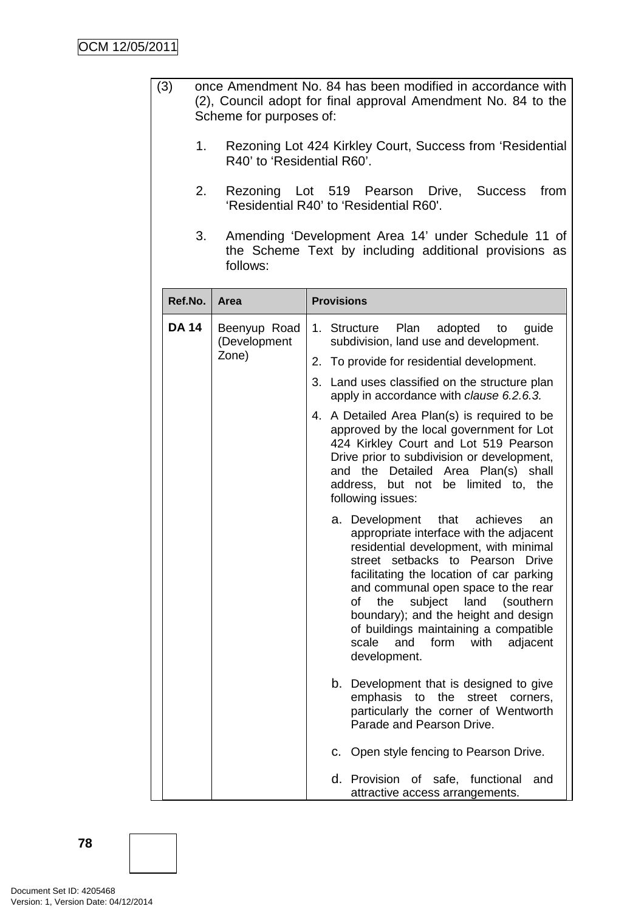(3) once Amendment No. 84 has been modified in accordance with (2), Council adopt for final approval Amendment No. 84 to the Scheme for purposes of:

1. Rezoning Lot 424 Kirkley Court, Success from 'Residential R40' to 'Residential R60'.

2. Rezoning Lot 519 Pearson Drive, Success from 'Residential R40' to 'Residential R60'.

3. Amending 'Development Area 14' under Schedule 11 of the Scheme Text by including additional provisions as follows:

| Ref.No. | Area | Provisions |
|---|---|---|
| **DA 14** | Beenyup Road (Development Zone) | 1. Structure Plan adopted to guide subdivision, land use and development.<br>2. To provide for residential development.<br>3. Land uses classified on the structure plan apply in accordance with *clause 6.2.6.3.*<br>4. A Detailed Area Plan(s) is required to be approved by the local government for Lot 424 Kirkley Court and Lot 519 Pearson Drive prior to subdivision or development, and the Detailed Area Plan(s) shall address, but not be limited to, the following issues:<br>a. Development that achieves an appropriate interface with the adjacent residential development, with minimal street setbacks to Pearson Drive facilitating the location of car parking and communal open space to the rear of the subject land (southern boundary); and the height and design of buildings maintaining a compatible scale and form with adjacent development.<br>b. Development that is designed to give emphasis to the street corners, particularly the corner of Wentworth Parade and Pearson Drive.<br>c. Open style fencing to Pearson Drive.<br>d. Provision of safe, functional and attractive access arrangements. |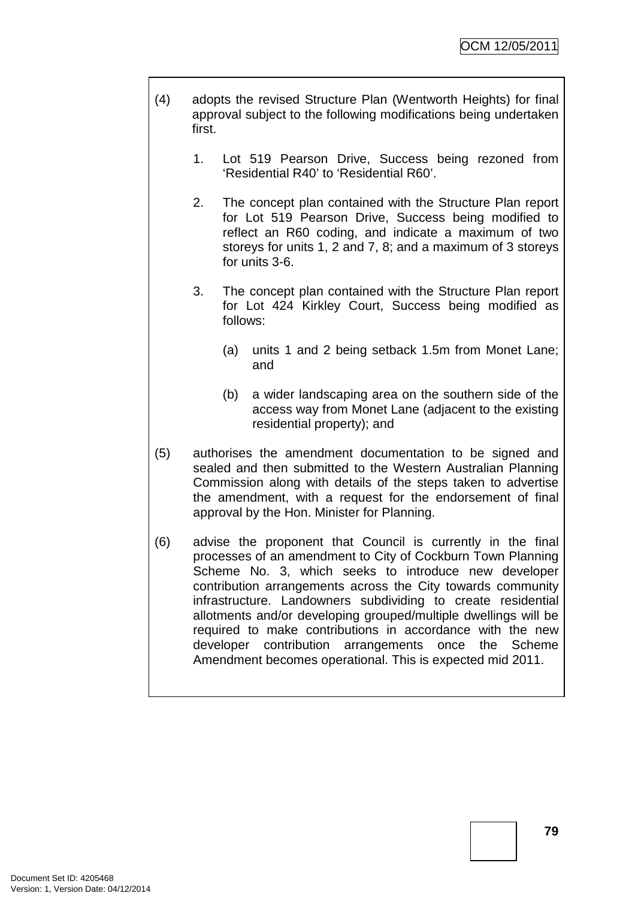(4) adopts the revised Structure Plan (Wentworth Heights) for final approval subject to the following modifications being undertaken first.

   1. Lot 519 Pearson Drive, Success being rezoned from 'Residential R40' to 'Residential R60'.

   2. The concept plan contained with the Structure Plan report for Lot 519 Pearson Drive, Success being modified to reflect an R60 coding, and indicate a maximum of two storeys for units 1, 2 and 7, 8; and a maximum of 3 storeys for units 3-6.

   3. The concept plan contained with the Structure Plan report for Lot 424 Kirkley Court, Success being modified as follows:

      (a) units 1 and 2 being setback 1.5m from Monet Lane; and

      (b) a wider landscaping area on the southern side of the access way from Monet Lane (adjacent to the existing residential property); and

(5) authorises the amendment documentation to be signed and sealed and then submitted to the Western Australian Planning Commission along with details of the steps taken to advertise the amendment, with a request for the endorsement of final approval by the Hon. Minister for Planning.

(6) advise the proponent that Council is currently in the final processes of an amendment to City of Cockburn Town Planning Scheme No. 3, which seeks to introduce new developer contribution arrangements across the City towards community infrastructure. Landowners subdividing to create residential allotments and/or developing grouped/multiple dwellings will be required to make contributions in accordance with the new developer contribution arrangements once the Scheme Amendment becomes operational. This is expected mid 2011.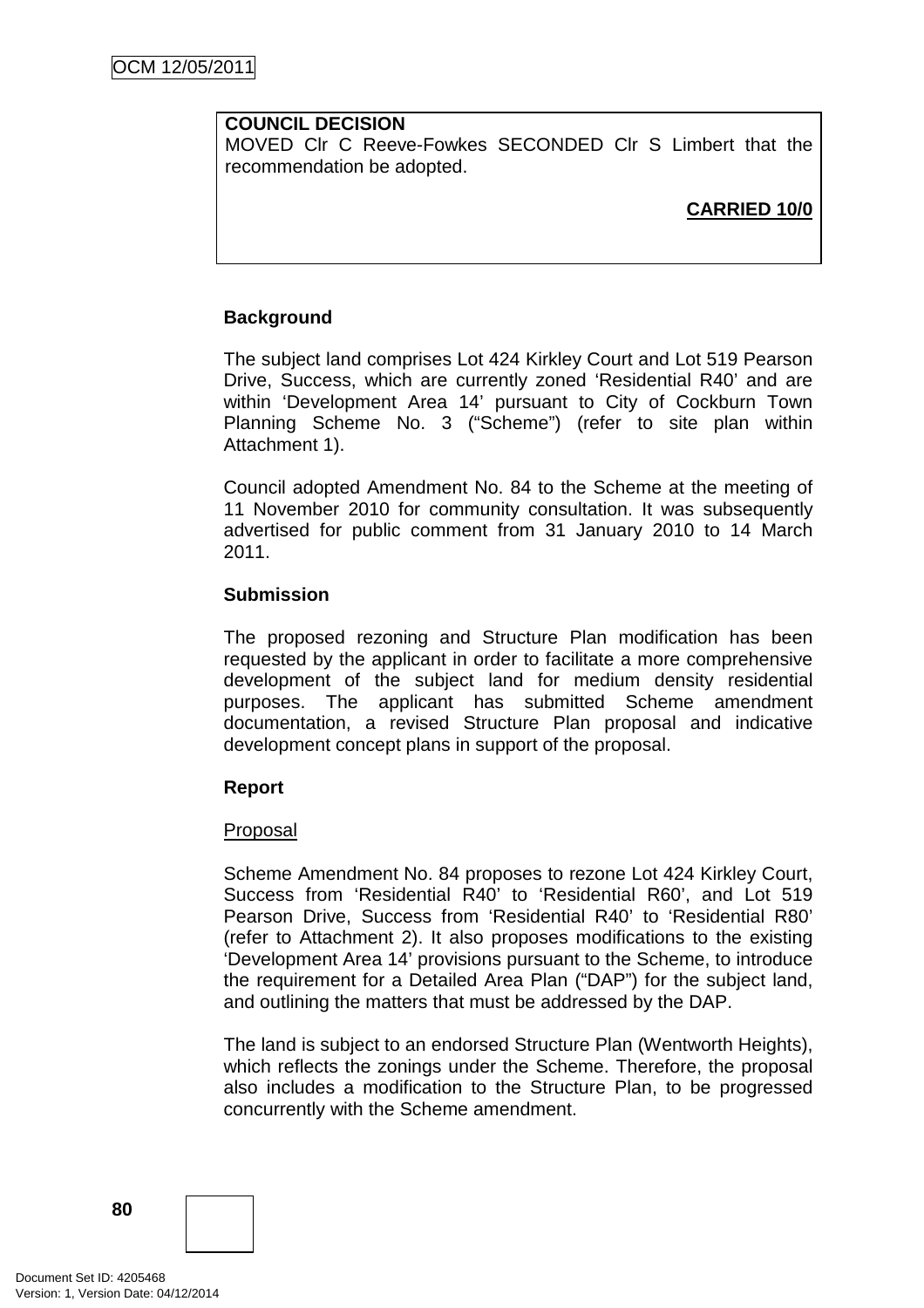**COUNCIL DECISION**
MOVED Clr C Reeve-Fowkes SECONDED Clr S Limbert that the recommendation be adopted.

**CARRIED 10/0**

**Background**

The subject land comprises Lot 424 Kirkley Court and Lot 519 Pearson Drive, Success, which are currently zoned 'Residential R40' and are within 'Development Area 14' pursuant to City of Cockburn Town Planning Scheme No. 3 ("Scheme") (refer to site plan within Attachment 1).

Council adopted Amendment No. 84 to the Scheme at the meeting of 11 November 2010 for community consultation. It was subsequently advertised for public comment from 31 January 2010 to 14 March 2011.

**Submission**

The proposed rezoning and Structure Plan modification has been requested by the applicant in order to facilitate a more comprehensive development of the subject land for medium density residential purposes. The applicant has submitted Scheme amendment documentation, a revised Structure Plan proposal and indicative development concept plans in support of the proposal.

**Report**

Proposal

Scheme Amendment No. 84 proposes to rezone Lot 424 Kirkley Court, Success from 'Residential R40' to 'Residential R60', and Lot 519 Pearson Drive, Success from 'Residential R40' to 'Residential R80' (refer to Attachment 2). It also proposes modifications to the existing 'Development Area 14' provisions pursuant to the Scheme, to introduce the requirement for a Detailed Area Plan ("DAP") for the subject land, and outlining the matters that must be addressed by the DAP.

The land is subject to an endorsed Structure Plan (Wentworth Heights), which reflects the zonings under the Scheme. Therefore, the proposal also includes a modification to the Structure Plan, to be progressed concurrently with the Scheme amendment.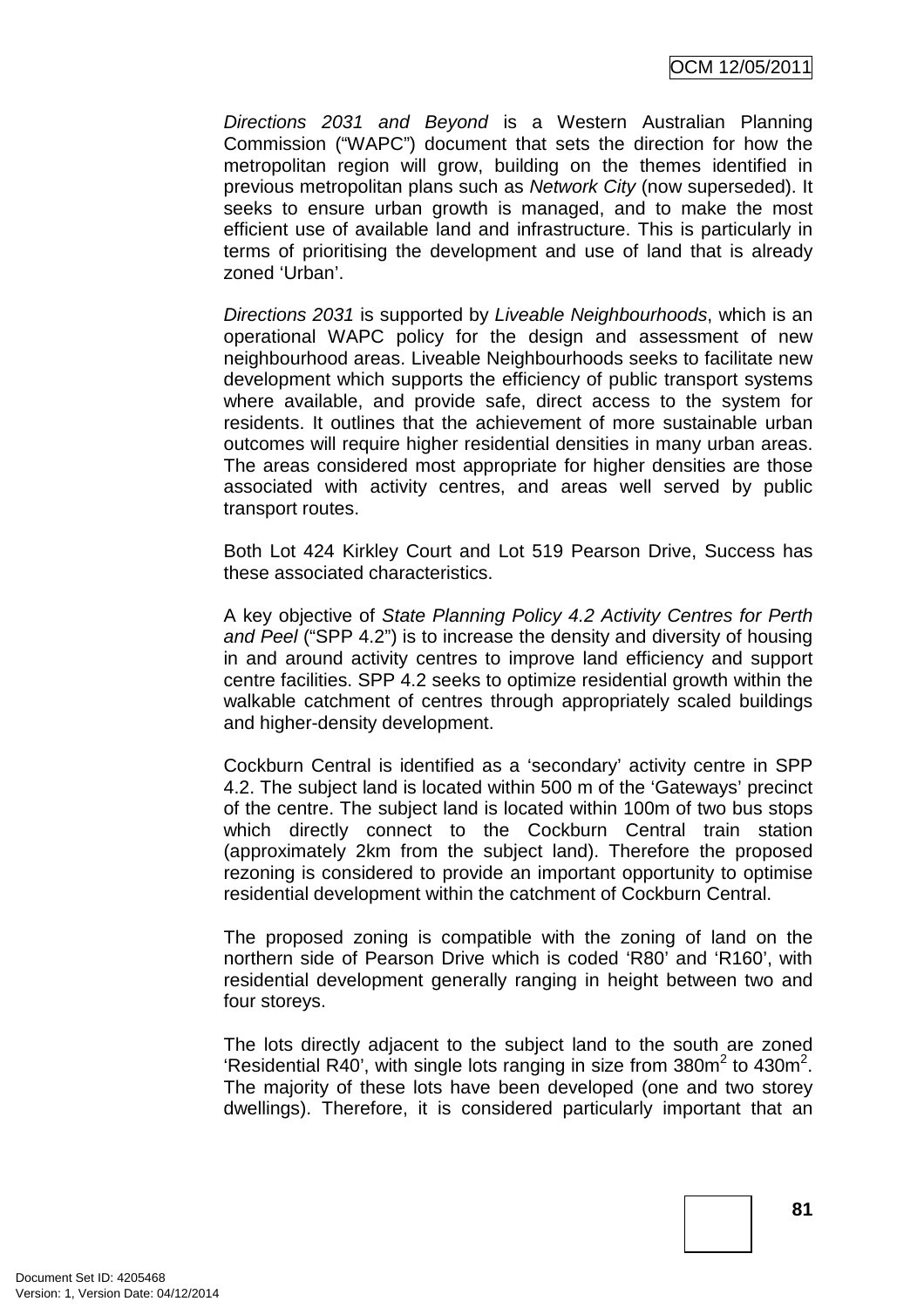*Directions 2031 and Beyond* is a Western Australian Planning Commission ("WAPC") document that sets the direction for how the metropolitan region will grow, building on the themes identified in previous metropolitan plans such as *Network City* (now superseded). It seeks to ensure urban growth is managed, and to make the most efficient use of available land and infrastructure. This is particularly in terms of prioritising the development and use of land that is already zoned 'Urban'.

*Directions 2031* is supported by *Liveable Neighbourhoods*, which is an operational WAPC policy for the design and assessment of new neighbourhood areas. Liveable Neighbourhoods seeks to facilitate new development which supports the efficiency of public transport systems where available, and provide safe, direct access to the system for residents. It outlines that the achievement of more sustainable urban outcomes will require higher residential densities in many urban areas. The areas considered most appropriate for higher densities are those associated with activity centres, and areas well served by public transport routes.

Both Lot 424 Kirkley Court and Lot 519 Pearson Drive, Success has these associated characteristics.

A key objective of *State Planning Policy 4.2 Activity Centres for Perth and Peel* ("SPP 4.2") is to increase the density and diversity of housing in and around activity centres to improve land efficiency and support centre facilities. SPP 4.2 seeks to optimize residential growth within the walkable catchment of centres through appropriately scaled buildings and higher-density development.

Cockburn Central is identified as a 'secondary' activity centre in SPP 4.2. The subject land is located within 500 m of the 'Gateways' precinct of the centre. The subject land is located within 100m of two bus stops which directly connect to the Cockburn Central train station (approximately 2km from the subject land). Therefore the proposed rezoning is considered to provide an important opportunity to optimise residential development within the catchment of Cockburn Central.

The proposed zoning is compatible with the zoning of land on the northern side of Pearson Drive which is coded 'R80' and 'R160', with residential development generally ranging in height between two and four storeys.

The lots directly adjacent to the subject land to the south are zoned 'Residential R40', with single lots ranging in size from 380m$^2$ to 430m$^2$. The majority of these lots have been developed (one and two storey dwellings). Therefore, it is considered particularly important that an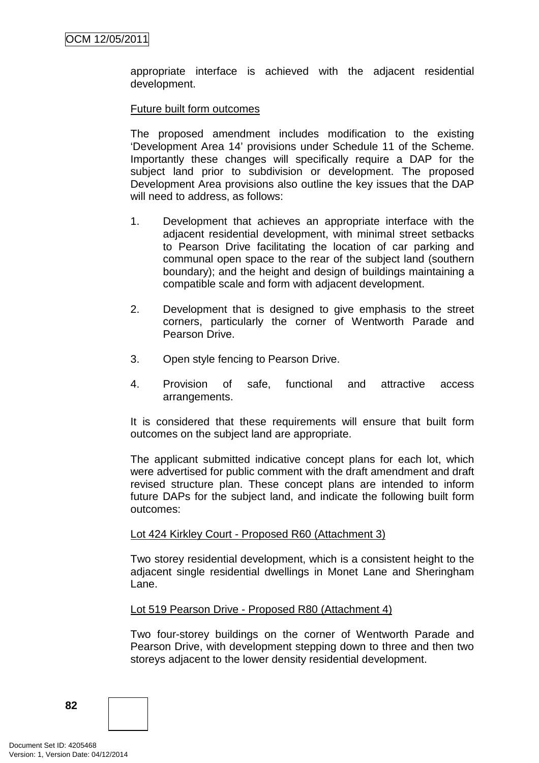appropriate interface is achieved with the adjacent residential development.

Future built form outcomes

The proposed amendment includes modification to the existing 'Development Area 14' provisions under Schedule 11 of the Scheme. Importantly these changes will specifically require a DAP for the subject land prior to subdivision or development. The proposed Development Area provisions also outline the key issues that the DAP will need to address, as follows:

1. Development that achieves an appropriate interface with the adjacent residential development, with minimal street setbacks to Pearson Drive facilitating the location of car parking and communal open space to the rear of the subject land (southern boundary); and the height and design of buildings maintaining a compatible scale and form with adjacent development.

2. Development that is designed to give emphasis to the street corners, particularly the corner of Wentworth Parade and Pearson Drive.

3. Open style fencing to Pearson Drive.

4. Provision of safe, functional and attractive access arrangements.

It is considered that these requirements will ensure that built form outcomes on the subject land are appropriate.

The applicant submitted indicative concept plans for each lot, which were advertised for public comment with the draft amendment and draft revised structure plan. These concept plans are intended to inform future DAPs for the subject land, and indicate the following built form outcomes:

Lot 424 Kirkley Court - Proposed R60 (Attachment 3)

Two storey residential development, which is a consistent height to the adjacent single residential dwellings in Monet Lane and Sheringham Lane.

Lot 519 Pearson Drive - Proposed R80 (Attachment 4)

Two four-storey buildings on the corner of Wentworth Parade and Pearson Drive, with development stepping down to three and then two storeys adjacent to the lower density residential development.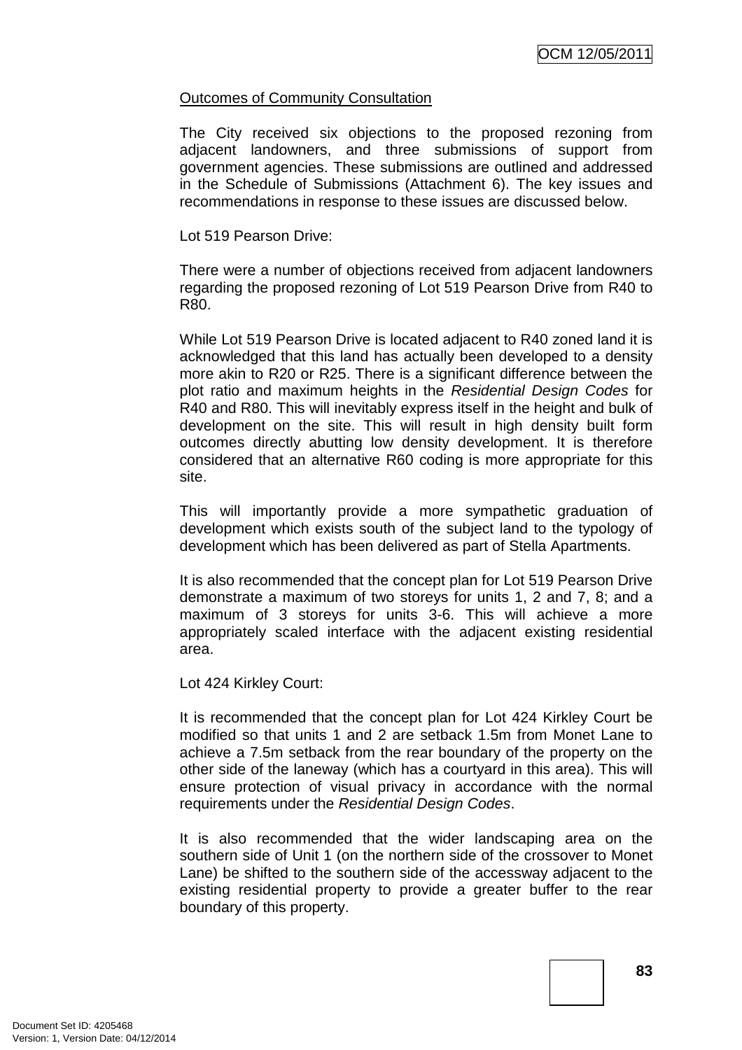<u>Outcomes of Community Consultation</u>

The City received six objections to the proposed rezoning from adjacent landowners, and three submissions of support from government agencies. These submissions are outlined and addressed in the Schedule of Submissions (Attachment 6). The key issues and recommendations in response to these issues are discussed below.

Lot 519 Pearson Drive:

There were a number of objections received from adjacent landowners regarding the proposed rezoning of Lot 519 Pearson Drive from R40 to R80.

While Lot 519 Pearson Drive is located adjacent to R40 zoned land it is acknowledged that this land has actually been developed to a density more akin to R20 or R25. There is a significant difference between the plot ratio and maximum heights in the *Residential Design Codes* for R40 and R80. This will inevitably express itself in the height and bulk of development on the site. This will result in high density built form outcomes directly abutting low density development. It is therefore considered that an alternative R60 coding is more appropriate for this site.

This will importantly provide a more sympathetic graduation of development which exists south of the subject land to the typology of development which has been delivered as part of Stella Apartments.

It is also recommended that the concept plan for Lot 519 Pearson Drive demonstrate a maximum of two storeys for units 1, 2 and 7, 8; and a maximum of 3 storeys for units 3-6. This will achieve a more appropriately scaled interface with the adjacent existing residential area.

Lot 424 Kirkley Court:

It is recommended that the concept plan for Lot 424 Kirkley Court be modified so that units 1 and 2 are setback 1.5m from Monet Lane to achieve a 7.5m setback from the rear boundary of the property on the other side of the laneway (which has a courtyard in this area). This will ensure protection of visual privacy in accordance with the normal requirements under the *Residential Design Codes*.

It is also recommended that the wider landscaping area on the southern side of Unit 1 (on the northern side of the crossover to Monet Lane) be shifted to the southern side of the accessway adjacent to the existing residential property to provide a greater buffer to the rear boundary of this property.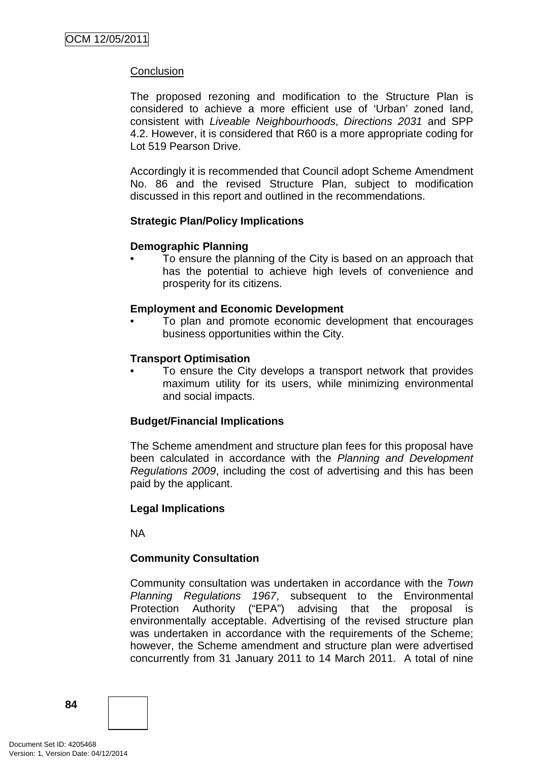Conclusion

The proposed rezoning and modification to the Structure Plan is considered to achieve a more efficient use of 'Urban' zoned land, consistent with *Liveable Neighbourhoods*, *Directions 2031* and SPP 4.2. However, it is considered that R60 is a more appropriate coding for Lot 519 Pearson Drive.

Accordingly it is recommended that Council adopt Scheme Amendment No. 86 and the revised Structure Plan, subject to modification discussed in this report and outlined in the recommendations.

**Strategic Plan/Policy Implications**

**Demographic Planning**

- To ensure the planning of the City is based on an approach that has the potential to achieve high levels of convenience and prosperity for its citizens.

**Employment and Economic Development**

- To plan and promote economic development that encourages business opportunities within the City.

**Transport Optimisation**

- To ensure the City develops a transport network that provides maximum utility for its users, while minimizing environmental and social impacts.

**Budget/Financial Implications**

The Scheme amendment and structure plan fees for this proposal have been calculated in accordance with the *Planning and Development Regulations 2009*, including the cost of advertising and this has been paid by the applicant.

**Legal Implications**

NA

**Community Consultation**

Community consultation was undertaken in accordance with the *Town Planning Regulations 1967*, subsequent to the Environmental Protection Authority ("EPA") advising that the proposal is environmentally acceptable. Advertising of the revised structure plan was undertaken in accordance with the requirements of the Scheme; however, the Scheme amendment and structure plan were advertised concurrently from 31 January 2011 to 14 March 2011. A total of nine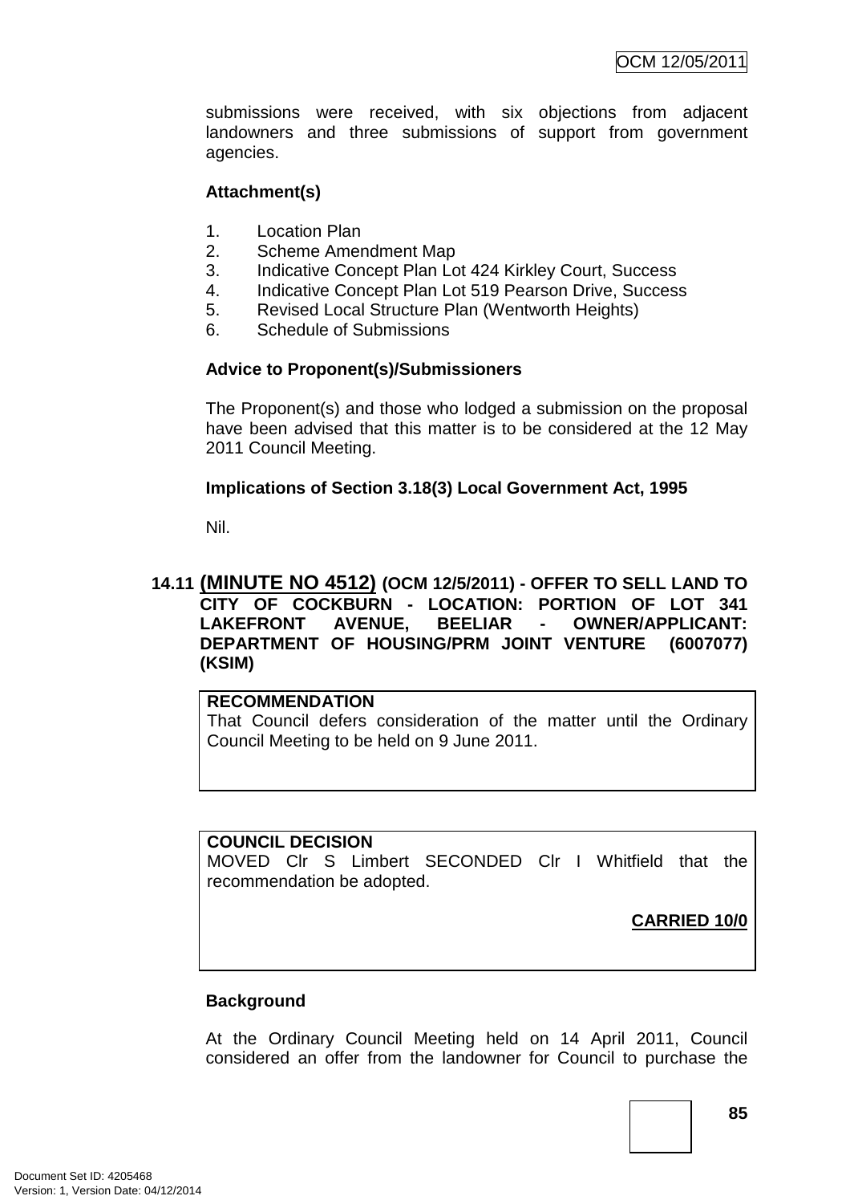submissions were received, with six objections from adjacent landowners and three submissions of support from government agencies.

**Attachment(s)**

1. Location Plan
2. Scheme Amendment Map
3. Indicative Concept Plan Lot 424 Kirkley Court, Success
4. Indicative Concept Plan Lot 519 Pearson Drive, Success
5. Revised Local Structure Plan (Wentworth Heights)
6. Schedule of Submissions

**Advice to Proponent(s)/Submissioners**

The Proponent(s) and those who lodged a submission on the proposal have been advised that this matter is to be considered at the 12 May 2011 Council Meeting.

**Implications of Section 3.18(3) Local Government Act, 1995**

Nil.

## 14.11 (MINUTE NO 4512) (OCM 12/5/2011) - OFFER TO SELL LAND TO CITY OF COCKBURN - LOCATION: PORTION OF LOT 341 LAKEFRONT AVENUE, BEELIAR - OWNER/APPLICANT: DEPARTMENT OF HOUSING/PRM JOINT VENTURE (6007077) (KSIM)

**RECOMMENDATION**
That Council defers consideration of the matter until the Ordinary Council Meeting to be held on 9 June 2011.

**COUNCIL DECISION**
MOVED Clr S Limbert SECONDED Clr I Whitfield that the recommendation be adopted.

**CARRIED 10/0**

**Background**

At the Ordinary Council Meeting held on 14 April 2011, Council considered an offer from the landowner for Council to purchase the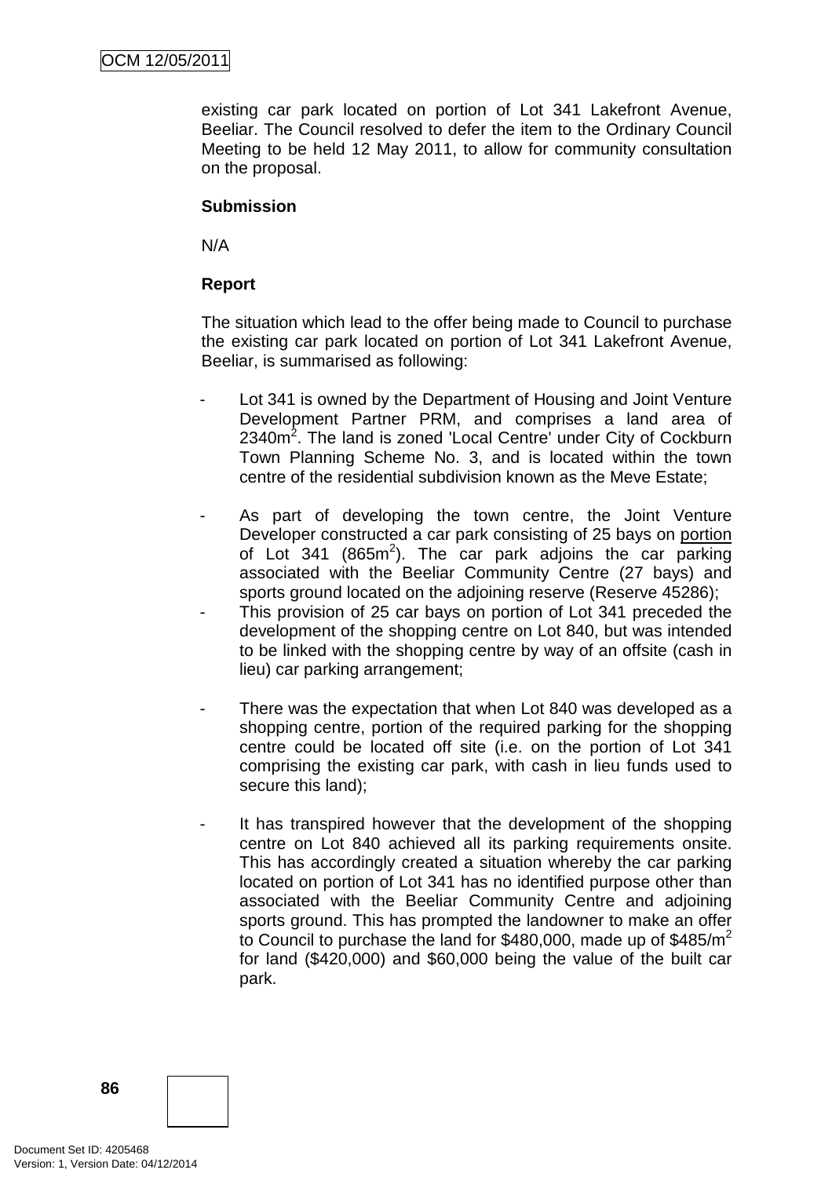existing car park located on portion of Lot 341 Lakefront Avenue, Beeliar. The Council resolved to defer the item to the Ordinary Council Meeting to be held 12 May 2011, to allow for community consultation on the proposal.

**Submission**

N/A

**Report**

The situation which lead to the offer being made to Council to purchase the existing car park located on portion of Lot 341 Lakefront Avenue, Beeliar, is summarised as following:

- Lot 341 is owned by the Department of Housing and Joint Venture Development Partner PRM, and comprises a land area of 2340m$^2$. The land is zoned 'Local Centre' under City of Cockburn Town Planning Scheme No. 3, and is located within the town centre of the residential subdivision known as the Meve Estate;

- As part of developing the town centre, the Joint Venture Developer constructed a car park consisting of 25 bays on <u>portion</u> of Lot 341 (865m$^2$). The car park adjoins the car parking associated with the Beeliar Community Centre (27 bays) and sports ground located on the adjoining reserve (Reserve 45286);
- This provision of 25 car bays on portion of Lot 341 preceded the development of the shopping centre on Lot 840, but was intended to be linked with the shopping centre by way of an offsite (cash in lieu) car parking arrangement;

- There was the expectation that when Lot 840 was developed as a shopping centre, portion of the required parking for the shopping centre could be located off site (i.e. on the portion of Lot 341 comprising the existing car park, with cash in lieu funds used to secure this land);

- It has transpired however that the development of the shopping centre on Lot 840 achieved all its parking requirements onsite. This has accordingly created a situation whereby the car parking located on portion of Lot 341 has no identified purpose other than associated with the Beeliar Community Centre and adjoining sports ground. This has prompted the landowner to make an offer to Council to purchase the land for \$480,000, made up of \$485/m$^2$ for land (\$420,000) and \$60,000 being the value of the built car park.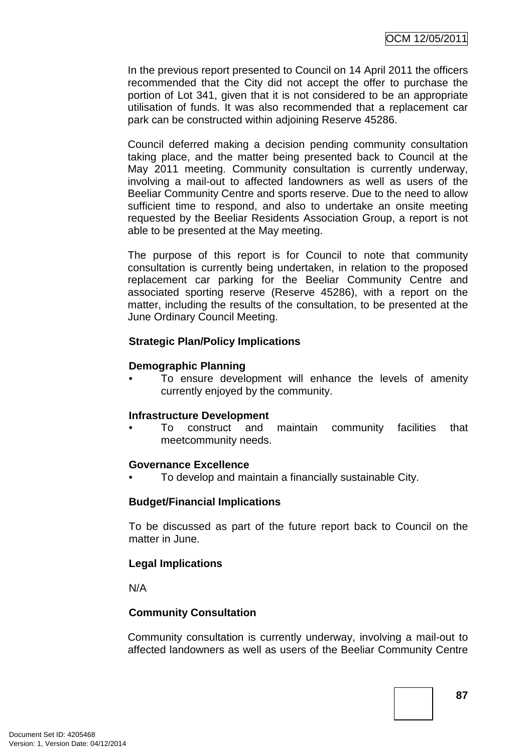In the previous report presented to Council on 14 April 2011 the officers recommended that the City did not accept the offer to purchase the portion of Lot 341, given that it is not considered to be an appropriate utilisation of funds. It was also recommended that a replacement car park can be constructed within adjoining Reserve 45286.

Council deferred making a decision pending community consultation taking place, and the matter being presented back to Council at the May 2011 meeting. Community consultation is currently underway, involving a mail-out to affected landowners as well as users of the Beeliar Community Centre and sports reserve. Due to the need to allow sufficient time to respond, and also to undertake an onsite meeting requested by the Beeliar Residents Association Group, a report is not able to be presented at the May meeting.

The purpose of this report is for Council to note that community consultation is currently being undertaken, in relation to the proposed replacement car parking for the Beeliar Community Centre and associated sporting reserve (Reserve 45286), with a report on the matter, including the results of the consultation, to be presented at the June Ordinary Council Meeting.

**Strategic Plan/Policy Implications**

**Demographic Planning**

- To ensure development will enhance the levels of amenity currently enjoyed by the community.

**Infrastructure Development**

- To construct and maintain community facilities that meetcommunity needs.

**Governance Excellence**

- To develop and maintain a financially sustainable City.

**Budget/Financial Implications**

To be discussed as part of the future report back to Council on the matter in June.

**Legal Implications**

N/A

**Community Consultation**

Community consultation is currently underway, involving a mail-out to affected landowners as well as users of the Beeliar Community Centre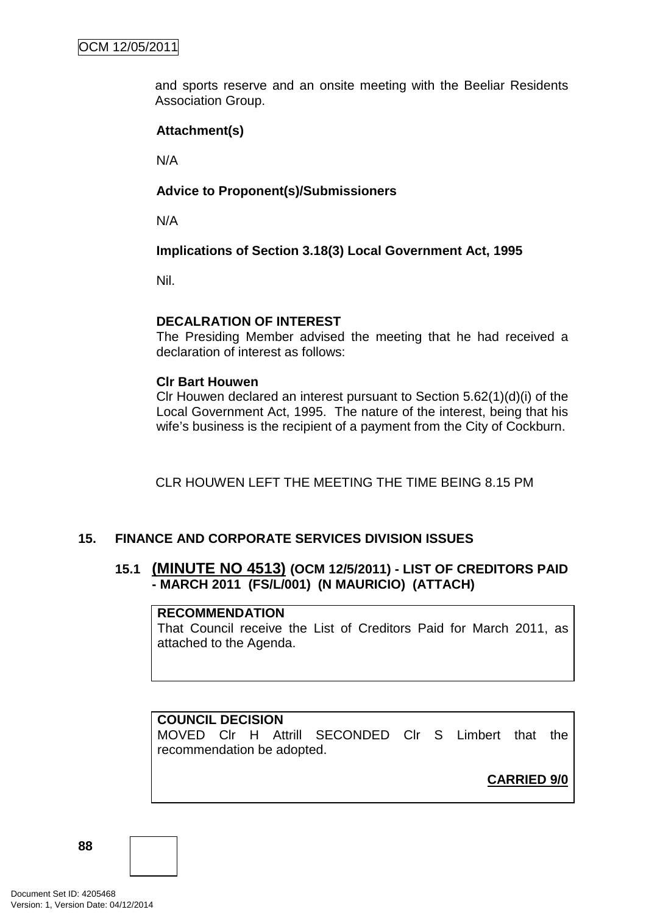and sports reserve and an onsite meeting with the Beeliar Residents Association Group.

**Attachment(s)**

N/A

**Advice to Proponent(s)/Submissioners**

N/A

**Implications of Section 3.18(3) Local Government Act, 1995**

Nil.

**DECALRATION OF INTEREST**

The Presiding Member advised the meeting that he had received a declaration of interest as follows:

**Clr Bart Houwen**

Clr Houwen declared an interest pursuant to Section 5.62(1)(d)(i) of the Local Government Act, 1995. The nature of the interest, being that his wife's business is the recipient of a payment from the City of Cockburn.

CLR HOUWEN LEFT THE MEETING THE TIME BEING 8.15 PM

## 15. FINANCE AND CORPORATE SERVICES DIVISION ISSUES

### 15.1 (MINUTE NO 4513) (OCM 12/5/2011) - LIST OF CREDITORS PAID - MARCH 2011 (FS/L/001) (N MAURICIO) (ATTACH)

**RECOMMENDATION**

That Council receive the List of Creditors Paid for March 2011, as attached to the Agenda.

**COUNCIL DECISION**

MOVED Clr H Attrill SECONDED Clr S Limbert that the recommendation be adopted.

**CARRIED 9/0**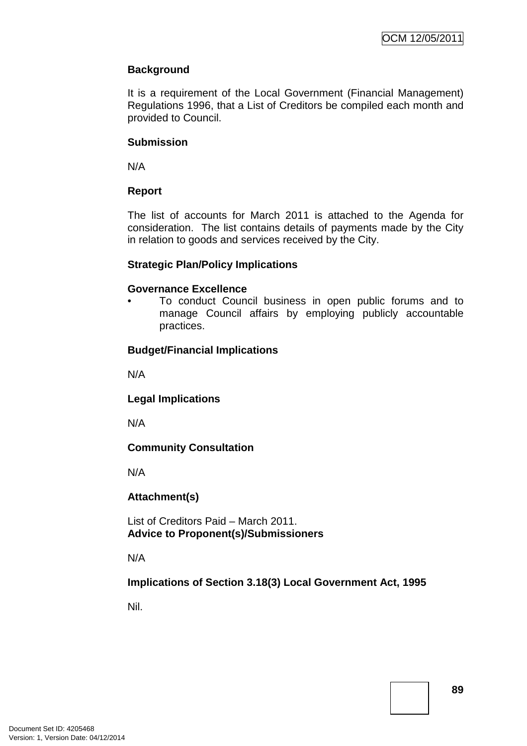**Background**

It is a requirement of the Local Government (Financial Management) Regulations 1996, that a List of Creditors be compiled each month and provided to Council.

**Submission**

N/A

**Report**

The list of accounts for March 2011 is attached to the Agenda for consideration. The list contains details of payments made by the City in relation to goods and services received by the City.

**Strategic Plan/Policy Implications**

**Governance Excellence**

- To conduct Council business in open public forums and to manage Council affairs by employing publicly accountable practices.

**Budget/Financial Implications**

N/A

**Legal Implications**

N/A

**Community Consultation**

N/A

**Attachment(s)**

List of Creditors Paid – March 2011.

**Advice to Proponent(s)/Submissioners**

N/A

**Implications of Section 3.18(3) Local Government Act, 1995**

Nil.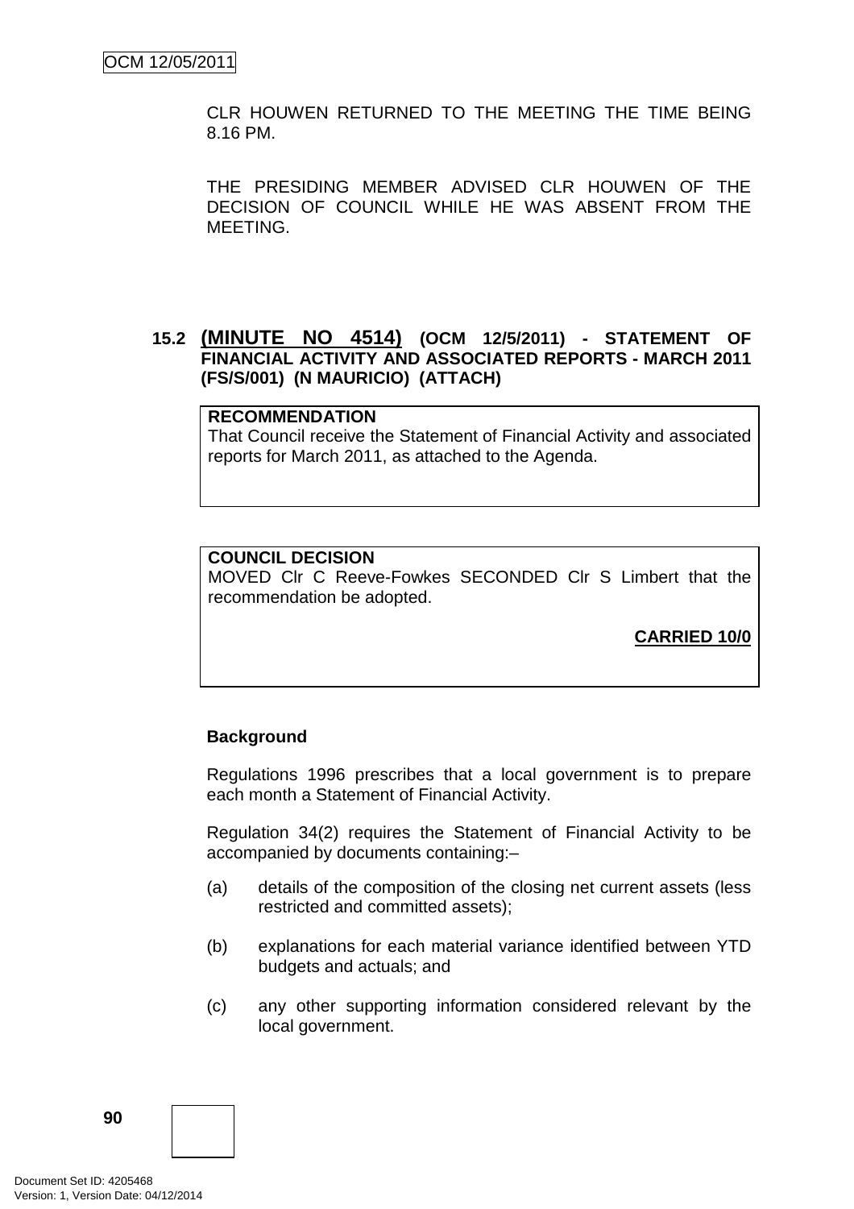CLR HOUWEN RETURNED TO THE MEETING THE TIME BEING 8.16 PM.

THE PRESIDING MEMBER ADVISED CLR HOUWEN OF THE DECISION OF COUNCIL WHILE HE WAS ABSENT FROM THE MEETING.

## 15.2 (MINUTE NO 4514) (OCM 12/5/2011) - STATEMENT OF FINANCIAL ACTIVITY AND ASSOCIATED REPORTS - MARCH 2011 (FS/S/001) (N MAURICIO) (ATTACH)

**RECOMMENDATION**
That Council receive the Statement of Financial Activity and associated reports for March 2011, as attached to the Agenda.

**COUNCIL DECISION**
MOVED Clr C Reeve-Fowkes SECONDED Clr S Limbert that the recommendation be adopted.

**CARRIED 10/0**

**Background**

Regulations 1996 prescribes that a local government is to prepare each month a Statement of Financial Activity.

Regulation 34(2) requires the Statement of Financial Activity to be accompanied by documents containing:–

(a) details of the composition of the closing net current assets (less restricted and committed assets);

(b) explanations for each material variance identified between YTD budgets and actuals; and

(c) any other supporting information considered relevant by the local government.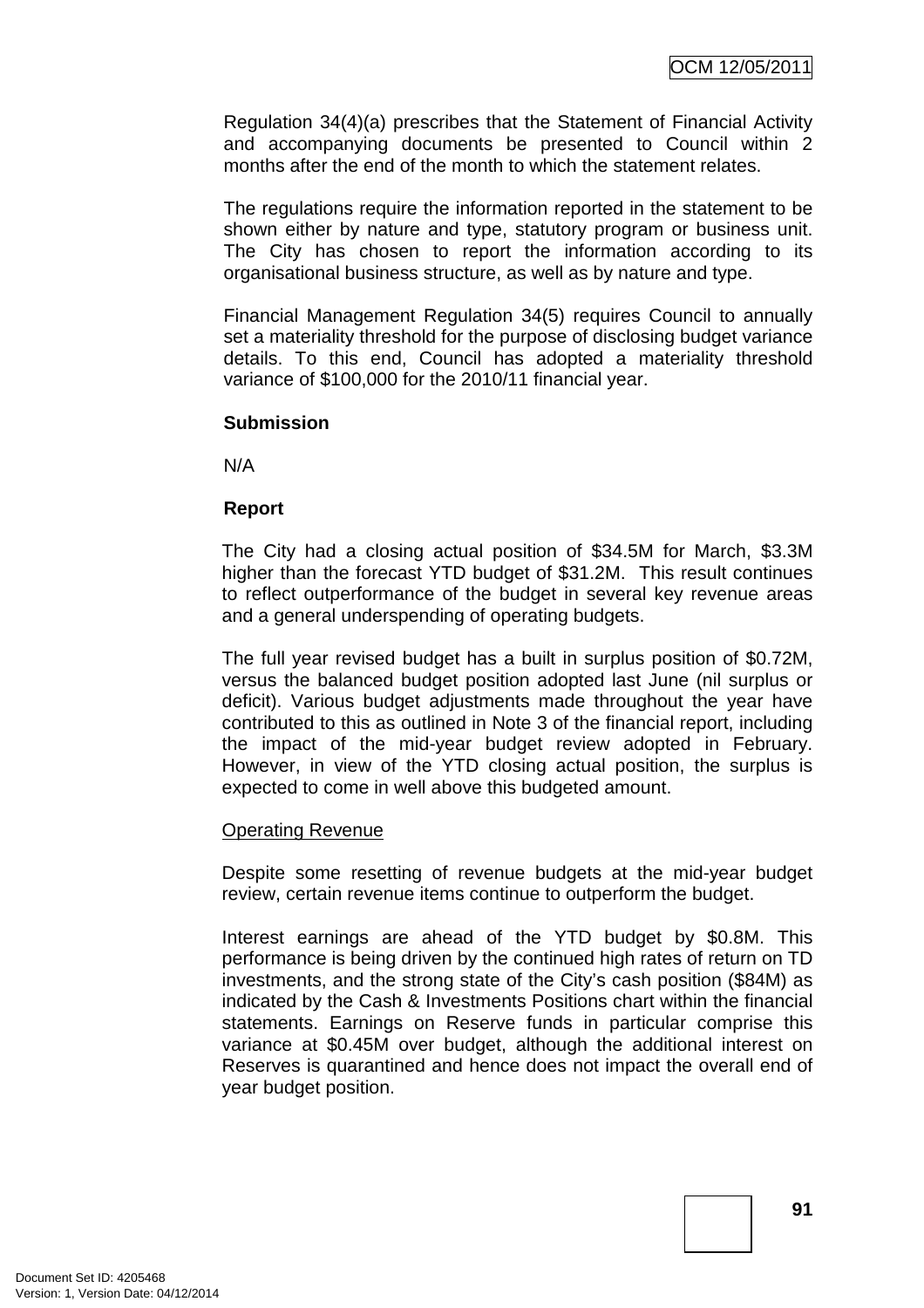Regulation 34(4)(a) prescribes that the Statement of Financial Activity and accompanying documents be presented to Council within 2 months after the end of the month to which the statement relates.

The regulations require the information reported in the statement to be shown either by nature and type, statutory program or business unit. The City has chosen to report the information according to its organisational business structure, as well as by nature and type.

Financial Management Regulation 34(5) requires Council to annually set a materiality threshold for the purpose of disclosing budget variance details. To this end, Council has adopted a materiality threshold variance of $100,000 for the 2010/11 financial year.

**Submission**

N/A

**Report**

The City had a closing actual position of $34.5M for March, $3.3M higher than the forecast YTD budget of $31.2M. This result continues to reflect outperformance of the budget in several key revenue areas and a general underspending of operating budgets.

The full year revised budget has a built in surplus position of $0.72M, versus the balanced budget position adopted last June (nil surplus or deficit). Various budget adjustments made throughout the year have contributed to this as outlined in Note 3 of the financial report, including the impact of the mid-year budget review adopted in February. However, in view of the YTD closing actual position, the surplus is expected to come in well above this budgeted amount.

Operating Revenue

Despite some resetting of revenue budgets at the mid-year budget review, certain revenue items continue to outperform the budget.

Interest earnings are ahead of the YTD budget by $0.8M. This performance is being driven by the continued high rates of return on TD investments, and the strong state of the City's cash position ($84M) as indicated by the Cash & Investments Positions chart within the financial statements. Earnings on Reserve funds in particular comprise this variance at $0.45M over budget, although the additional interest on Reserves is quarantined and hence does not impact the overall end of year budget position.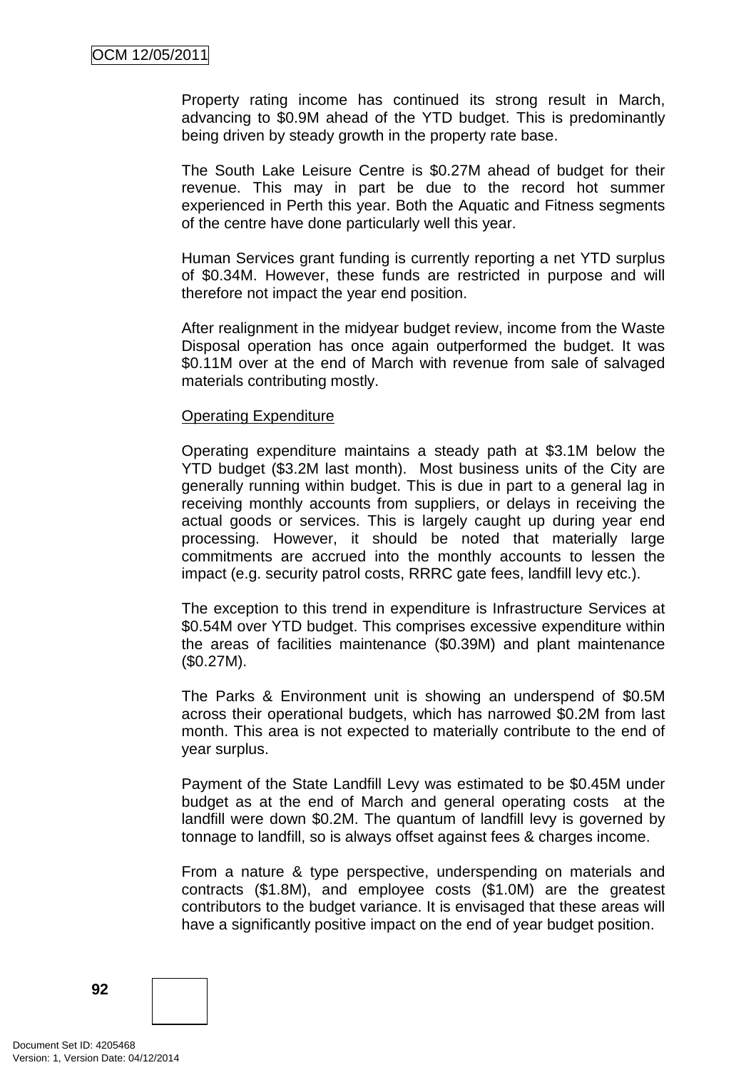Property rating income has continued its strong result in March, advancing to $0.9M ahead of the YTD budget. This is predominantly being driven by steady growth in the property rate base.

The South Lake Leisure Centre is $0.27M ahead of budget for their revenue. This may in part be due to the record hot summer experienced in Perth this year. Both the Aquatic and Fitness segments of the centre have done particularly well this year.

Human Services grant funding is currently reporting a net YTD surplus of $0.34M. However, these funds are restricted in purpose and will therefore not impact the year end position.

After realignment in the midyear budget review, income from the Waste Disposal operation has once again outperformed the budget. It was $0.11M over at the end of March with revenue from sale of salvaged materials contributing mostly.

<u>Operating Expenditure</u>

Operating expenditure maintains a steady path at $3.1M below the YTD budget ($3.2M last month). Most business units of the City are generally running within budget. This is due in part to a general lag in receiving monthly accounts from suppliers, or delays in receiving the actual goods or services. This is largely caught up during year end processing. However, it should be noted that materially large commitments are accrued into the monthly accounts to lessen the impact (e.g. security patrol costs, RRRC gate fees, landfill levy etc.).

The exception to this trend in expenditure is Infrastructure Services at $0.54M over YTD budget. This comprises excessive expenditure within the areas of facilities maintenance ($0.39M) and plant maintenance ($0.27M).

The Parks & Environment unit is showing an underspend of $0.5M across their operational budgets, which has narrowed $0.2M from last month. This area is not expected to materially contribute to the end of year surplus.

Payment of the State Landfill Levy was estimated to be $0.45M under budget as at the end of March and general operating costs at the landfill were down $0.2M. The quantum of landfill levy is governed by tonnage to landfill, so is always offset against fees & charges income.

From a nature & type perspective, underspending on materials and contracts ($1.8M), and employee costs ($1.0M) are the greatest contributors to the budget variance. It is envisaged that these areas will have a significantly positive impact on the end of year budget position.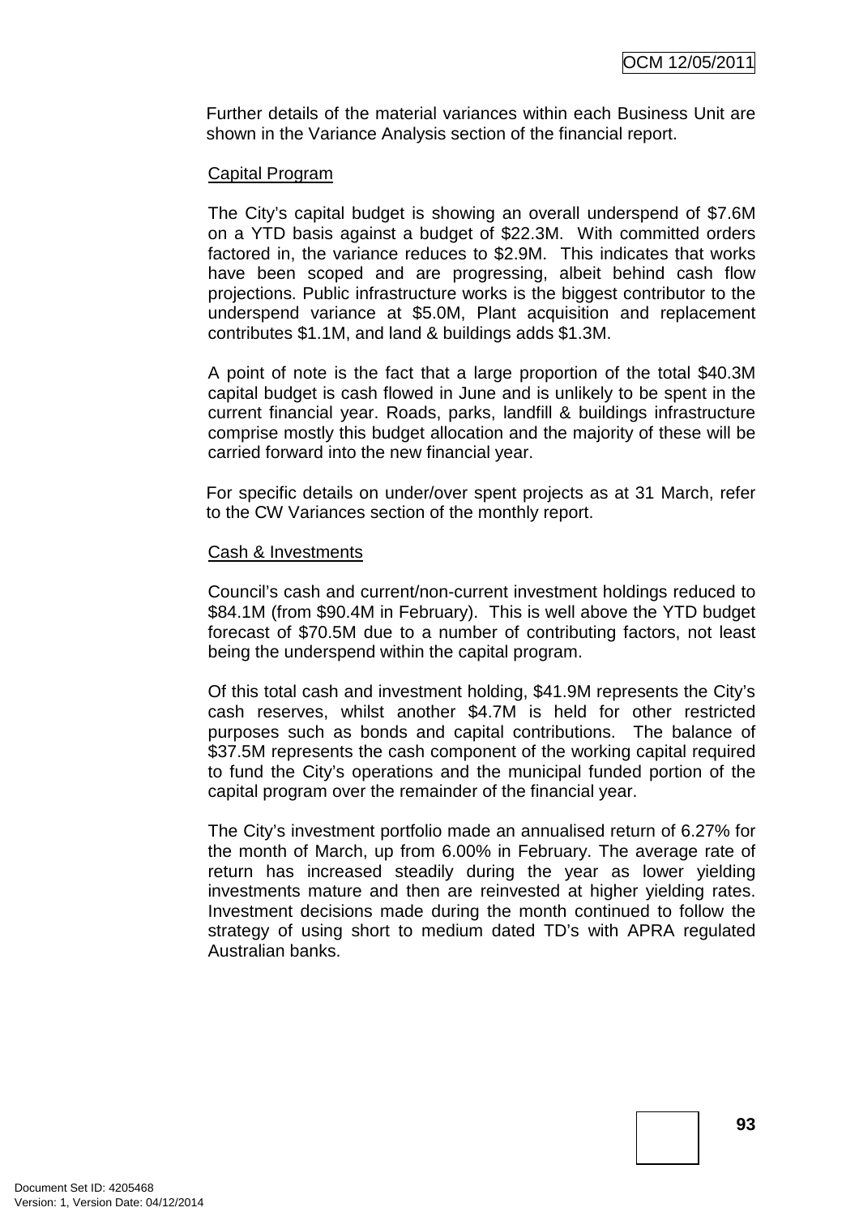Further details of the material variances within each Business Unit are shown in the Variance Analysis section of the financial report.

Capital Program

The City's capital budget is showing an overall underspend of $7.6M on a YTD basis against a budget of $22.3M. With committed orders factored in, the variance reduces to $2.9M. This indicates that works have been scoped and are progressing, albeit behind cash flow projections. Public infrastructure works is the biggest contributor to the underspend variance at $5.0M, Plant acquisition and replacement contributes $1.1M, and land & buildings adds $1.3M.

A point of note is the fact that a large proportion of the total $40.3M capital budget is cash flowed in June and is unlikely to be spent in the current financial year. Roads, parks, landfill & buildings infrastructure comprise mostly this budget allocation and the majority of these will be carried forward into the new financial year.

For specific details on under/over spent projects as at 31 March, refer to the CW Variances section of the monthly report.

Cash & Investments

Council's cash and current/non-current investment holdings reduced to $84.1M (from $90.4M in February). This is well above the YTD budget forecast of $70.5M due to a number of contributing factors, not least being the underspend within the capital program.

Of this total cash and investment holding, $41.9M represents the City's cash reserves, whilst another $4.7M is held for other restricted purposes such as bonds and capital contributions. The balance of $37.5M represents the cash component of the working capital required to fund the City's operations and the municipal funded portion of the capital program over the remainder of the financial year.

The City's investment portfolio made an annualised return of 6.27% for the month of March, up from 6.00% in February. The average rate of return has increased steadily during the year as lower yielding investments mature and then are reinvested at higher yielding rates. Investment decisions made during the month continued to follow the strategy of using short to medium dated TD's with APRA regulated Australian banks.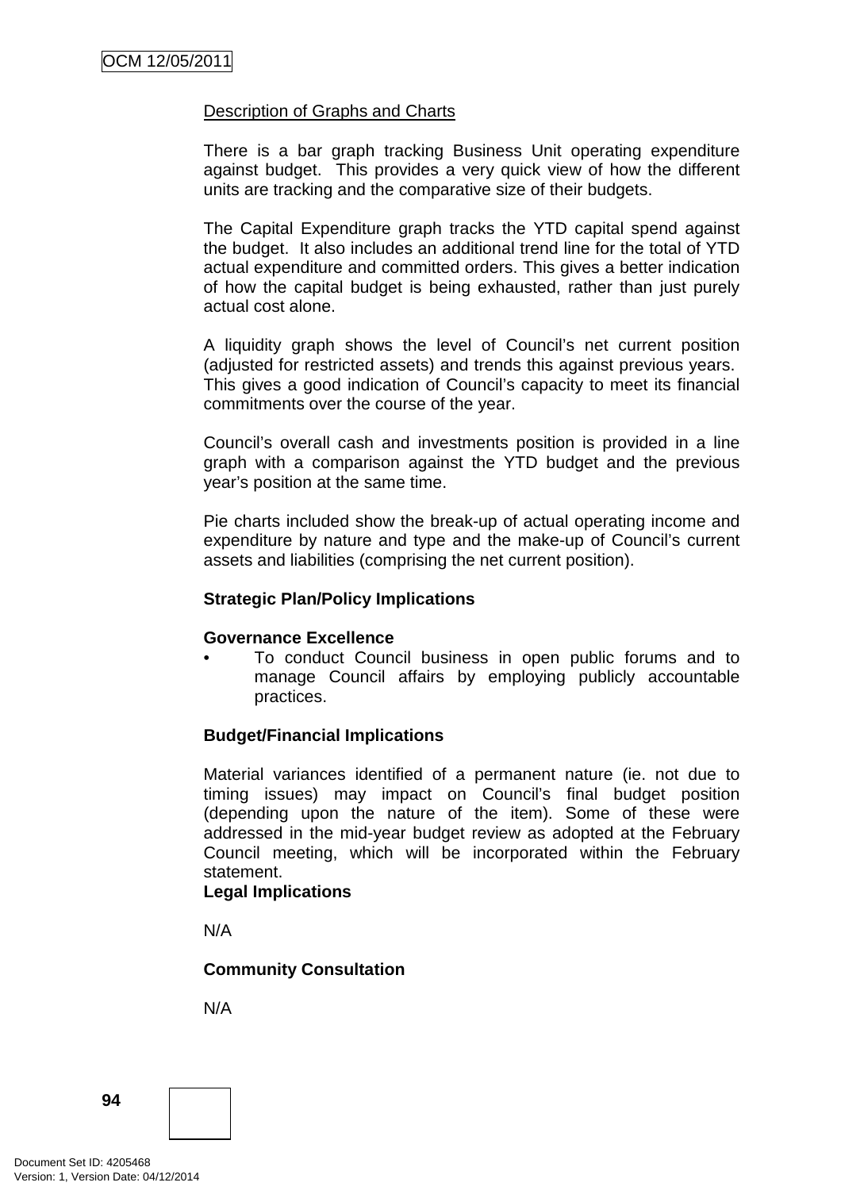Description of Graphs and Charts

There is a bar graph tracking Business Unit operating expenditure against budget. This provides a very quick view of how the different units are tracking and the comparative size of their budgets.

The Capital Expenditure graph tracks the YTD capital spend against the budget. It also includes an additional trend line for the total of YTD actual expenditure and committed orders. This gives a better indication of how the capital budget is being exhausted, rather than just purely actual cost alone.

A liquidity graph shows the level of Council's net current position (adjusted for restricted assets) and trends this against previous years. This gives a good indication of Council's capacity to meet its financial commitments over the course of the year.

Council's overall cash and investments position is provided in a line graph with a comparison against the YTD budget and the previous year's position at the same time.

Pie charts included show the break-up of actual operating income and expenditure by nature and type and the make-up of Council's current assets and liabilities (comprising the net current position).

**Strategic Plan/Policy Implications**

**Governance Excellence**

- To conduct Council business in open public forums and to manage Council affairs by employing publicly accountable practices.

**Budget/Financial Implications**

Material variances identified of a permanent nature (ie. not due to timing issues) may impact on Council's final budget position (depending upon the nature of the item). Some of these were addressed in the mid-year budget review as adopted at the February Council meeting, which will be incorporated within the February statement.

**Legal Implications**

N/A

**Community Consultation**

N/A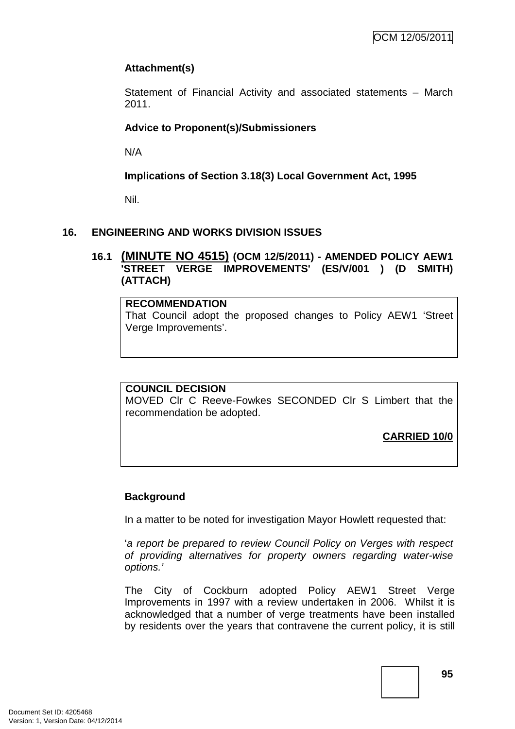**Attachment(s)**

Statement of Financial Activity and associated statements – March 2011.

**Advice to Proponent(s)/Submissioners**

N/A

**Implications of Section 3.18(3) Local Government Act, 1995**

Nil.

## 16. ENGINEERING AND WORKS DIVISION ISSUES

### 16.1 (MINUTE NO 4515) (OCM 12/5/2011) - AMENDED POLICY AEW1 'STREET VERGE IMPROVEMENTS' (ES/V/001 ) (D SMITH) (ATTACH)

**RECOMMENDATION**
That Council adopt the proposed changes to Policy AEW1 'Street Verge Improvements'.

**COUNCIL DECISION**
MOVED Clr C Reeve-Fowkes SECONDED Clr S Limbert that the recommendation be adopted.

**CARRIED 10/0**

**Background**

In a matter to be noted for investigation Mayor Howlett requested that:

'*a report be prepared to review Council Policy on Verges with respect of providing alternatives for property owners regarding water-wise options.*'

The City of Cockburn adopted Policy AEW1 Street Verge Improvements in 1997 with a review undertaken in 2006. Whilst it is acknowledged that a number of verge treatments have been installed by residents over the years that contravene the current policy, it is still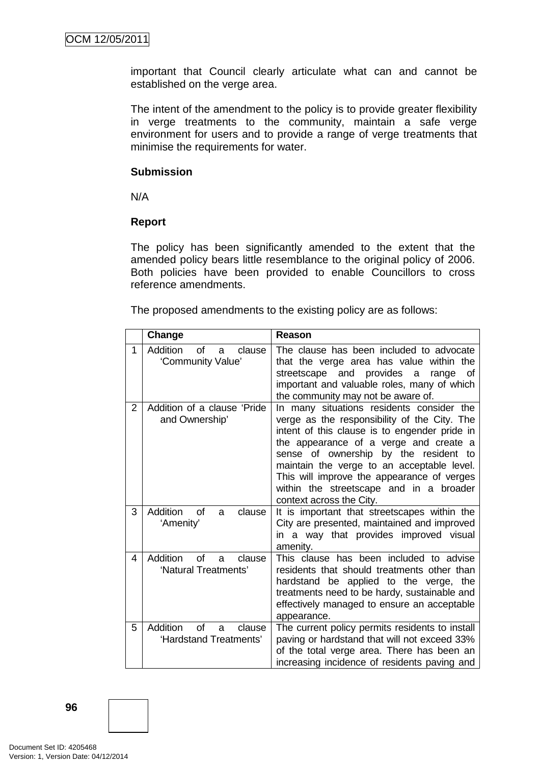important that Council clearly articulate what can and cannot be established on the verge area.

The intent of the amendment to the policy is to provide greater flexibility in verge treatments to the community, maintain a safe verge environment for users and to provide a range of verge treatments that minimise the requirements for water.

**Submission**

N/A

**Report**

The policy has been significantly amended to the extent that the amended policy bears little resemblance to the original policy of 2006. Both policies have been provided to enable Councillors to cross reference amendments.

The proposed amendments to the existing policy are as follows:

| | Change | Reason |
|---|---|---|
| 1 | Addition of a clause 'Community Value' | The clause has been included to advocate that the verge area has value within the streetscape and provides a range of important and valuable roles, many of which the community may not be aware of. |
| 2 | Addition of a clause 'Pride and Ownership' | In many situations residents consider the verge as the responsibility of the City. The intent of this clause is to engender pride in the appearance of a verge and create a sense of ownership by the resident to maintain the verge to an acceptable level. This will improve the appearance of verges within the streetscape and in a broader context across the City. |
| 3 | Addition of a clause 'Amenity' | It is important that streetscapes within the City are presented, maintained and improved in a way that provides improved visual amenity. |
| 4 | Addition of a clause 'Natural Treatments' | This clause has been included to advise residents that should treatments other than hardstand be applied to the verge, the treatments need to be hardy, sustainable and effectively managed to ensure an acceptable appearance. |
| 5 | Addition of a clause 'Hardstand Treatments' | The current policy permits residents to install paving or hardstand that will not exceed 33% of the total verge area. There has been an increasing incidence of residents paving and |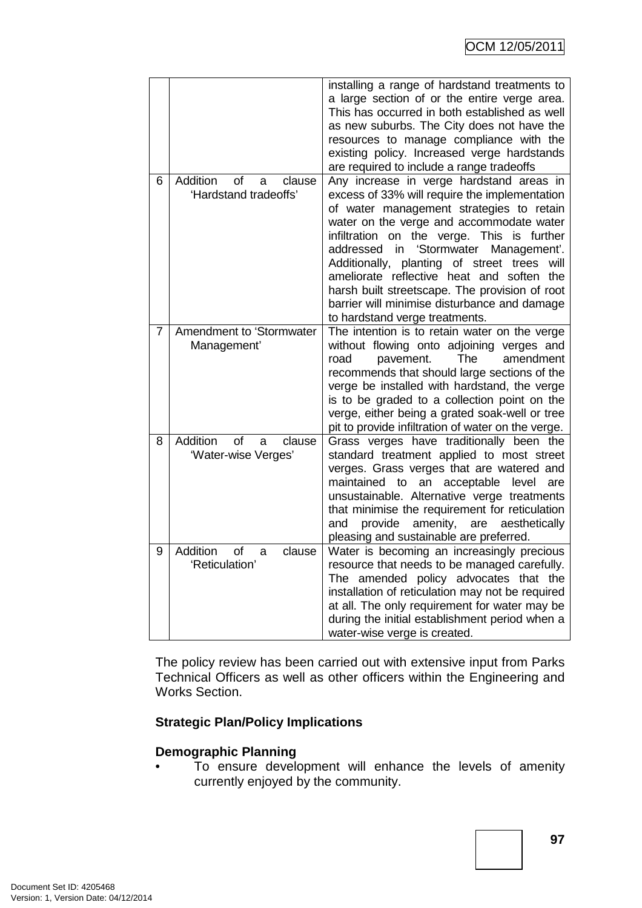| | | |
|---|---|---|
| | | installing a range of hardstand treatments to a large section of or the entire verge area. This has occurred in both established as well as new suburbs. The City does not have the resources to manage compliance with the existing policy. Increased verge hardstands are required to include a range tradeoffs |
| 6 | Addition of a clause 'Hardstand tradeoffs' | Any increase in verge hardstand areas in excess of 33% will require the implementation of water management strategies to retain water on the verge and accommodate water infiltration on the verge. This is further addressed in 'Stormwater Management'. Additionally, planting of street trees will ameliorate reflective heat and soften the harsh built streetscape. The provision of root barrier will minimise disturbance and damage to hardstand verge treatments. |
| 7 | Amendment to 'Stormwater Management' | The intention is to retain water on the verge without flowing onto adjoining verges and road pavement. The amendment recommends that should large sections of the verge be installed with hardstand, the verge is to be graded to a collection point on the verge, either being a grated soak-well or tree pit to provide infiltration of water on the verge. |
| 8 | Addition of a clause 'Water-wise Verges' | Grass verges have traditionally been the standard treatment applied to most street verges. Grass verges that are watered and maintained to an acceptable level are unsustainable. Alternative verge treatments that minimise the requirement for reticulation and provide amenity, are aesthetically pleasing and sustainable are preferred. |
| 9 | Addition of a clause 'Reticulation' | Water is becoming an increasingly precious resource that needs to be managed carefully. The amended policy advocates that the installation of reticulation may not be required at all. The only requirement for water may be during the initial establishment period when a water-wise verge is created. |

The policy review has been carried out with extensive input from Parks Technical Officers as well as other officers within the Engineering and Works Section.

**Strategic Plan/Policy Implications**

**Demographic Planning**

- To ensure development will enhance the levels of amenity currently enjoyed by the community.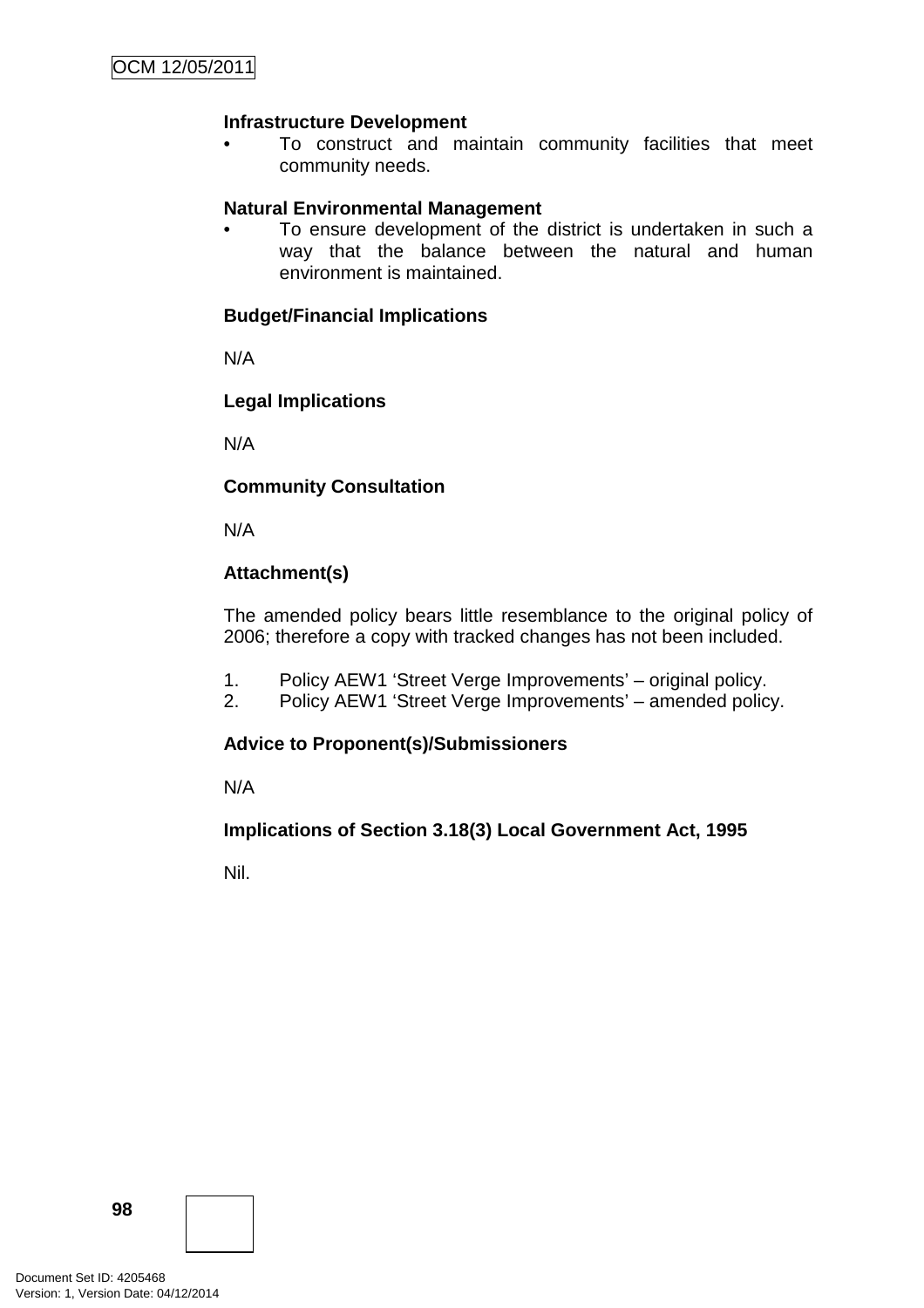**Infrastructure Development**

- To construct and maintain community facilities that meet community needs.

**Natural Environmental Management**

- To ensure development of the district is undertaken in such a way that the balance between the natural and human environment is maintained.

**Budget/Financial Implications**

N/A

**Legal Implications**

N/A

**Community Consultation**

N/A

**Attachment(s)**

The amended policy bears little resemblance to the original policy of 2006; therefore a copy with tracked changes has not been included.

1. Policy AEW1 'Street Verge Improvements' – original policy.
2. Policy AEW1 'Street Verge Improvements' – amended policy.

**Advice to Proponent(s)/Submissioners**

N/A

**Implications of Section 3.18(3) Local Government Act, 1995**

Nil.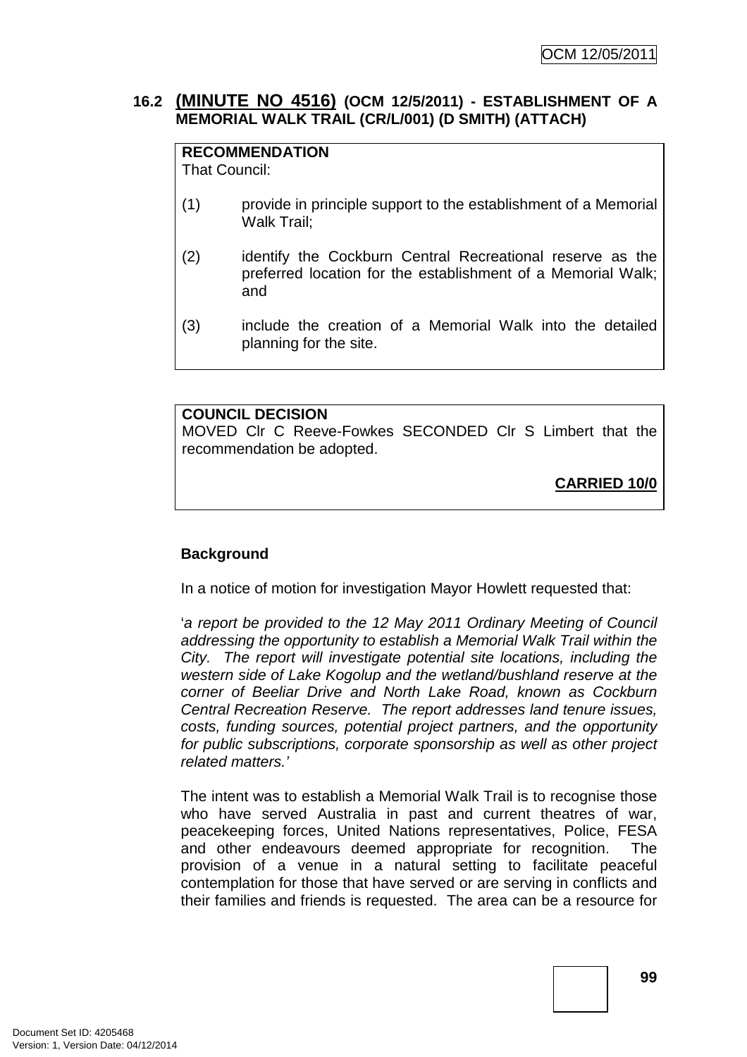### 16.2 (MINUTE NO 4516) (OCM 12/5/2011) - ESTABLISHMENT OF A MEMORIAL WALK TRAIL (CR/L/001) (D SMITH) (ATTACH)

**RECOMMENDATION**
That Council:

(1) provide in principle support to the establishment of a Memorial Walk Trail;

(2) identify the Cockburn Central Recreational reserve as the preferred location for the establishment of a Memorial Walk; and

(3) include the creation of a Memorial Walk into the detailed planning for the site.

**COUNCIL DECISION**
MOVED Clr C Reeve-Fowkes SECONDED Clr S Limbert that the recommendation be adopted.

**CARRIED 10/0**

**Background**

In a notice of motion for investigation Mayor Howlett requested that:

'*a report be provided to the 12 May 2011 Ordinary Meeting of Council addressing the opportunity to establish a Memorial Walk Trail within the City. The report will investigate potential site locations, including the western side of Lake Kogolup and the wetland/bushland reserve at the corner of Beeliar Drive and North Lake Road, known as Cockburn Central Recreation Reserve. The report addresses land tenure issues, costs, funding sources, potential project partners, and the opportunity for public subscriptions, corporate sponsorship as well as other project related matters.*'

The intent was to establish a Memorial Walk Trail is to recognise those who have served Australia in past and current theatres of war, peacekeeping forces, United Nations representatives, Police, FESA and other endeavours deemed appropriate for recognition. The provision of a venue in a natural setting to facilitate peaceful contemplation for those that have served or are serving in conflicts and their families and friends is requested. The area can be a resource for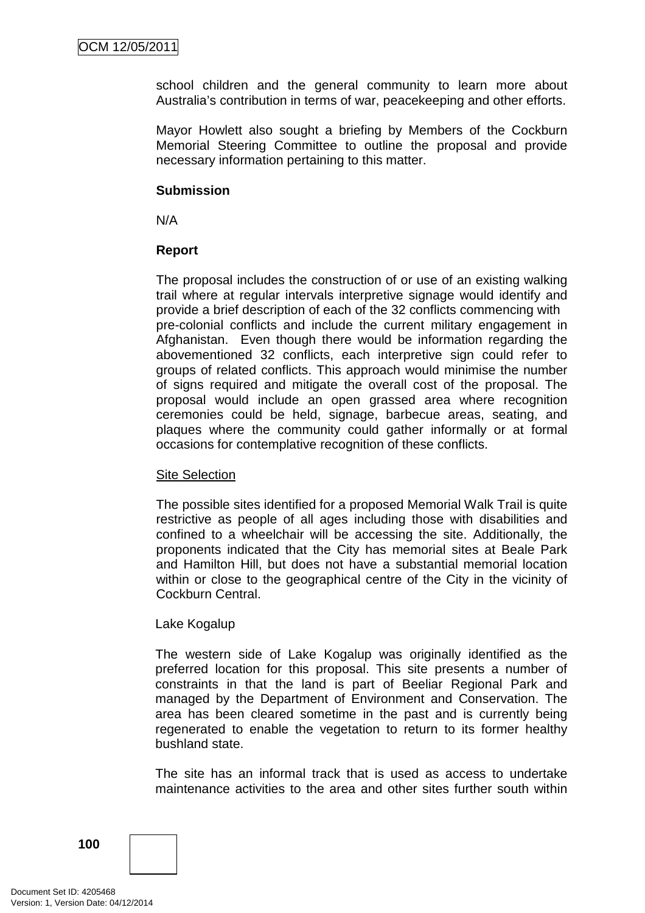school children and the general community to learn more about Australia's contribution in terms of war, peacekeeping and other efforts.

Mayor Howlett also sought a briefing by Members of the Cockburn Memorial Steering Committee to outline the proposal and provide necessary information pertaining to this matter.

**Submission**

N/A

**Report**

The proposal includes the construction of or use of an existing walking trail where at regular intervals interpretive signage would identify and provide a brief description of each of the 32 conflicts commencing with pre-colonial conflicts and include the current military engagement in Afghanistan. Even though there would be information regarding the abovementioned 32 conflicts, each interpretive sign could refer to groups of related conflicts. This approach would minimise the number of signs required and mitigate the overall cost of the proposal. The proposal would include an open grassed area where recognition ceremonies could be held, signage, barbecue areas, seating, and plaques where the community could gather informally or at formal occasions for contemplative recognition of these conflicts.

<u>Site Selection</u>

The possible sites identified for a proposed Memorial Walk Trail is quite restrictive as people of all ages including those with disabilities and confined to a wheelchair will be accessing the site. Additionally, the proponents indicated that the City has memorial sites at Beale Park and Hamilton Hill, but does not have a substantial memorial location within or close to the geographical centre of the City in the vicinity of Cockburn Central.

Lake Kogalup

The western side of Lake Kogalup was originally identified as the preferred location for this proposal. This site presents a number of constraints in that the land is part of Beeliar Regional Park and managed by the Department of Environment and Conservation. The area has been cleared sometime in the past and is currently being regenerated to enable the vegetation to return to its former healthy bushland state.

The site has an informal track that is used as access to undertake maintenance activities to the area and other sites further south within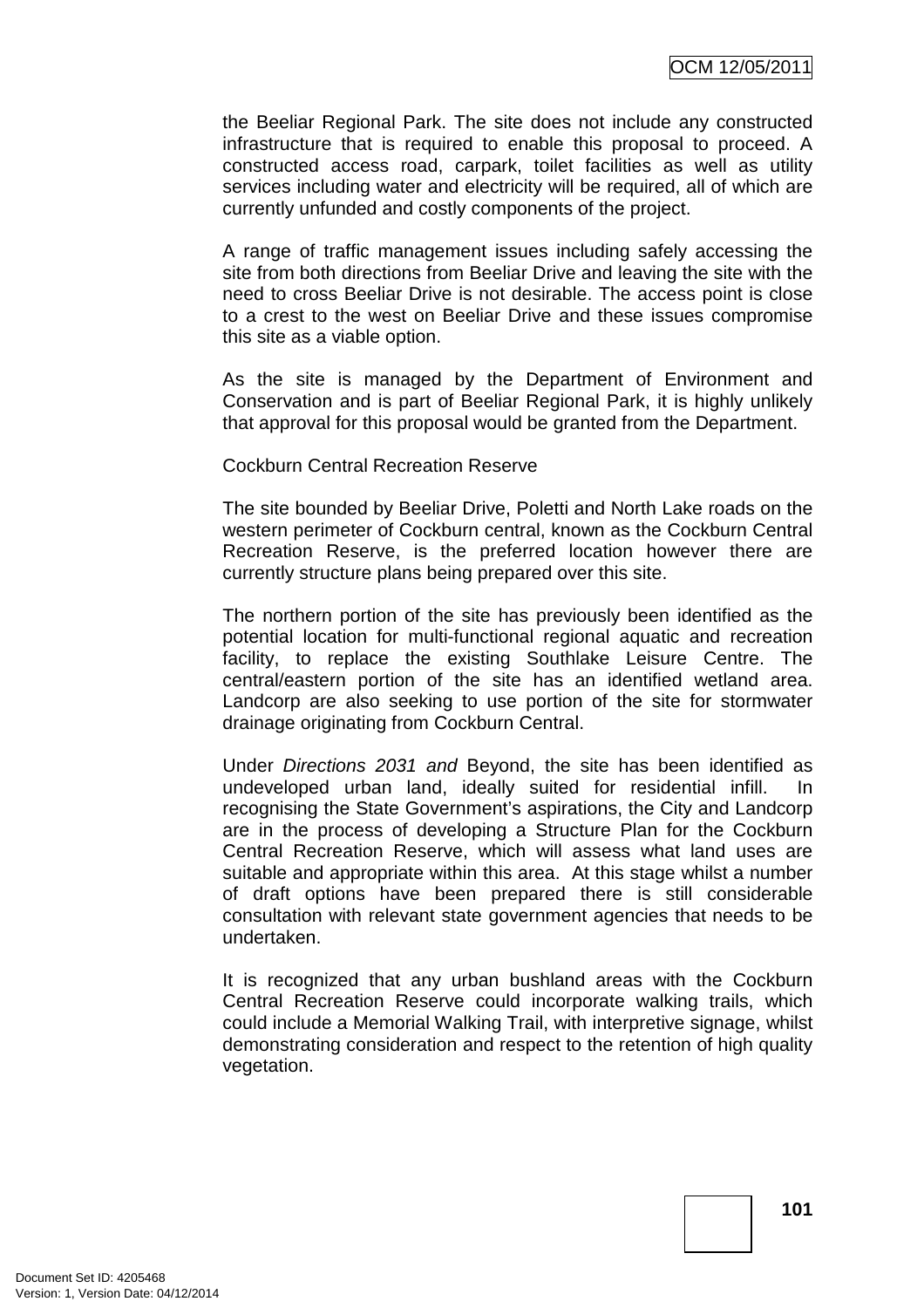the Beeliar Regional Park. The site does not include any constructed infrastructure that is required to enable this proposal to proceed. A constructed access road, carpark, toilet facilities as well as utility services including water and electricity will be required, all of which are currently unfunded and costly components of the project.

A range of traffic management issues including safely accessing the site from both directions from Beeliar Drive and leaving the site with the need to cross Beeliar Drive is not desirable. The access point is close to a crest to the west on Beeliar Drive and these issues compromise this site as a viable option.

As the site is managed by the Department of Environment and Conservation and is part of Beeliar Regional Park, it is highly unlikely that approval for this proposal would be granted from the Department.

Cockburn Central Recreation Reserve

The site bounded by Beeliar Drive, Poletti and North Lake roads on the western perimeter of Cockburn central, known as the Cockburn Central Recreation Reserve, is the preferred location however there are currently structure plans being prepared over this site.

The northern portion of the site has previously been identified as the potential location for multi-functional regional aquatic and recreation facility, to replace the existing Southlake Leisure Centre. The central/eastern portion of the site has an identified wetland area. Landcorp are also seeking to use portion of the site for stormwater drainage originating from Cockburn Central.

Under *Directions 2031 and* Beyond, the site has been identified as undeveloped urban land, ideally suited for residential infill. In recognising the State Government's aspirations, the City and Landcorp are in the process of developing a Structure Plan for the Cockburn Central Recreation Reserve, which will assess what land uses are suitable and appropriate within this area. At this stage whilst a number of draft options have been prepared there is still considerable consultation with relevant state government agencies that needs to be undertaken.

It is recognized that any urban bushland areas with the Cockburn Central Recreation Reserve could incorporate walking trails, which could include a Memorial Walking Trail, with interpretive signage, whilst demonstrating consideration and respect to the retention of high quality vegetation.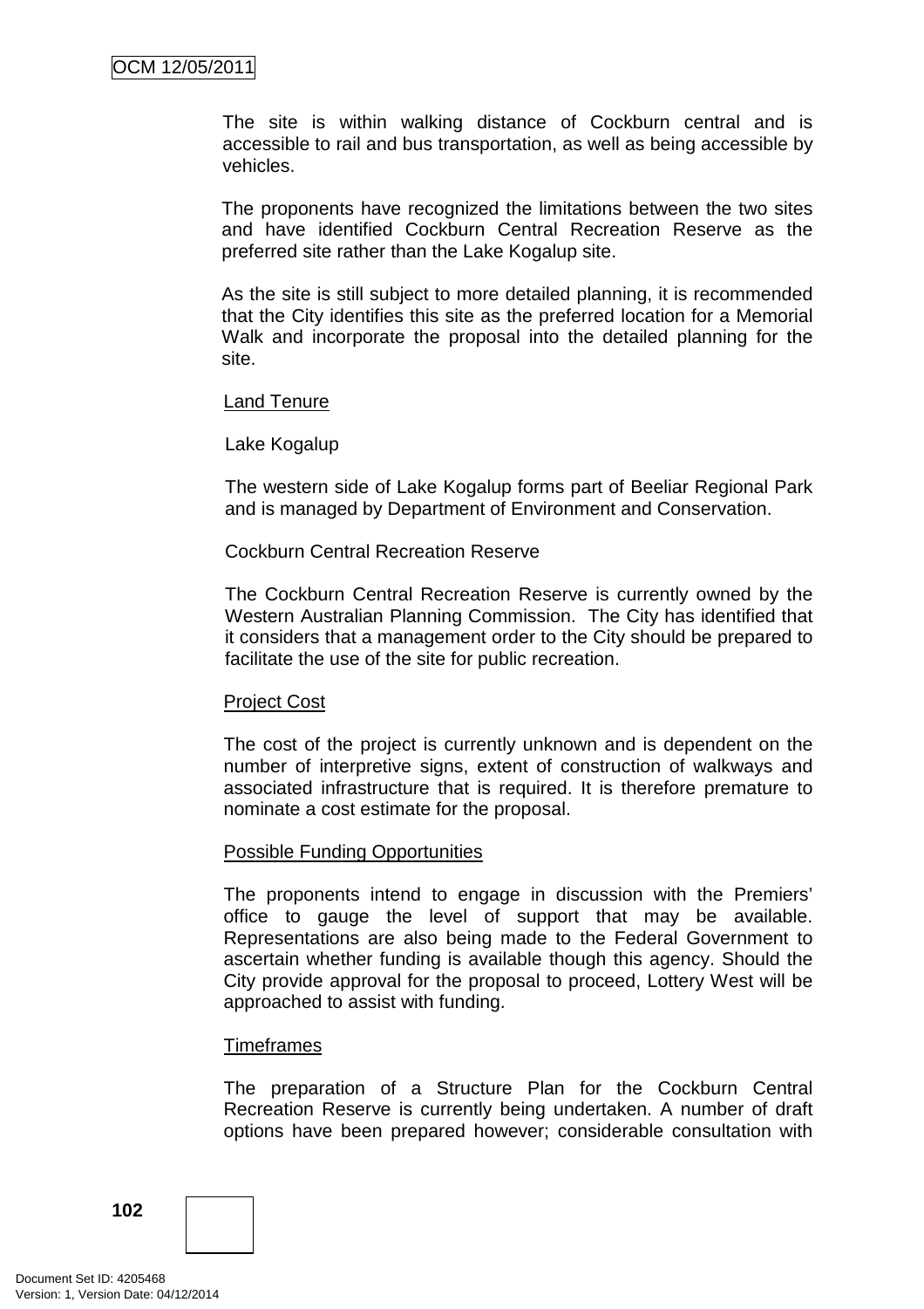The site is within walking distance of Cockburn central and is accessible to rail and bus transportation, as well as being accessible by vehicles.

The proponents have recognized the limitations between the two sites and have identified Cockburn Central Recreation Reserve as the preferred site rather than the Lake Kogalup site.

As the site is still subject to more detailed planning, it is recommended that the City identifies this site as the preferred location for a Memorial Walk and incorporate the proposal into the detailed planning for the site.

Land Tenure

Lake Kogalup

The western side of Lake Kogalup forms part of Beeliar Regional Park and is managed by Department of Environment and Conservation.

Cockburn Central Recreation Reserve

The Cockburn Central Recreation Reserve is currently owned by the Western Australian Planning Commission. The City has identified that it considers that a management order to the City should be prepared to facilitate the use of the site for public recreation.

Project Cost

The cost of the project is currently unknown and is dependent on the number of interpretive signs, extent of construction of walkways and associated infrastructure that is required. It is therefore premature to nominate a cost estimate for the proposal.

Possible Funding Opportunities

The proponents intend to engage in discussion with the Premiers' office to gauge the level of support that may be available. Representations are also being made to the Federal Government to ascertain whether funding is available though this agency. Should the City provide approval for the proposal to proceed, Lottery West will be approached to assist with funding.

Timeframes

The preparation of a Structure Plan for the Cockburn Central Recreation Reserve is currently being undertaken. A number of draft options have been prepared however; considerable consultation with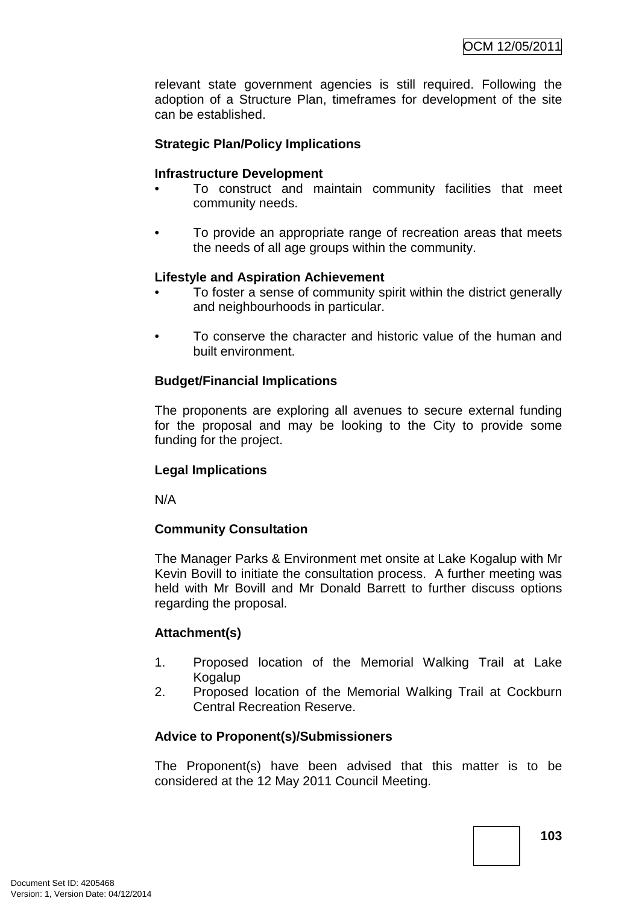relevant state government agencies is still required. Following the adoption of a Structure Plan, timeframes for development of the site can be established.

**Strategic Plan/Policy Implications**

**Infrastructure Development**

- To construct and maintain community facilities that meet community needs.
- To provide an appropriate range of recreation areas that meets the needs of all age groups within the community.

**Lifestyle and Aspiration Achievement**

- To foster a sense of community spirit within the district generally and neighbourhoods in particular.
- To conserve the character and historic value of the human and built environment.

**Budget/Financial Implications**

The proponents are exploring all avenues to secure external funding for the proposal and may be looking to the City to provide some funding for the project.

**Legal Implications**

N/A

**Community Consultation**

The Manager Parks & Environment met onsite at Lake Kogalup with Mr Kevin Bovill to initiate the consultation process. A further meeting was held with Mr Bovill and Mr Donald Barrett to further discuss options regarding the proposal.

**Attachment(s)**

1. Proposed location of the Memorial Walking Trail at Lake Kogalup
2. Proposed location of the Memorial Walking Trail at Cockburn Central Recreation Reserve.

**Advice to Proponent(s)/Submissioners**

The Proponent(s) have been advised that this matter is to be considered at the 12 May 2011 Council Meeting.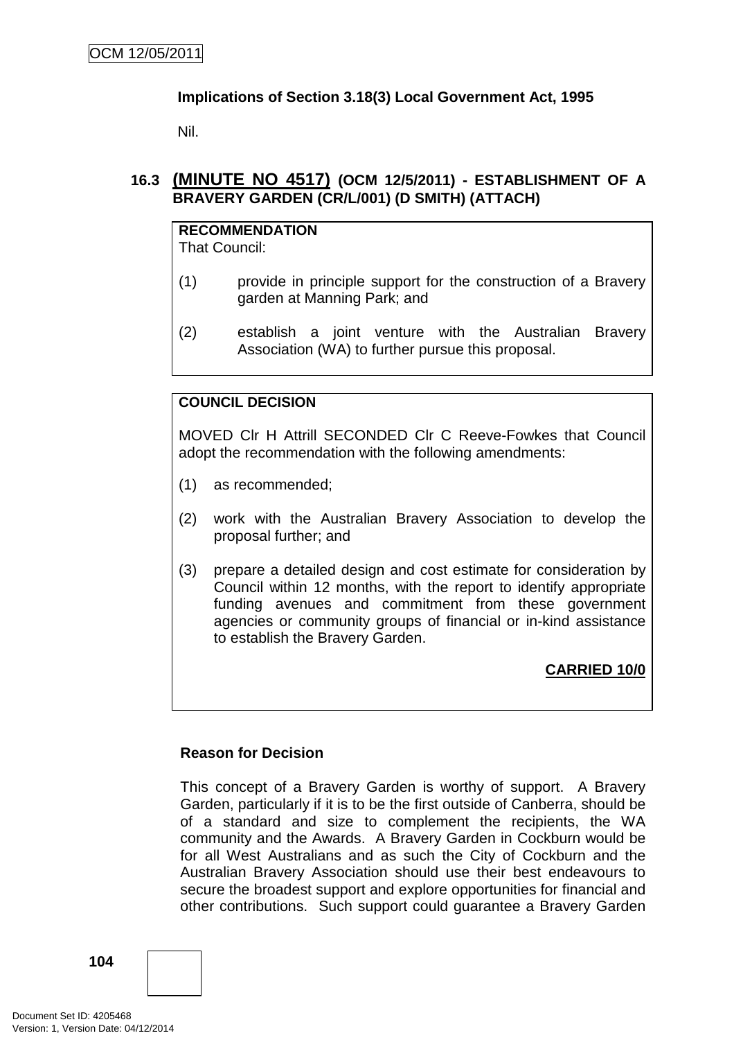**Implications of Section 3.18(3) Local Government Act, 1995**

Nil.

### 16.3 (MINUTE NO 4517) (OCM 12/5/2011) - ESTABLISHMENT OF A BRAVERY GARDEN (CR/L/001) (D SMITH) (ATTACH)

**RECOMMENDATION**
That Council:

(1) provide in principle support for the construction of a Bravery garden at Manning Park; and

(2) establish a joint venture with the Australian Bravery Association (WA) to further pursue this proposal.

**COUNCIL DECISION**

MOVED Clr H Attrill SECONDED Clr C Reeve-Fowkes that Council adopt the recommendation with the following amendments:

(1) as recommended;

(2) work with the Australian Bravery Association to develop the proposal further; and

(3) prepare a detailed design and cost estimate for consideration by Council within 12 months, with the report to identify appropriate funding avenues and commitment from these government agencies or community groups of financial or in-kind assistance to establish the Bravery Garden.

**CARRIED 10/0**

**Reason for Decision**

This concept of a Bravery Garden is worthy of support. A Bravery Garden, particularly if it is to be the first outside of Canberra, should be of a standard and size to complement the recipients, the WA community and the Awards. A Bravery Garden in Cockburn would be for all West Australians and as such the City of Cockburn and the Australian Bravery Association should use their best endeavours to secure the broadest support and explore opportunities for financial and other contributions. Such support could guarantee a Bravery Garden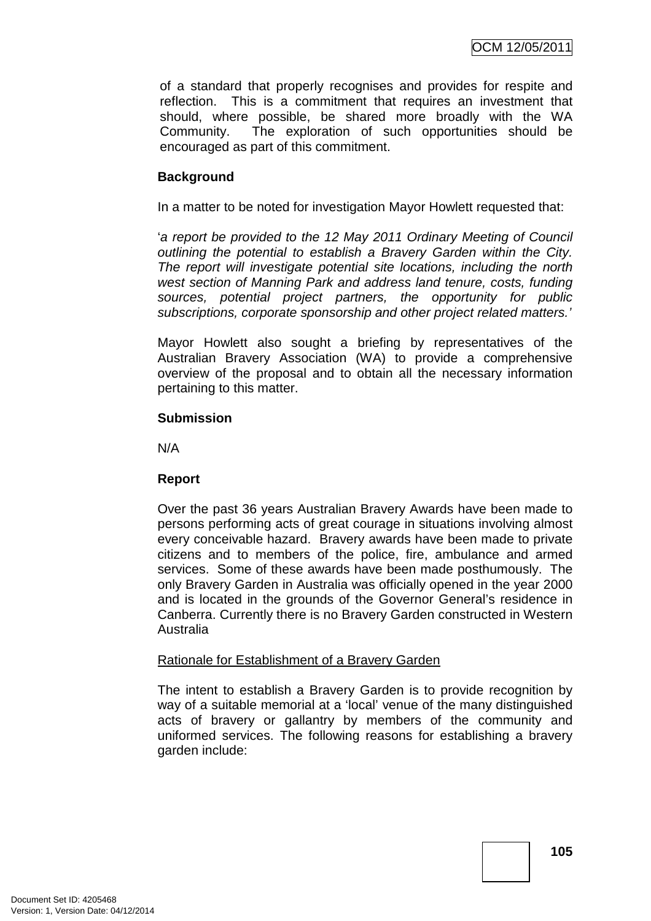of a standard that properly recognises and provides for respite and reflection. This is a commitment that requires an investment that should, where possible, be shared more broadly with the WA Community. The exploration of such opportunities should be encouraged as part of this commitment.

**Background**

In a matter to be noted for investigation Mayor Howlett requested that:

'*a report be provided to the 12 May 2011 Ordinary Meeting of Council outlining the potential to establish a Bravery Garden within the City. The report will investigate potential site locations, including the north west section of Manning Park and address land tenure, costs, funding sources, potential project partners, the opportunity for public subscriptions, corporate sponsorship and other project related matters.*'

Mayor Howlett also sought a briefing by representatives of the Australian Bravery Association (WA) to provide a comprehensive overview of the proposal and to obtain all the necessary information pertaining to this matter.

**Submission**

N/A

**Report**

Over the past 36 years Australian Bravery Awards have been made to persons performing acts of great courage in situations involving almost every conceivable hazard. Bravery awards have been made to private citizens and to members of the police, fire, ambulance and armed services. Some of these awards have been made posthumously. The only Bravery Garden in Australia was officially opened in the year 2000 and is located in the grounds of the Governor General's residence in Canberra. Currently there is no Bravery Garden constructed in Western Australia

Rationale for Establishment of a Bravery Garden

The intent to establish a Bravery Garden is to provide recognition by way of a suitable memorial at a 'local' venue of the many distinguished acts of bravery or gallantry by members of the community and uniformed services. The following reasons for establishing a bravery garden include: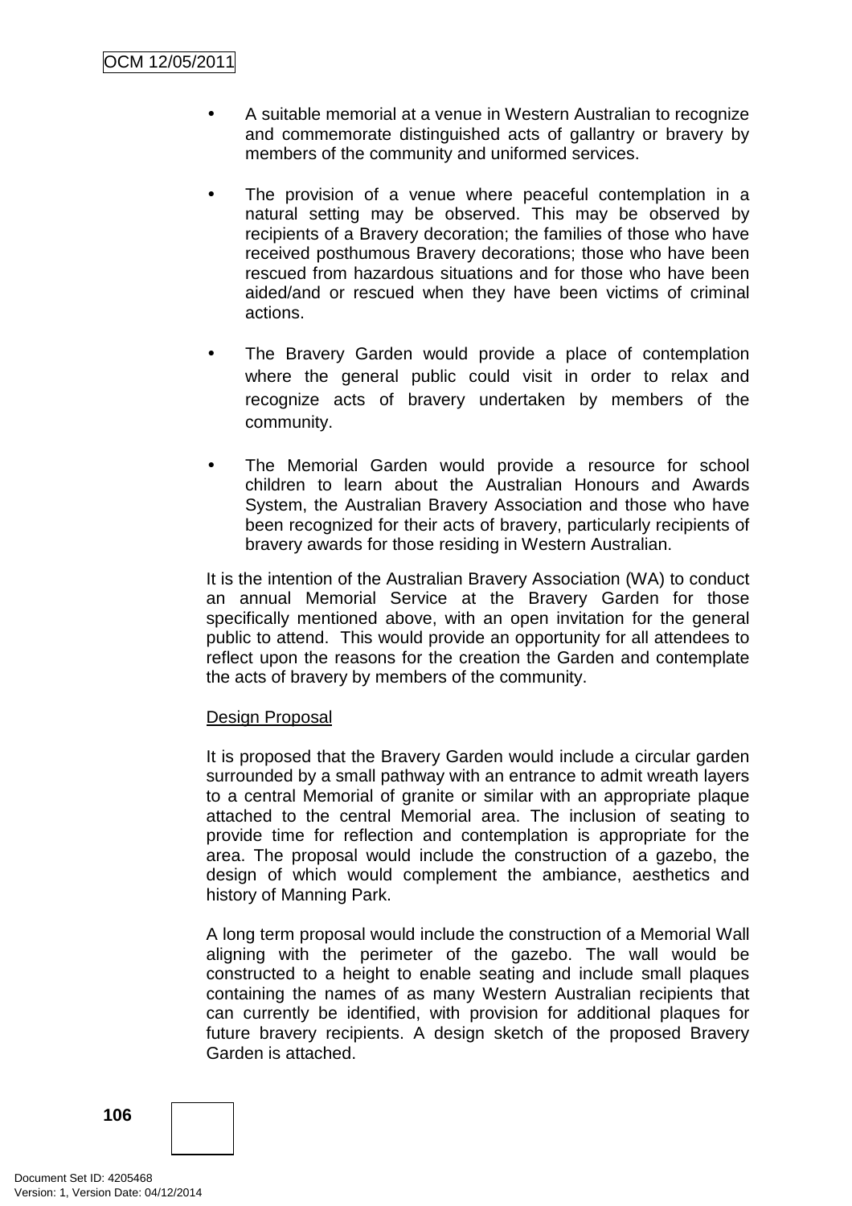- A suitable memorial at a venue in Western Australian to recognize and commemorate distinguished acts of gallantry or bravery by members of the community and uniformed services.

- The provision of a venue where peaceful contemplation in a natural setting may be observed. This may be observed by recipients of a Bravery decoration; the families of those who have received posthumous Bravery decorations; those who have been rescued from hazardous situations and for those who have been aided/and or rescued when they have been victims of criminal actions.

- The Bravery Garden would provide a place of contemplation where the general public could visit in order to relax and recognize acts of bravery undertaken by members of the community.

- The Memorial Garden would provide a resource for school children to learn about the Australian Honours and Awards System, the Australian Bravery Association and those who have been recognized for their acts of bravery, particularly recipients of bravery awards for those residing in Western Australian.

It is the intention of the Australian Bravery Association (WA) to conduct an annual Memorial Service at the Bravery Garden for those specifically mentioned above, with an open invitation for the general public to attend. This would provide an opportunity for all attendees to reflect upon the reasons for the creation the Garden and contemplate the acts of bravery by members of the community.

Design Proposal

It is proposed that the Bravery Garden would include a circular garden surrounded by a small pathway with an entrance to admit wreath layers to a central Memorial of granite or similar with an appropriate plaque attached to the central Memorial area. The inclusion of seating to provide time for reflection and contemplation is appropriate for the area. The proposal would include the construction of a gazebo, the design of which would complement the ambiance, aesthetics and history of Manning Park.

A long term proposal would include the construction of a Memorial Wall aligning with the perimeter of the gazebo. The wall would be constructed to a height to enable seating and include small plaques containing the names of as many Western Australian recipients that can currently be identified, with provision for additional plaques for future bravery recipients. A design sketch of the proposed Bravery Garden is attached.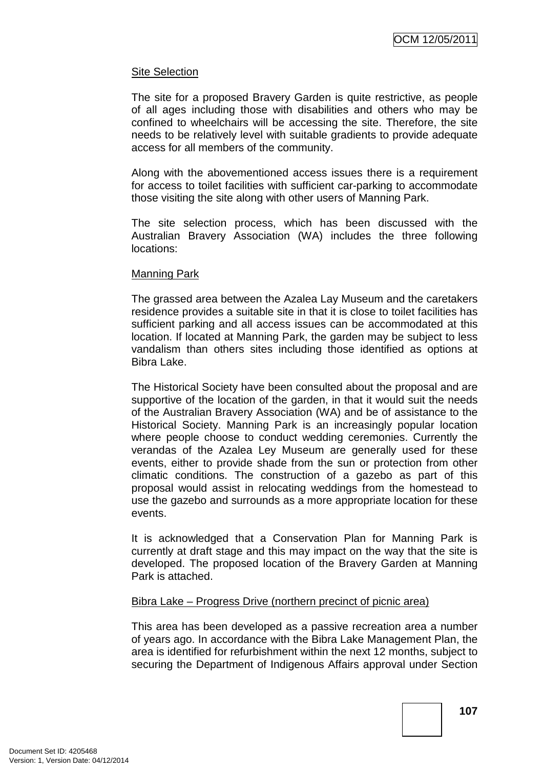Site Selection

The site for a proposed Bravery Garden is quite restrictive, as people of all ages including those with disabilities and others who may be confined to wheelchairs will be accessing the site. Therefore, the site needs to be relatively level with suitable gradients to provide adequate access for all members of the community.

Along with the abovementioned access issues there is a requirement for access to toilet facilities with sufficient car-parking to accommodate those visiting the site along with other users of Manning Park.

The site selection process, which has been discussed with the Australian Bravery Association (WA) includes the three following locations:

Manning Park

The grassed area between the Azalea Lay Museum and the caretakers residence provides a suitable site in that it is close to toilet facilities has sufficient parking and all access issues can be accommodated at this location. If located at Manning Park, the garden may be subject to less vandalism than others sites including those identified as options at Bibra Lake.

The Historical Society have been consulted about the proposal and are supportive of the location of the garden, in that it would suit the needs of the Australian Bravery Association (WA) and be of assistance to the Historical Society. Manning Park is an increasingly popular location where people choose to conduct wedding ceremonies. Currently the verandas of the Azalea Ley Museum are generally used for these events, either to provide shade from the sun or protection from other climatic conditions. The construction of a gazebo as part of this proposal would assist in relocating weddings from the homestead to use the gazebo and surrounds as a more appropriate location for these events.

It is acknowledged that a Conservation Plan for Manning Park is currently at draft stage and this may impact on the way that the site is developed. The proposed location of the Bravery Garden at Manning Park is attached.

Bibra Lake – Progress Drive (northern precinct of picnic area)

This area has been developed as a passive recreation area a number of years ago. In accordance with the Bibra Lake Management Plan, the area is identified for refurbishment within the next 12 months, subject to securing the Department of Indigenous Affairs approval under Section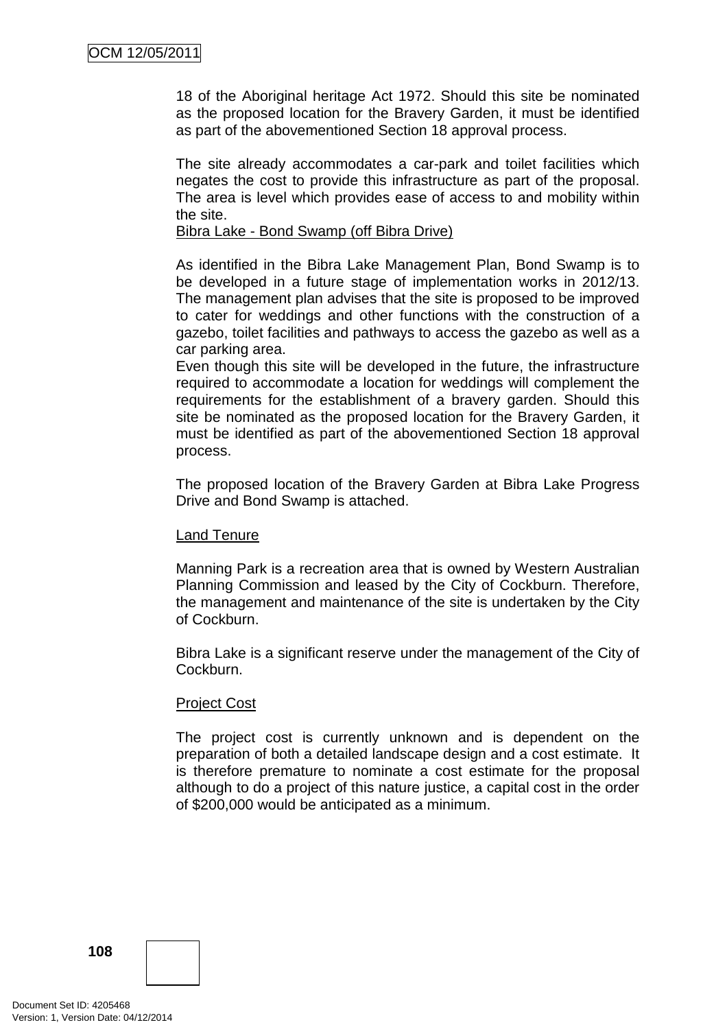18 of the Aboriginal heritage Act 1972. Should this site be nominated as the proposed location for the Bravery Garden, it must be identified as part of the abovementioned Section 18 approval process.

The site already accommodates a car-park and toilet facilities which negates the cost to provide this infrastructure as part of the proposal. The area is level which provides ease of access to and mobility within the site.

Bibra Lake - Bond Swamp (off Bibra Drive)

As identified in the Bibra Lake Management Plan, Bond Swamp is to be developed in a future stage of implementation works in 2012/13. The management plan advises that the site is proposed to be improved to cater for weddings and other functions with the construction of a gazebo, toilet facilities and pathways to access the gazebo as well as a car parking area.

Even though this site will be developed in the future, the infrastructure required to accommodate a location for weddings will complement the requirements for the establishment of a bravery garden. Should this site be nominated as the proposed location for the Bravery Garden, it must be identified as part of the abovementioned Section 18 approval process.

The proposed location of the Bravery Garden at Bibra Lake Progress Drive and Bond Swamp is attached.

Land Tenure

Manning Park is a recreation area that is owned by Western Australian Planning Commission and leased by the City of Cockburn. Therefore, the management and maintenance of the site is undertaken by the City of Cockburn.

Bibra Lake is a significant reserve under the management of the City of Cockburn.

Project Cost

The project cost is currently unknown and is dependent on the preparation of both a detailed landscape design and a cost estimate. It is therefore premature to nominate a cost estimate for the proposal although to do a project of this nature justice, a capital cost in the order of $200,000 would be anticipated as a minimum.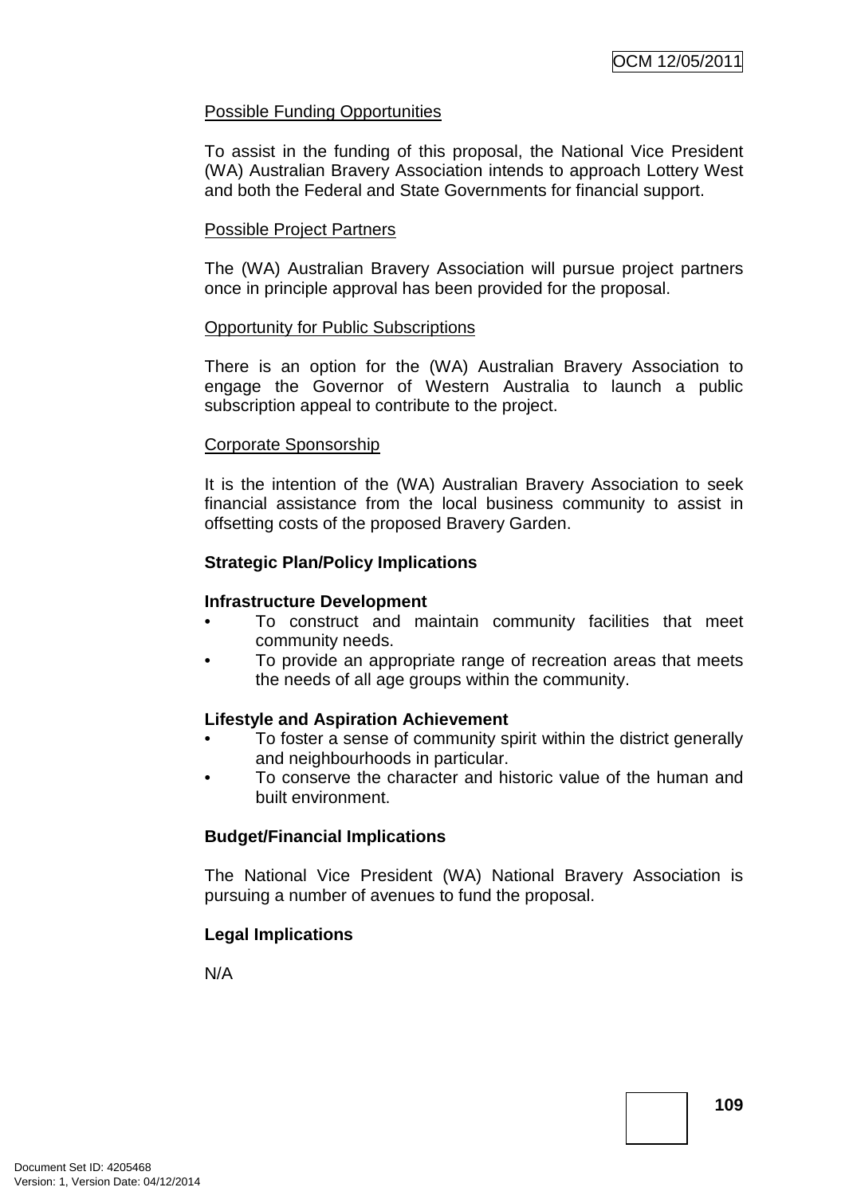Possible Funding Opportunities

To assist in the funding of this proposal, the National Vice President (WA) Australian Bravery Association intends to approach Lottery West and both the Federal and State Governments for financial support.

Possible Project Partners

The (WA) Australian Bravery Association will pursue project partners once in principle approval has been provided for the proposal.

Opportunity for Public Subscriptions

There is an option for the (WA) Australian Bravery Association to engage the Governor of Western Australia to launch a public subscription appeal to contribute to the project.

Corporate Sponsorship

It is the intention of the (WA) Australian Bravery Association to seek financial assistance from the local business community to assist in offsetting costs of the proposed Bravery Garden.

**Strategic Plan/Policy Implications**

**Infrastructure Development**

- To construct and maintain community facilities that meet community needs.
- To provide an appropriate range of recreation areas that meets the needs of all age groups within the community.

**Lifestyle and Aspiration Achievement**

- To foster a sense of community spirit within the district generally and neighbourhoods in particular.
- To conserve the character and historic value of the human and built environment.

**Budget/Financial Implications**

The National Vice President (WA) National Bravery Association is pursuing a number of avenues to fund the proposal.

**Legal Implications**

N/A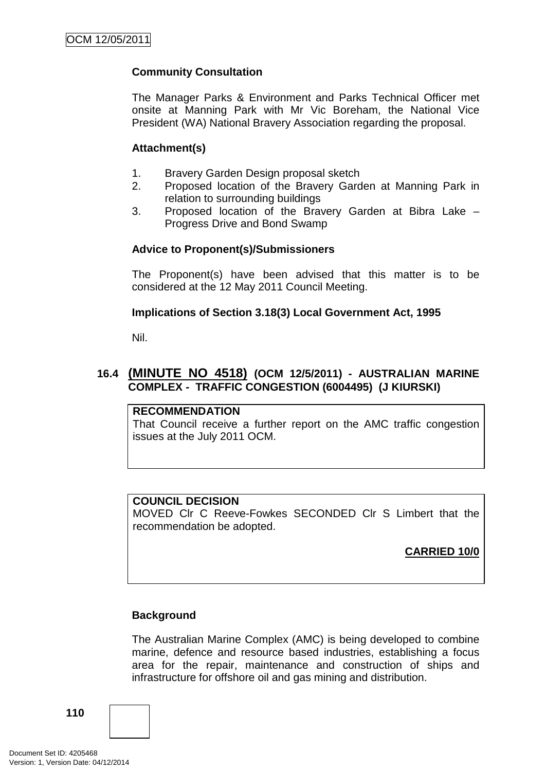**Community Consultation**

The Manager Parks & Environment and Parks Technical Officer met onsite at Manning Park with Mr Vic Boreham, the National Vice President (WA) National Bravery Association regarding the proposal.

**Attachment(s)**

1. Bravery Garden Design proposal sketch
2. Proposed location of the Bravery Garden at Manning Park in relation to surrounding buildings
3. Proposed location of the Bravery Garden at Bibra Lake – Progress Drive and Bond Swamp

**Advice to Proponent(s)/Submissioners**

The Proponent(s) have been advised that this matter is to be considered at the 12 May 2011 Council Meeting.

**Implications of Section 3.18(3) Local Government Act, 1995**

Nil.

## 16.4 (MINUTE NO 4518) (OCM 12/5/2011) - AUSTRALIAN MARINE COMPLEX - TRAFFIC CONGESTION (6004495) (J KIURSKI)

**RECOMMENDATION**
That Council receive a further report on the AMC traffic congestion issues at the July 2011 OCM.

**COUNCIL DECISION**
MOVED Clr C Reeve-Fowkes SECONDED Clr S Limbert that the recommendation be adopted.

**CARRIED 10/0**

**Background**

The Australian Marine Complex (AMC) is being developed to combine marine, defence and resource based industries, establishing a focus area for the repair, maintenance and construction of ships and infrastructure for offshore oil and gas mining and distribution.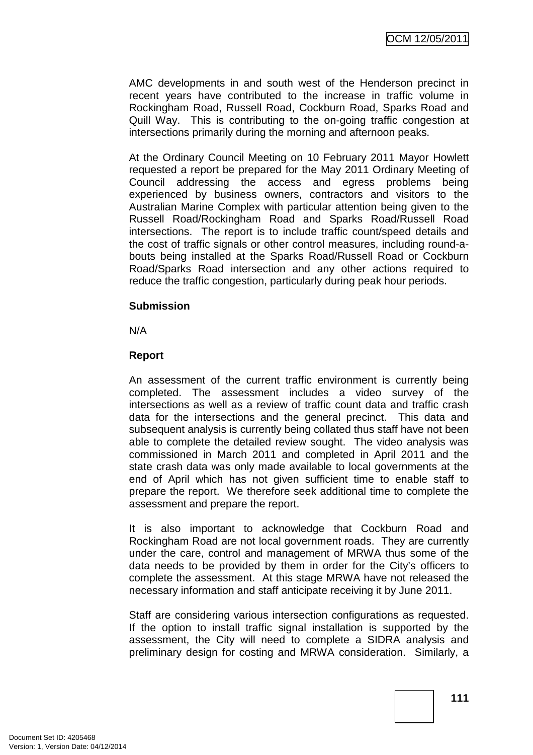AMC developments in and south west of the Henderson precinct in recent years have contributed to the increase in traffic volume in Rockingham Road, Russell Road, Cockburn Road, Sparks Road and Quill Way. This is contributing to the on-going traffic congestion at intersections primarily during the morning and afternoon peaks.

At the Ordinary Council Meeting on 10 February 2011 Mayor Howlett requested a report be prepared for the May 2011 Ordinary Meeting of Council addressing the access and egress problems being experienced by business owners, contractors and visitors to the Australian Marine Complex with particular attention being given to the Russell Road/Rockingham Road and Sparks Road/Russell Road intersections. The report is to include traffic count/speed details and the cost of traffic signals or other control measures, including round-a-bouts being installed at the Sparks Road/Russell Road or Cockburn Road/Sparks Road intersection and any other actions required to reduce the traffic congestion, particularly during peak hour periods.

**Submission**

N/A

**Report**

An assessment of the current traffic environment is currently being completed. The assessment includes a video survey of the intersections as well as a review of traffic count data and traffic crash data for the intersections and the general precinct. This data and subsequent analysis is currently being collated thus staff have not been able to complete the detailed review sought. The video analysis was commissioned in March 2011 and completed in April 2011 and the state crash data was only made available to local governments at the end of April which has not given sufficient time to enable staff to prepare the report. We therefore seek additional time to complete the assessment and prepare the report.

It is also important to acknowledge that Cockburn Road and Rockingham Road are not local government roads. They are currently under the care, control and management of MRWA thus some of the data needs to be provided by them in order for the City's officers to complete the assessment. At this stage MRWA have not released the necessary information and staff anticipate receiving it by June 2011.

Staff are considering various intersection configurations as requested. If the option to install traffic signal installation is supported by the assessment, the City will need to complete a SIDRA analysis and preliminary design for costing and MRWA consideration. Similarly, a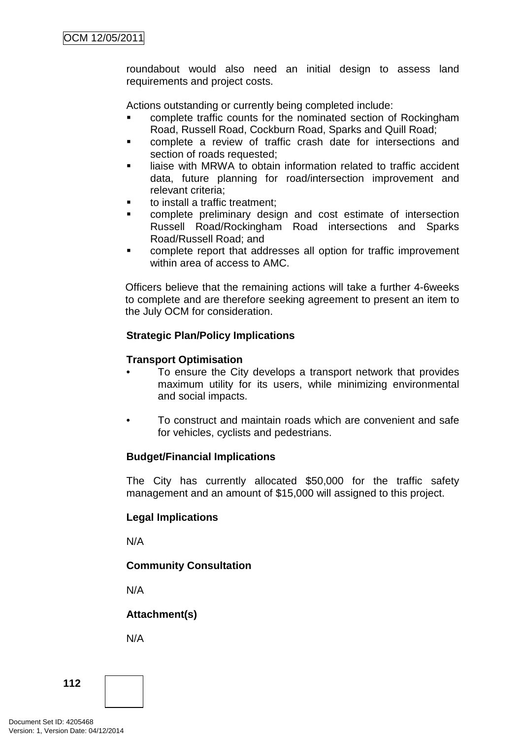roundabout would also need an initial design to assess land requirements and project costs.

Actions outstanding or currently being completed include:

- complete traffic counts for the nominated section of Rockingham Road, Russell Road, Cockburn Road, Sparks and Quill Road;
- complete a review of traffic crash date for intersections and section of roads requested;
- liaise with MRWA to obtain information related to traffic accident data, future planning for road/intersection improvement and relevant criteria;
- to install a traffic treatment;
- complete preliminary design and cost estimate of intersection Russell Road/Rockingham Road intersections and Sparks Road/Russell Road; and
- complete report that addresses all option for traffic improvement within area of access to AMC.

Officers believe that the remaining actions will take a further 4-6weeks to complete and are therefore seeking agreement to present an item to the July OCM for consideration.

**Strategic Plan/Policy Implications**

**Transport Optimisation**

- To ensure the City develops a transport network that provides maximum utility for its users, while minimizing environmental and social impacts.
- To construct and maintain roads which are convenient and safe for vehicles, cyclists and pedestrians.

**Budget/Financial Implications**

The City has currently allocated $50,000 for the traffic safety management and an amount of $15,000 will assigned to this project.

**Legal Implications**

N/A

**Community Consultation**

N/A

**Attachment(s)**

N/A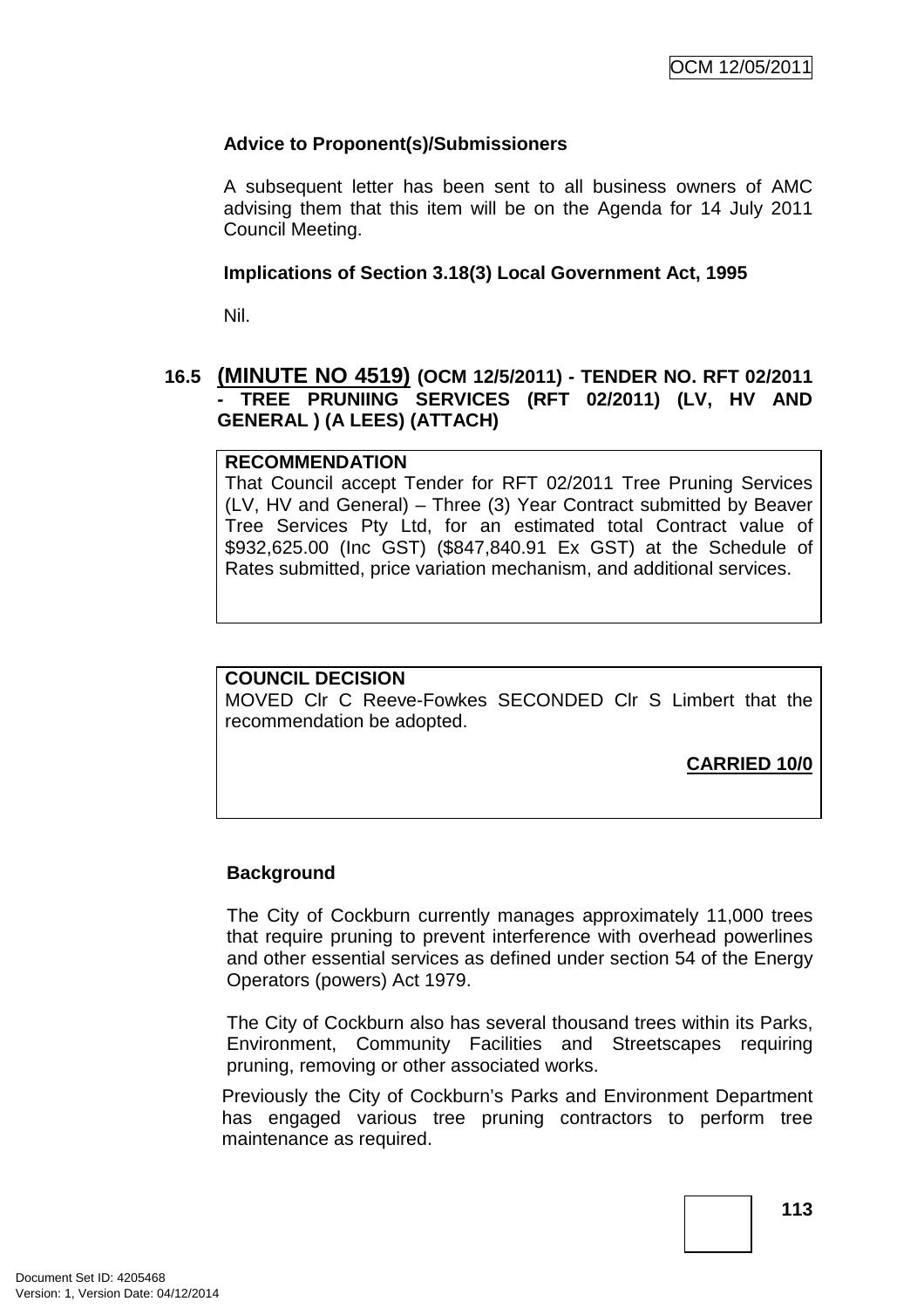**Advice to Proponent(s)/Submissioners**

A subsequent letter has been sent to all business owners of AMC advising them that this item will be on the Agenda for 14 July 2011 Council Meeting.

**Implications of Section 3.18(3) Local Government Act, 1995**

Nil.

### 16.5 (MINUTE NO 4519) (OCM 12/5/2011) - TENDER NO. RFT 02/2011 - TREE PRUNIING SERVICES (RFT 02/2011) (LV, HV AND GENERAL ) (A LEES) (ATTACH)

**RECOMMENDATION**

That Council accept Tender for RFT 02/2011 Tree Pruning Services (LV, HV and General) – Three (3) Year Contract submitted by Beaver Tree Services Pty Ltd, for an estimated total Contract value of $932,625.00 (Inc GST) ($847,840.91 Ex GST) at the Schedule of Rates submitted, price variation mechanism, and additional services.

**COUNCIL DECISION**

MOVED Clr C Reeve-Fowkes SECONDED Clr S Limbert that the recommendation be adopted.

**CARRIED 10/0**

**Background**

The City of Cockburn currently manages approximately 11,000 trees that require pruning to prevent interference with overhead powerlines and other essential services as defined under section 54 of the Energy Operators (powers) Act 1979.

The City of Cockburn also has several thousand trees within its Parks, Environment, Community Facilities and Streetscapes requiring pruning, removing or other associated works.

Previously the City of Cockburn's Parks and Environment Department has engaged various tree pruning contractors to perform tree maintenance as required.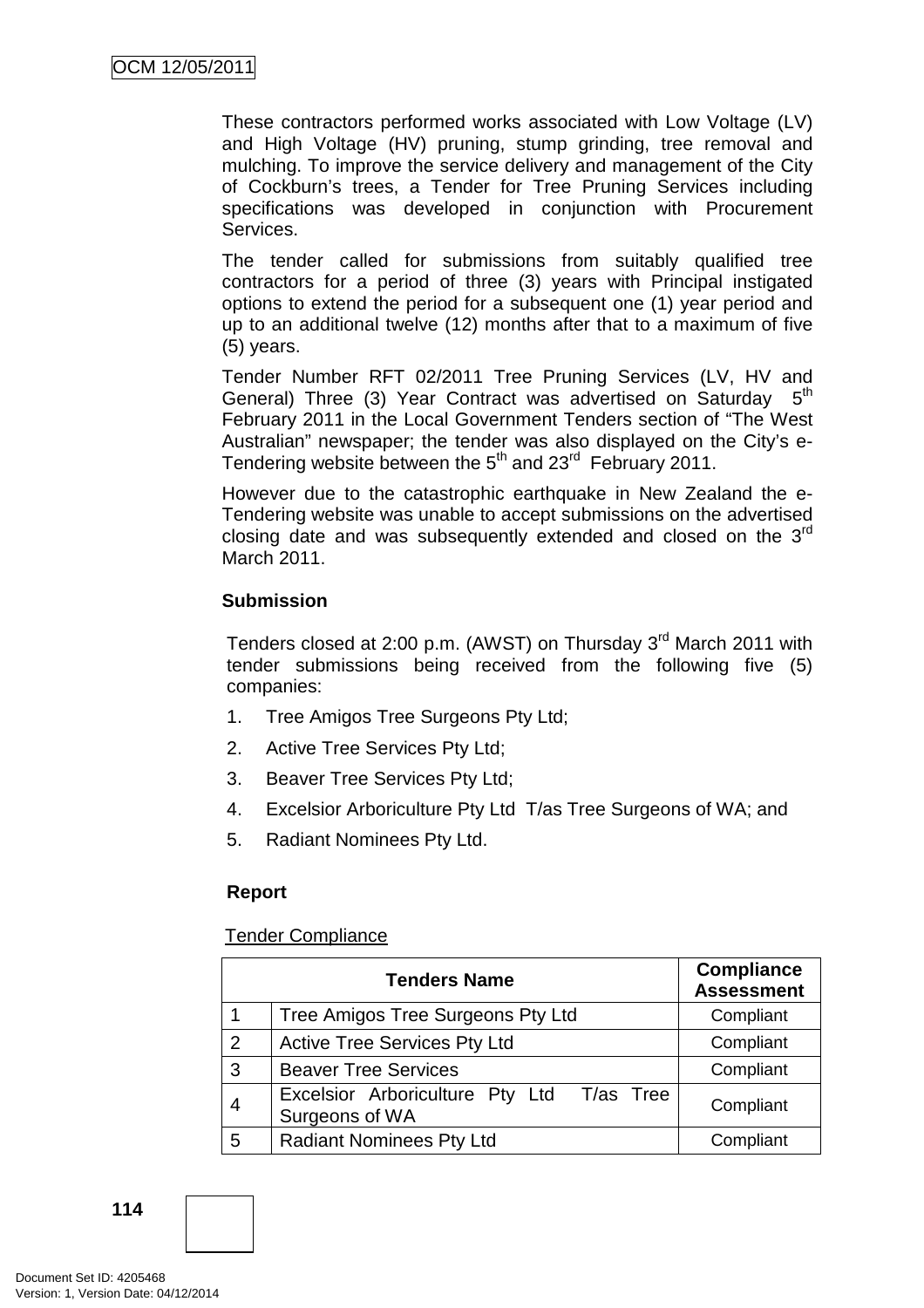These contractors performed works associated with Low Voltage (LV) and High Voltage (HV) pruning, stump grinding, tree removal and mulching. To improve the service delivery and management of the City of Cockburn's trees, a Tender for Tree Pruning Services including specifications was developed in conjunction with Procurement Services.

The tender called for submissions from suitably qualified tree contractors for a period of three (3) years with Principal instigated options to extend the period for a subsequent one (1) year period and up to an additional twelve (12) months after that to a maximum of five (5) years.

Tender Number RFT 02/2011 Tree Pruning Services (LV, HV and General) Three (3) Year Contract was advertised on Saturday 5th February 2011 in the Local Government Tenders section of "The West Australian" newspaper; the tender was also displayed on the City's e-Tendering website between the 5th and 23rd February 2011.

However due to the catastrophic earthquake in New Zealand the e-Tendering website was unable to accept submissions on the advertised closing date and was subsequently extended and closed on the 3rd March 2011.

**Submission**

Tenders closed at 2:00 p.m. (AWST) on Thursday 3rd March 2011 with tender submissions being received from the following five (5) companies:

1. Tree Amigos Tree Surgeons Pty Ltd;
2. Active Tree Services Pty Ltd;
3. Beaver Tree Services Pty Ltd;
4. Excelsior Arboriculture Pty Ltd T/as Tree Surgeons of WA; and
5. Radiant Nominees Pty Ltd.

**Report**

Tender Compliance

| Tenders Name | | Compliance Assessment |
|---|---|---|
| 1 | Tree Amigos Tree Surgeons Pty Ltd | Compliant |
| 2 | Active Tree Services Pty Ltd | Compliant |
| 3 | Beaver Tree Services | Compliant |
| 4 | Excelsior Arboriculture Pty Ltd T/as Tree Surgeons of WA | Compliant |
| 5 | Radiant Nominees Pty Ltd | Compliant |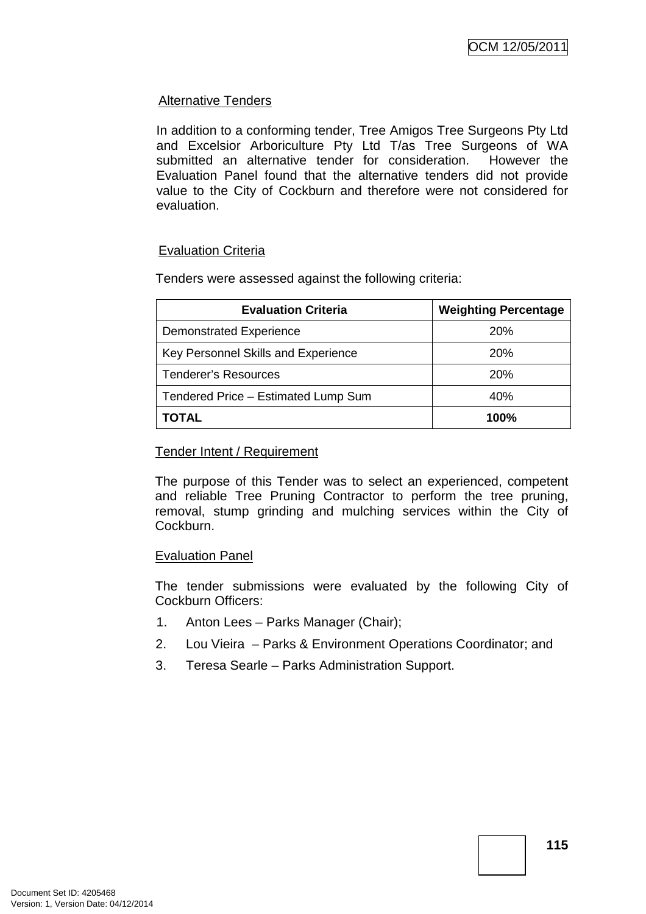Alternative Tenders

In addition to a conforming tender, Tree Amigos Tree Surgeons Pty Ltd and Excelsior Arboriculture Pty Ltd T/as Tree Surgeons of WA submitted an alternative tender for consideration. However the Evaluation Panel found that the alternative tenders did not provide value to the City of Cockburn and therefore were not considered for evaluation.

Evaluation Criteria

Tenders were assessed against the following criteria:

| Evaluation Criteria | Weighting Percentage |
|---|---|
| Demonstrated Experience | 20% |
| Key Personnel Skills and Experience | 20% |
| Tenderer's Resources | 20% |
| Tendered Price – Estimated Lump Sum | 40% |
| **TOTAL** | **100%** |

Tender Intent / Requirement

The purpose of this Tender was to select an experienced, competent and reliable Tree Pruning Contractor to perform the tree pruning, removal, stump grinding and mulching services within the City of Cockburn.

Evaluation Panel

The tender submissions were evaluated by the following City of Cockburn Officers:

1. Anton Lees – Parks Manager (Chair);
2. Lou Vieira – Parks & Environment Operations Coordinator; and
3. Teresa Searle – Parks Administration Support.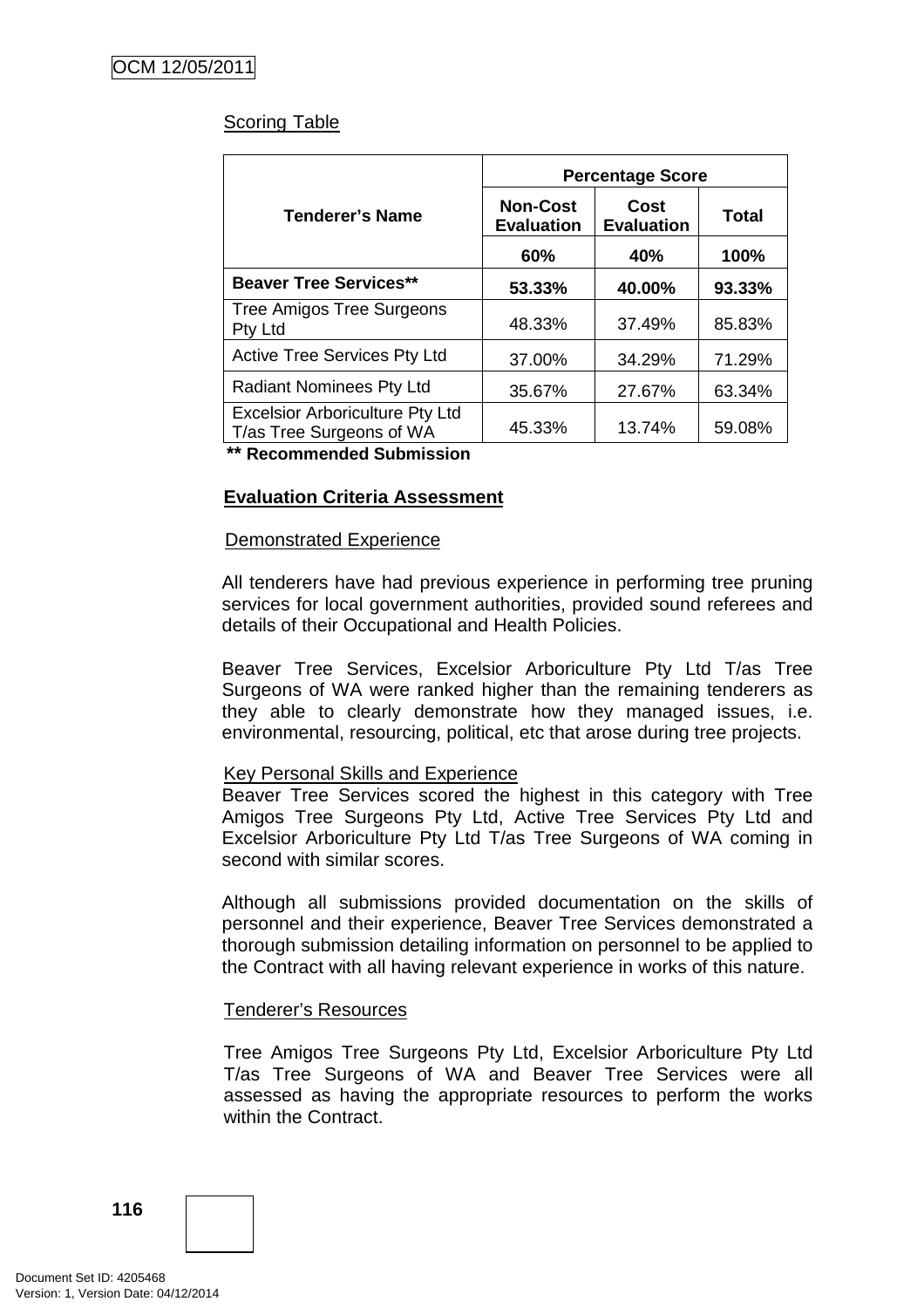Scoring Table

| Tenderer's Name | Percentage Score | | |
|---|---|---|---|
| | Non-Cost Evaluation | Cost Evaluation | Total |
| | 60% | 40% | 100% |
| **Beaver Tree Services**** | **53.33%** | **40.00%** | **93.33%** |
| Tree Amigos Tree Surgeons Pty Ltd | 48.33% | 37.49% | 85.83% |
| Active Tree Services Pty Ltd | 37.00% | 34.29% | 71.29% |
| Radiant Nominees Pty Ltd | 35.67% | 27.67% | 63.34% |
| Excelsior Arboriculture Pty Ltd T/as Tree Surgeons of WA | 45.33% | 13.74% | 59.08% |

**** Recommended Submission**

**Evaluation Criteria Assessment**

Demonstrated Experience

All tenderers have had previous experience in performing tree pruning services for local government authorities, provided sound referees and details of their Occupational and Health Policies.

Beaver Tree Services, Excelsior Arboriculture Pty Ltd T/as Tree Surgeons of WA were ranked higher than the remaining tenderers as they able to clearly demonstrate how they managed issues, i.e. environmental, resourcing, political, etc that arose during tree projects.

Key Personal Skills and Experience

Beaver Tree Services scored the highest in this category with Tree Amigos Tree Surgeons Pty Ltd, Active Tree Services Pty Ltd and Excelsior Arboriculture Pty Ltd T/as Tree Surgeons of WA coming in second with similar scores.

Although all submissions provided documentation on the skills of personnel and their experience, Beaver Tree Services demonstrated a thorough submission detailing information on personnel to be applied to the Contract with all having relevant experience in works of this nature.

Tenderer's Resources

Tree Amigos Tree Surgeons Pty Ltd, Excelsior Arboriculture Pty Ltd T/as Tree Surgeons of WA and Beaver Tree Services were all assessed as having the appropriate resources to perform the works within the Contract.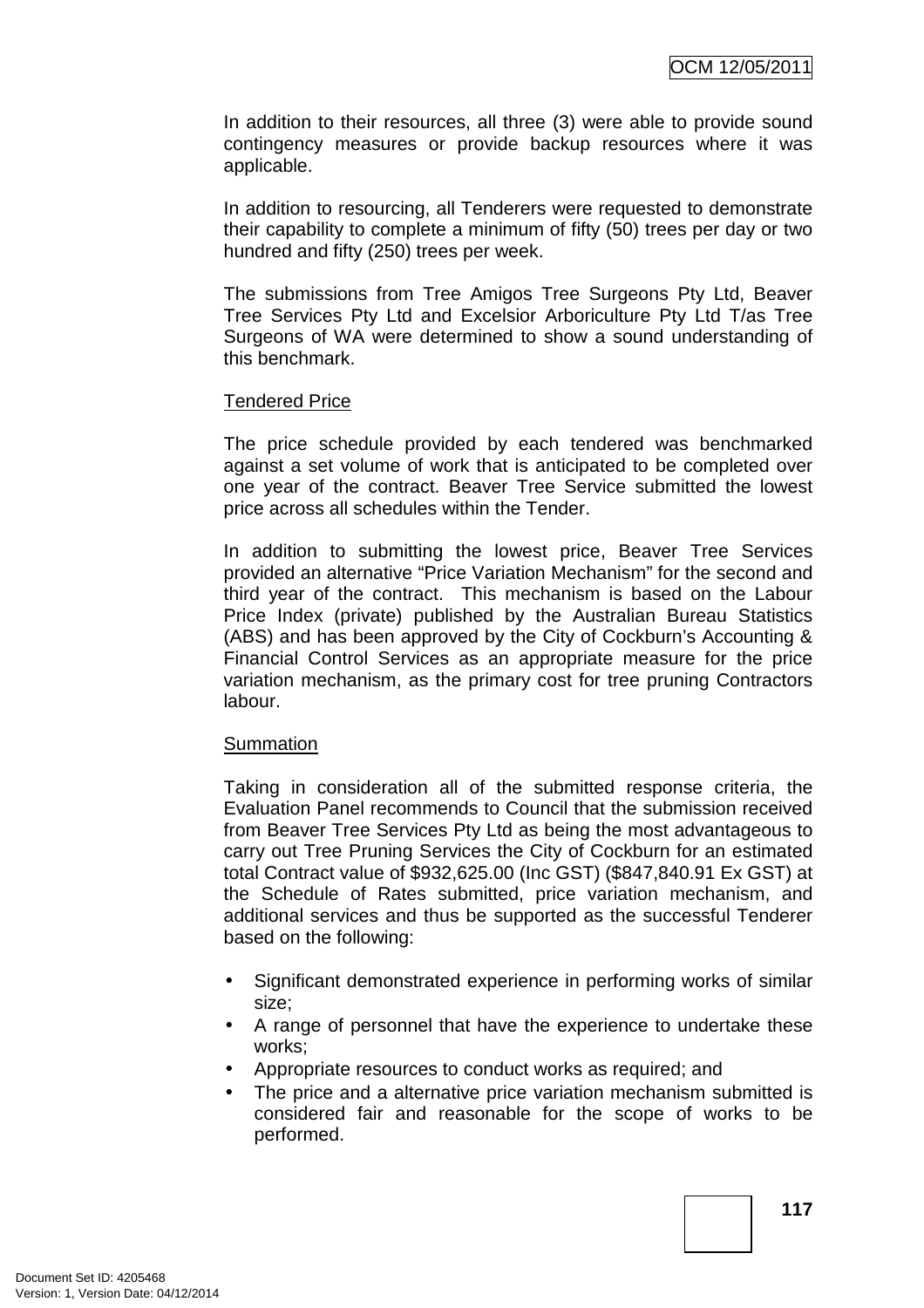In addition to their resources, all three (3) were able to provide sound contingency measures or provide backup resources where it was applicable.

In addition to resourcing, all Tenderers were requested to demonstrate their capability to complete a minimum of fifty (50) trees per day or two hundred and fifty (250) trees per week.

The submissions from Tree Amigos Tree Surgeons Pty Ltd, Beaver Tree Services Pty Ltd and Excelsior Arboriculture Pty Ltd T/as Tree Surgeons of WA were determined to show a sound understanding of this benchmark.

<u>Tendered Price</u>

The price schedule provided by each tendered was benchmarked against a set volume of work that is anticipated to be completed over one year of the contract. Beaver Tree Service submitted the lowest price across all schedules within the Tender.

In addition to submitting the lowest price, Beaver Tree Services provided an alternative "Price Variation Mechanism" for the second and third year of the contract. This mechanism is based on the Labour Price Index (private) published by the Australian Bureau Statistics (ABS) and has been approved by the City of Cockburn's Accounting & Financial Control Services as an appropriate measure for the price variation mechanism, as the primary cost for tree pruning Contractors labour.

<u>Summation</u>

Taking in consideration all of the submitted response criteria, the Evaluation Panel recommends to Council that the submission received from Beaver Tree Services Pty Ltd as being the most advantageous to carry out Tree Pruning Services the City of Cockburn for an estimated total Contract value of $932,625.00 (Inc GST) ($847,840.91 Ex GST) at the Schedule of Rates submitted, price variation mechanism, and additional services and thus be supported as the successful Tenderer based on the following:

- Significant demonstrated experience in performing works of similar size;
- A range of personnel that have the experience to undertake these works;
- Appropriate resources to conduct works as required; and
- The price and a alternative price variation mechanism submitted is considered fair and reasonable for the scope of works to be performed.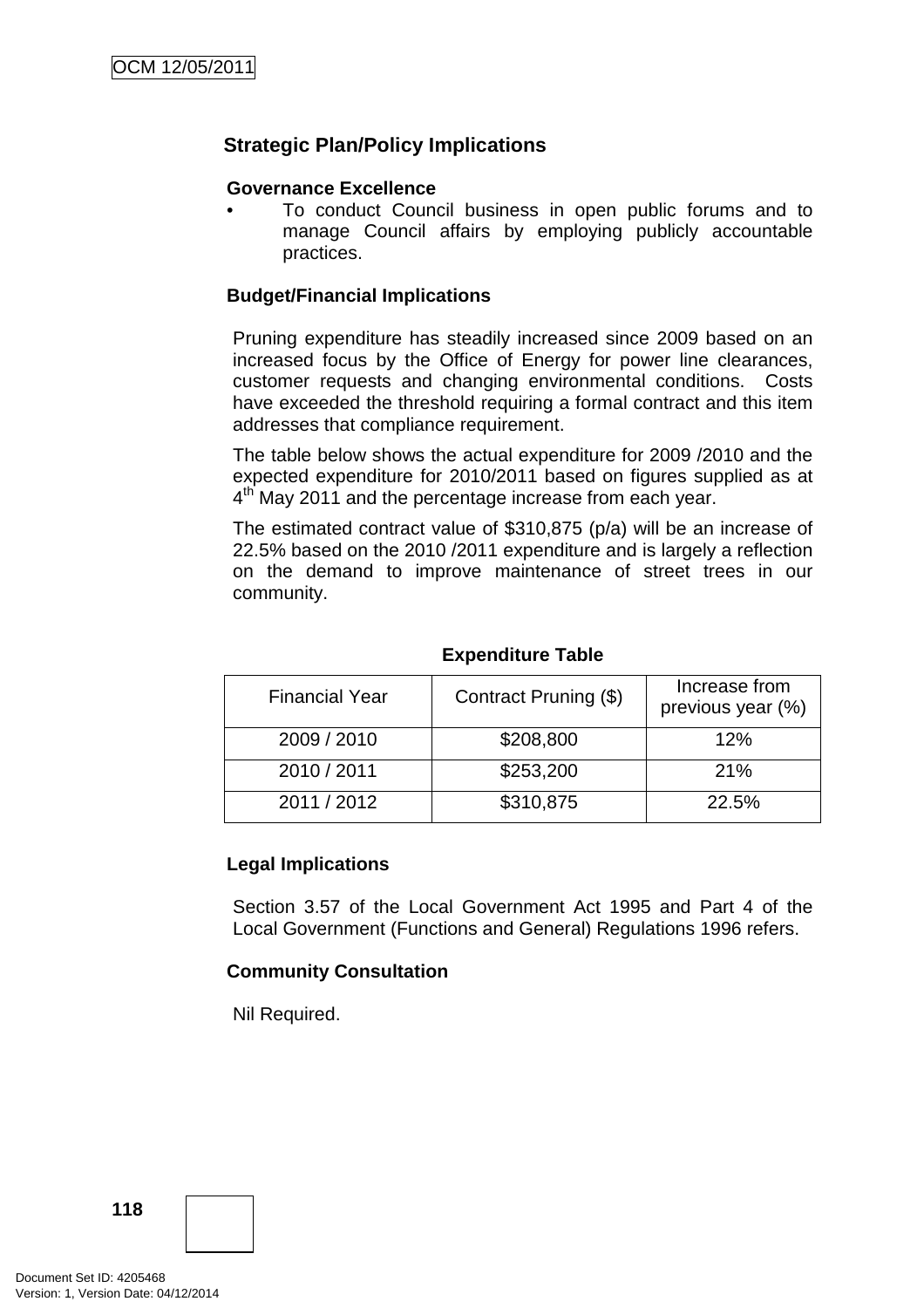## Strategic Plan/Policy Implications

**Governance Excellence**

- To conduct Council business in open public forums and to manage Council affairs by employing publicly accountable practices.

**Budget/Financial Implications**

Pruning expenditure has steadily increased since 2009 based on an increased focus by the Office of Energy for power line clearances, customer requests and changing environmental conditions. Costs have exceeded the threshold requiring a formal contract and this item addresses that compliance requirement.

The table below shows the actual expenditure for 2009 /2010 and the expected expenditure for 2010/2011 based on figures supplied as at 4th May 2011 and the percentage increase from each year.

The estimated contract value of $310,875 (p/a) will be an increase of 22.5% based on the 2010 /2011 expenditure and is largely a reflection on the demand to improve maintenance of street trees in our community.

**Expenditure Table**

| Financial Year | Contract Pruning ($) | Increase from previous year (%) |
|---|---|---|
| 2009 / 2010 | $208,800 | 12% |
| 2010 / 2011 | $253,200 | 21% |
| 2011 / 2012 | $310,875 | 22.5% |

**Legal Implications**

Section 3.57 of the Local Government Act 1995 and Part 4 of the Local Government (Functions and General) Regulations 1996 refers.

**Community Consultation**

Nil Required.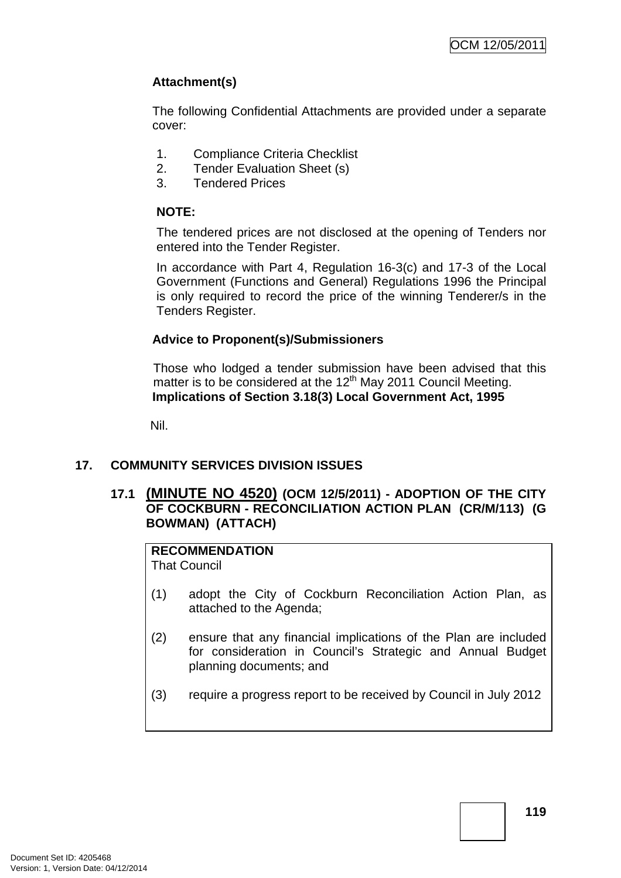**Attachment(s)**

The following Confidential Attachments are provided under a separate cover:

1. Compliance Criteria Checklist
2. Tender Evaluation Sheet (s)
3. Tendered Prices

**NOTE:**

The tendered prices are not disclosed at the opening of Tenders nor entered into the Tender Register.

In accordance with Part 4, Regulation 16-3(c) and 17-3 of the Local Government (Functions and General) Regulations 1996 the Principal is only required to record the price of the winning Tenderer/s in the Tenders Register.

**Advice to Proponent(s)/Submissioners**

Those who lodged a tender submission have been advised that this matter is to be considered at the 12th May 2011 Council Meeting.

**Implications of Section 3.18(3) Local Government Act, 1995**

Nil.

## 17. COMMUNITY SERVICES DIVISION ISSUES

### 17.1 (MINUTE NO 4520) (OCM 12/5/2011) - ADOPTION OF THE CITY OF COCKBURN - RECONCILIATION ACTION PLAN (CR/M/113) (G BOWMAN) (ATTACH)

**RECOMMENDATION**
That Council

(1) adopt the City of Cockburn Reconciliation Action Plan, as attached to the Agenda;

(2) ensure that any financial implications of the Plan are included for consideration in Council's Strategic and Annual Budget planning documents; and

(3) require a progress report to be received by Council in July 2012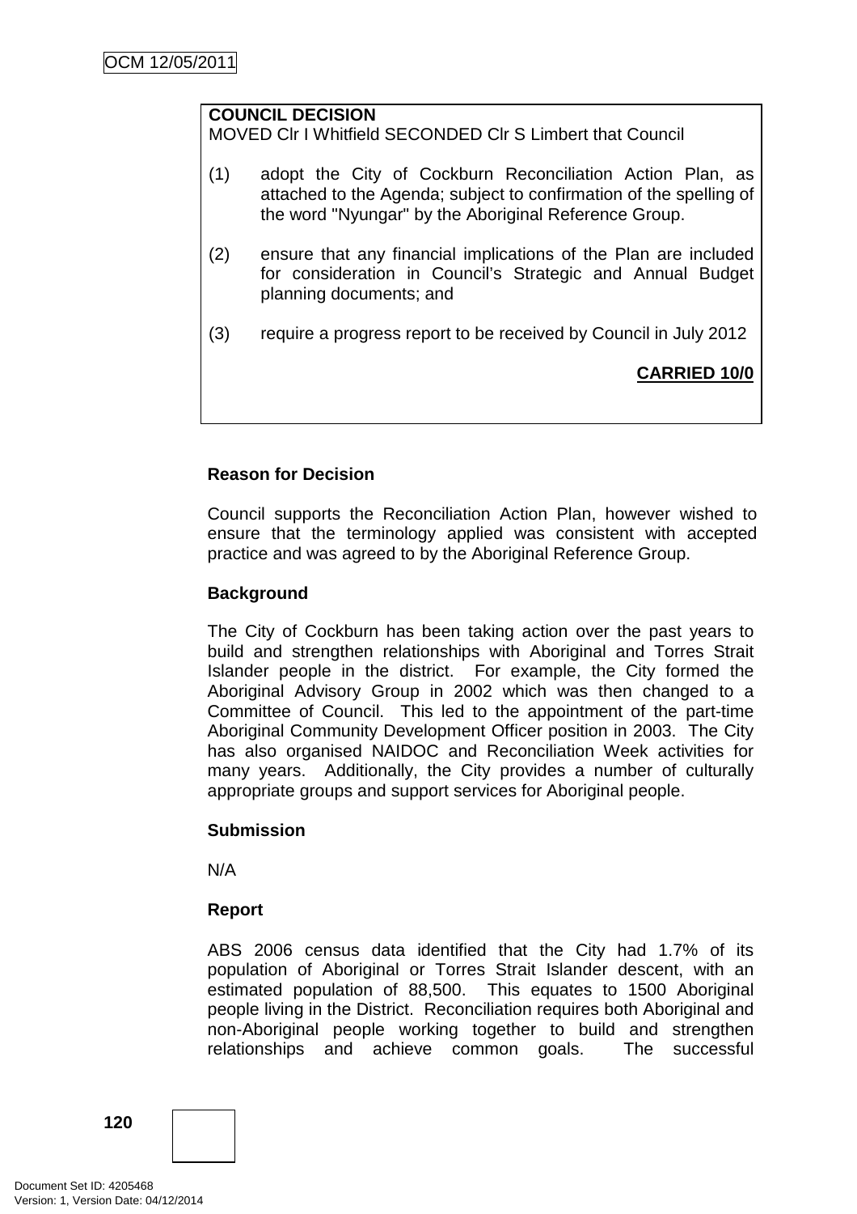**COUNCIL DECISION**
MOVED Clr I Whitfield SECONDED Clr S Limbert that Council

(1) adopt the City of Cockburn Reconciliation Action Plan, as attached to the Agenda; subject to confirmation of the spelling of the word "Nyungar" by the Aboriginal Reference Group.

(2) ensure that any financial implications of the Plan are included for consideration in Council's Strategic and Annual Budget planning documents; and

(3) require a progress report to be received by Council in July 2012

**CARRIED 10/0**

**Reason for Decision**

Council supports the Reconciliation Action Plan, however wished to ensure that the terminology applied was consistent with accepted practice and was agreed to by the Aboriginal Reference Group.

**Background**

The City of Cockburn has been taking action over the past years to build and strengthen relationships with Aboriginal and Torres Strait Islander people in the district. For example, the City formed the Aboriginal Advisory Group in 2002 which was then changed to a Committee of Council. This led to the appointment of the part-time Aboriginal Community Development Officer position in 2003. The City has also organised NAIDOC and Reconciliation Week activities for many years. Additionally, the City provides a number of culturally appropriate groups and support services for Aboriginal people.

**Submission**

N/A

**Report**

ABS 2006 census data identified that the City had 1.7% of its population of Aboriginal or Torres Strait Islander descent, with an estimated population of 88,500. This equates to 1500 Aboriginal people living in the District. Reconciliation requires both Aboriginal and non-Aboriginal people working together to build and strengthen relationships and achieve common goals. The successful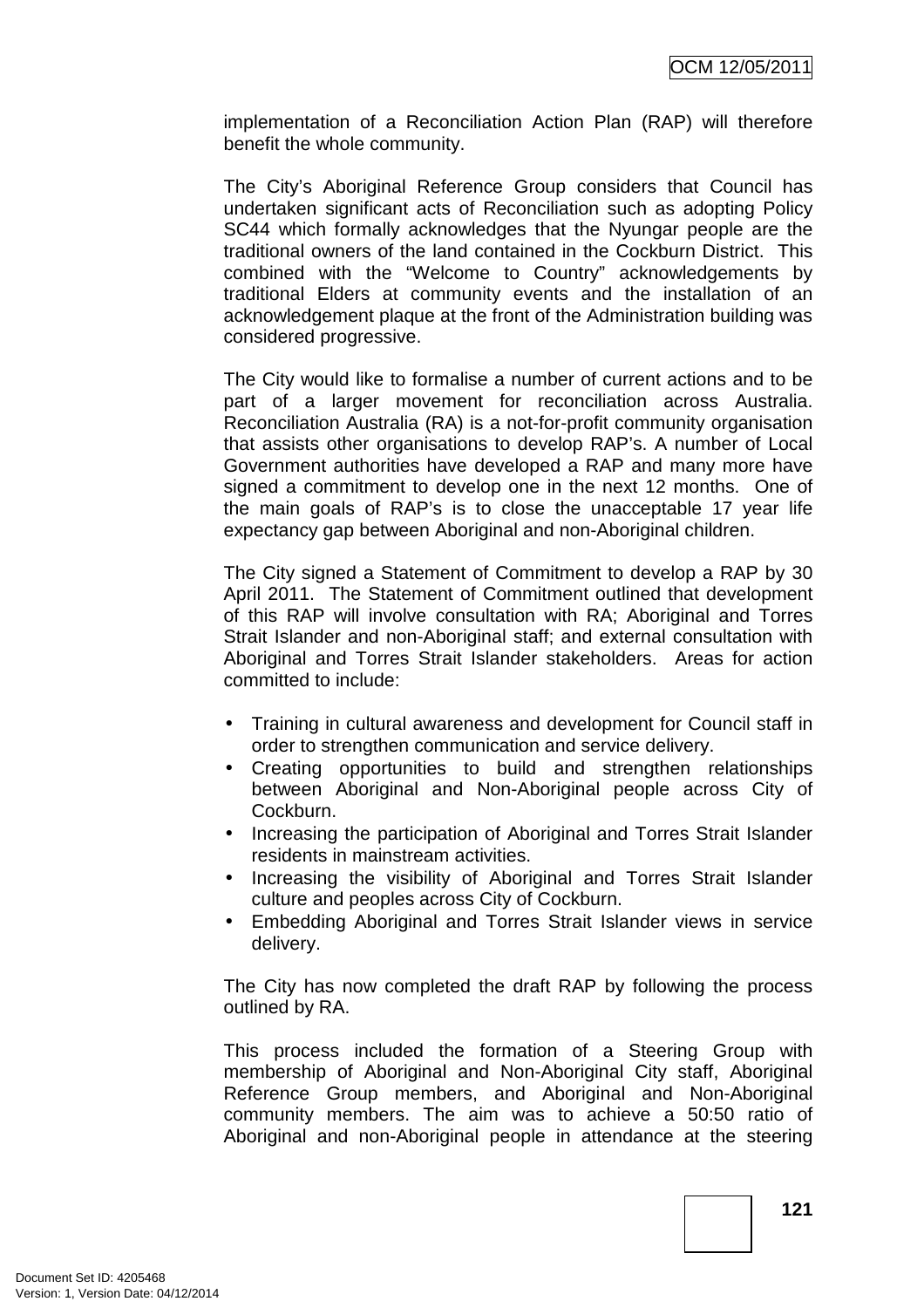implementation of a Reconciliation Action Plan (RAP) will therefore benefit the whole community.

The City's Aboriginal Reference Group considers that Council has undertaken significant acts of Reconciliation such as adopting Policy SC44 which formally acknowledges that the Nyungar people are the traditional owners of the land contained in the Cockburn District. This combined with the "Welcome to Country" acknowledgements by traditional Elders at community events and the installation of an acknowledgement plaque at the front of the Administration building was considered progressive.

The City would like to formalise a number of current actions and to be part of a larger movement for reconciliation across Australia. Reconciliation Australia (RA) is a not-for-profit community organisation that assists other organisations to develop RAP's. A number of Local Government authorities have developed a RAP and many more have signed a commitment to develop one in the next 12 months. One of the main goals of RAP's is to close the unacceptable 17 year life expectancy gap between Aboriginal and non-Aboriginal children.

The City signed a Statement of Commitment to develop a RAP by 30 April 2011. The Statement of Commitment outlined that development of this RAP will involve consultation with RA; Aboriginal and Torres Strait Islander and non-Aboriginal staff; and external consultation with Aboriginal and Torres Strait Islander stakeholders. Areas for action committed to include:

- Training in cultural awareness and development for Council staff in order to strengthen communication and service delivery.
- Creating opportunities to build and strengthen relationships between Aboriginal and Non-Aboriginal people across City of Cockburn.
- Increasing the participation of Aboriginal and Torres Strait Islander residents in mainstream activities.
- Increasing the visibility of Aboriginal and Torres Strait Islander culture and peoples across City of Cockburn.
- Embedding Aboriginal and Torres Strait Islander views in service delivery.

The City has now completed the draft RAP by following the process outlined by RA.

This process included the formation of a Steering Group with membership of Aboriginal and Non-Aboriginal City staff, Aboriginal Reference Group members, and Aboriginal and Non-Aboriginal community members. The aim was to achieve a 50:50 ratio of Aboriginal and non-Aboriginal people in attendance at the steering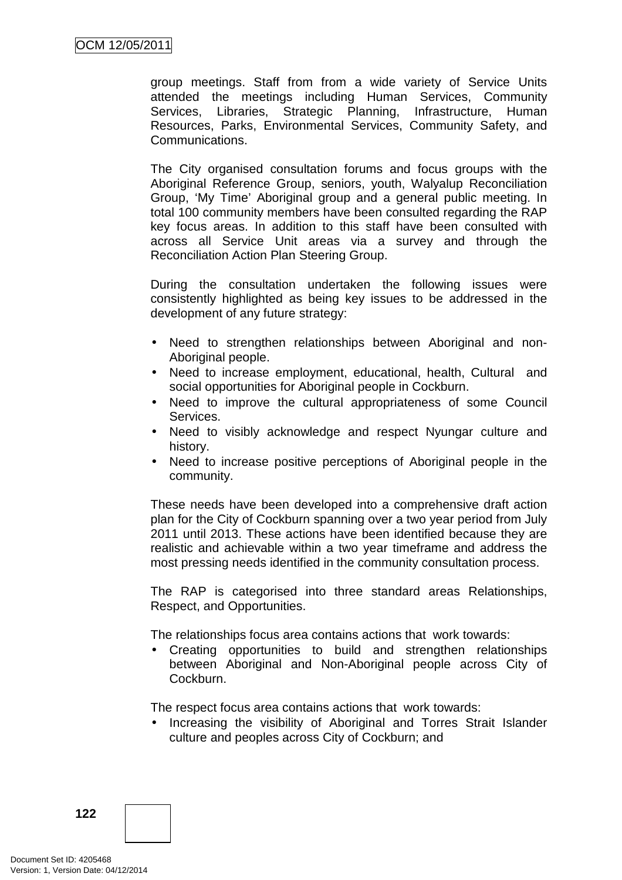group meetings. Staff from from a wide variety of Service Units attended the meetings including Human Services, Community Services, Libraries, Strategic Planning, Infrastructure, Human Resources, Parks, Environmental Services, Community Safety, and Communications.

The City organised consultation forums and focus groups with the Aboriginal Reference Group, seniors, youth, Walyalup Reconciliation Group, 'My Time' Aboriginal group and a general public meeting. In total 100 community members have been consulted regarding the RAP key focus areas. In addition to this staff have been consulted with across all Service Unit areas via a survey and through the Reconciliation Action Plan Steering Group.

During the consultation undertaken the following issues were consistently highlighted as being key issues to be addressed in the development of any future strategy:

- Need to strengthen relationships between Aboriginal and non-Aboriginal people.
- Need to increase employment, educational, health, Cultural and social opportunities for Aboriginal people in Cockburn.
- Need to improve the cultural appropriateness of some Council Services.
- Need to visibly acknowledge and respect Nyungar culture and history.
- Need to increase positive perceptions of Aboriginal people in the community.

These needs have been developed into a comprehensive draft action plan for the City of Cockburn spanning over a two year period from July 2011 until 2013. These actions have been identified because they are realistic and achievable within a two year timeframe and address the most pressing needs identified in the community consultation process.

The RAP is categorised into three standard areas Relationships, Respect, and Opportunities.

The relationships focus area contains actions that work towards:

- Creating opportunities to build and strengthen relationships between Aboriginal and Non-Aboriginal people across City of Cockburn.

The respect focus area contains actions that work towards:

- Increasing the visibility of Aboriginal and Torres Strait Islander culture and peoples across City of Cockburn; and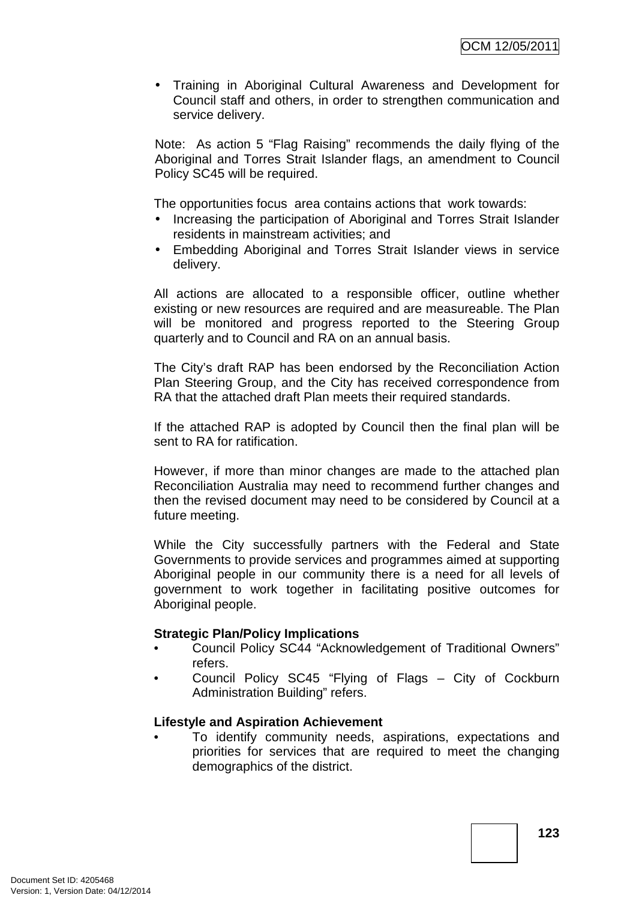- Training in Aboriginal Cultural Awareness and Development for Council staff and others, in order to strengthen communication and service delivery.

Note: As action 5 "Flag Raising" recommends the daily flying of the Aboriginal and Torres Strait Islander flags, an amendment to Council Policy SC45 will be required.

The opportunities focus area contains actions that work towards:

- Increasing the participation of Aboriginal and Torres Strait Islander residents in mainstream activities; and
- Embedding Aboriginal and Torres Strait Islander views in service delivery.

All actions are allocated to a responsible officer, outline whether existing or new resources are required and are measureable. The Plan will be monitored and progress reported to the Steering Group quarterly and to Council and RA on an annual basis.

The City's draft RAP has been endorsed by the Reconciliation Action Plan Steering Group, and the City has received correspondence from RA that the attached draft Plan meets their required standards.

If the attached RAP is adopted by Council then the final plan will be sent to RA for ratification.

However, if more than minor changes are made to the attached plan Reconciliation Australia may need to recommend further changes and then the revised document may need to be considered by Council at a future meeting.

While the City successfully partners with the Federal and State Governments to provide services and programmes aimed at supporting Aboriginal people in our community there is a need for all levels of government to work together in facilitating positive outcomes for Aboriginal people.

**Strategic Plan/Policy Implications**

- Council Policy SC44 "Acknowledgement of Traditional Owners" refers.
- Council Policy SC45 "Flying of Flags – City of Cockburn Administration Building" refers.

**Lifestyle and Aspiration Achievement**

- To identify community needs, aspirations, expectations and priorities for services that are required to meet the changing demographics of the district.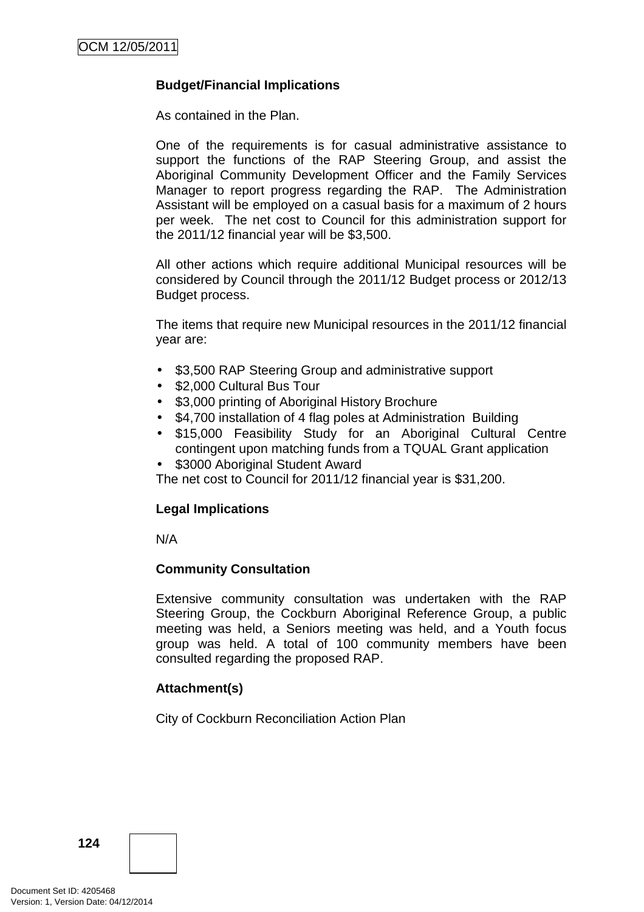**Budget/Financial Implications**

As contained in the Plan.

One of the requirements is for casual administrative assistance to support the functions of the RAP Steering Group, and assist the Aboriginal Community Development Officer and the Family Services Manager to report progress regarding the RAP. The Administration Assistant will be employed on a casual basis for a maximum of 2 hours per week. The net cost to Council for this administration support for the 2011/12 financial year will be $3,500.

All other actions which require additional Municipal resources will be considered by Council through the 2011/12 Budget process or 2012/13 Budget process.

The items that require new Municipal resources in the 2011/12 financial year are:

- $3,500 RAP Steering Group and administrative support
- $2,000 Cultural Bus Tour
- $3,000 printing of Aboriginal History Brochure
- $4,700 installation of 4 flag poles at Administration Building
- $15,000 Feasibility Study for an Aboriginal Cultural Centre contingent upon matching funds from a TQUAL Grant application
- $3000 Aboriginal Student Award

The net cost to Council for 2011/12 financial year is $31,200.

**Legal Implications**

N/A

**Community Consultation**

Extensive community consultation was undertaken with the RAP Steering Group, the Cockburn Aboriginal Reference Group, a public meeting was held, a Seniors meeting was held, and a Youth focus group was held. A total of 100 community members have been consulted regarding the proposed RAP.

**Attachment(s)**

City of Cockburn Reconciliation Action Plan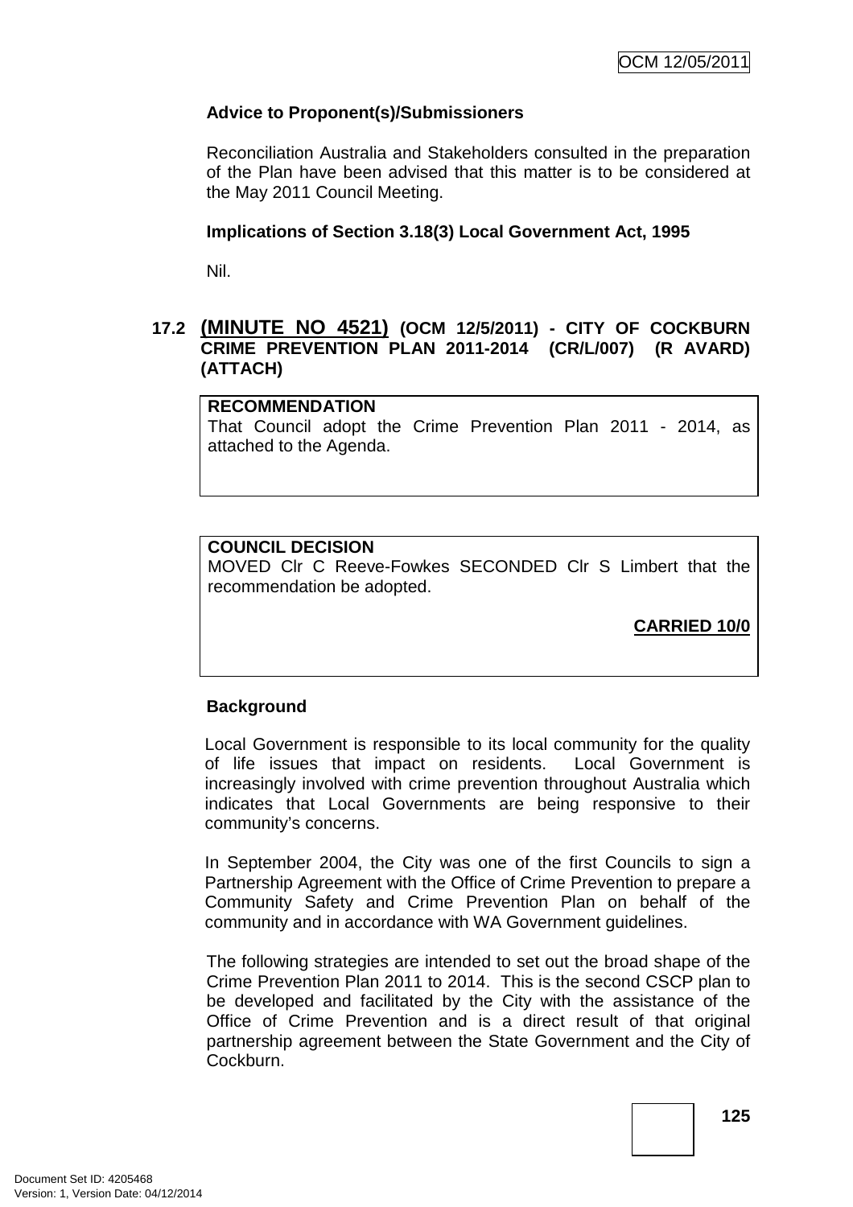**Advice to Proponent(s)/Submissioners**

Reconciliation Australia and Stakeholders consulted in the preparation of the Plan have been advised that this matter is to be considered at the May 2011 Council Meeting.

**Implications of Section 3.18(3) Local Government Act, 1995**

Nil.

### 17.2 (MINUTE NO 4521) (OCM 12/5/2011) - CITY OF COCKBURN CRIME PREVENTION PLAN 2011-2014 (CR/L/007) (R AVARD) (ATTACH)

**RECOMMENDATION**
That Council adopt the Crime Prevention Plan 2011 - 2014, as attached to the Agenda.

**COUNCIL DECISION**
MOVED Clr C Reeve-Fowkes SECONDED Clr S Limbert that the recommendation be adopted.

**CARRIED 10/0**

**Background**

Local Government is responsible to its local community for the quality of life issues that impact on residents. Local Government is increasingly involved with crime prevention throughout Australia which indicates that Local Governments are being responsive to their community's concerns.

In September 2004, the City was one of the first Councils to sign a Partnership Agreement with the Office of Crime Prevention to prepare a Community Safety and Crime Prevention Plan on behalf of the community and in accordance with WA Government guidelines.

The following strategies are intended to set out the broad shape of the Crime Prevention Plan 2011 to 2014. This is the second CSCP plan to be developed and facilitated by the City with the assistance of the Office of Crime Prevention and is a direct result of that original partnership agreement between the State Government and the City of Cockburn.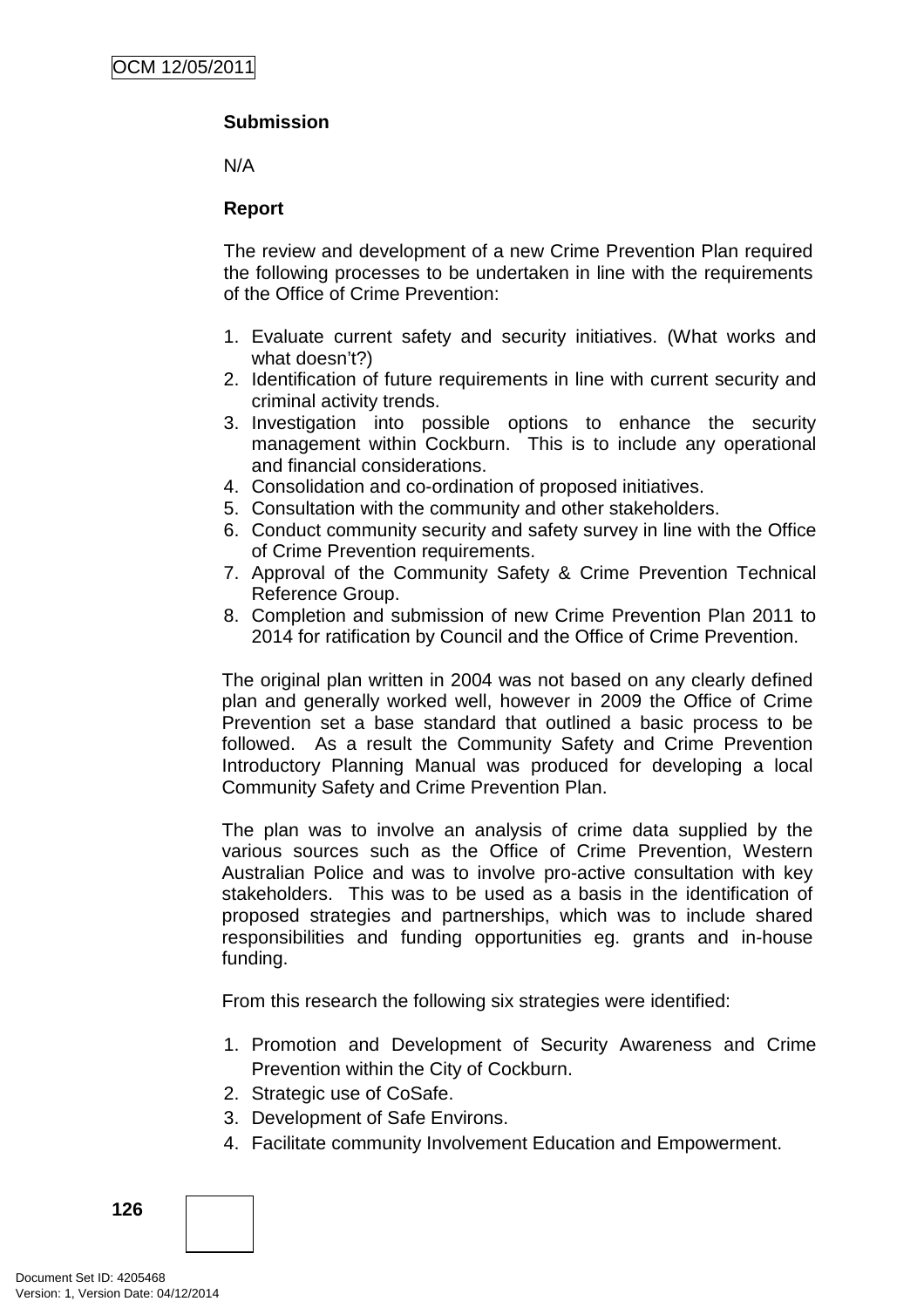**Submission**

N/A

**Report**

The review and development of a new Crime Prevention Plan required the following processes to be undertaken in line with the requirements of the Office of Crime Prevention:

1. Evaluate current safety and security initiatives. (What works and what doesn't?)
2. Identification of future requirements in line with current security and criminal activity trends.
3. Investigation into possible options to enhance the security management within Cockburn. This is to include any operational and financial considerations.
4. Consolidation and co-ordination of proposed initiatives.
5. Consultation with the community and other stakeholders.
6. Conduct community security and safety survey in line with the Office of Crime Prevention requirements.
7. Approval of the Community Safety & Crime Prevention Technical Reference Group.
8. Completion and submission of new Crime Prevention Plan 2011 to 2014 for ratification by Council and the Office of Crime Prevention.

The original plan written in 2004 was not based on any clearly defined plan and generally worked well, however in 2009 the Office of Crime Prevention set a base standard that outlined a basic process to be followed. As a result the Community Safety and Crime Prevention Introductory Planning Manual was produced for developing a local Community Safety and Crime Prevention Plan.

The plan was to involve an analysis of crime data supplied by the various sources such as the Office of Crime Prevention, Western Australian Police and was to involve pro-active consultation with key stakeholders. This was to be used as a basis in the identification of proposed strategies and partnerships, which was to include shared responsibilities and funding opportunities eg. grants and in-house funding.

From this research the following six strategies were identified:

1. Promotion and Development of Security Awareness and Crime Prevention within the City of Cockburn.
2. Strategic use of CoSafe.
3. Development of Safe Environs.
4. Facilitate community Involvement Education and Empowerment.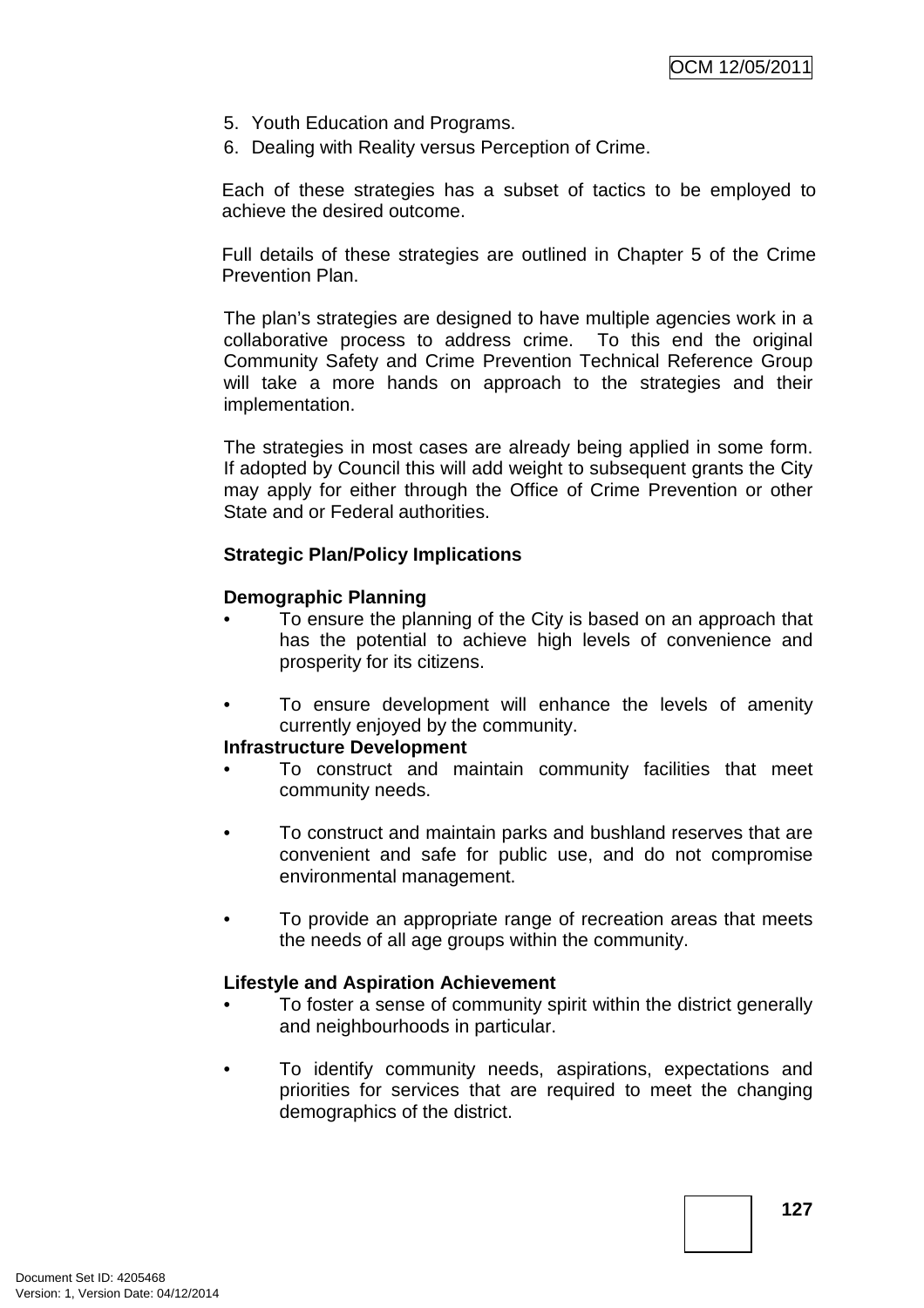5. Youth Education and Programs.
6. Dealing with Reality versus Perception of Crime.

Each of these strategies has a subset of tactics to be employed to achieve the desired outcome.

Full details of these strategies are outlined in Chapter 5 of the Crime Prevention Plan.

The plan's strategies are designed to have multiple agencies work in a collaborative process to address crime. To this end the original Community Safety and Crime Prevention Technical Reference Group will take a more hands on approach to the strategies and their implementation.

The strategies in most cases are already being applied in some form. If adopted by Council this will add weight to subsequent grants the City may apply for either through the Office of Crime Prevention or other State and or Federal authorities.

**Strategic Plan/Policy Implications**

**Demographic Planning**

- To ensure the planning of the City is based on an approach that has the potential to achieve high levels of convenience and prosperity for its citizens.

- To ensure development will enhance the levels of amenity currently enjoyed by the community.

**Infrastructure Development**

- To construct and maintain community facilities that meet community needs.

- To construct and maintain parks and bushland reserves that are convenient and safe for public use, and do not compromise environmental management.

- To provide an appropriate range of recreation areas that meets the needs of all age groups within the community.

**Lifestyle and Aspiration Achievement**

- To foster a sense of community spirit within the district generally and neighbourhoods in particular.

- To identify community needs, aspirations, expectations and priorities for services that are required to meet the changing demographics of the district.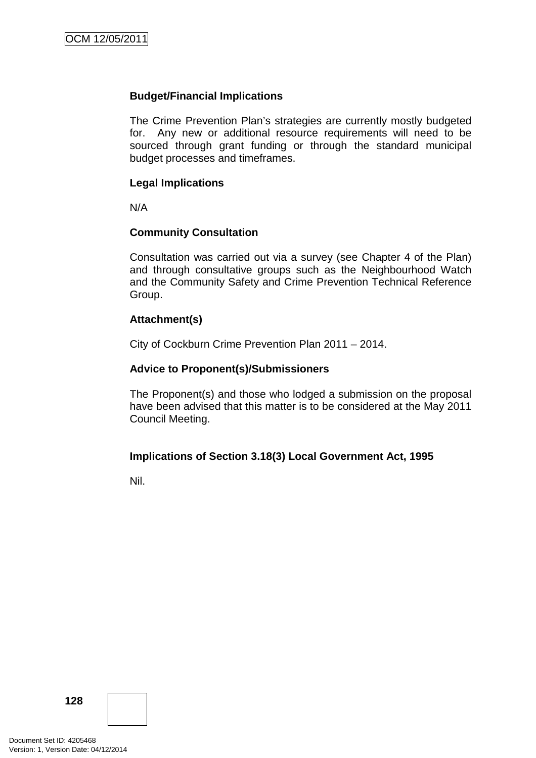**Budget/Financial Implications**

The Crime Prevention Plan's strategies are currently mostly budgeted for. Any new or additional resource requirements will need to be sourced through grant funding or through the standard municipal budget processes and timeframes.

**Legal Implications**

N/A

**Community Consultation**

Consultation was carried out via a survey (see Chapter 4 of the Plan) and through consultative groups such as the Neighbourhood Watch and the Community Safety and Crime Prevention Technical Reference Group.

**Attachment(s)**

City of Cockburn Crime Prevention Plan 2011 – 2014.

**Advice to Proponent(s)/Submissioners**

The Proponent(s) and those who lodged a submission on the proposal have been advised that this matter is to be considered at the May 2011 Council Meeting.

**Implications of Section 3.18(3) Local Government Act, 1995**

Nil.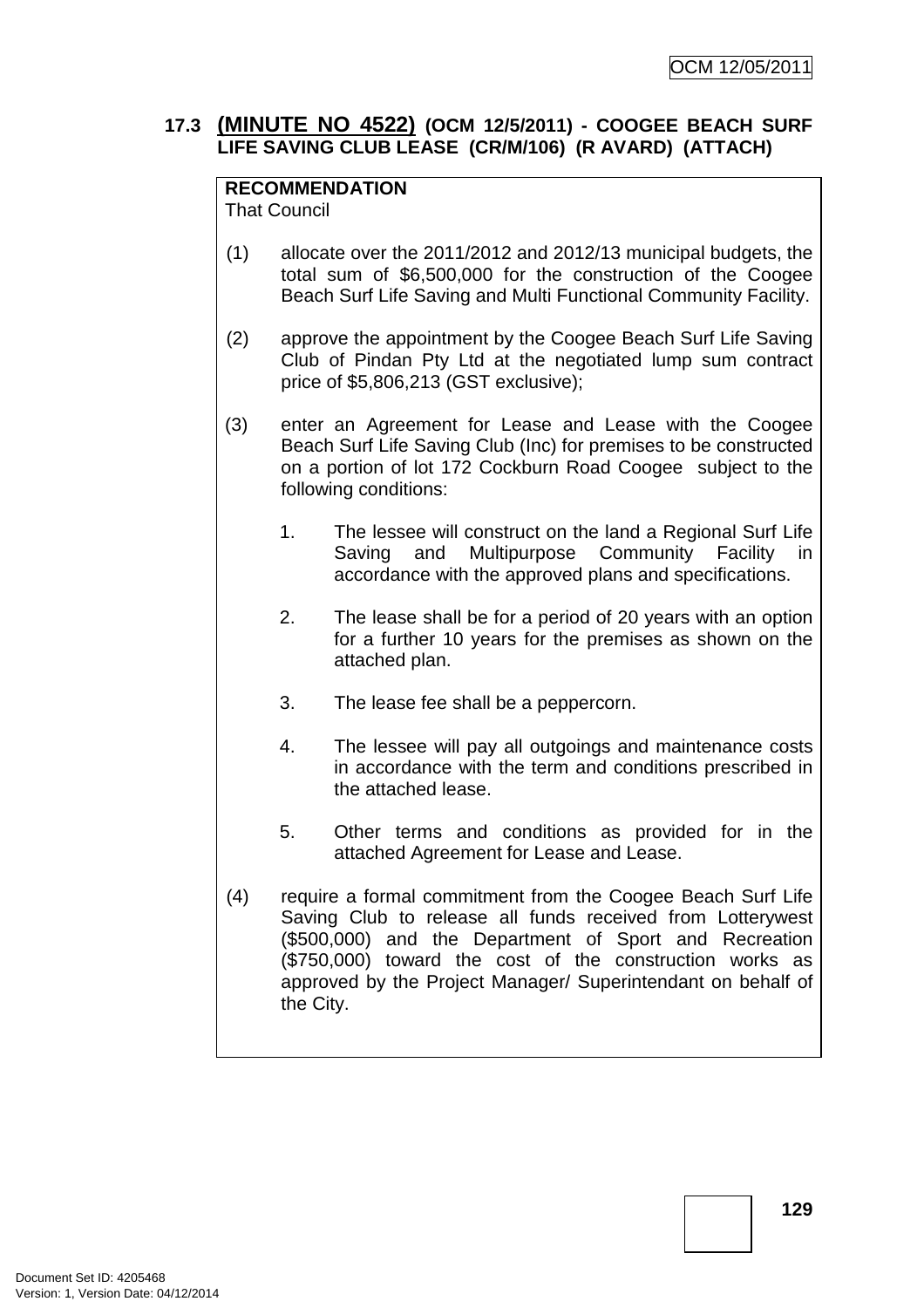### 17.3 (MINUTE NO 4522) (OCM 12/5/2011) - COOGEE BEACH SURF LIFE SAVING CLUB LEASE (CR/M/106) (R AVARD) (ATTACH)

**RECOMMENDATION**
That Council

(1) allocate over the 2011/2012 and 2012/13 municipal budgets, the total sum of $6,500,000 for the construction of the Coogee Beach Surf Life Saving and Multi Functional Community Facility.

(2) approve the appointment by the Coogee Beach Surf Life Saving Club of Pindan Pty Ltd at the negotiated lump sum contract price of $5,806,213 (GST exclusive);

(3) enter an Agreement for Lease and Lease with the Coogee Beach Surf Life Saving Club (Inc) for premises to be constructed on a portion of lot 172 Cockburn Road Coogee subject to the following conditions:

1. The lessee will construct on the land a Regional Surf Life Saving and Multipurpose Community Facility in accordance with the approved plans and specifications.
2. The lease shall be for a period of 20 years with an option for a further 10 years for the premises as shown on the attached plan.
3. The lease fee shall be a peppercorn.
4. The lessee will pay all outgoings and maintenance costs in accordance with the term and conditions prescribed in the attached lease.
5. Other terms and conditions as provided for in the attached Agreement for Lease and Lease.

(4) require a formal commitment from the Coogee Beach Surf Life Saving Club to release all funds received from Lotterywest ($500,000) and the Department of Sport and Recreation ($750,000) toward the cost of the construction works as approved by the Project Manager/ Superintendant on behalf of the City.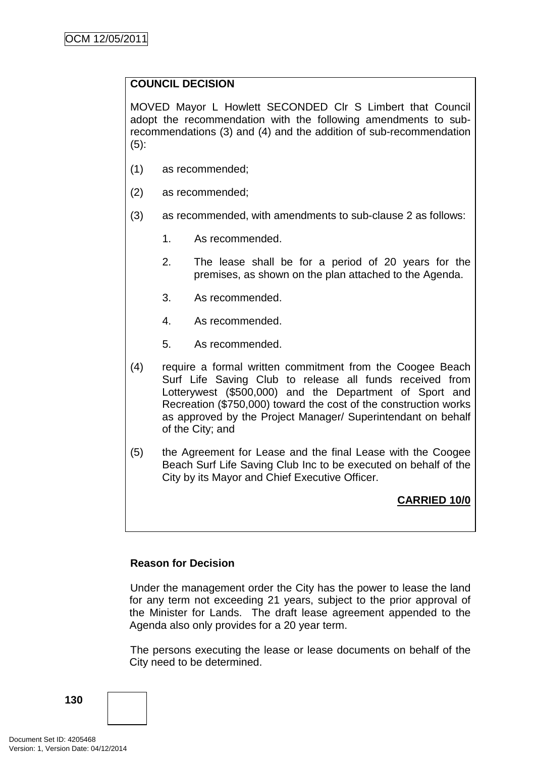**COUNCIL DECISION**

MOVED Mayor L Howlett SECONDED Clr S Limbert that Council adopt the recommendation with the following amendments to sub-recommendations (3) and (4) and the addition of sub-recommendation (5):

(1) as recommended;

(2) as recommended;

(3) as recommended, with amendments to sub-clause 2 as follows:

   1. As recommended.

   2. The lease shall be for a period of 20 years for the premises, as shown on the plan attached to the Agenda.

   3. As recommended.

   4. As recommended.

   5. As recommended.

(4) require a formal written commitment from the Coogee Beach Surf Life Saving Club to release all funds received from Lotterywest ($500,000) and the Department of Sport and Recreation ($750,000) toward the cost of the construction works as approved by the Project Manager/ Superintendant on behalf of the City; and

(5) the Agreement for Lease and the final Lease with the Coogee Beach Surf Life Saving Club Inc to be executed on behalf of the City by its Mayor and Chief Executive Officer.

**CARRIED 10/0**

**Reason for Decision**

Under the management order the City has the power to lease the land for any term not exceeding 21 years, subject to the prior approval of the Minister for Lands. The draft lease agreement appended to the Agenda also only provides for a 20 year term.

The persons executing the lease or lease documents on behalf of the City need to be determined.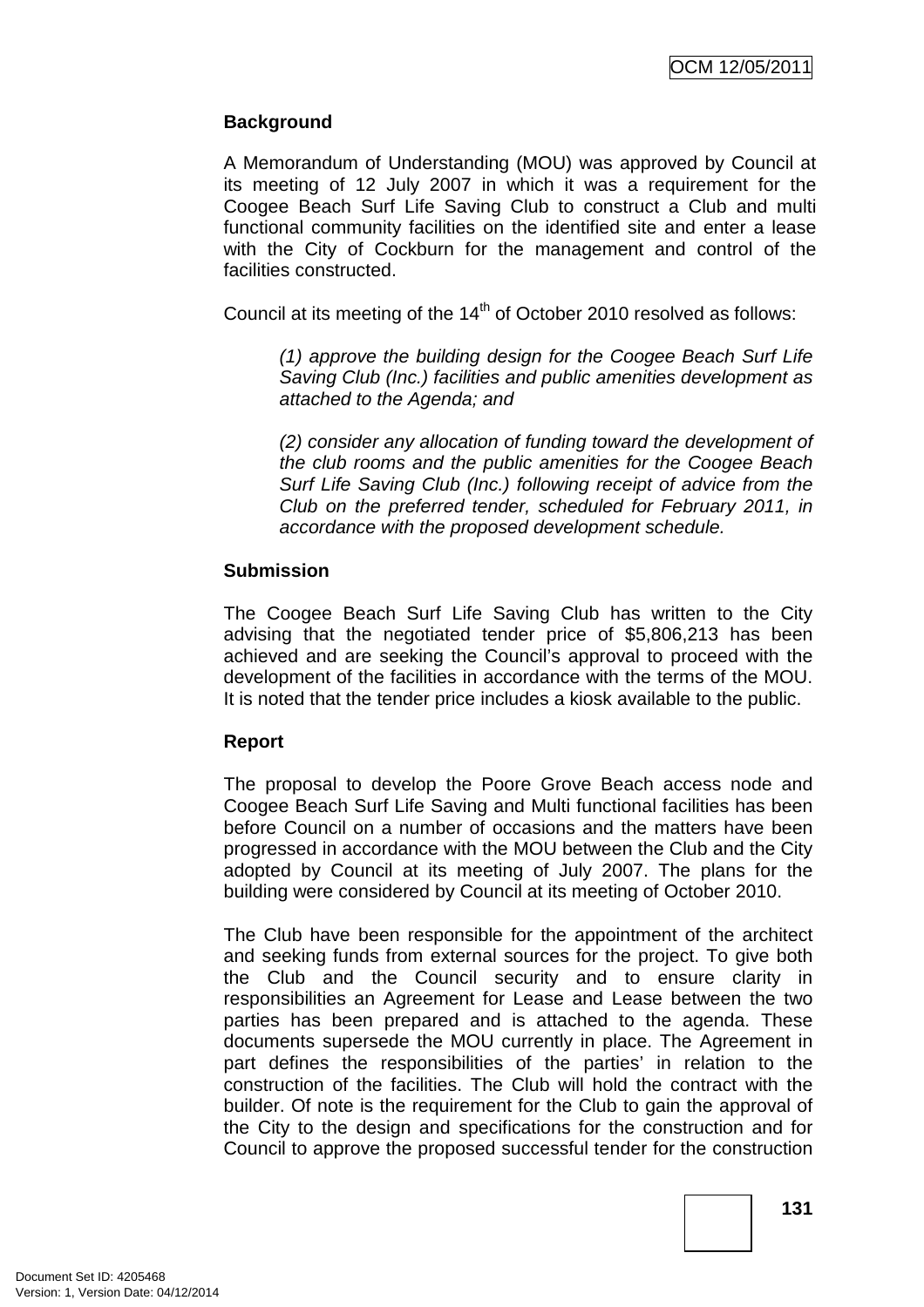**Background**

A Memorandum of Understanding (MOU) was approved by Council at its meeting of 12 July 2007 in which it was a requirement for the Coogee Beach Surf Life Saving Club to construct a Club and multi functional community facilities on the identified site and enter a lease with the City of Cockburn for the management and control of the facilities constructed.

Council at its meeting of the 14th of October 2010 resolved as follows:

> *(1) approve the building design for the Coogee Beach Surf Life Saving Club (Inc.) facilities and public amenities development as attached to the Agenda; and*
>
> *(2) consider any allocation of funding toward the development of the club rooms and the public amenities for the Coogee Beach Surf Life Saving Club (Inc.) following receipt of advice from the Club on the preferred tender, scheduled for February 2011, in accordance with the proposed development schedule.*

**Submission**

The Coogee Beach Surf Life Saving Club has written to the City advising that the negotiated tender price of $5,806,213 has been achieved and are seeking the Council's approval to proceed with the development of the facilities in accordance with the terms of the MOU. It is noted that the tender price includes a kiosk available to the public.

**Report**

The proposal to develop the Poore Grove Beach access node and Coogee Beach Surf Life Saving and Multi functional facilities has been before Council on a number of occasions and the matters have been progressed in accordance with the MOU between the Club and the City adopted by Council at its meeting of July 2007. The plans for the building were considered by Council at its meeting of October 2010.

The Club have been responsible for the appointment of the architect and seeking funds from external sources for the project. To give both the Club and the Council security and to ensure clarity in responsibilities an Agreement for Lease and Lease between the two parties has been prepared and is attached to the agenda. These documents supersede the MOU currently in place. The Agreement in part defines the responsibilities of the parties' in relation to the construction of the facilities. The Club will hold the contract with the builder. Of note is the requirement for the Club to gain the approval of the City to the design and specifications for the construction and for Council to approve the proposed successful tender for the construction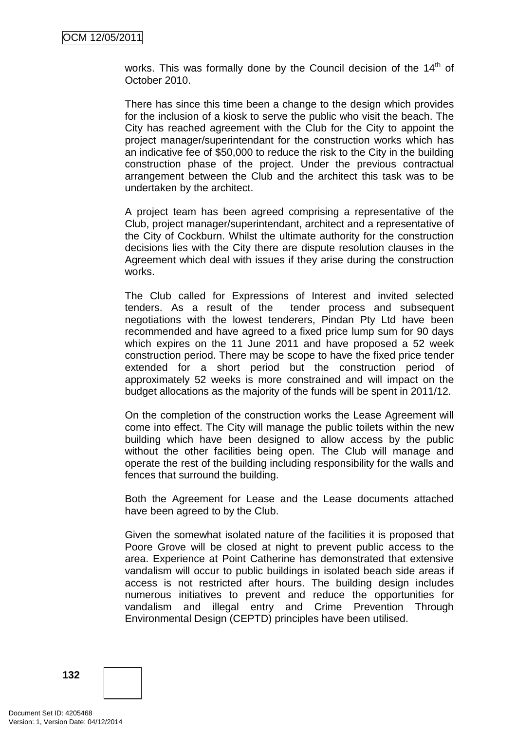works. This was formally done by the Council decision of the 14th of October 2010.

There has since this time been a change to the design which provides for the inclusion of a kiosk to serve the public who visit the beach. The City has reached agreement with the Club for the City to appoint the project manager/superintendant for the construction works which has an indicative fee of $50,000 to reduce the risk to the City in the building construction phase of the project. Under the previous contractual arrangement between the Club and the architect this task was to be undertaken by the architect.

A project team has been agreed comprising a representative of the Club, project manager/superintendant, architect and a representative of the City of Cockburn. Whilst the ultimate authority for the construction decisions lies with the City there are dispute resolution clauses in the Agreement which deal with issues if they arise during the construction works.

The Club called for Expressions of Interest and invited selected tenders. As a result of the tender process and subsequent negotiations with the lowest tenderers, Pindan Pty Ltd have been recommended and have agreed to a fixed price lump sum for 90 days which expires on the 11 June 2011 and have proposed a 52 week construction period. There may be scope to have the fixed price tender extended for a short period but the construction period of approximately 52 weeks is more constrained and will impact on the budget allocations as the majority of the funds will be spent in 2011/12.

On the completion of the construction works the Lease Agreement will come into effect. The City will manage the public toilets within the new building which have been designed to allow access by the public without the other facilities being open. The Club will manage and operate the rest of the building including responsibility for the walls and fences that surround the building.

Both the Agreement for Lease and the Lease documents attached have been agreed to by the Club.

Given the somewhat isolated nature of the facilities it is proposed that Poore Grove will be closed at night to prevent public access to the area. Experience at Point Catherine has demonstrated that extensive vandalism will occur to public buildings in isolated beach side areas if access is not restricted after hours. The building design includes numerous initiatives to prevent and reduce the opportunities for vandalism and illegal entry and Crime Prevention Through Environmental Design (CEPTD) principles have been utilised.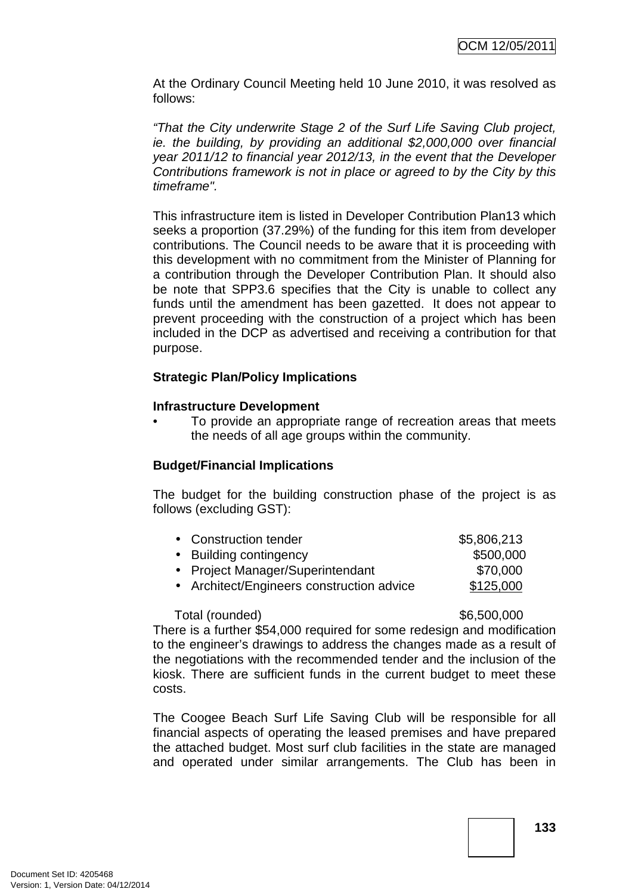At the Ordinary Council Meeting held 10 June 2010, it was resolved as follows:

*"That the City underwrite Stage 2 of the Surf Life Saving Club project, ie. the building, by providing an additional $2,000,000 over financial year 2011/12 to financial year 2012/13, in the event that the Developer Contributions framework is not in place or agreed to by the City by this timeframe".*

This infrastructure item is listed in Developer Contribution Plan13 which seeks a proportion (37.29%) of the funding for this item from developer contributions. The Council needs to be aware that it is proceeding with this development with no commitment from the Minister of Planning for a contribution through the Developer Contribution Plan. It should also be note that SPP3.6 specifies that the City is unable to collect any funds until the amendment has been gazetted. It does not appear to prevent proceeding with the construction of a project which has been included in the DCP as advertised and receiving a contribution for that purpose.

**Strategic Plan/Policy Implications**

**Infrastructure Development**

- To provide an appropriate range of recreation areas that meets the needs of all age groups within the community.

**Budget/Financial Implications**

The budget for the building construction phase of the project is as follows (excluding GST):

| | |
|---|---|
| • Construction tender | $5,806,213 |
| • Building contingency | $500,000 |
| • Project Manager/Superintendant | $70,000 |
| • Architect/Engineers construction advice | <u>$125,000</u> |
| Total (rounded) | $6,500,000 |

There is a further $54,000 required for some redesign and modification to the engineer's drawings to address the changes made as a result of the negotiations with the recommended tender and the inclusion of the kiosk. There are sufficient funds in the current budget to meet these costs.

The Coogee Beach Surf Life Saving Club will be responsible for all financial aspects of operating the leased premises and have prepared the attached budget. Most surf club facilities in the state are managed and operated under similar arrangements. The Club has been in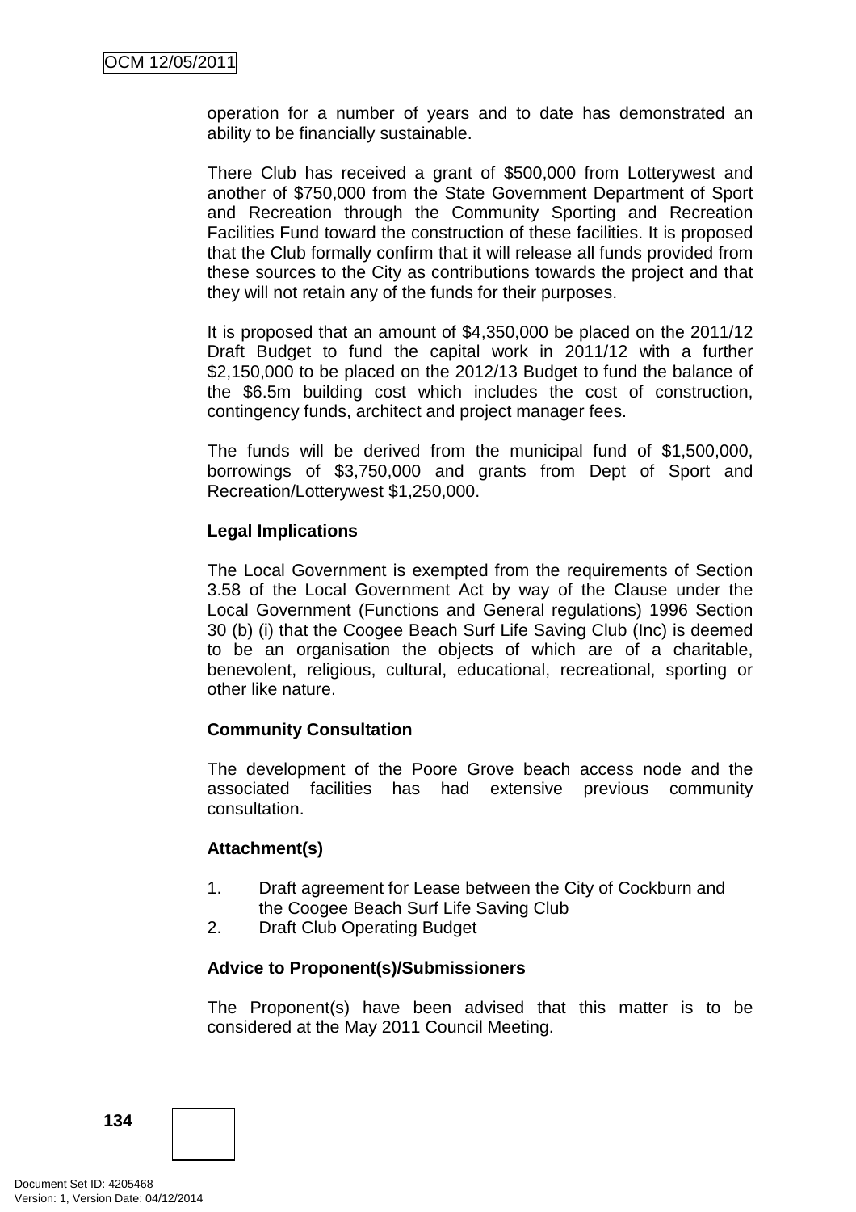operation for a number of years and to date has demonstrated an ability to be financially sustainable.

There Club has received a grant of $500,000 from Lotterywest and another of $750,000 from the State Government Department of Sport and Recreation through the Community Sporting and Recreation Facilities Fund toward the construction of these facilities. It is proposed that the Club formally confirm that it will release all funds provided from these sources to the City as contributions towards the project and that they will not retain any of the funds for their purposes.

It is proposed that an amount of $4,350,000 be placed on the 2011/12 Draft Budget to fund the capital work in 2011/12 with a further $2,150,000 to be placed on the 2012/13 Budget to fund the balance of the $6.5m building cost which includes the cost of construction, contingency funds, architect and project manager fees.

The funds will be derived from the municipal fund of $1,500,000, borrowings of $3,750,000 and grants from Dept of Sport and Recreation/Lotterywest $1,250,000.

**Legal Implications**

The Local Government is exempted from the requirements of Section 3.58 of the Local Government Act by way of the Clause under the Local Government (Functions and General regulations) 1996 Section 30 (b) (i) that the Coogee Beach Surf Life Saving Club (Inc) is deemed to be an organisation the objects of which are of a charitable, benevolent, religious, cultural, educational, recreational, sporting or other like nature.

**Community Consultation**

The development of the Poore Grove beach access node and the associated facilities has had extensive previous community consultation.

**Attachment(s)**

1. Draft agreement for Lease between the City of Cockburn and the Coogee Beach Surf Life Saving Club
2. Draft Club Operating Budget

**Advice to Proponent(s)/Submissioners**

The Proponent(s) have been advised that this matter is to be considered at the May 2011 Council Meeting.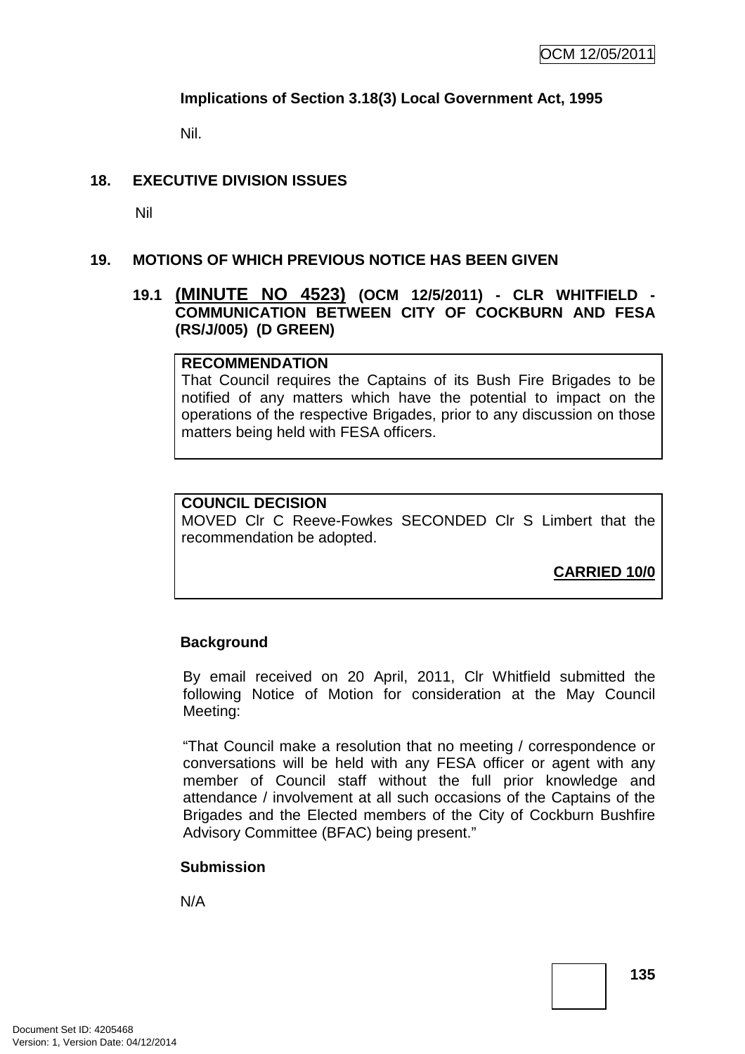**Implications of Section 3.18(3) Local Government Act, 1995**

Nil.

## 18. EXECUTIVE DIVISION ISSUES

Nil

## 19. MOTIONS OF WHICH PREVIOUS NOTICE HAS BEEN GIVEN

### 19.1 (MINUTE NO 4523) (OCM 12/5/2011) - CLR WHITFIELD - COMMUNICATION BETWEEN CITY OF COCKBURN AND FESA (RS/J/005) (D GREEN)

**RECOMMENDATION**
That Council requires the Captains of its Bush Fire Brigades to be notified of any matters which have the potential to impact on the operations of the respective Brigades, prior to any discussion on those matters being held with FESA officers.

**COUNCIL DECISION**
MOVED Clr C Reeve-Fowkes SECONDED Clr S Limbert that the recommendation be adopted.

**CARRIED 10/0**

**Background**

By email received on 20 April, 2011, Clr Whitfield submitted the following Notice of Motion for consideration at the May Council Meeting:

"That Council make a resolution that no meeting / correspondence or conversations will be held with any FESA officer or agent with any member of Council staff without the full prior knowledge and attendance / involvement at all such occasions of the Captains of the Brigades and the Elected members of the City of Cockburn Bushfire Advisory Committee (BFAC) being present."

**Submission**

N/A

Document Set ID: 4205468
Version: 1, Version Date: 04/12/2014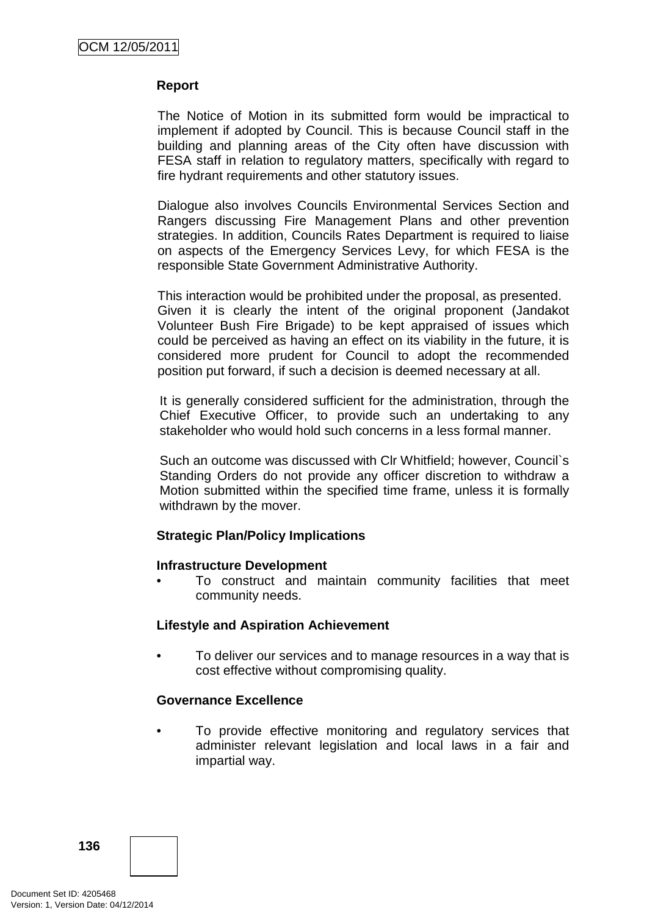**Report**

The Notice of Motion in its submitted form would be impractical to implement if adopted by Council. This is because Council staff in the building and planning areas of the City often have discussion with FESA staff in relation to regulatory matters, specifically with regard to fire hydrant requirements and other statutory issues.

Dialogue also involves Councils Environmental Services Section and Rangers discussing Fire Management Plans and other prevention strategies. In addition, Councils Rates Department is required to liaise on aspects of the Emergency Services Levy, for which FESA is the responsible State Government Administrative Authority.

This interaction would be prohibited under the proposal, as presented. Given it is clearly the intent of the original proponent (Jandakot Volunteer Bush Fire Brigade) to be kept appraised of issues which could be perceived as having an effect on its viability in the future, it is considered more prudent for Council to adopt the recommended position put forward, if such a decision is deemed necessary at all.

It is generally considered sufficient for the administration, through the Chief Executive Officer, to provide such an undertaking to any stakeholder who would hold such concerns in a less formal manner.

Such an outcome was discussed with Clr Whitfield; however, Council`s Standing Orders do not provide any officer discretion to withdraw a Motion submitted within the specified time frame, unless it is formally withdrawn by the mover.

**Strategic Plan/Policy Implications**

**Infrastructure Development**

- To construct and maintain community facilities that meet community needs.

**Lifestyle and Aspiration Achievement**

- To deliver our services and to manage resources in a way that is cost effective without compromising quality.

**Governance Excellence**

- To provide effective monitoring and regulatory services that administer relevant legislation and local laws in a fair and impartial way.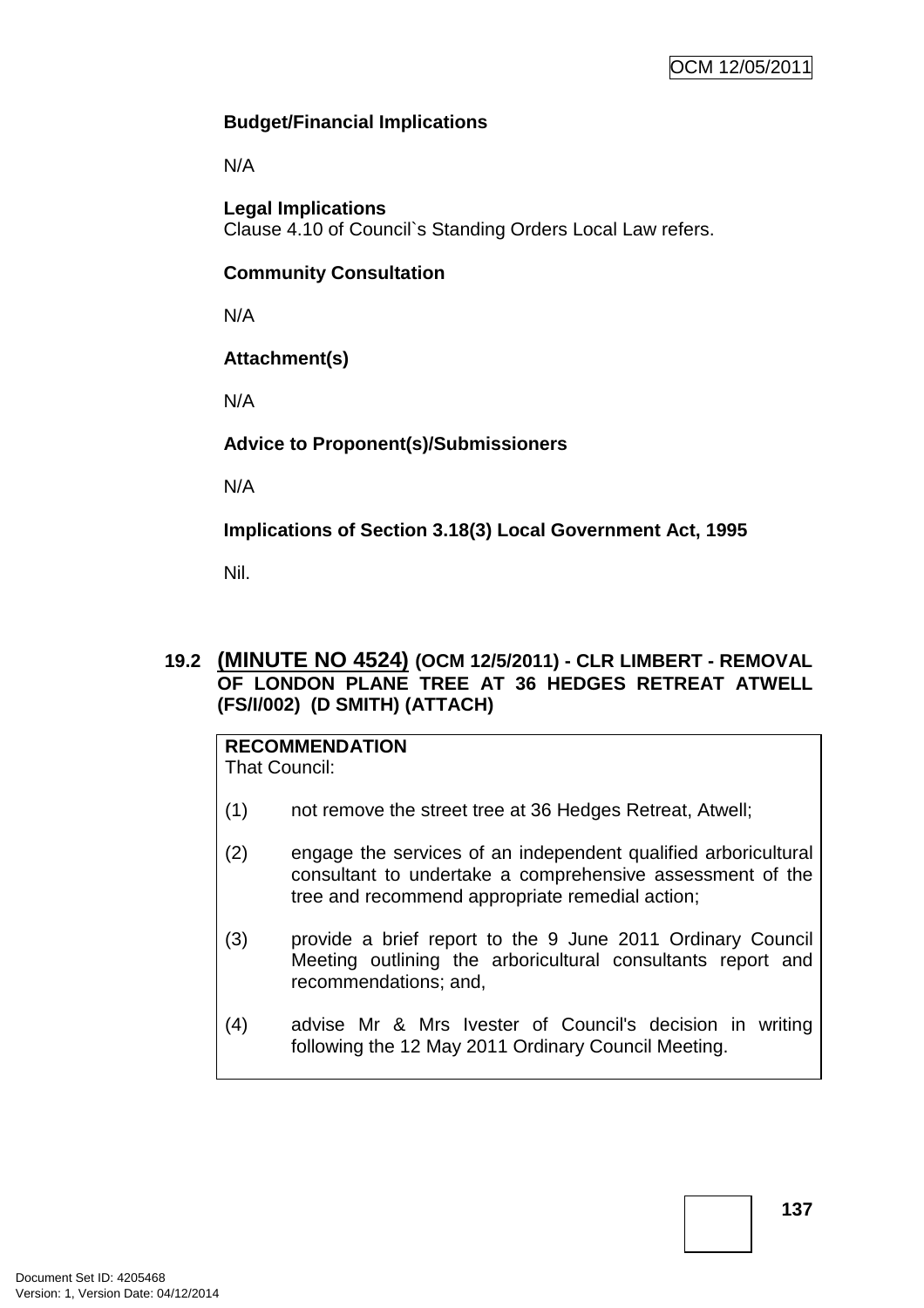**Budget/Financial Implications**

N/A

**Legal Implications**

Clause 4.10 of Council`s Standing Orders Local Law refers.

**Community Consultation**

N/A

**Attachment(s)**

N/A

**Advice to Proponent(s)/Submissioners**

N/A

**Implications of Section 3.18(3) Local Government Act, 1995**

Nil.

## 19.2 (MINUTE NO 4524) (OCM 12/5/2011) - CLR LIMBERT - REMOVAL OF LONDON PLANE TREE AT 36 HEDGES RETREAT ATWELL (FS/I/002) (D SMITH) (ATTACH)

**RECOMMENDATION**

That Council:

(1) not remove the street tree at 36 Hedges Retreat, Atwell;

(2) engage the services of an independent qualified arboricultural consultant to undertake a comprehensive assessment of the tree and recommend appropriate remedial action;

(3) provide a brief report to the 9 June 2011 Ordinary Council Meeting outlining the arboricultural consultants report and recommendations; and,

(4) advise Mr & Mrs Ivester of Council's decision in writing following the 12 May 2011 Ordinary Council Meeting.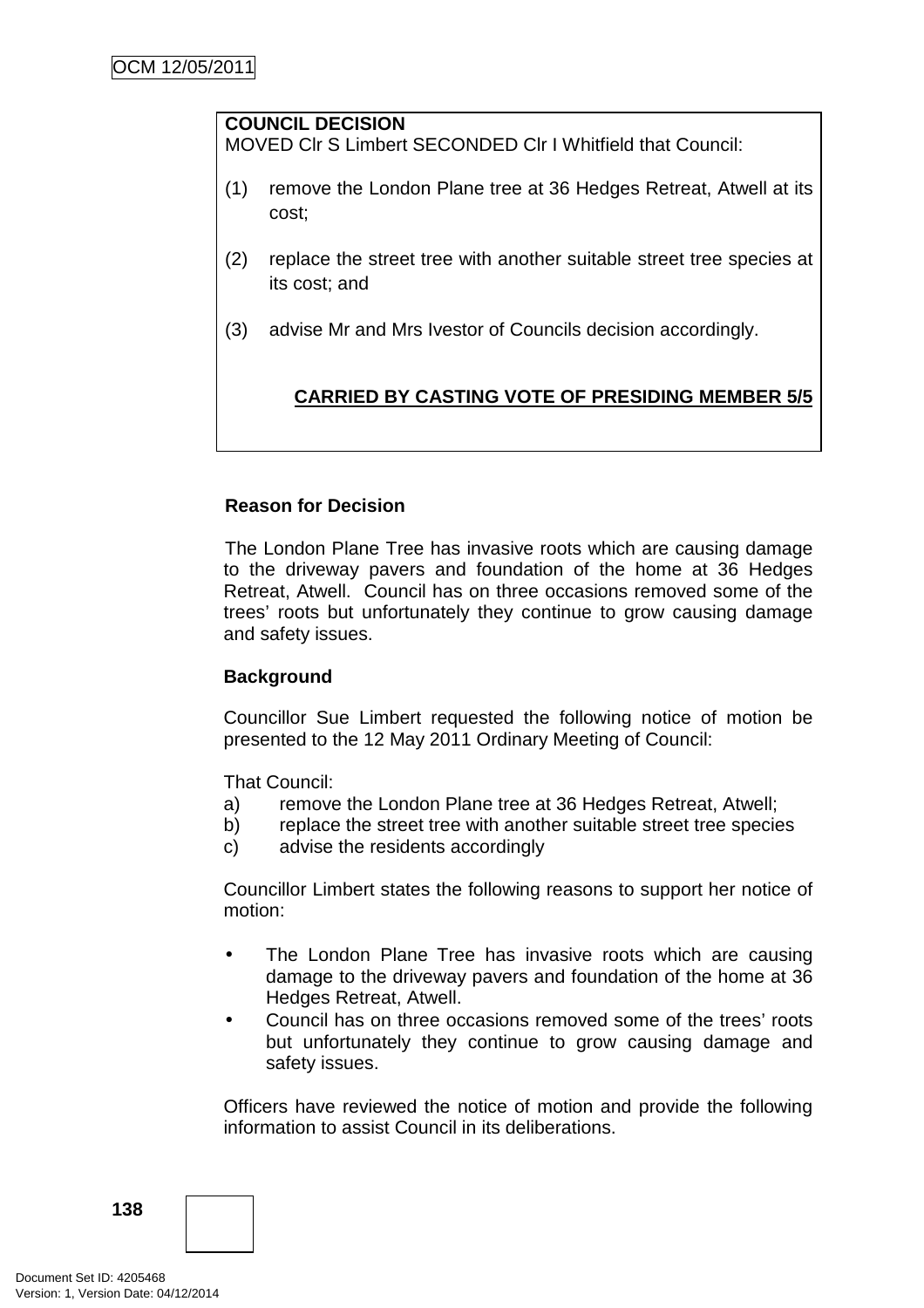**COUNCIL DECISION**
MOVED Clr S Limbert SECONDED Clr I Whitfield that Council:

(1) remove the London Plane tree at 36 Hedges Retreat, Atwell at its cost;

(2) replace the street tree with another suitable street tree species at its cost; and

(3) advise Mr and Mrs Ivestor of Councils decision accordingly.

**CARRIED BY CASTING VOTE OF PRESIDING MEMBER 5/5**

**Reason for Decision**

The London Plane Tree has invasive roots which are causing damage to the driveway pavers and foundation of the home at 36 Hedges Retreat, Atwell. Council has on three occasions removed some of the trees' roots but unfortunately they continue to grow causing damage and safety issues.

**Background**

Councillor Sue Limbert requested the following notice of motion be presented to the 12 May 2011 Ordinary Meeting of Council:

That Council:

a) remove the London Plane tree at 36 Hedges Retreat, Atwell;
b) replace the street tree with another suitable street tree species
c) advise the residents accordingly

Councillor Limbert states the following reasons to support her notice of motion:

- The London Plane Tree has invasive roots which are causing damage to the driveway pavers and foundation of the home at 36 Hedges Retreat, Atwell.
- Council has on three occasions removed some of the trees' roots but unfortunately they continue to grow causing damage and safety issues.

Officers have reviewed the notice of motion and provide the following information to assist Council in its deliberations.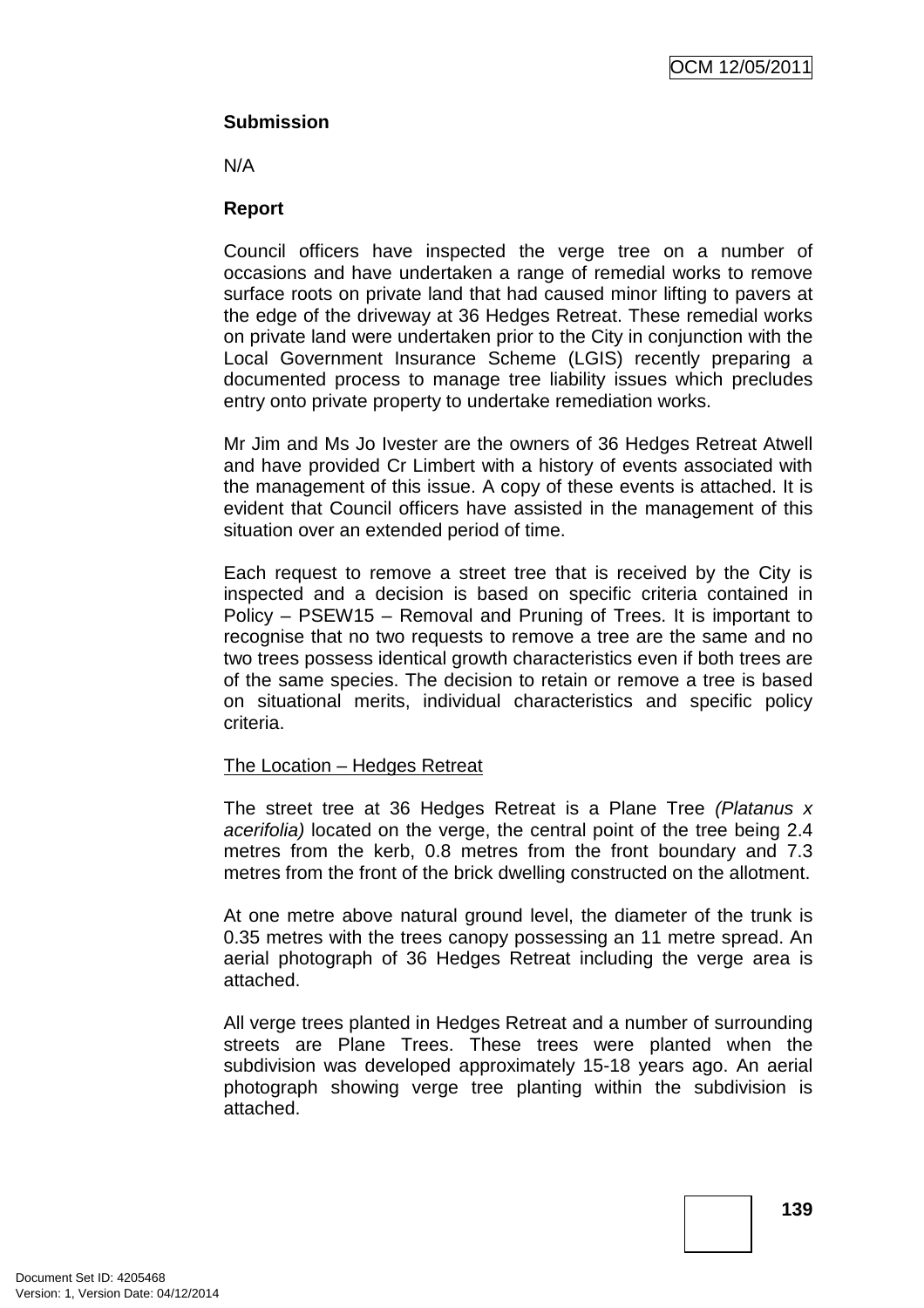**Submission**

N/A

**Report**

Council officers have inspected the verge tree on a number of occasions and have undertaken a range of remedial works to remove surface roots on private land that had caused minor lifting to pavers at the edge of the driveway at 36 Hedges Retreat. These remedial works on private land were undertaken prior to the City in conjunction with the Local Government Insurance Scheme (LGIS) recently preparing a documented process to manage tree liability issues which precludes entry onto private property to undertake remediation works.

Mr Jim and Ms Jo Ivester are the owners of 36 Hedges Retreat Atwell and have provided Cr Limbert with a history of events associated with the management of this issue. A copy of these events is attached. It is evident that Council officers have assisted in the management of this situation over an extended period of time.

Each request to remove a street tree that is received by the City is inspected and a decision is based on specific criteria contained in Policy – PSEW15 – Removal and Pruning of Trees. It is important to recognise that no two requests to remove a tree are the same and no two trees possess identical growth characteristics even if both trees are of the same species. The decision to retain or remove a tree is based on situational merits, individual characteristics and specific policy criteria.

<u>The Location – Hedges Retreat</u>

The street tree at 36 Hedges Retreat is a Plane Tree *(Platanus x acerifolia)* located on the verge, the central point of the tree being 2.4 metres from the kerb, 0.8 metres from the front boundary and 7.3 metres from the front of the brick dwelling constructed on the allotment.

At one metre above natural ground level, the diameter of the trunk is 0.35 metres with the trees canopy possessing an 11 metre spread. An aerial photograph of 36 Hedges Retreat including the verge area is attached.

All verge trees planted in Hedges Retreat and a number of surrounding streets are Plane Trees. These trees were planted when the subdivision was developed approximately 15-18 years ago. An aerial photograph showing verge tree planting within the subdivision is attached.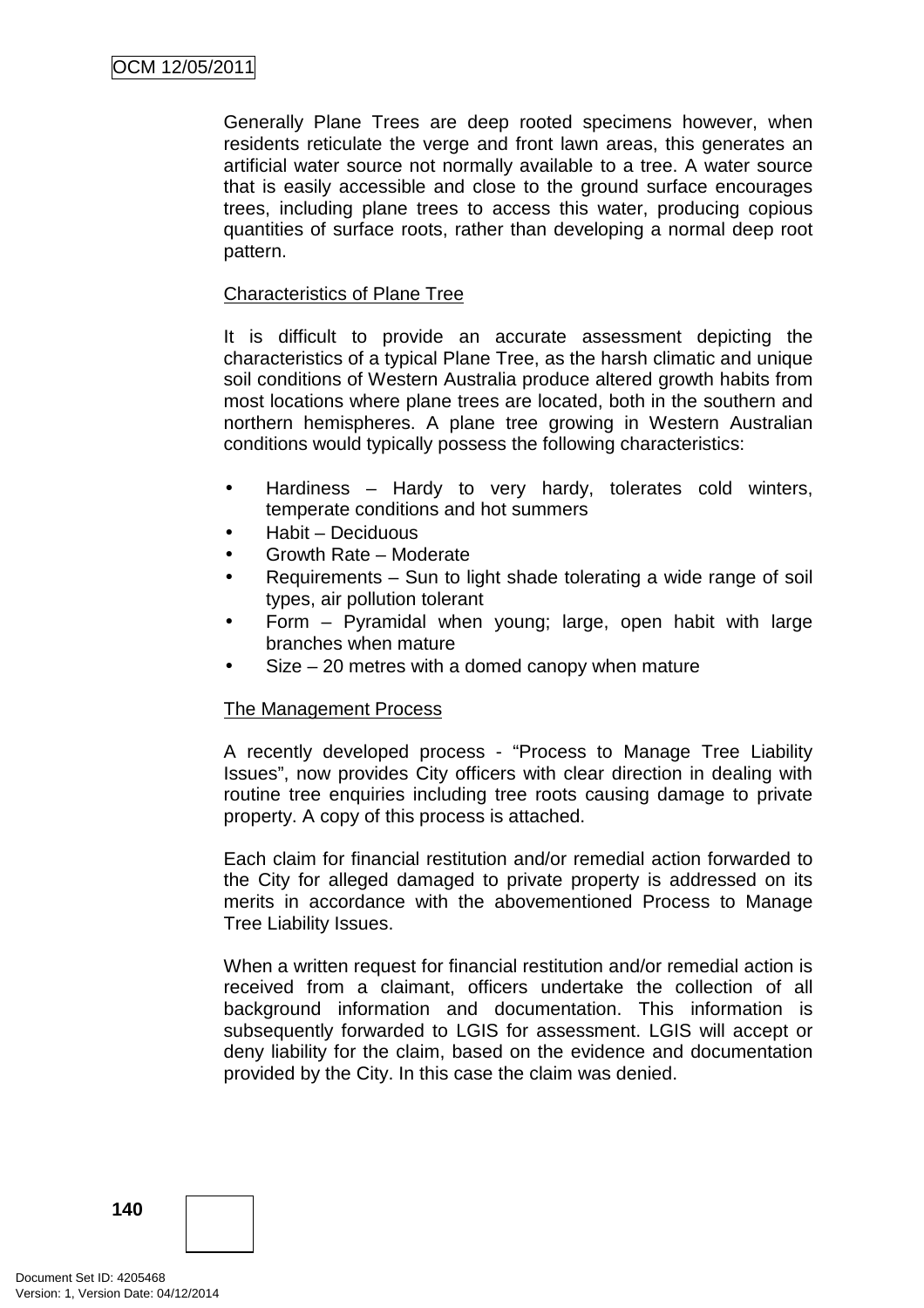Generally Plane Trees are deep rooted specimens however, when residents reticulate the verge and front lawn areas, this generates an artificial water source not normally available to a tree. A water source that is easily accessible and close to the ground surface encourages trees, including plane trees to access this water, producing copious quantities of surface roots, rather than developing a normal deep root pattern.

Characteristics of Plane Tree

It is difficult to provide an accurate assessment depicting the characteristics of a typical Plane Tree, as the harsh climatic and unique soil conditions of Western Australia produce altered growth habits from most locations where plane trees are located, both in the southern and northern hemispheres. A plane tree growing in Western Australian conditions would typically possess the following characteristics:

- Hardiness – Hardy to very hardy, tolerates cold winters, temperate conditions and hot summers
- Habit – Deciduous
- Growth Rate – Moderate
- Requirements – Sun to light shade tolerating a wide range of soil types, air pollution tolerant
- Form – Pyramidal when young; large, open habit with large branches when mature
- Size – 20 metres with a domed canopy when mature

The Management Process

A recently developed process - "Process to Manage Tree Liability Issues", now provides City officers with clear direction in dealing with routine tree enquiries including tree roots causing damage to private property. A copy of this process is attached.

Each claim for financial restitution and/or remedial action forwarded to the City for alleged damaged to private property is addressed on its merits in accordance with the abovementioned Process to Manage Tree Liability Issues.

When a written request for financial restitution and/or remedial action is received from a claimant, officers undertake the collection of all background information and documentation. This information is subsequently forwarded to LGIS for assessment. LGIS will accept or deny liability for the claim, based on the evidence and documentation provided by the City. In this case the claim was denied.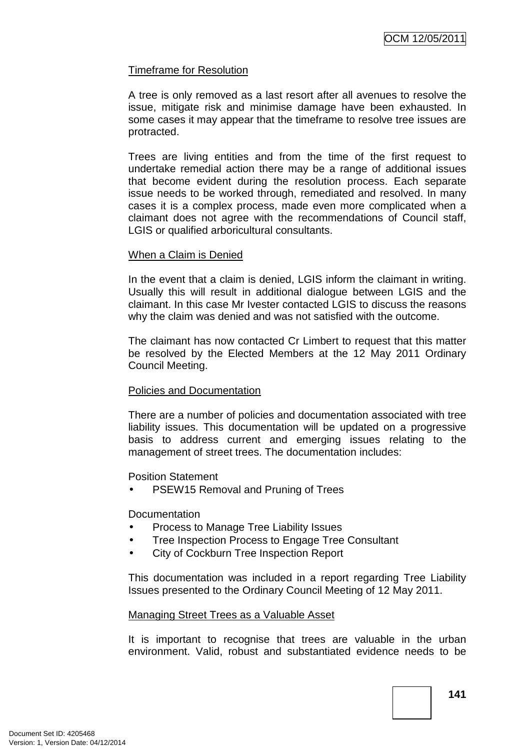Timeframe for Resolution

A tree is only removed as a last resort after all avenues to resolve the issue, mitigate risk and minimise damage have been exhausted. In some cases it may appear that the timeframe to resolve tree issues are protracted.

Trees are living entities and from the time of the first request to undertake remedial action there may be a range of additional issues that become evident during the resolution process. Each separate issue needs to be worked through, remediated and resolved. In many cases it is a complex process, made even more complicated when a claimant does not agree with the recommendations of Council staff, LGIS or qualified arboricultural consultants.

When a Claim is Denied

In the event that a claim is denied, LGIS inform the claimant in writing. Usually this will result in additional dialogue between LGIS and the claimant. In this case Mr Ivester contacted LGIS to discuss the reasons why the claim was denied and was not satisfied with the outcome.

The claimant has now contacted Cr Limbert to request that this matter be resolved by the Elected Members at the 12 May 2011 Ordinary Council Meeting.

Policies and Documentation

There are a number of policies and documentation associated with tree liability issues. This documentation will be updated on a progressive basis to address current and emerging issues relating to the management of street trees. The documentation includes:

Position Statement

- PSEW15 Removal and Pruning of Trees

Documentation

- Process to Manage Tree Liability Issues
- Tree Inspection Process to Engage Tree Consultant
- City of Cockburn Tree Inspection Report

This documentation was included in a report regarding Tree Liability Issues presented to the Ordinary Council Meeting of 12 May 2011.

Managing Street Trees as a Valuable Asset

It is important to recognise that trees are valuable in the urban environment. Valid, robust and substantiated evidence needs to be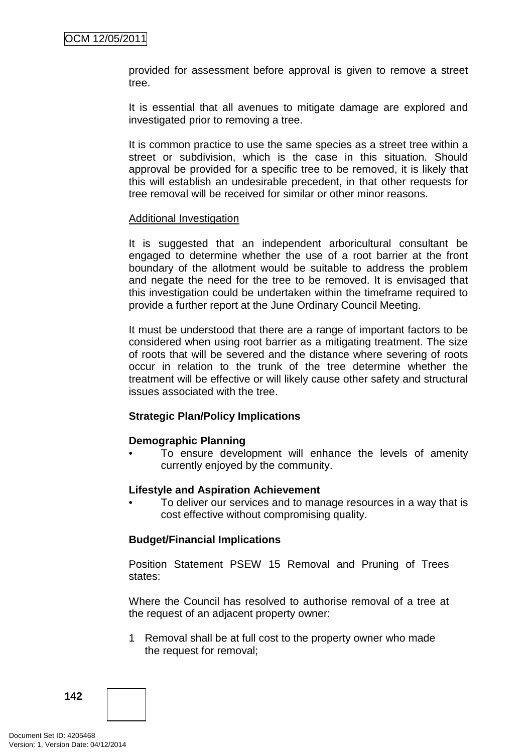provided for assessment before approval is given to remove a street tree.

It is essential that all avenues to mitigate damage are explored and investigated prior to removing a tree.

It is common practice to use the same species as a street tree within a street or subdivision, which is the case in this situation. Should approval be provided for a specific tree to be removed, it is likely that this will establish an undesirable precedent, in that other requests for tree removal will be received for similar or other minor reasons.

Additional Investigation

It is suggested that an independent arboricultural consultant be engaged to determine whether the use of a root barrier at the front boundary of the allotment would be suitable to address the problem and negate the need for the tree to be removed. It is envisaged that this investigation could be undertaken within the timeframe required to provide a further report at the June Ordinary Council Meeting.

It must be understood that there are a range of important factors to be considered when using root barrier as a mitigating treatment. The size of roots that will be severed and the distance where severing of roots occur in relation to the trunk of the tree determine whether the treatment will be effective or will likely cause other safety and structural issues associated with the tree.

**Strategic Plan/Policy Implications**

**Demographic Planning**

- To ensure development will enhance the levels of amenity currently enjoyed by the community.

**Lifestyle and Aspiration Achievement**

- To deliver our services and to manage resources in a way that is cost effective without compromising quality.

**Budget/Financial Implications**

Position Statement PSEW 15 Removal and Pruning of Trees states:

Where the Council has resolved to authorise removal of a tree at the request of an adjacent property owner:

1 Removal shall be at full cost to the property owner who made the request for removal;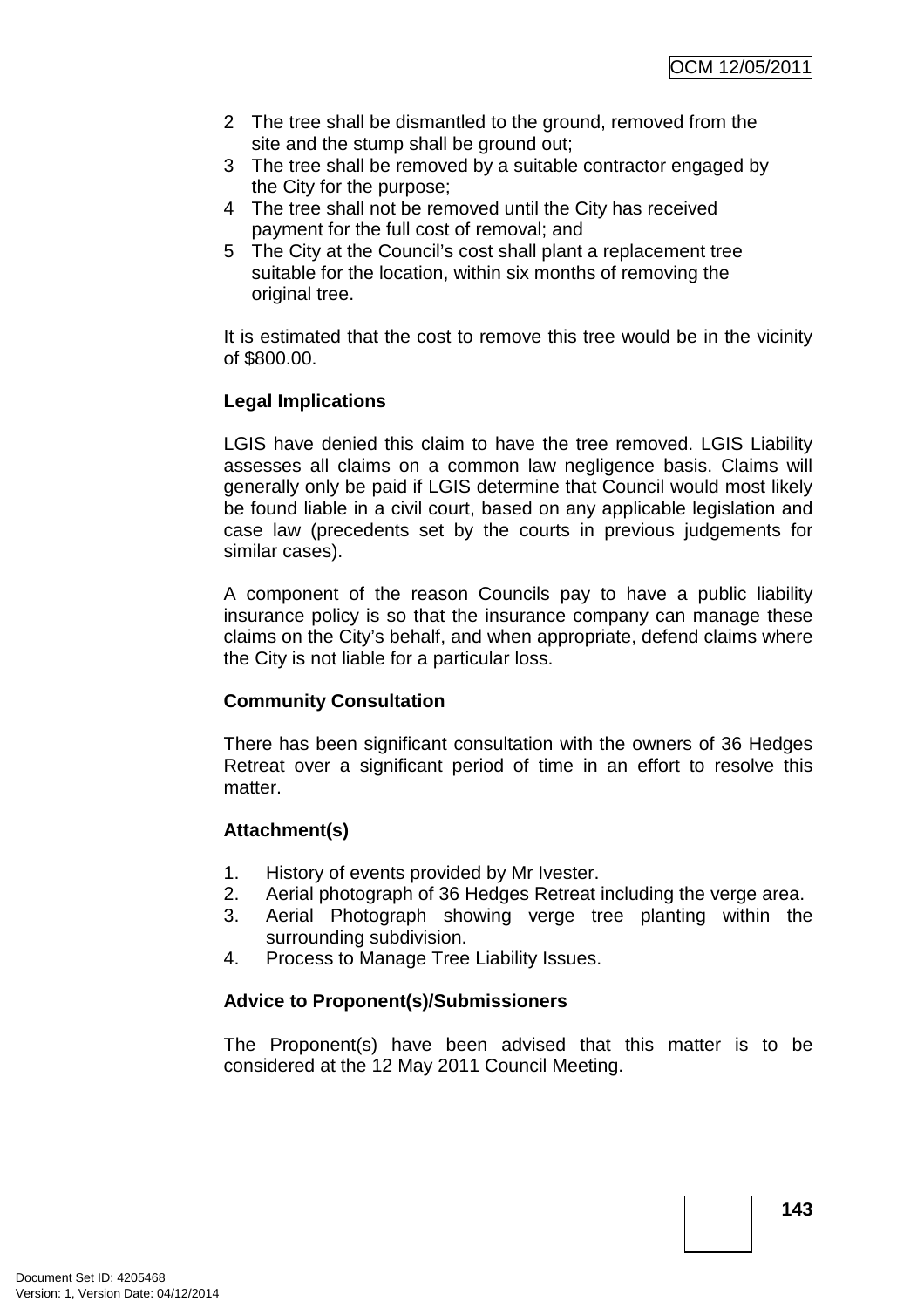2 The tree shall be dismantled to the ground, removed from the site and the stump shall be ground out;
3 The tree shall be removed by a suitable contractor engaged by the City for the purpose;
4 The tree shall not be removed until the City has received payment for the full cost of removal; and
5 The City at the Council's cost shall plant a replacement tree suitable for the location, within six months of removing the original tree.

It is estimated that the cost to remove this tree would be in the vicinity of $800.00.

**Legal Implications**

LGIS have denied this claim to have the tree removed. LGIS Liability assesses all claims on a common law negligence basis. Claims will generally only be paid if LGIS determine that Council would most likely be found liable in a civil court, based on any applicable legislation and case law (precedents set by the courts in previous judgements for similar cases).

A component of the reason Councils pay to have a public liability insurance policy is so that the insurance company can manage these claims on the City's behalf, and when appropriate, defend claims where the City is not liable for a particular loss.

**Community Consultation**

There has been significant consultation with the owners of 36 Hedges Retreat over a significant period of time in an effort to resolve this matter.

**Attachment(s)**

1. History of events provided by Mr Ivester.
2. Aerial photograph of 36 Hedges Retreat including the verge area.
3. Aerial Photograph showing verge tree planting within the surrounding subdivision.
4. Process to Manage Tree Liability Issues.

**Advice to Proponent(s)/Submissioners**

The Proponent(s) have been advised that this matter is to be considered at the 12 May 2011 Council Meeting.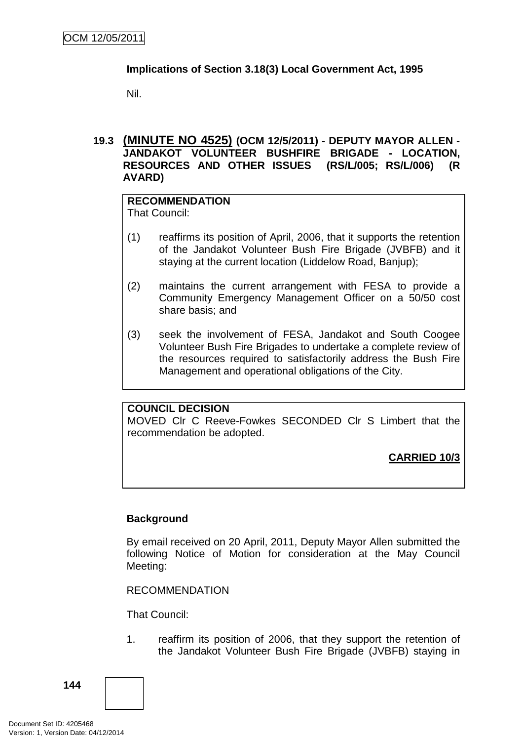**Implications of Section 3.18(3) Local Government Act, 1995**

Nil.

### 19.3 (MINUTE NO 4525) (OCM 12/5/2011) - DEPUTY MAYOR ALLEN - JANDAKOT VOLUNTEER BUSHFIRE BRIGADE - LOCATION, RESOURCES AND OTHER ISSUES (RS/L/005; RS/L/006) (R AVARD)

**RECOMMENDATION**
That Council:

(1) reaffirms its position of April, 2006, that it supports the retention of the Jandakot Volunteer Bush Fire Brigade (JVBFB) and it staying at the current location (Liddelow Road, Banjup);

(2) maintains the current arrangement with FESA to provide a Community Emergency Management Officer on a 50/50 cost share basis; and

(3) seek the involvement of FESA, Jandakot and South Coogee Volunteer Bush Fire Brigades to undertake a complete review of the resources required to satisfactorily address the Bush Fire Management and operational obligations of the City.

**COUNCIL DECISION**
MOVED Clr C Reeve-Fowkes SECONDED Clr S Limbert that the recommendation be adopted.

**CARRIED 10/3**

**Background**

By email received on 20 April, 2011, Deputy Mayor Allen submitted the following Notice of Motion for consideration at the May Council Meeting:

RECOMMENDATION

That Council:

1. reaffirm its position of 2006, that they support the retention of the Jandakot Volunteer Bush Fire Brigade (JVBFB) staying in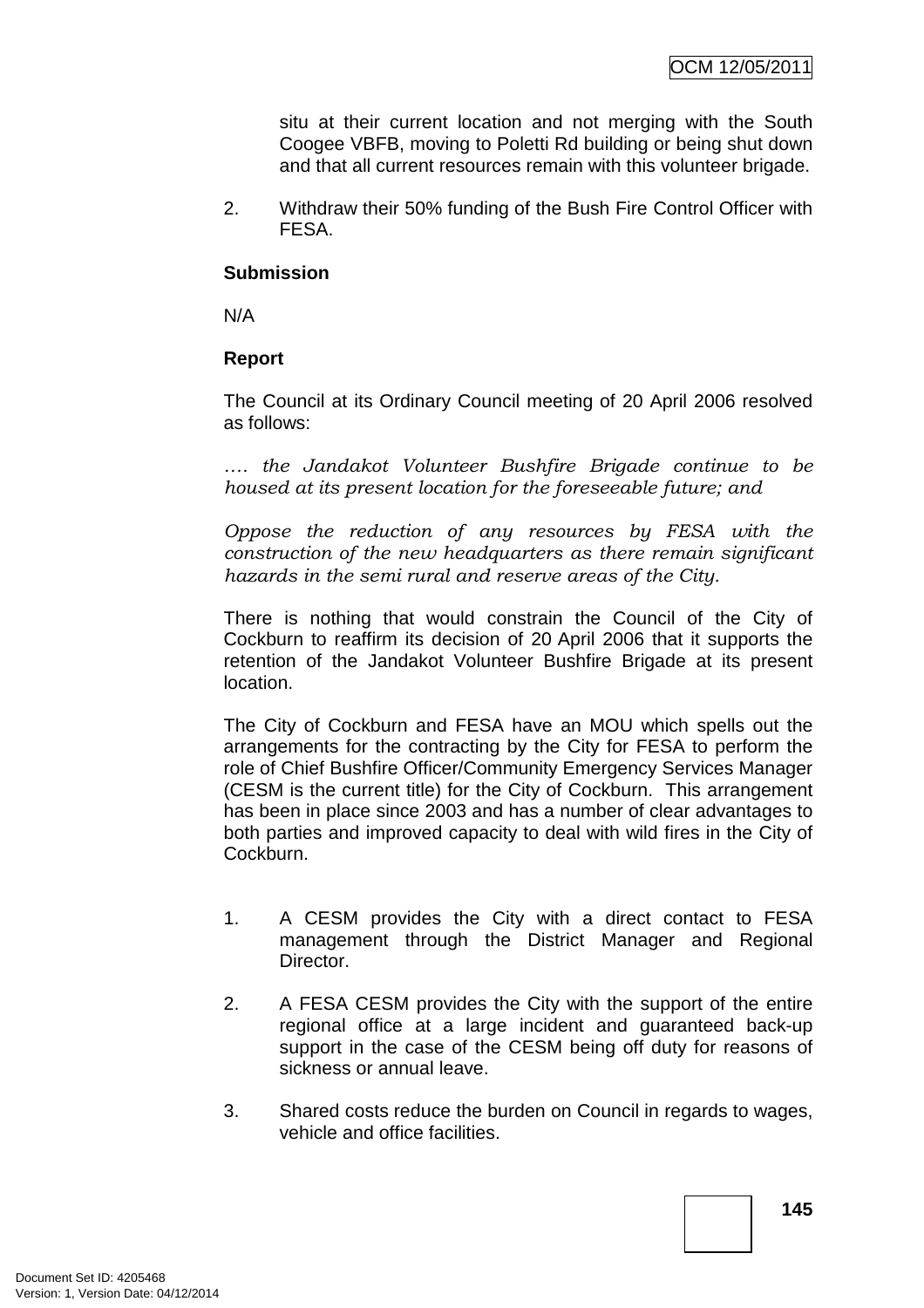situ at their current location and not merging with the South Coogee VBFB, moving to Poletti Rd building or being shut down and that all current resources remain with this volunteer brigade.

2. Withdraw their 50% funding of the Bush Fire Control Officer with FESA.

**Submission**

N/A

**Report**

The Council at its Ordinary Council meeting of 20 April 2006 resolved as follows:

*…. the Jandakot Volunteer Bushfire Brigade continue to be housed at its present location for the foreseeable future; and*

*Oppose the reduction of any resources by FESA with the construction of the new headquarters as there remain significant hazards in the semi rural and reserve areas of the City.*

There is nothing that would constrain the Council of the City of Cockburn to reaffirm its decision of 20 April 2006 that it supports the retention of the Jandakot Volunteer Bushfire Brigade at its present location.

The City of Cockburn and FESA have an MOU which spells out the arrangements for the contracting by the City for FESA to perform the role of Chief Bushfire Officer/Community Emergency Services Manager (CESM is the current title) for the City of Cockburn. This arrangement has been in place since 2003 and has a number of clear advantages to both parties and improved capacity to deal with wild fires in the City of Cockburn.

1. A CESM provides the City with a direct contact to FESA management through the District Manager and Regional Director.

2. A FESA CESM provides the City with the support of the entire regional office at a large incident and guaranteed back-up support in the case of the CESM being off duty for reasons of sickness or annual leave.

3. Shared costs reduce the burden on Council in regards to wages, vehicle and office facilities.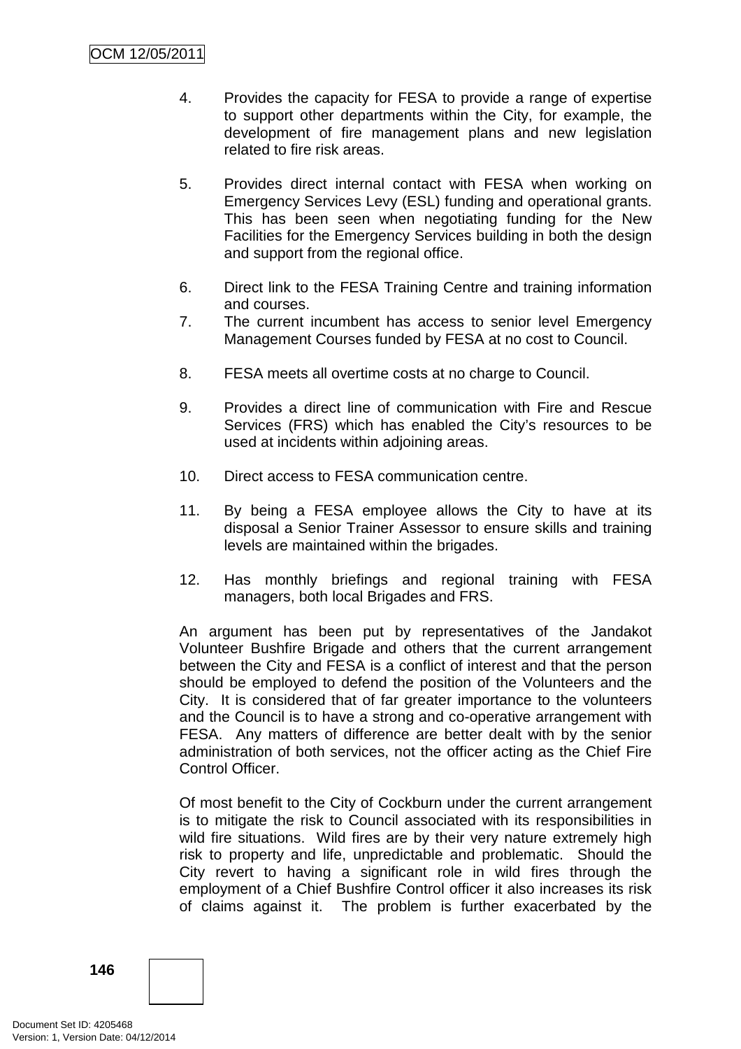4. Provides the capacity for FESA to provide a range of expertise to support other departments within the City, for example, the development of fire management plans and new legislation related to fire risk areas.

5. Provides direct internal contact with FESA when working on Emergency Services Levy (ESL) funding and operational grants. This has been seen when negotiating funding for the New Facilities for the Emergency Services building in both the design and support from the regional office.

6. Direct link to the FESA Training Centre and training information and courses.

7. The current incumbent has access to senior level Emergency Management Courses funded by FESA at no cost to Council.

8. FESA meets all overtime costs at no charge to Council.

9. Provides a direct line of communication with Fire and Rescue Services (FRS) which has enabled the City's resources to be used at incidents within adjoining areas.

10. Direct access to FESA communication centre.

11. By being a FESA employee allows the City to have at its disposal a Senior Trainer Assessor to ensure skills and training levels are maintained within the brigades.

12. Has monthly briefings and regional training with FESA managers, both local Brigades and FRS.

An argument has been put by representatives of the Jandakot Volunteer Bushfire Brigade and others that the current arrangement between the City and FESA is a conflict of interest and that the person should be employed to defend the position of the Volunteers and the City. It is considered that of far greater importance to the volunteers and the Council is to have a strong and co-operative arrangement with FESA. Any matters of difference are better dealt with by the senior administration of both services, not the officer acting as the Chief Fire Control Officer.

Of most benefit to the City of Cockburn under the current arrangement is to mitigate the risk to Council associated with its responsibilities in wild fire situations. Wild fires are by their very nature extremely high risk to property and life, unpredictable and problematic. Should the City revert to having a significant role in wild fires through the employment of a Chief Bushfire Control officer it also increases its risk of claims against it. The problem is further exacerbated by the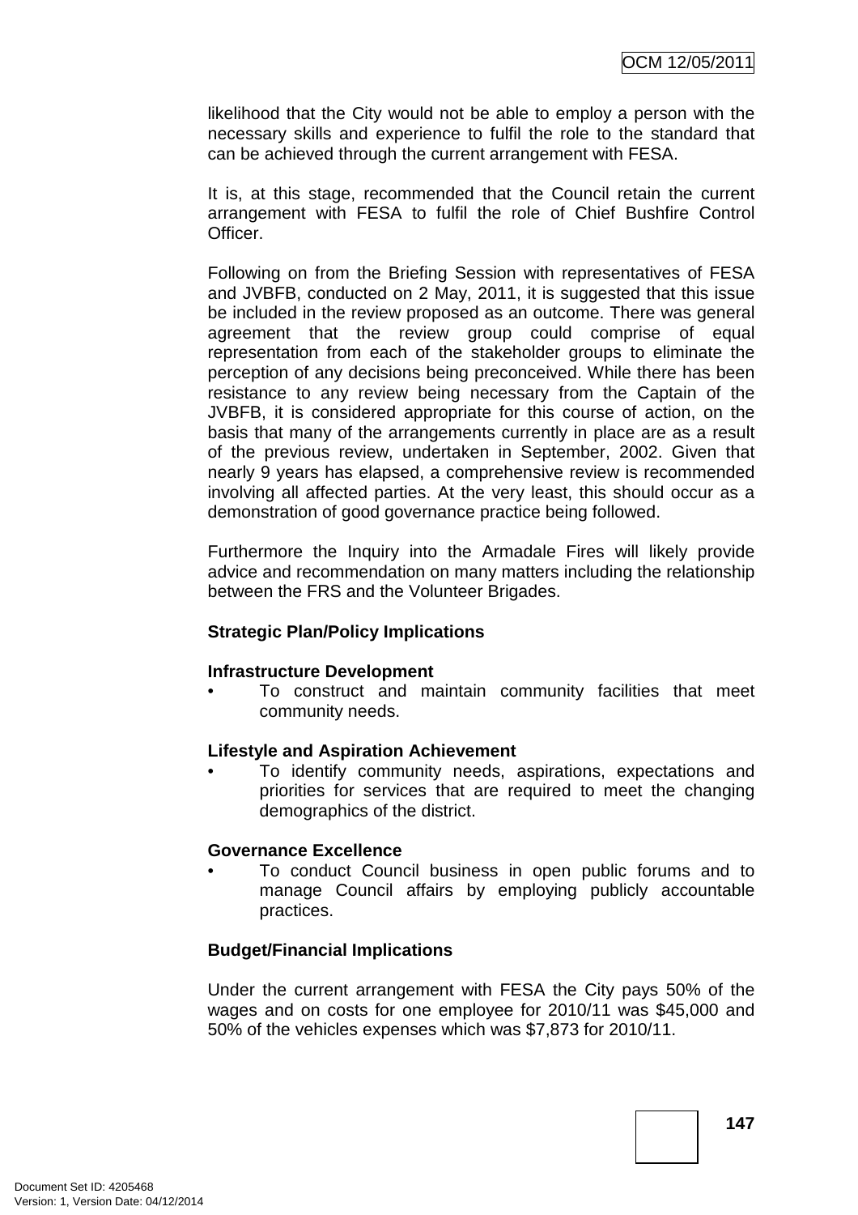likelihood that the City would not be able to employ a person with the necessary skills and experience to fulfil the role to the standard that can be achieved through the current arrangement with FESA.

It is, at this stage, recommended that the Council retain the current arrangement with FESA to fulfil the role of Chief Bushfire Control Officer.

Following on from the Briefing Session with representatives of FESA and JVBFB, conducted on 2 May, 2011, it is suggested that this issue be included in the review proposed as an outcome. There was general agreement that the review group could comprise of equal representation from each of the stakeholder groups to eliminate the perception of any decisions being preconceived. While there has been resistance to any review being necessary from the Captain of the JVBFB, it is considered appropriate for this course of action, on the basis that many of the arrangements currently in place are as a result of the previous review, undertaken in September, 2002. Given that nearly 9 years has elapsed, a comprehensive review is recommended involving all affected parties. At the very least, this should occur as a demonstration of good governance practice being followed.

Furthermore the Inquiry into the Armadale Fires will likely provide advice and recommendation on many matters including the relationship between the FRS and the Volunteer Brigades.

**Strategic Plan/Policy Implications**

**Infrastructure Development**

- To construct and maintain community facilities that meet community needs.

**Lifestyle and Aspiration Achievement**

- To identify community needs, aspirations, expectations and priorities for services that are required to meet the changing demographics of the district.

**Governance Excellence**

- To conduct Council business in open public forums and to manage Council affairs by employing publicly accountable practices.

**Budget/Financial Implications**

Under the current arrangement with FESA the City pays 50% of the wages and on costs for one employee for 2010/11 was $45,000 and 50% of the vehicles expenses which was $7,873 for 2010/11.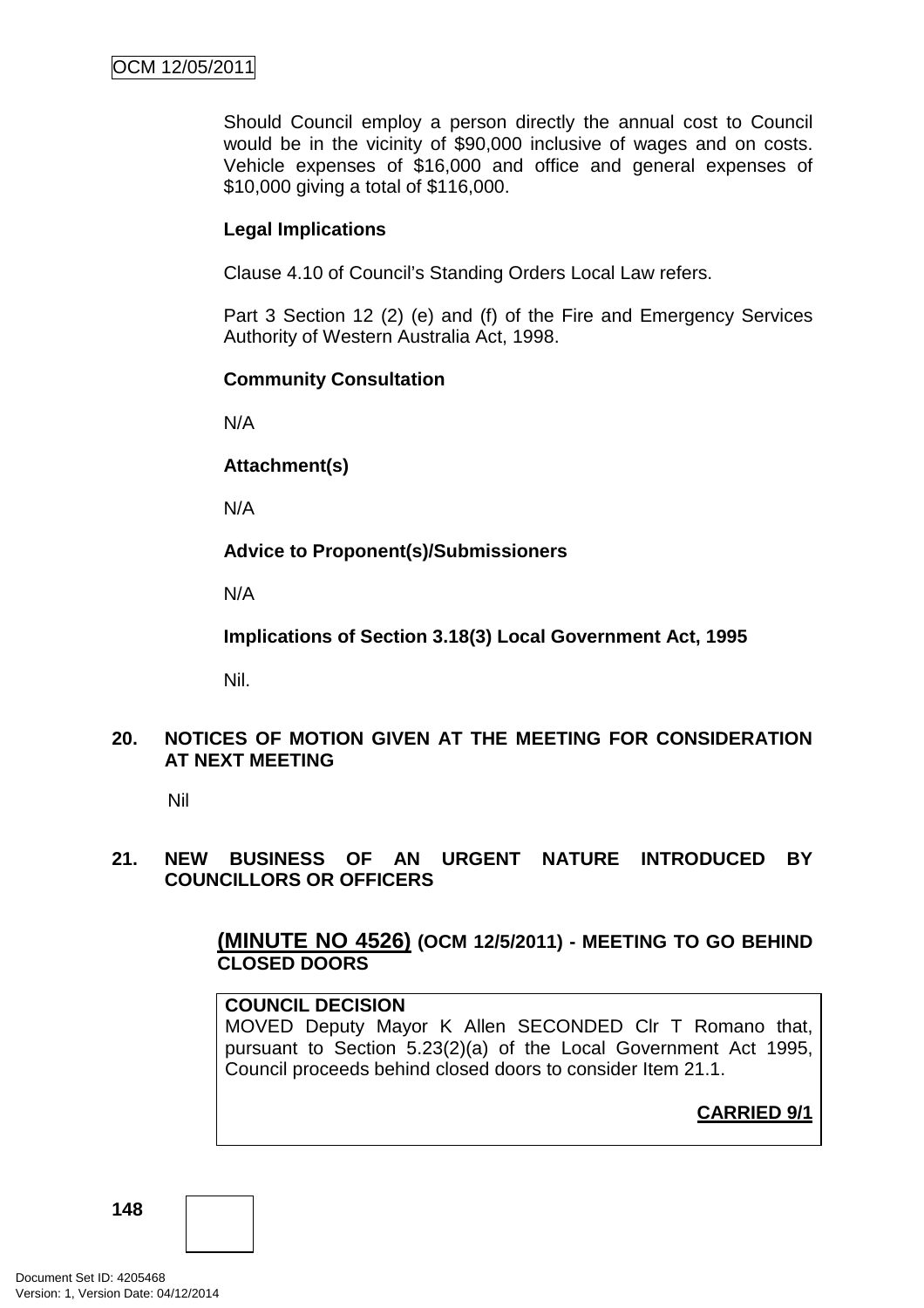Should Council employ a person directly the annual cost to Council would be in the vicinity of $90,000 inclusive of wages and on costs. Vehicle expenses of $16,000 and office and general expenses of $10,000 giving a total of $116,000.

**Legal Implications**

Clause 4.10 of Council's Standing Orders Local Law refers.

Part 3 Section 12 (2) (e) and (f) of the Fire and Emergency Services Authority of Western Australia Act, 1998.

**Community Consultation**

N/A

**Attachment(s)**

N/A

**Advice to Proponent(s)/Submissioners**

N/A

**Implications of Section 3.18(3) Local Government Act, 1995**

Nil.

## 20. NOTICES OF MOTION GIVEN AT THE MEETING FOR CONSIDERATION AT NEXT MEETING

Nil

## 21. NEW BUSINESS OF AN URGENT NATURE INTRODUCED BY COUNCILLORS OR OFFICERS

### (MINUTE NO 4526) (OCM 12/5/2011) - MEETING TO GO BEHIND CLOSED DOORS

**COUNCIL DECISION**

MOVED Deputy Mayor K Allen SECONDED Clr T Romano that, pursuant to Section 5.23(2)(a) of the Local Government Act 1995, Council proceeds behind closed doors to consider Item 21.1.

**CARRIED 9/1**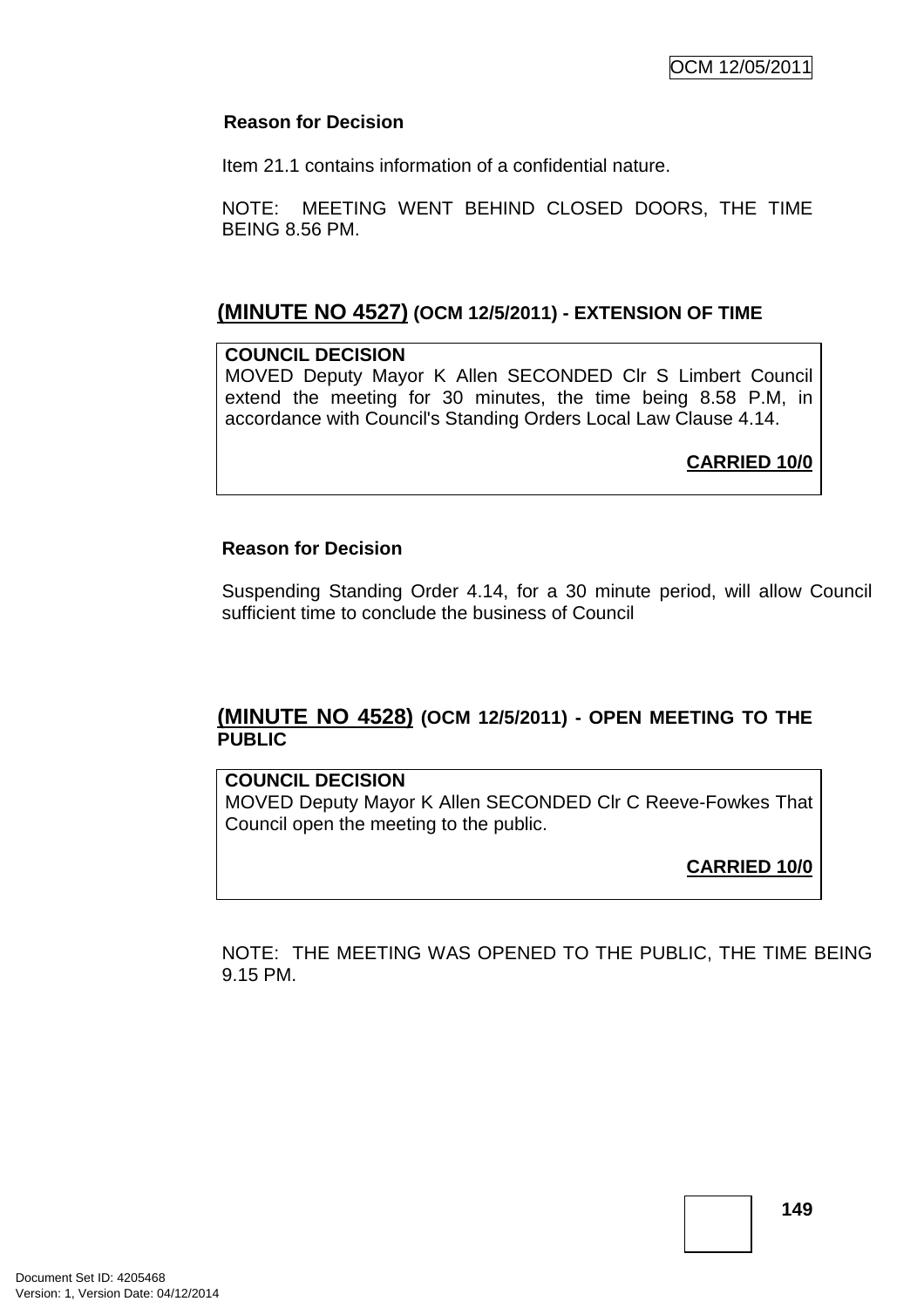**Reason for Decision**

Item 21.1 contains information of a confidential nature.

NOTE: MEETING WENT BEHIND CLOSED DOORS, THE TIME BEING 8.56 PM.

## (MINUTE NO 4527) (OCM 12/5/2011) - EXTENSION OF TIME

**COUNCIL DECISION**
MOVED Deputy Mayor K Allen SECONDED Clr S Limbert Council extend the meeting for 30 minutes, the time being 8.58 P.M, in accordance with Council's Standing Orders Local Law Clause 4.14.

**CARRIED 10/0**

**Reason for Decision**

Suspending Standing Order 4.14, for a 30 minute period, will allow Council sufficient time to conclude the business of Council

## (MINUTE NO 4528) (OCM 12/5/2011) - OPEN MEETING TO THE PUBLIC

**COUNCIL DECISION**
MOVED Deputy Mayor K Allen SECONDED Clr C Reeve-Fowkes That Council open the meeting to the public.

**CARRIED 10/0**

NOTE: THE MEETING WAS OPENED TO THE PUBLIC, THE TIME BEING 9.15 PM.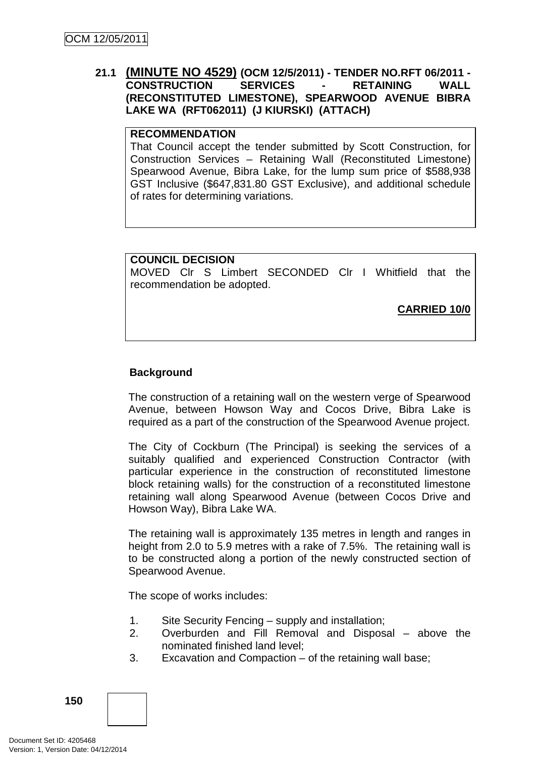## 21.1 (MINUTE NO 4529) (OCM 12/5/2011) - TENDER NO.RFT 06/2011 - CONSTRUCTION SERVICES - RETAINING WALL (RECONSTITUTED LIMESTONE), SPEARWOOD AVENUE BIBRA LAKE WA (RFT062011) (J KIURSKI) (ATTACH)

**RECOMMENDATION**

That Council accept the tender submitted by Scott Construction, for Construction Services – Retaining Wall (Reconstituted Limestone) Spearwood Avenue, Bibra Lake, for the lump sum price of $588,938 GST Inclusive ($647,831.80 GST Exclusive), and additional schedule of rates for determining variations.

**COUNCIL DECISION**

MOVED Clr S Limbert SECONDED Clr I Whitfield that the recommendation be adopted.

**CARRIED 10/0**

**Background**

The construction of a retaining wall on the western verge of Spearwood Avenue, between Howson Way and Cocos Drive, Bibra Lake is required as a part of the construction of the Spearwood Avenue project.

The City of Cockburn (The Principal) is seeking the services of a suitably qualified and experienced Construction Contractor (with particular experience in the construction of reconstituted limestone block retaining walls) for the construction of a reconstituted limestone retaining wall along Spearwood Avenue (between Cocos Drive and Howson Way), Bibra Lake WA.

The retaining wall is approximately 135 metres in length and ranges in height from 2.0 to 5.9 metres with a rake of 7.5%. The retaining wall is to be constructed along a portion of the newly constructed section of Spearwood Avenue.

The scope of works includes:

1. Site Security Fencing – supply and installation;
2. Overburden and Fill Removal and Disposal – above the nominated finished land level;
3. Excavation and Compaction – of the retaining wall base;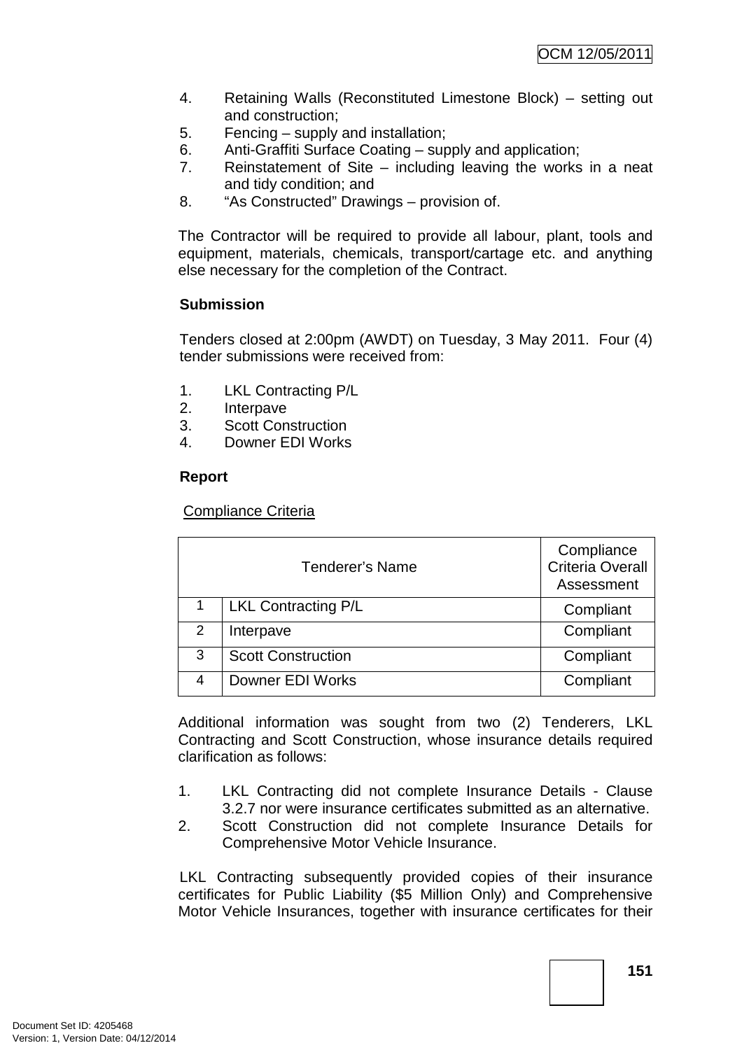4. Retaining Walls (Reconstituted Limestone Block) – setting out and construction;
5. Fencing – supply and installation;
6. Anti-Graffiti Surface Coating – supply and application;
7. Reinstatement of Site – including leaving the works in a neat and tidy condition; and
8. "As Constructed" Drawings – provision of.

The Contractor will be required to provide all labour, plant, tools and equipment, materials, chemicals, transport/cartage etc. and anything else necessary for the completion of the Contract.

**Submission**

Tenders closed at 2:00pm (AWDT) on Tuesday, 3 May 2011. Four (4) tender submissions were received from:

1. LKL Contracting P/L
2. Interpave
3. Scott Construction
4. Downer EDI Works

**Report**

Compliance Criteria

| Tenderer's Name | | Compliance Criteria Overall Assessment |
|---|---|---|
| 1 | LKL Contracting P/L | Compliant |
| 2 | Interpave | Compliant |
| 3 | Scott Construction | Compliant |
| 4 | Downer EDI Works | Compliant |

Additional information was sought from two (2) Tenderers, LKL Contracting and Scott Construction, whose insurance details required clarification as follows:

1. LKL Contracting did not complete Insurance Details - Clause 3.2.7 nor were insurance certificates submitted as an alternative.
2. Scott Construction did not complete Insurance Details for Comprehensive Motor Vehicle Insurance.

LKL Contracting subsequently provided copies of their insurance certificates for Public Liability ($5 Million Only) and Comprehensive Motor Vehicle Insurances, together with insurance certificates for their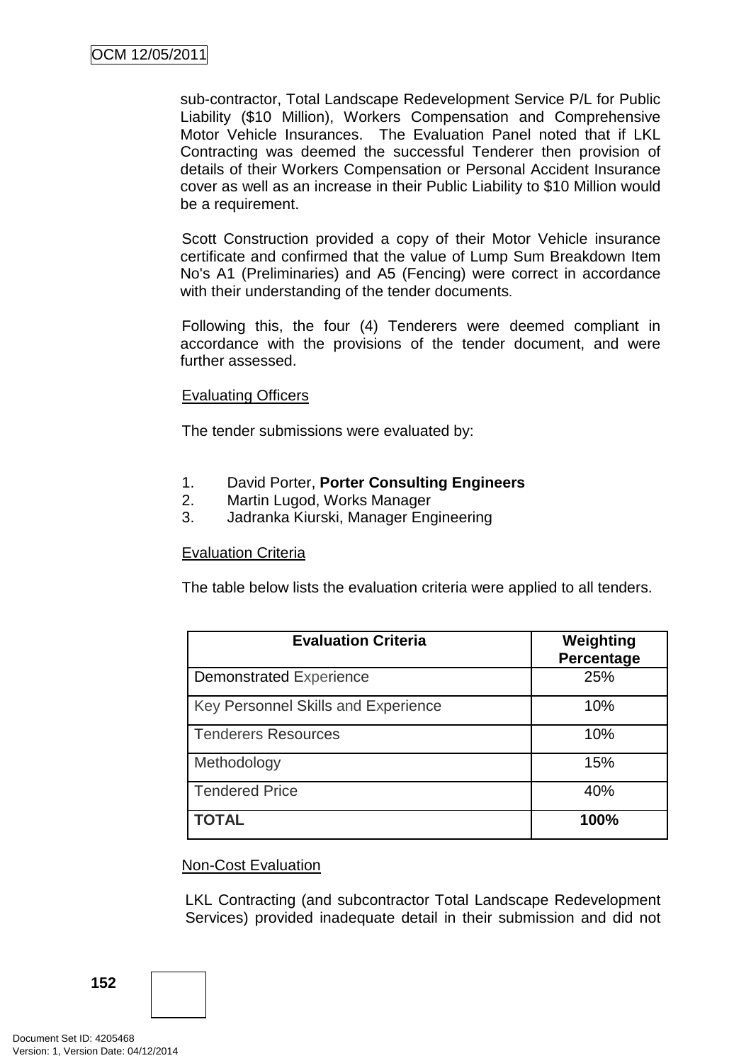sub-contractor, Total Landscape Redevelopment Service P/L for Public Liability ($10 Million), Workers Compensation and Comprehensive Motor Vehicle Insurances. The Evaluation Panel noted that if LKL Contracting was deemed the successful Tenderer then provision of details of their Workers Compensation or Personal Accident Insurance cover as well as an increase in their Public Liability to $10 Million would be a requirement.

Scott Construction provided a copy of their Motor Vehicle insurance certificate and confirmed that the value of Lump Sum Breakdown Item No's A1 (Preliminaries) and A5 (Fencing) were correct in accordance with their understanding of the tender documents.

Following this, the four (4) Tenderers were deemed compliant in accordance with the provisions of the tender document, and were further assessed.

<u>Evaluating Officers</u>

The tender submissions were evaluated by:

1. David Porter, **Porter Consulting Engineers**
2. Martin Lugod, Works Manager
3. Jadranka Kiurski, Manager Engineering

<u>Evaluation Criteria</u>

The table below lists the evaluation criteria were applied to all tenders.

| Evaluation Criteria | Weighting Percentage |
|---|---|
| Demonstrated Experience | 25% |
| Key Personnel Skills and Experience | 10% |
| Tenderers Resources | 10% |
| Methodology | 15% |
| Tendered Price | 40% |
| **TOTAL** | **100%** |

<u>Non-Cost Evaluation</u>

LKL Contracting (and subcontractor Total Landscape Redevelopment Services) provided inadequate detail in their submission and did not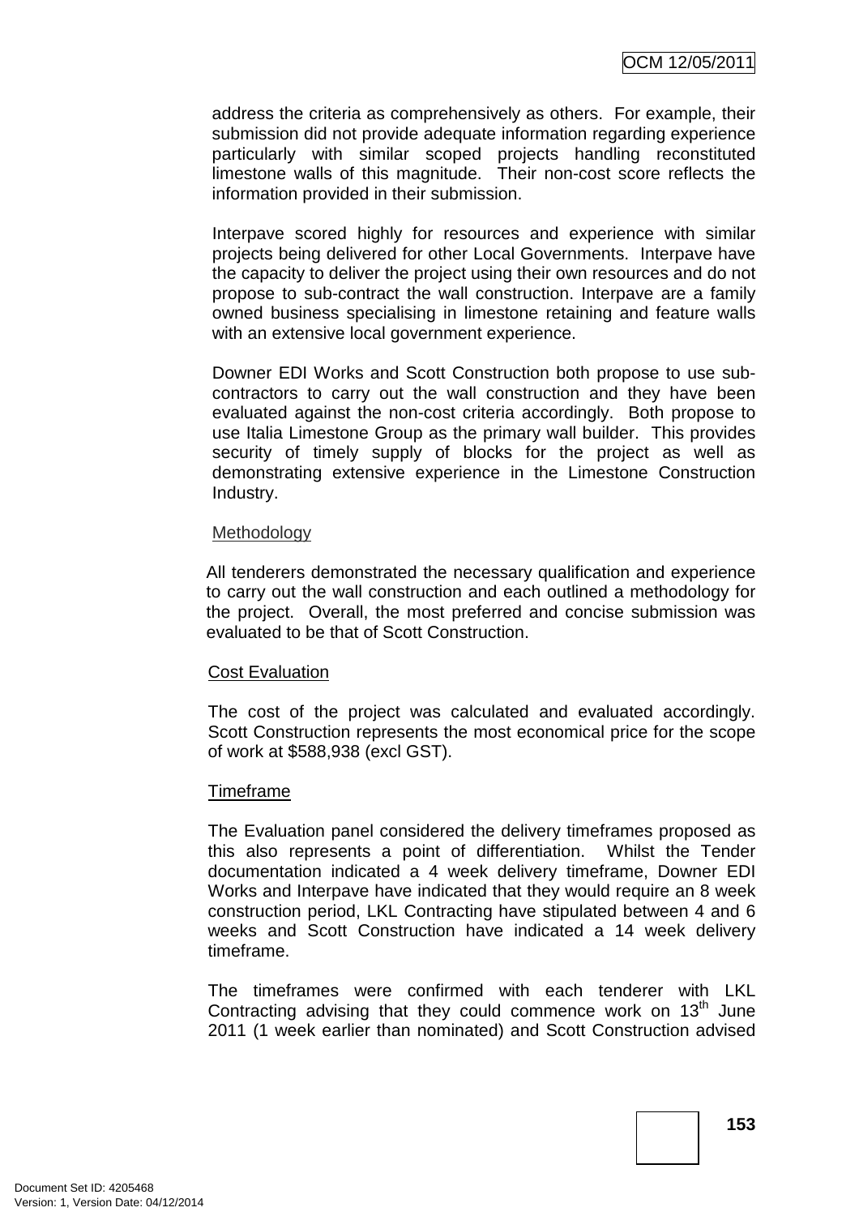address the criteria as comprehensively as others. For example, their submission did not provide adequate information regarding experience particularly with similar scoped projects handling reconstituted limestone walls of this magnitude. Their non-cost score reflects the information provided in their submission.

Interpave scored highly for resources and experience with similar projects being delivered for other Local Governments. Interpave have the capacity to deliver the project using their own resources and do not propose to sub-contract the wall construction. Interpave are a family owned business specialising in limestone retaining and feature walls with an extensive local government experience.

Downer EDI Works and Scott Construction both propose to use sub-contractors to carry out the wall construction and they have been evaluated against the non-cost criteria accordingly. Both propose to use Italia Limestone Group as the primary wall builder. This provides security of timely supply of blocks for the project as well as demonstrating extensive experience in the Limestone Construction Industry.

<u>Methodology</u>

All tenderers demonstrated the necessary qualification and experience to carry out the wall construction and each outlined a methodology for the project. Overall, the most preferred and concise submission was evaluated to be that of Scott Construction.

<u>Cost Evaluation</u>

The cost of the project was calculated and evaluated accordingly. Scott Construction represents the most economical price for the scope of work at $588,938 (excl GST).

<u>Timeframe</u>

The Evaluation panel considered the delivery timeframes proposed as this also represents a point of differentiation. Whilst the Tender documentation indicated a 4 week delivery timeframe, Downer EDI Works and Interpave have indicated that they would require an 8 week construction period, LKL Contracting have stipulated between 4 and 6 weeks and Scott Construction have indicated a 14 week delivery timeframe.

The timeframes were confirmed with each tenderer with LKL Contracting advising that they could commence work on 13th June 2011 (1 week earlier than nominated) and Scott Construction advised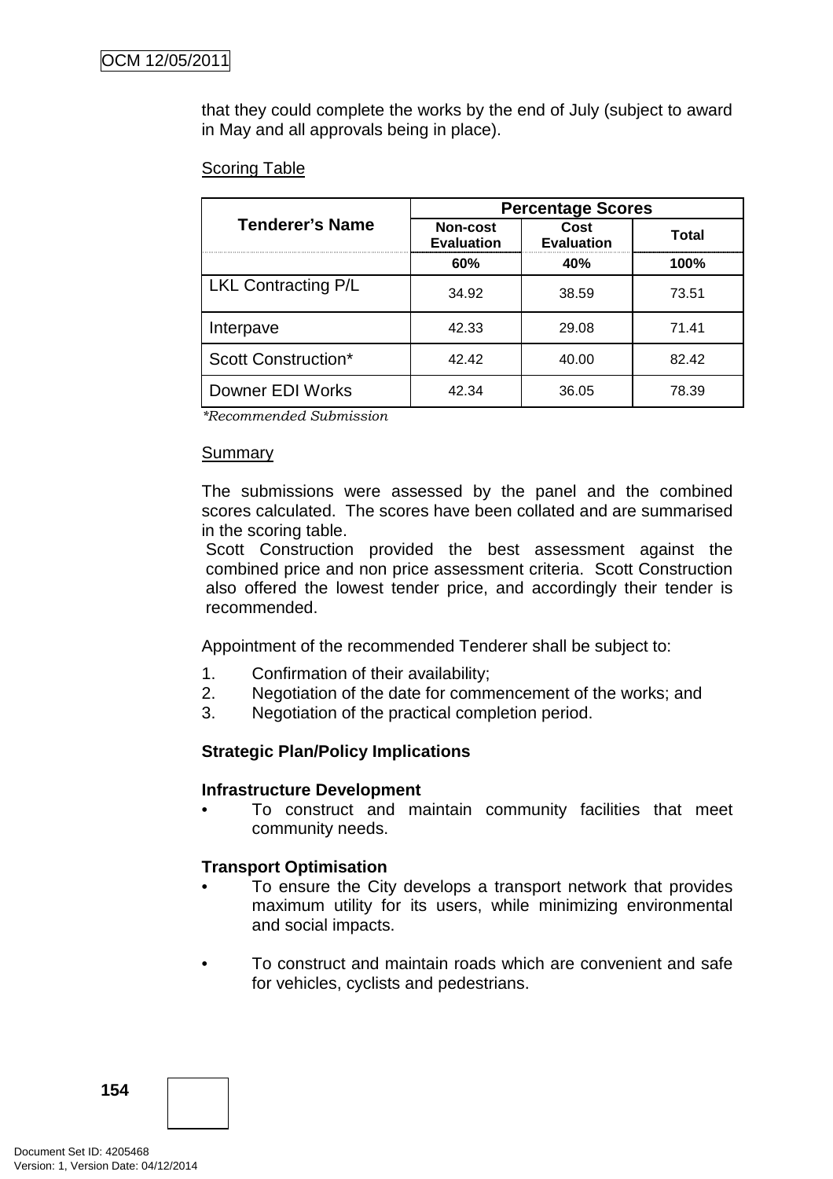that they could complete the works by the end of July (subject to award in May and all approvals being in place).

Scoring Table

| Tenderer's Name | Percentage Scores | | |
|---|---|---|---|
| | Non-cost Evaluation | Cost Evaluation | Total |
| | 60% | 40% | 100% |
| LKL Contracting P/L | 34.92 | 38.59 | 73.51 |
| Interpave | 42.33 | 29.08 | 71.41 |
| Scott Construction* | 42.42 | 40.00 | 82.42 |
| Downer EDI Works | 42.34 | 36.05 | 78.39 |

*\*Recommended Submission*

Summary

The submissions were assessed by the panel and the combined scores calculated. The scores have been collated and are summarised in the scoring table.

Scott Construction provided the best assessment against the combined price and non price assessment criteria. Scott Construction also offered the lowest tender price, and accordingly their tender is recommended.

Appointment of the recommended Tenderer shall be subject to:

1. Confirmation of their availability;
2. Negotiation of the date for commencement of the works; and
3. Negotiation of the practical completion period.

**Strategic Plan/Policy Implications**

**Infrastructure Development**

- To construct and maintain community facilities that meet community needs.

**Transport Optimisation**

- To ensure the City develops a transport network that provides maximum utility for its users, while minimizing environmental and social impacts.

- To construct and maintain roads which are convenient and safe for vehicles, cyclists and pedestrians.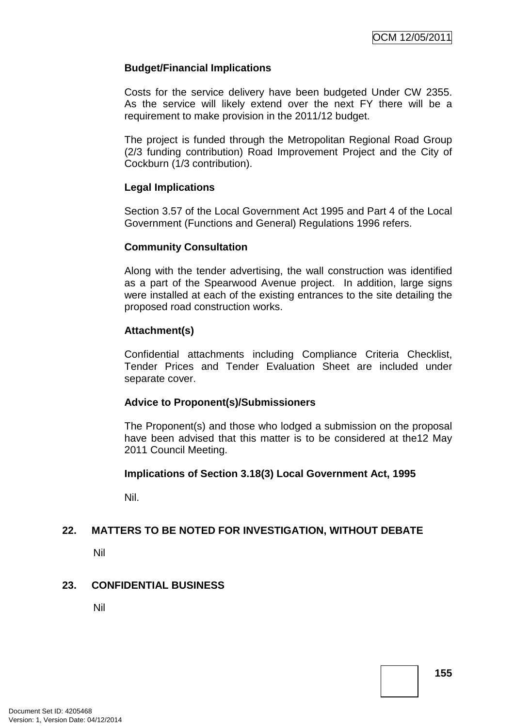**Budget/Financial Implications**

Costs for the service delivery have been budgeted Under CW 2355. As the service will likely extend over the next FY there will be a requirement to make provision in the 2011/12 budget.

The project is funded through the Metropolitan Regional Road Group (2/3 funding contribution) Road Improvement Project and the City of Cockburn (1/3 contribution).

**Legal Implications**

Section 3.57 of the Local Government Act 1995 and Part 4 of the Local Government (Functions and General) Regulations 1996 refers.

**Community Consultation**

Along with the tender advertising, the wall construction was identified as a part of the Spearwood Avenue project. In addition, large signs were installed at each of the existing entrances to the site detailing the proposed road construction works.

**Attachment(s)**

Confidential attachments including Compliance Criteria Checklist, Tender Prices and Tender Evaluation Sheet are included under separate cover.

**Advice to Proponent(s)/Submissioners**

The Proponent(s) and those who lodged a submission on the proposal have been advised that this matter is to be considered at the12 May 2011 Council Meeting.

**Implications of Section 3.18(3) Local Government Act, 1995**

Nil.

## 22. MATTERS TO BE NOTED FOR INVESTIGATION, WITHOUT DEBATE

Nil

## 23. CONFIDENTIAL BUSINESS

Nil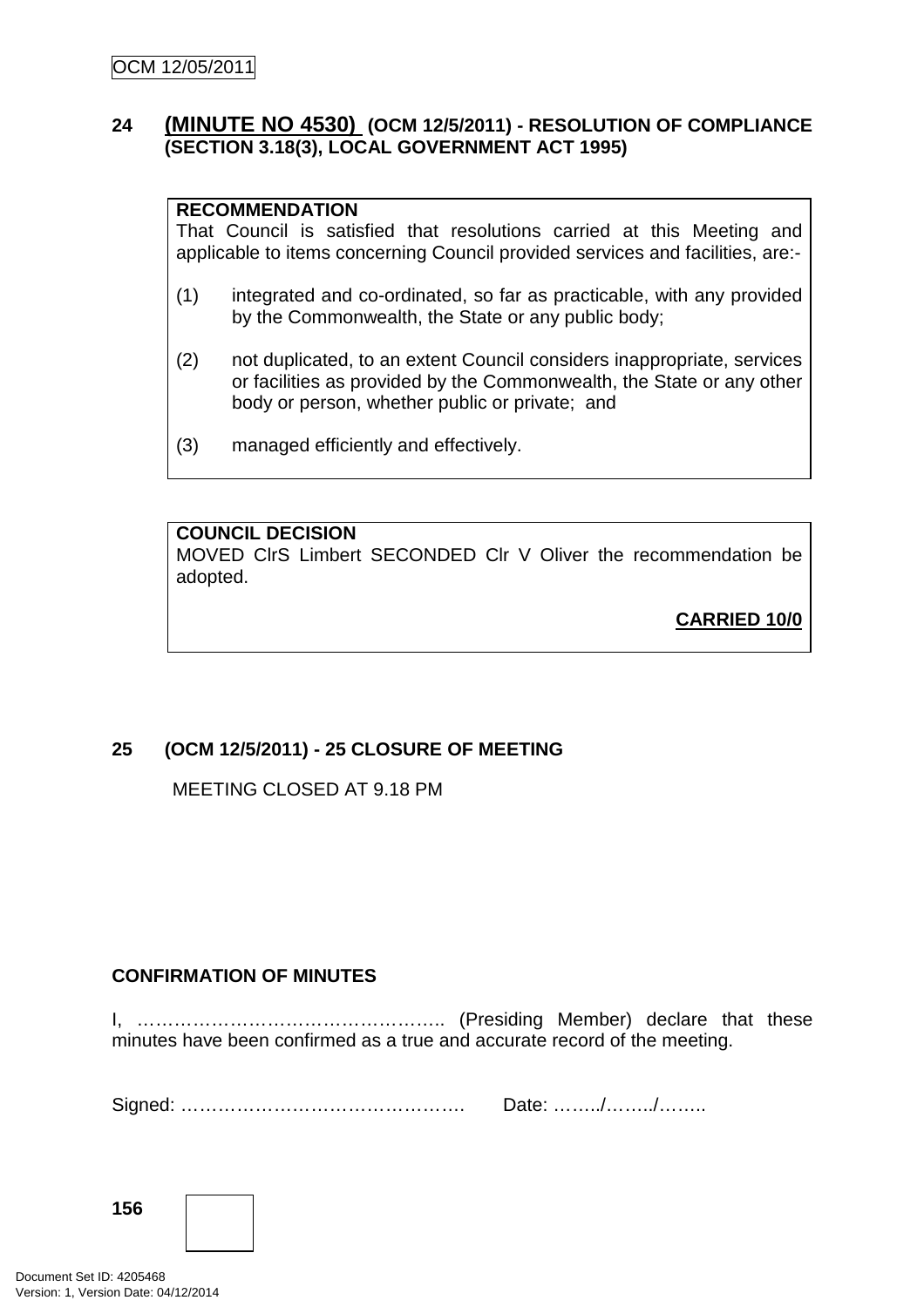## 24 (MINUTE NO 4530) (OCM 12/5/2011) - RESOLUTION OF COMPLIANCE (SECTION 3.18(3), LOCAL GOVERNMENT ACT 1995)

**RECOMMENDATION**

That Council is satisfied that resolutions carried at this Meeting and applicable to items concerning Council provided services and facilities, are:-

(1) integrated and co-ordinated, so far as practicable, with any provided by the Commonwealth, the State or any public body;

(2) not duplicated, to an extent Council considers inappropriate, services or facilities as provided by the Commonwealth, the State or any other body or person, whether public or private; and

(3) managed efficiently and effectively.

**COUNCIL DECISION**

MOVED ClrS Limbert SECONDED Clr V Oliver the recommendation be adopted.

**CARRIED 10/0**

## 25 (OCM 12/5/2011) - 25 CLOSURE OF MEETING

MEETING CLOSED AT 9.18 PM

**CONFIRMATION OF MINUTES**

I, ………………………………………….. (Presiding Member) declare that these minutes have been confirmed as a true and accurate record of the meeting.

Signed: ……………………………………….   Date: ……../……../……..